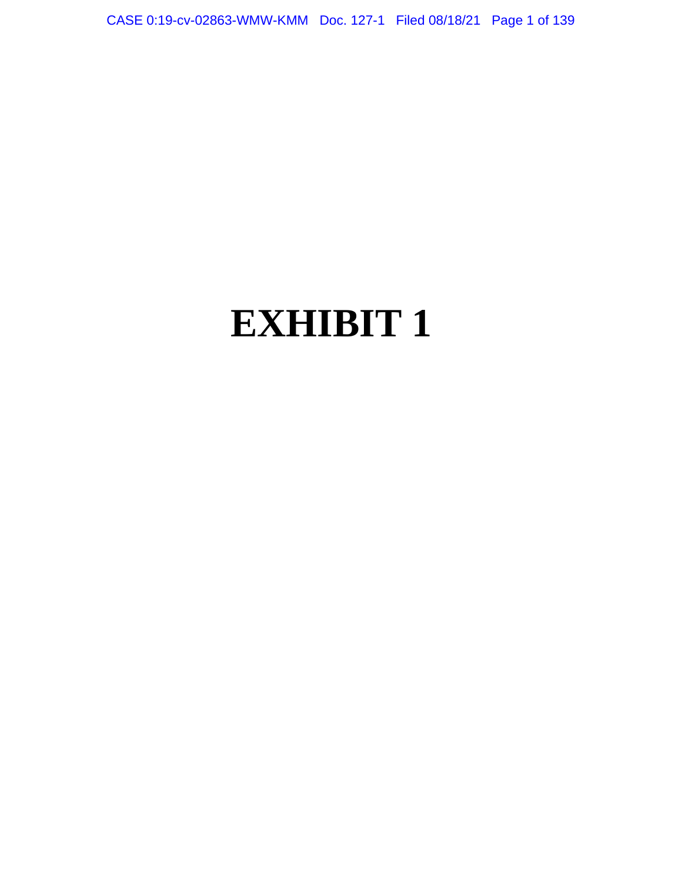# EXHIBIT 1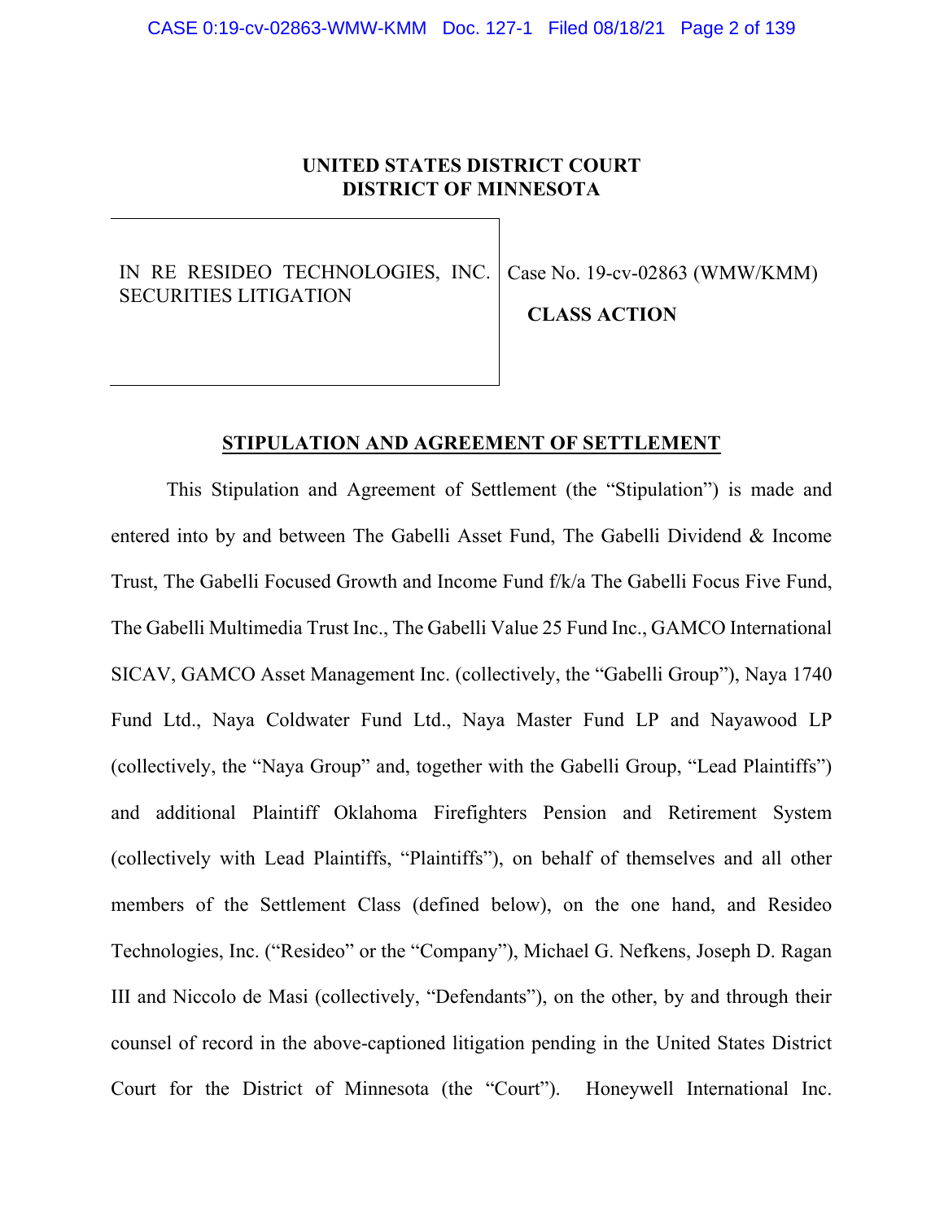**UNITED STATES DISTRICT COURT**
**DISTRICT OF MINNESOTA**

| IN RE RESIDEO TECHNOLOGIES, INC. SECURITIES LITIGATION | Case No. 19-cv-02863 (WMW/KMM) **CLASS ACTION** |
|---|---|

## STIPULATION AND AGREEMENT OF SETTLEMENT

This Stipulation and Agreement of Settlement (the "Stipulation") is made and entered into by and between The Gabelli Asset Fund, The Gabelli Dividend & Income Trust, The Gabelli Focused Growth and Income Fund f/k/a The Gabelli Focus Five Fund, The Gabelli Multimedia Trust Inc., The Gabelli Value 25 Fund Inc., GAMCO International SICAV, GAMCO Asset Management Inc. (collectively, the "Gabelli Group"), Naya 1740 Fund Ltd., Naya Coldwater Fund Ltd., Naya Master Fund LP and Nayawood LP (collectively, the "Naya Group" and, together with the Gabelli Group, "Lead Plaintiffs") and additional Plaintiff Oklahoma Firefighters Pension and Retirement System (collectively with Lead Plaintiffs, "Plaintiffs"), on behalf of themselves and all other members of the Settlement Class (defined below), on the one hand, and Resideo Technologies, Inc. ("Resideo" or the "Company"), Michael G. Nefkens, Joseph D. Ragan III and Niccolo de Masi (collectively, "Defendants"), on the other, by and through their counsel of record in the above-captioned litigation pending in the United States District Court for the District of Minnesota (the "Court"). Honeywell International Inc.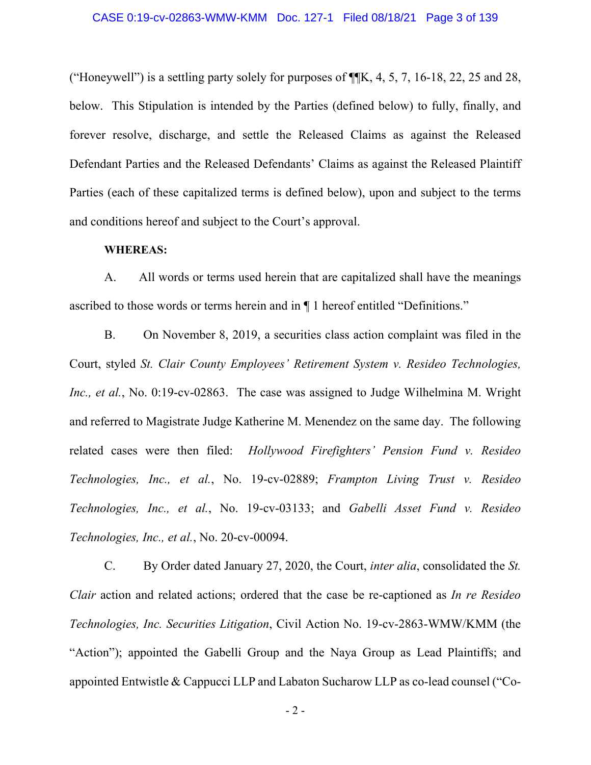("Honeywell") is a settling party solely for purposes of ¶¶K, 4, 5, 7, 16-18, 22, 25 and 28, below. This Stipulation is intended by the Parties (defined below) to fully, finally, and forever resolve, discharge, and settle the Released Claims as against the Released Defendant Parties and the Released Defendants' Claims as against the Released Plaintiff Parties (each of these capitalized terms is defined below), upon and subject to the terms and conditions hereof and subject to the Court's approval.

**WHEREAS:**

A. All words or terms used herein that are capitalized shall have the meanings ascribed to those words or terms herein and in ¶ 1 hereof entitled "Definitions."

B. On November 8, 2019, a securities class action complaint was filed in the Court, styled *St. Clair County Employees' Retirement System v. Resideo Technologies, Inc., et al.*, No. 0:19-cv-02863. The case was assigned to Judge Wilhelmina M. Wright and referred to Magistrate Judge Katherine M. Menendez on the same day. The following related cases were then filed: *Hollywood Firefighters' Pension Fund v. Resideo Technologies, Inc., et al.*, No. 19-cv-02889; *Frampton Living Trust v. Resideo Technologies, Inc., et al.*, No. 19-cv-03133; and *Gabelli Asset Fund v. Resideo Technologies, Inc., et al.*, No. 20-cv-00094.

C. By Order dated January 27, 2020, the Court, *inter alia*, consolidated the *St. Clair* action and related actions; ordered that the case be re-captioned as *In re Resideo Technologies, Inc. Securities Litigation*, Civil Action No. 19-cv-2863-WMW/KMM (the "Action"); appointed the Gabelli Group and the Naya Group as Lead Plaintiffs; and appointed Entwistle & Cappucci LLP and Labaton Sucharow LLP as co-lead counsel ("Co-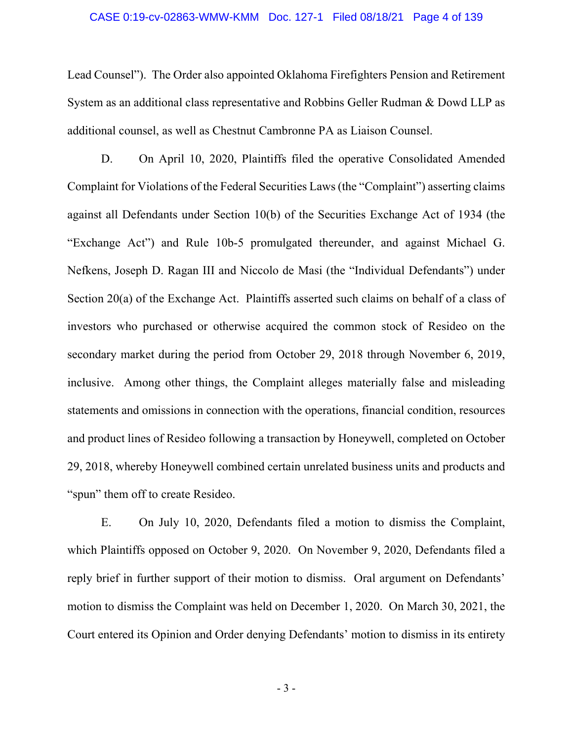Lead Counsel"). The Order also appointed Oklahoma Firefighters Pension and Retirement System as an additional class representative and Robbins Geller Rudman & Dowd LLP as additional counsel, as well as Chestnut Cambronne PA as Liaison Counsel.

D. On April 10, 2020, Plaintiffs filed the operative Consolidated Amended Complaint for Violations of the Federal Securities Laws (the "Complaint") asserting claims against all Defendants under Section 10(b) of the Securities Exchange Act of 1934 (the "Exchange Act") and Rule 10b-5 promulgated thereunder, and against Michael G. Nefkens, Joseph D. Ragan III and Niccolo de Masi (the "Individual Defendants") under Section 20(a) of the Exchange Act. Plaintiffs asserted such claims on behalf of a class of investors who purchased or otherwise acquired the common stock of Resideo on the secondary market during the period from October 29, 2018 through November 6, 2019, inclusive. Among other things, the Complaint alleges materially false and misleading statements and omissions in connection with the operations, financial condition, resources and product lines of Resideo following a transaction by Honeywell, completed on October 29, 2018, whereby Honeywell combined certain unrelated business units and products and "spun" them off to create Resideo.

E. On July 10, 2020, Defendants filed a motion to dismiss the Complaint, which Plaintiffs opposed on October 9, 2020. On November 9, 2020, Defendants filed a reply brief in further support of their motion to dismiss. Oral argument on Defendants' motion to dismiss the Complaint was held on December 1, 2020. On March 30, 2021, the Court entered its Opinion and Order denying Defendants' motion to dismiss in its entirety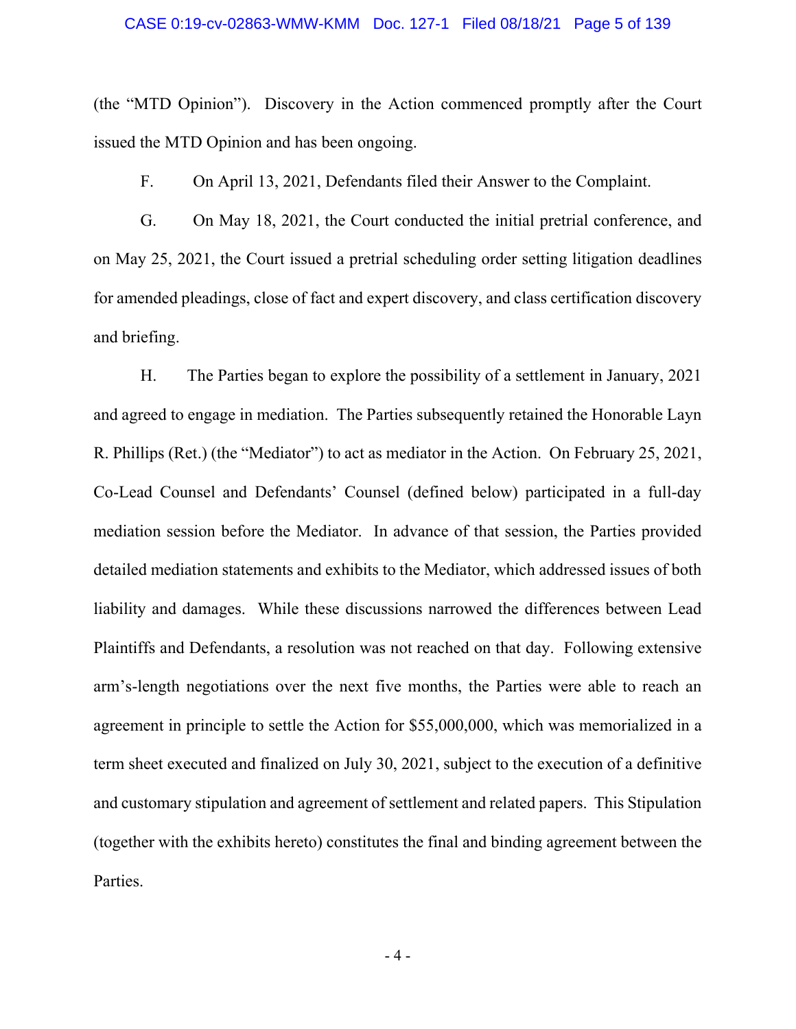(the "MTD Opinion"). Discovery in the Action commenced promptly after the Court issued the MTD Opinion and has been ongoing.

F. On April 13, 2021, Defendants filed their Answer to the Complaint.

G. On May 18, 2021, the Court conducted the initial pretrial conference, and on May 25, 2021, the Court issued a pretrial scheduling order setting litigation deadlines for amended pleadings, close of fact and expert discovery, and class certification discovery and briefing.

H. The Parties began to explore the possibility of a settlement in January, 2021 and agreed to engage in mediation. The Parties subsequently retained the Honorable Layn R. Phillips (Ret.) (the "Mediator") to act as mediator in the Action. On February 25, 2021, Co-Lead Counsel and Defendants' Counsel (defined below) participated in a full-day mediation session before the Mediator. In advance of that session, the Parties provided detailed mediation statements and exhibits to the Mediator, which addressed issues of both liability and damages. While these discussions narrowed the differences between Lead Plaintiffs and Defendants, a resolution was not reached on that day. Following extensive arm's-length negotiations over the next five months, the Parties were able to reach an agreement in principle to settle the Action for $55,000,000, which was memorialized in a term sheet executed and finalized on July 30, 2021, subject to the execution of a definitive and customary stipulation and agreement of settlement and related papers. This Stipulation (together with the exhibits hereto) constitutes the final and binding agreement between the Parties.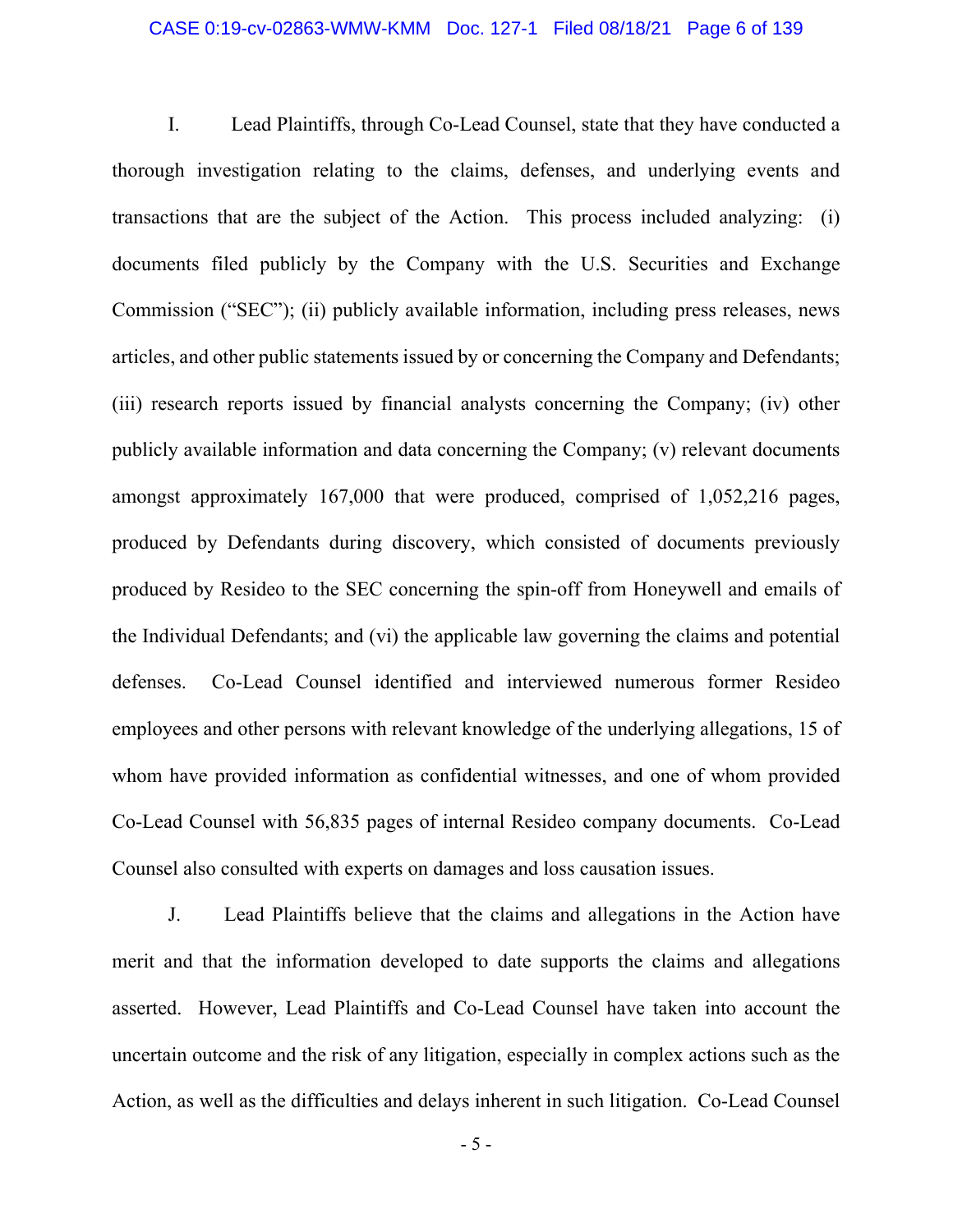I. Lead Plaintiffs, through Co-Lead Counsel, state that they have conducted a thorough investigation relating to the claims, defenses, and underlying events and transactions that are the subject of the Action. This process included analyzing: (i) documents filed publicly by the Company with the U.S. Securities and Exchange Commission ("SEC"); (ii) publicly available information, including press releases, news articles, and other public statements issued by or concerning the Company and Defendants; (iii) research reports issued by financial analysts concerning the Company; (iv) other publicly available information and data concerning the Company; (v) relevant documents amongst approximately 167,000 that were produced, comprised of 1,052,216 pages, produced by Defendants during discovery, which consisted of documents previously produced by Resideo to the SEC concerning the spin-off from Honeywell and emails of the Individual Defendants; and (vi) the applicable law governing the claims and potential defenses. Co-Lead Counsel identified and interviewed numerous former Resideo employees and other persons with relevant knowledge of the underlying allegations, 15 of whom have provided information as confidential witnesses, and one of whom provided Co-Lead Counsel with 56,835 pages of internal Resideo company documents. Co-Lead Counsel also consulted with experts on damages and loss causation issues.

J. Lead Plaintiffs believe that the claims and allegations in the Action have merit and that the information developed to date supports the claims and allegations asserted. However, Lead Plaintiffs and Co-Lead Counsel have taken into account the uncertain outcome and the risk of any litigation, especially in complex actions such as the Action, as well as the difficulties and delays inherent in such litigation. Co-Lead Counsel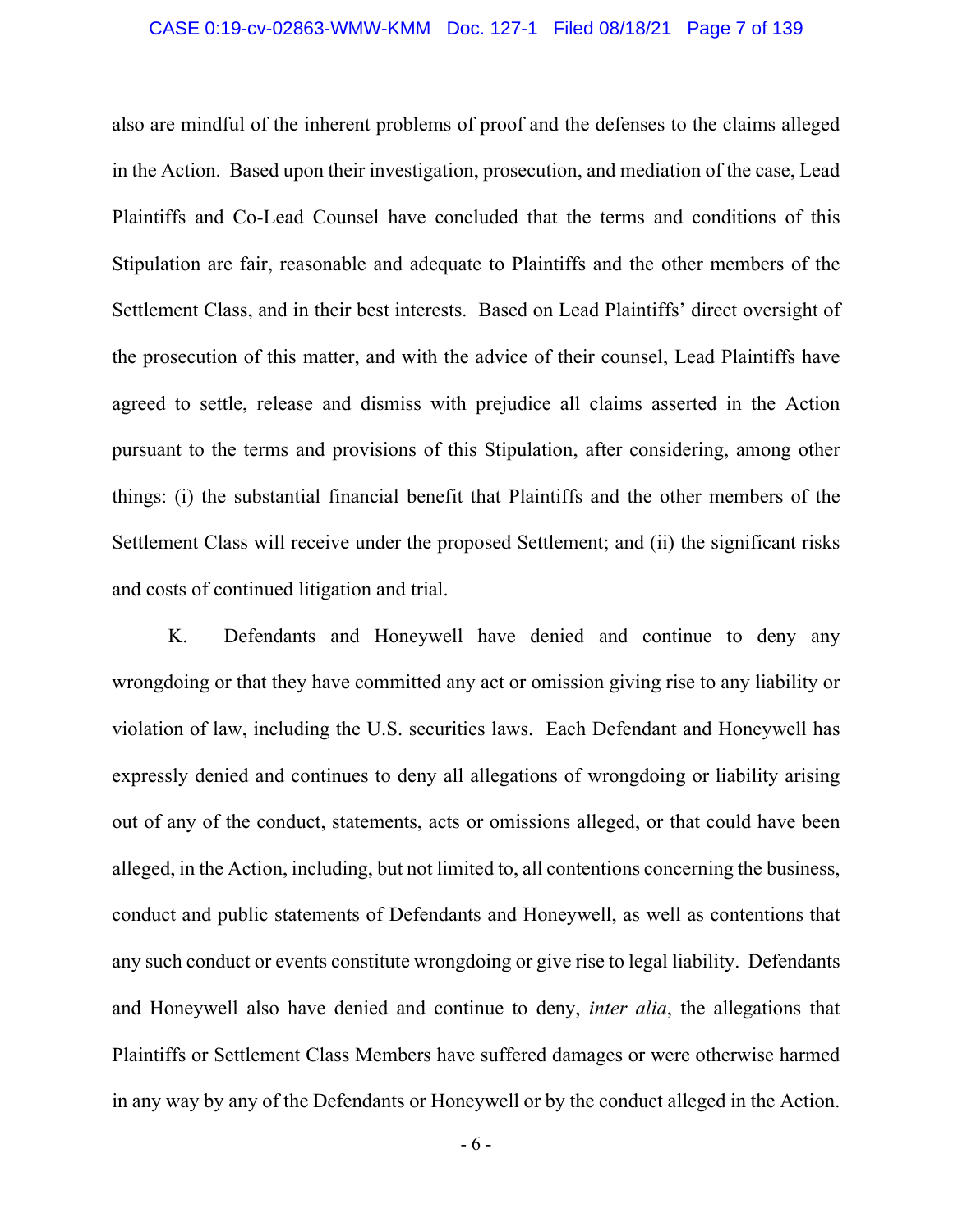also are mindful of the inherent problems of proof and the defenses to the claims alleged in the Action. Based upon their investigation, prosecution, and mediation of the case, Lead Plaintiffs and Co-Lead Counsel have concluded that the terms and conditions of this Stipulation are fair, reasonable and adequate to Plaintiffs and the other members of the Settlement Class, and in their best interests. Based on Lead Plaintiffs' direct oversight of the prosecution of this matter, and with the advice of their counsel, Lead Plaintiffs have agreed to settle, release and dismiss with prejudice all claims asserted in the Action pursuant to the terms and provisions of this Stipulation, after considering, among other things: (i) the substantial financial benefit that Plaintiffs and the other members of the Settlement Class will receive under the proposed Settlement; and (ii) the significant risks and costs of continued litigation and trial.

K. Defendants and Honeywell have denied and continue to deny any wrongdoing or that they have committed any act or omission giving rise to any liability or violation of law, including the U.S. securities laws. Each Defendant and Honeywell has expressly denied and continues to deny all allegations of wrongdoing or liability arising out of any of the conduct, statements, acts or omissions alleged, or that could have been alleged, in the Action, including, but not limited to, all contentions concerning the business, conduct and public statements of Defendants and Honeywell, as well as contentions that any such conduct or events constitute wrongdoing or give rise to legal liability. Defendants and Honeywell also have denied and continue to deny, *inter alia*, the allegations that Plaintiffs or Settlement Class Members have suffered damages or were otherwise harmed in any way by any of the Defendants or Honeywell or by the conduct alleged in the Action.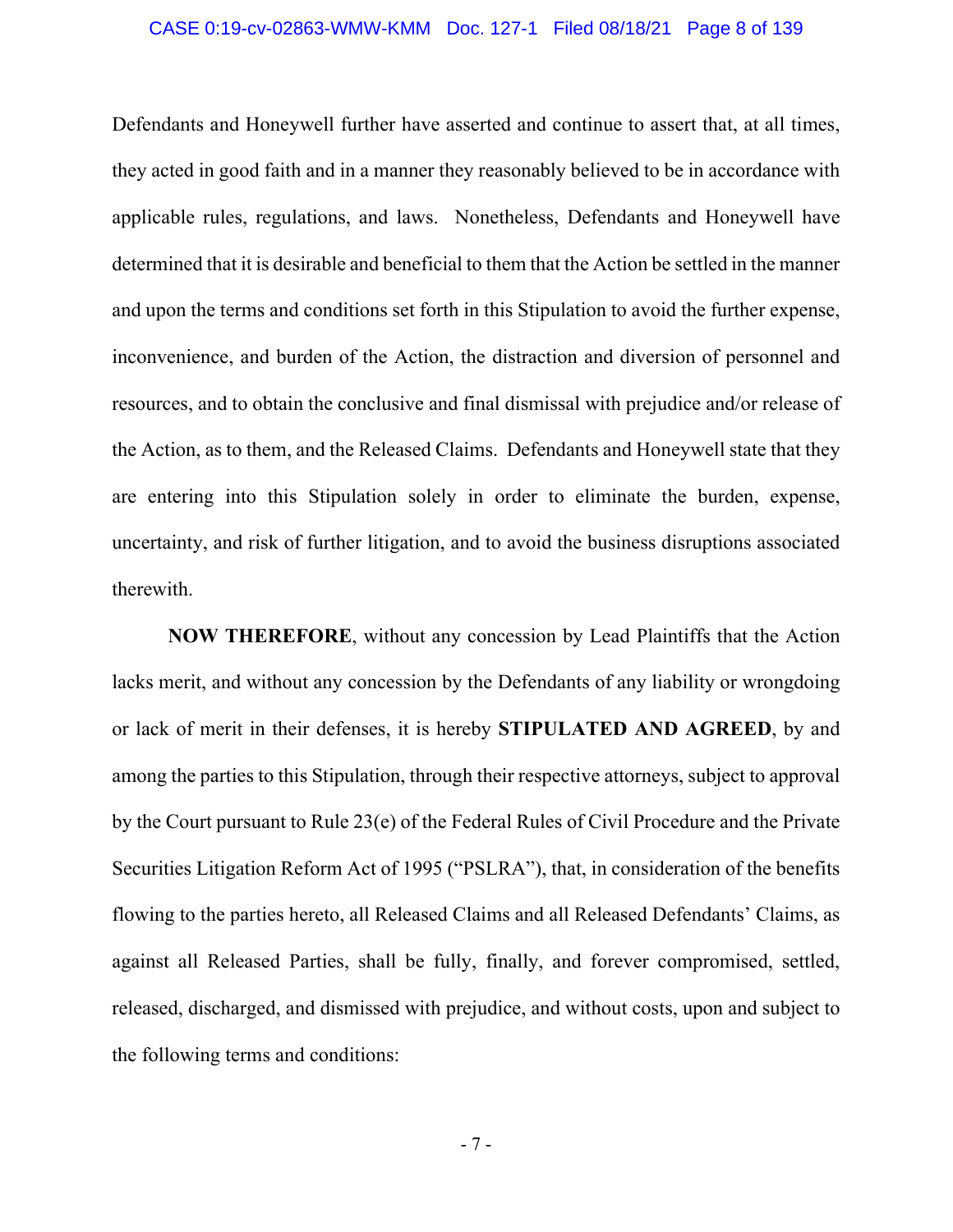Defendants and Honeywell further have asserted and continue to assert that, at all times, they acted in good faith and in a manner they reasonably believed to be in accordance with applicable rules, regulations, and laws. Nonetheless, Defendants and Honeywell have determined that it is desirable and beneficial to them that the Action be settled in the manner and upon the terms and conditions set forth in this Stipulation to avoid the further expense, inconvenience, and burden of the Action, the distraction and diversion of personnel and resources, and to obtain the conclusive and final dismissal with prejudice and/or release of the Action, as to them, and the Released Claims. Defendants and Honeywell state that they are entering into this Stipulation solely in order to eliminate the burden, expense, uncertainty, and risk of further litigation, and to avoid the business disruptions associated therewith.

**NOW THEREFORE**, without any concession by Lead Plaintiffs that the Action lacks merit, and without any concession by the Defendants of any liability or wrongdoing or lack of merit in their defenses, it is hereby **STIPULATED AND AGREED**, by and among the parties to this Stipulation, through their respective attorneys, subject to approval by the Court pursuant to Rule 23(e) of the Federal Rules of Civil Procedure and the Private Securities Litigation Reform Act of 1995 ("PSLRA"), that, in consideration of the benefits flowing to the parties hereto, all Released Claims and all Released Defendants' Claims, as against all Released Parties, shall be fully, finally, and forever compromised, settled, released, discharged, and dismissed with prejudice, and without costs, upon and subject to the following terms and conditions: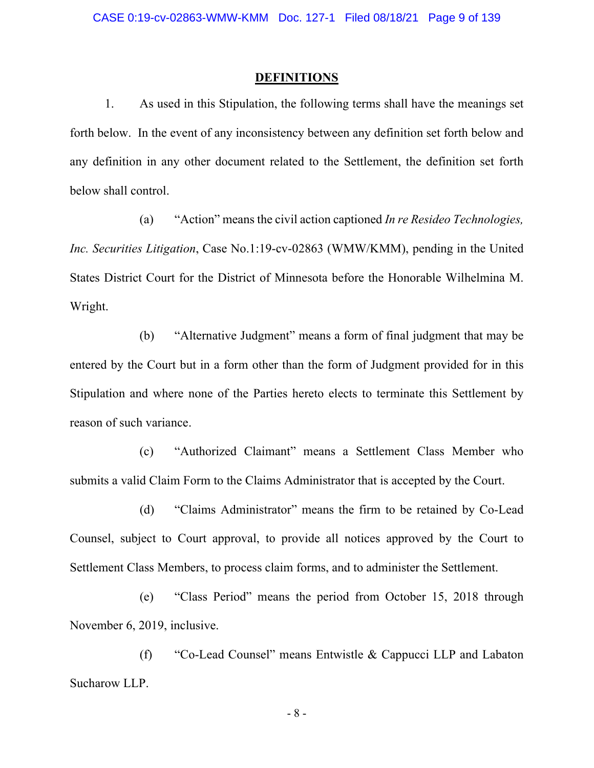## DEFINITIONS

1. As used in this Stipulation, the following terms shall have the meanings set forth below. In the event of any inconsistency between any definition set forth below and any definition in any other document related to the Settlement, the definition set forth below shall control.

(a) "Action" means the civil action captioned *In re Resideo Technologies, Inc. Securities Litigation*, Case No.1:19-cv-02863 (WMW/KMM), pending in the United States District Court for the District of Minnesota before the Honorable Wilhelmina M. Wright.

(b) "Alternative Judgment" means a form of final judgment that may be entered by the Court but in a form other than the form of Judgment provided for in this Stipulation and where none of the Parties hereto elects to terminate this Settlement by reason of such variance.

(c) "Authorized Claimant" means a Settlement Class Member who submits a valid Claim Form to the Claims Administrator that is accepted by the Court.

(d) "Claims Administrator" means the firm to be retained by Co-Lead Counsel, subject to Court approval, to provide all notices approved by the Court to Settlement Class Members, to process claim forms, and to administer the Settlement.

(e) "Class Period" means the period from October 15, 2018 through November 6, 2019, inclusive.

(f) "Co-Lead Counsel" means Entwistle & Cappucci LLP and Labaton Sucharow LLP.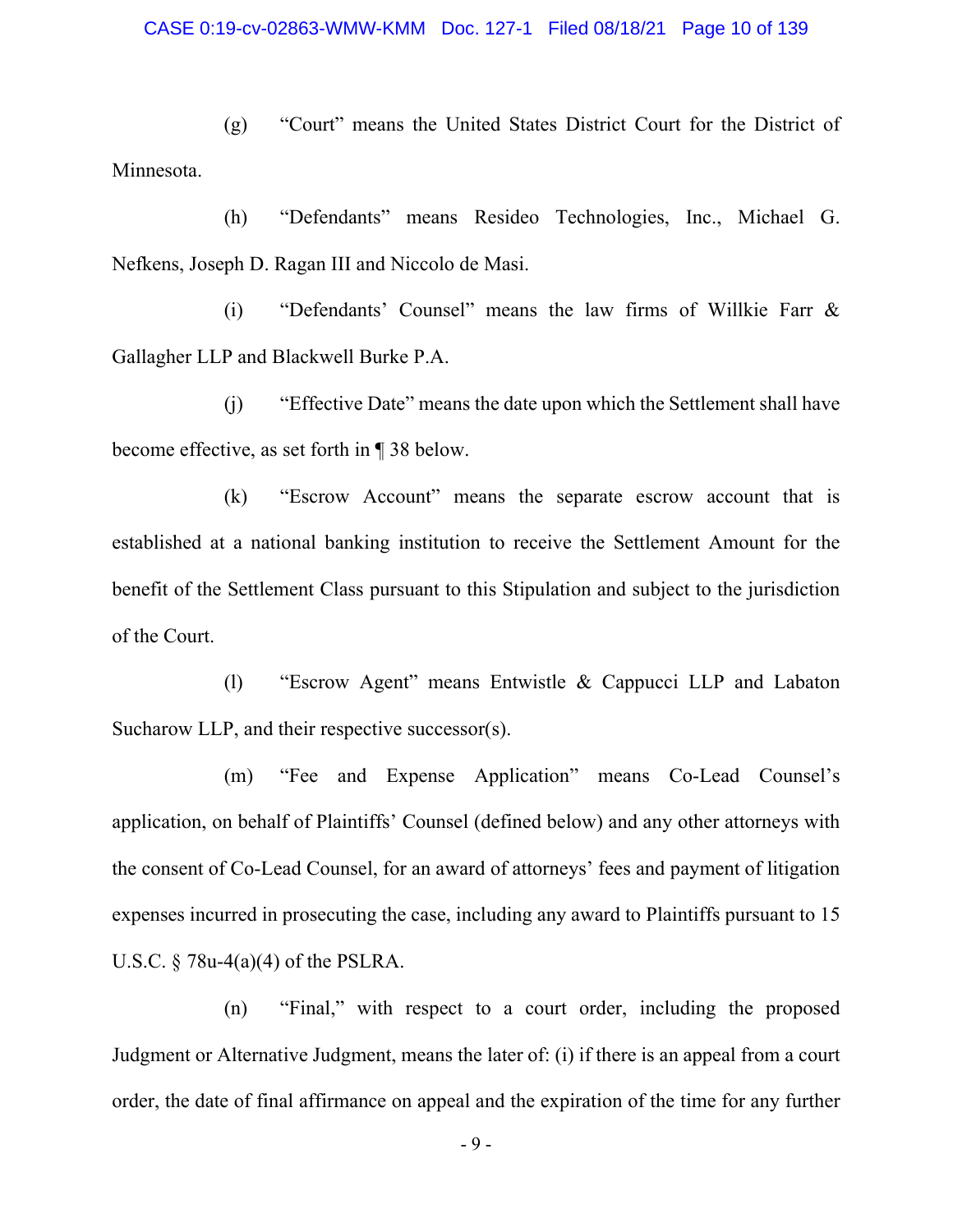(g) "Court" means the United States District Court for the District of Minnesota.

(h) "Defendants" means Resideo Technologies, Inc., Michael G. Nefkens, Joseph D. Ragan III and Niccolo de Masi.

(i) "Defendants' Counsel" means the law firms of Willkie Farr & Gallagher LLP and Blackwell Burke P.A.

(j) "Effective Date" means the date upon which the Settlement shall have become effective, as set forth in ¶ 38 below.

(k) "Escrow Account" means the separate escrow account that is established at a national banking institution to receive the Settlement Amount for the benefit of the Settlement Class pursuant to this Stipulation and subject to the jurisdiction of the Court.

(l) "Escrow Agent" means Entwistle & Cappucci LLP and Labaton Sucharow LLP, and their respective successor(s).

(m) "Fee and Expense Application" means Co-Lead Counsel's application, on behalf of Plaintiffs' Counsel (defined below) and any other attorneys with the consent of Co-Lead Counsel, for an award of attorneys' fees and payment of litigation expenses incurred in prosecuting the case, including any award to Plaintiffs pursuant to 15 U.S.C. § 78u-4(a)(4) of the PSLRA.

(n) "Final," with respect to a court order, including the proposed Judgment or Alternative Judgment, means the later of: (i) if there is an appeal from a court order, the date of final affirmance on appeal and the expiration of the time for any further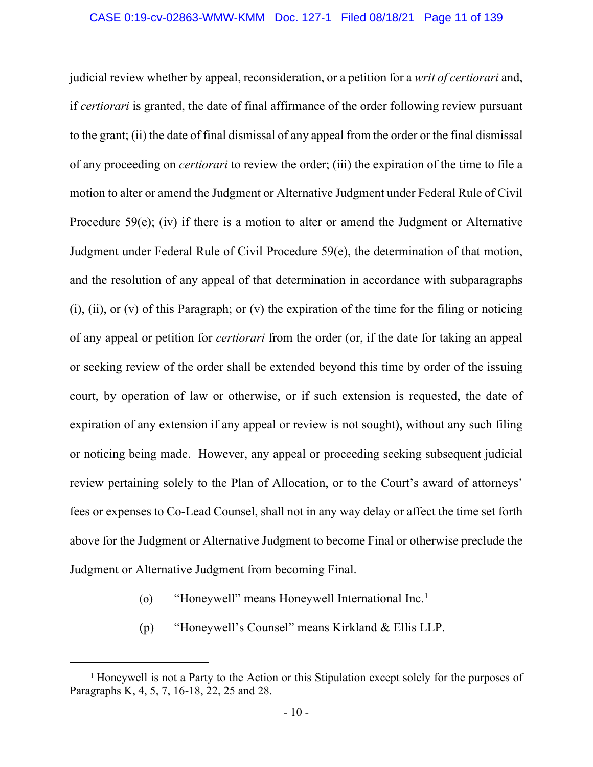judicial review whether by appeal, reconsideration, or a petition for a *writ of certiorari* and, if *certiorari* is granted, the date of final affirmance of the order following review pursuant to the grant; (ii) the date of final dismissal of any appeal from the order or the final dismissal of any proceeding on *certiorari* to review the order; (iii) the expiration of the time to file a motion to alter or amend the Judgment or Alternative Judgment under Federal Rule of Civil Procedure 59(e); (iv) if there is a motion to alter or amend the Judgment or Alternative Judgment under Federal Rule of Civil Procedure 59(e), the determination of that motion, and the resolution of any appeal of that determination in accordance with subparagraphs (i), (ii), or (v) of this Paragraph; or (v) the expiration of the time for the filing or noticing of any appeal or petition for *certiorari* from the order (or, if the date for taking an appeal or seeking review of the order shall be extended beyond this time by order of the issuing court, by operation of law or otherwise, or if such extension is requested, the date of expiration of any extension if any appeal or review is not sought), without any such filing or noticing being made. However, any appeal or proceeding seeking subsequent judicial review pertaining solely to the Plan of Allocation, or to the Court's award of attorneys' fees or expenses to Co-Lead Counsel, shall not in any way delay or affect the time set forth above for the Judgment or Alternative Judgment to become Final or otherwise preclude the Judgment or Alternative Judgment from becoming Final.

(o) "Honeywell" means Honeywell International Inc.[1]

(p) "Honeywell's Counsel" means Kirkland & Ellis LLP.

---

[1] Honeywell is not a Party to the Action or this Stipulation except solely for the purposes of Paragraphs K, 4, 5, 7, 16-18, 22, 25 and 28.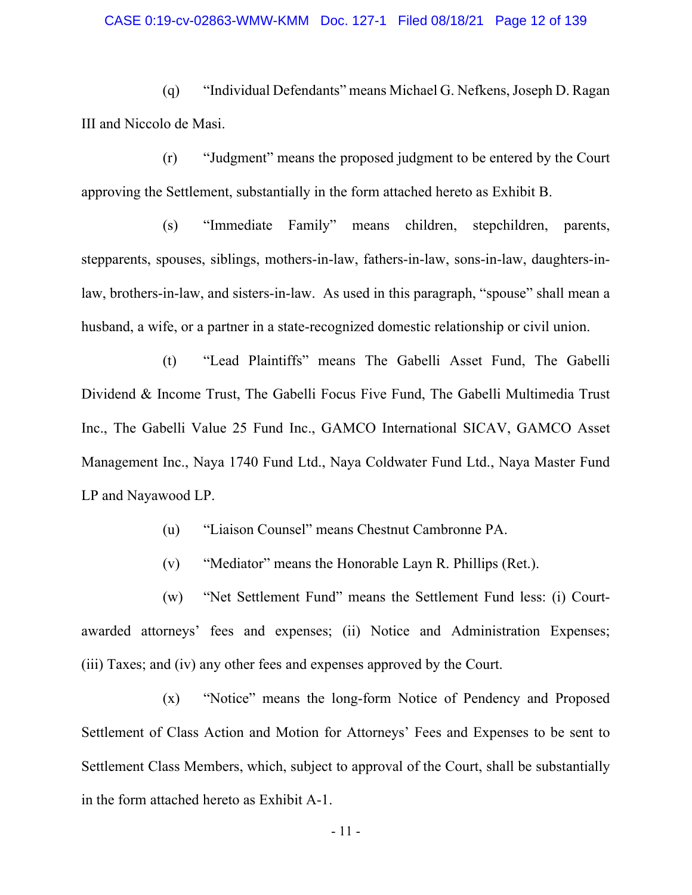(q) "Individual Defendants" means Michael G. Nefkens, Joseph D. Ragan III and Niccolo de Masi.

(r) "Judgment" means the proposed judgment to be entered by the Court approving the Settlement, substantially in the form attached hereto as Exhibit B.

(s) "Immediate Family" means children, stepchildren, parents, stepparents, spouses, siblings, mothers-in-law, fathers-in-law, sons-in-law, daughters-in-law, brothers-in-law, and sisters-in-law. As used in this paragraph, "spouse" shall mean a husband, a wife, or a partner in a state-recognized domestic relationship or civil union.

(t) "Lead Plaintiffs" means The Gabelli Asset Fund, The Gabelli Dividend & Income Trust, The Gabelli Focus Five Fund, The Gabelli Multimedia Trust Inc., The Gabelli Value 25 Fund Inc., GAMCO International SICAV, GAMCO Asset Management Inc., Naya 1740 Fund Ltd., Naya Coldwater Fund Ltd., Naya Master Fund LP and Nayawood LP.

(u) "Liaison Counsel" means Chestnut Cambronne PA.

(v) "Mediator" means the Honorable Layn R. Phillips (Ret.).

(w) "Net Settlement Fund" means the Settlement Fund less: (i) Court-awarded attorneys' fees and expenses; (ii) Notice and Administration Expenses; (iii) Taxes; and (iv) any other fees and expenses approved by the Court.

(x) "Notice" means the long-form Notice of Pendency and Proposed Settlement of Class Action and Motion for Attorneys' Fees and Expenses to be sent to Settlement Class Members, which, subject to approval of the Court, shall be substantially in the form attached hereto as Exhibit A-1.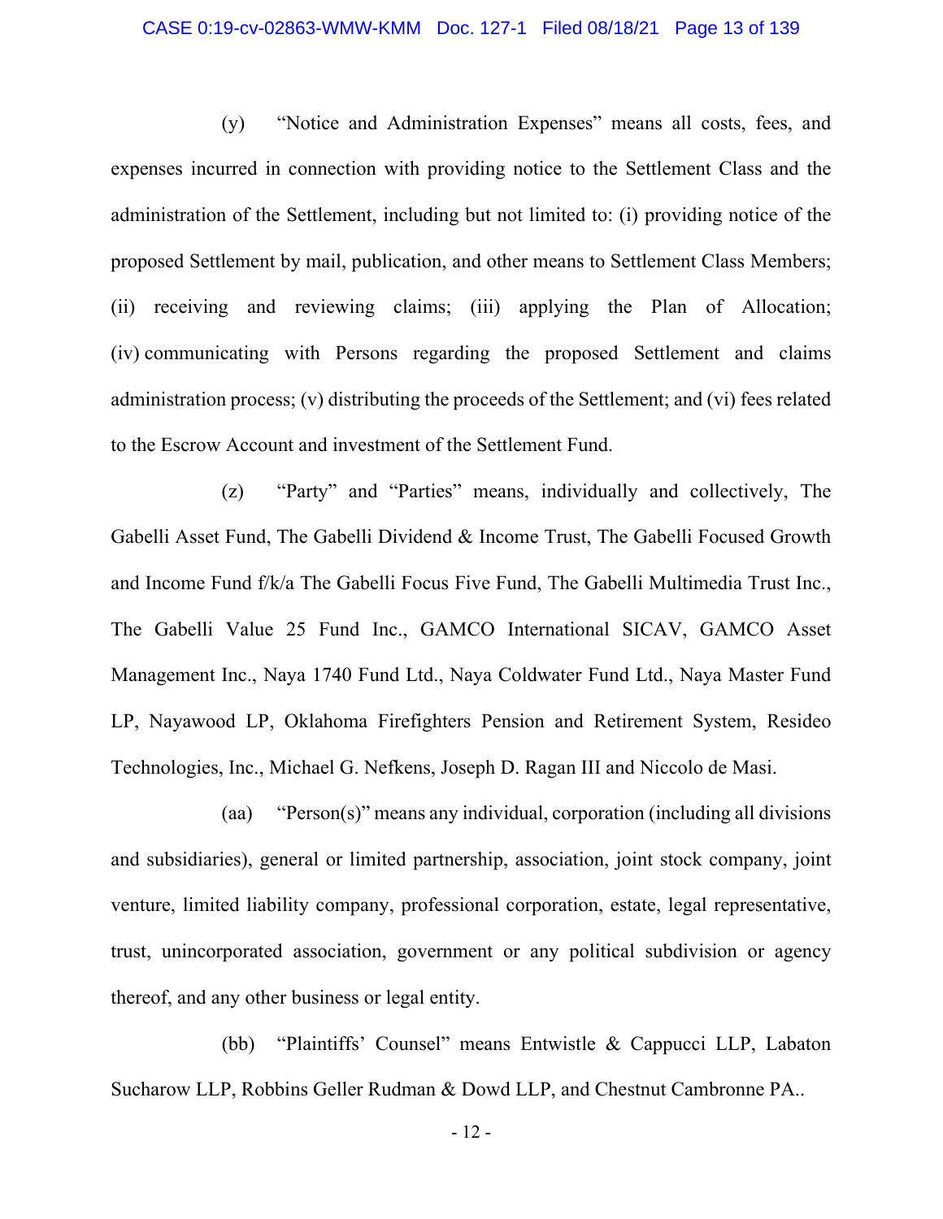(y) "Notice and Administration Expenses" means all costs, fees, and expenses incurred in connection with providing notice to the Settlement Class and the administration of the Settlement, including but not limited to: (i) providing notice of the proposed Settlement by mail, publication, and other means to Settlement Class Members; (ii) receiving and reviewing claims; (iii) applying the Plan of Allocation; (iv) communicating with Persons regarding the proposed Settlement and claims administration process; (v) distributing the proceeds of the Settlement; and (vi) fees related to the Escrow Account and investment of the Settlement Fund.

(z) "Party" and "Parties" means, individually and collectively, The Gabelli Asset Fund, The Gabelli Dividend & Income Trust, The Gabelli Focused Growth and Income Fund f/k/a The Gabelli Focus Five Fund, The Gabelli Multimedia Trust Inc., The Gabelli Value 25 Fund Inc., GAMCO International SICAV, GAMCO Asset Management Inc., Naya 1740 Fund Ltd., Naya Coldwater Fund Ltd., Naya Master Fund LP, Nayawood LP, Oklahoma Firefighters Pension and Retirement System, Resideo Technologies, Inc., Michael G. Nefkens, Joseph D. Ragan III and Niccolo de Masi.

(aa) "Person(s)" means any individual, corporation (including all divisions and subsidiaries), general or limited partnership, association, joint stock company, joint venture, limited liability company, professional corporation, estate, legal representative, trust, unincorporated association, government or any political subdivision or agency thereof, and any other business or legal entity.

(bb) "Plaintiffs' Counsel" means Entwistle & Cappucci LLP, Labaton Sucharow LLP, Robbins Geller Rudman & Dowd LLP, and Chestnut Cambronne PA..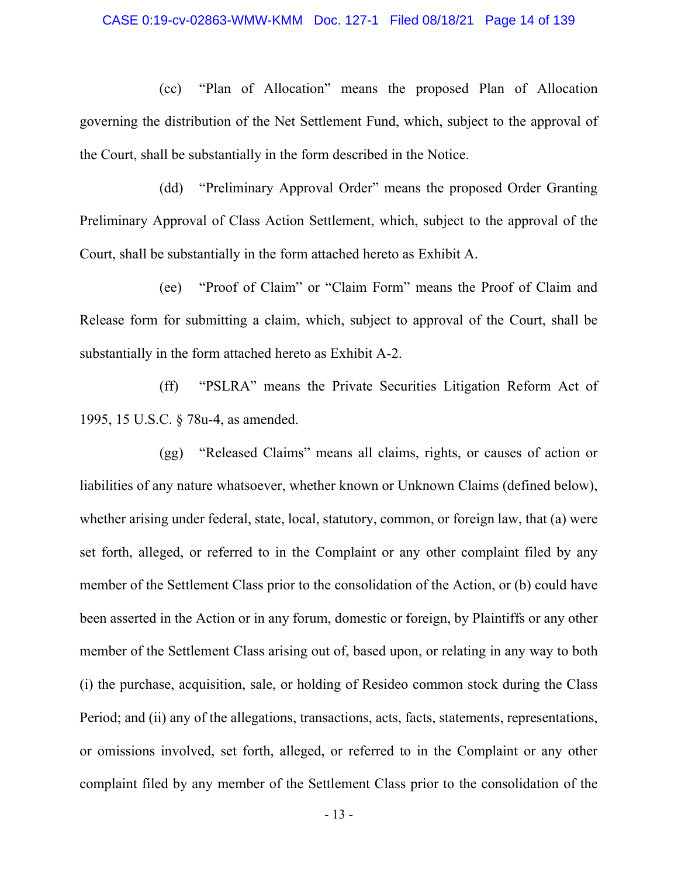(cc) "Plan of Allocation" means the proposed Plan of Allocation governing the distribution of the Net Settlement Fund, which, subject to the approval of the Court, shall be substantially in the form described in the Notice.

(dd) "Preliminary Approval Order" means the proposed Order Granting Preliminary Approval of Class Action Settlement, which, subject to the approval of the Court, shall be substantially in the form attached hereto as Exhibit A.

(ee) "Proof of Claim" or "Claim Form" means the Proof of Claim and Release form for submitting a claim, which, subject to approval of the Court, shall be substantially in the form attached hereto as Exhibit A-2.

(ff) "PSLRA" means the Private Securities Litigation Reform Act of 1995, 15 U.S.C. § 78u-4, as amended.

(gg) "Released Claims" means all claims, rights, or causes of action or liabilities of any nature whatsoever, whether known or Unknown Claims (defined below), whether arising under federal, state, local, statutory, common, or foreign law, that (a) were set forth, alleged, or referred to in the Complaint or any other complaint filed by any member of the Settlement Class prior to the consolidation of the Action, or (b) could have been asserted in the Action or in any forum, domestic or foreign, by Plaintiffs or any other member of the Settlement Class arising out of, based upon, or relating in any way to both (i) the purchase, acquisition, sale, or holding of Resideo common stock during the Class Period; and (ii) any of the allegations, transactions, acts, facts, statements, representations, or omissions involved, set forth, alleged, or referred to in the Complaint or any other complaint filed by any member of the Settlement Class prior to the consolidation of the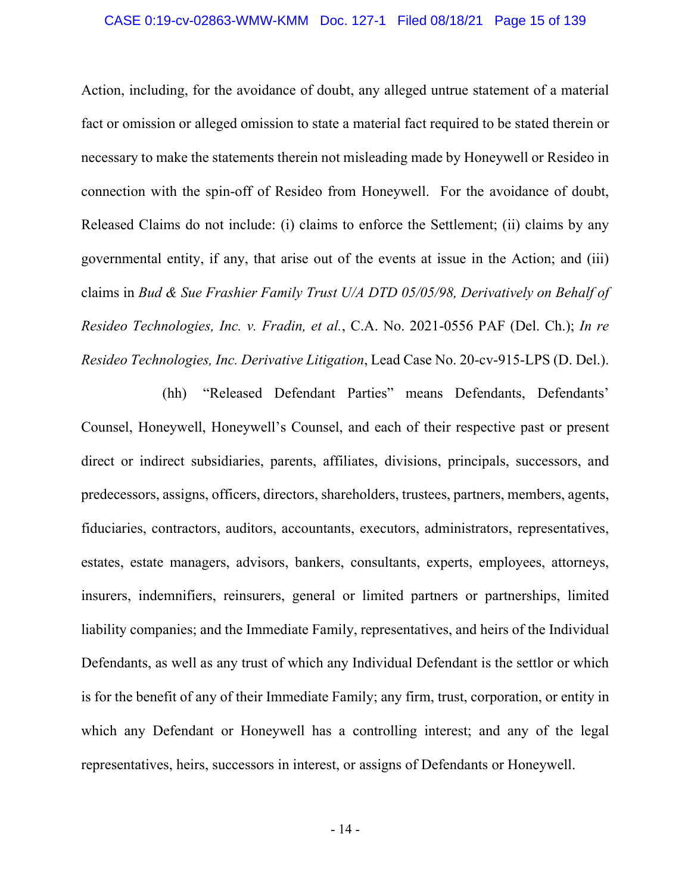Action, including, for the avoidance of doubt, any alleged untrue statement of a material fact or omission or alleged omission to state a material fact required to be stated therein or necessary to make the statements therein not misleading made by Honeywell or Resideo in connection with the spin-off of Resideo from Honeywell. For the avoidance of doubt, Released Claims do not include: (i) claims to enforce the Settlement; (ii) claims by any governmental entity, if any, that arise out of the events at issue in the Action; and (iii) claims in *Bud & Sue Frashier Family Trust U/A DTD 05/05/98, Derivatively on Behalf of Resideo Technologies, Inc. v. Fradin, et al.*, C.A. No. 2021-0556 PAF (Del. Ch.); *In re Resideo Technologies, Inc. Derivative Litigation*, Lead Case No. 20-cv-915-LPS (D. Del.).

(hh) "Released Defendant Parties" means Defendants, Defendants' Counsel, Honeywell, Honeywell's Counsel, and each of their respective past or present direct or indirect subsidiaries, parents, affiliates, divisions, principals, successors, and predecessors, assigns, officers, directors, shareholders, trustees, partners, members, agents, fiduciaries, contractors, auditors, accountants, executors, administrators, representatives, estates, estate managers, advisors, bankers, consultants, experts, employees, attorneys, insurers, indemnifiers, reinsurers, general or limited partners or partnerships, limited liability companies; and the Immediate Family, representatives, and heirs of the Individual Defendants, as well as any trust of which any Individual Defendant is the settlor or which is for the benefit of any of their Immediate Family; any firm, trust, corporation, or entity in which any Defendant or Honeywell has a controlling interest; and any of the legal representatives, heirs, successors in interest, or assigns of Defendants or Honeywell.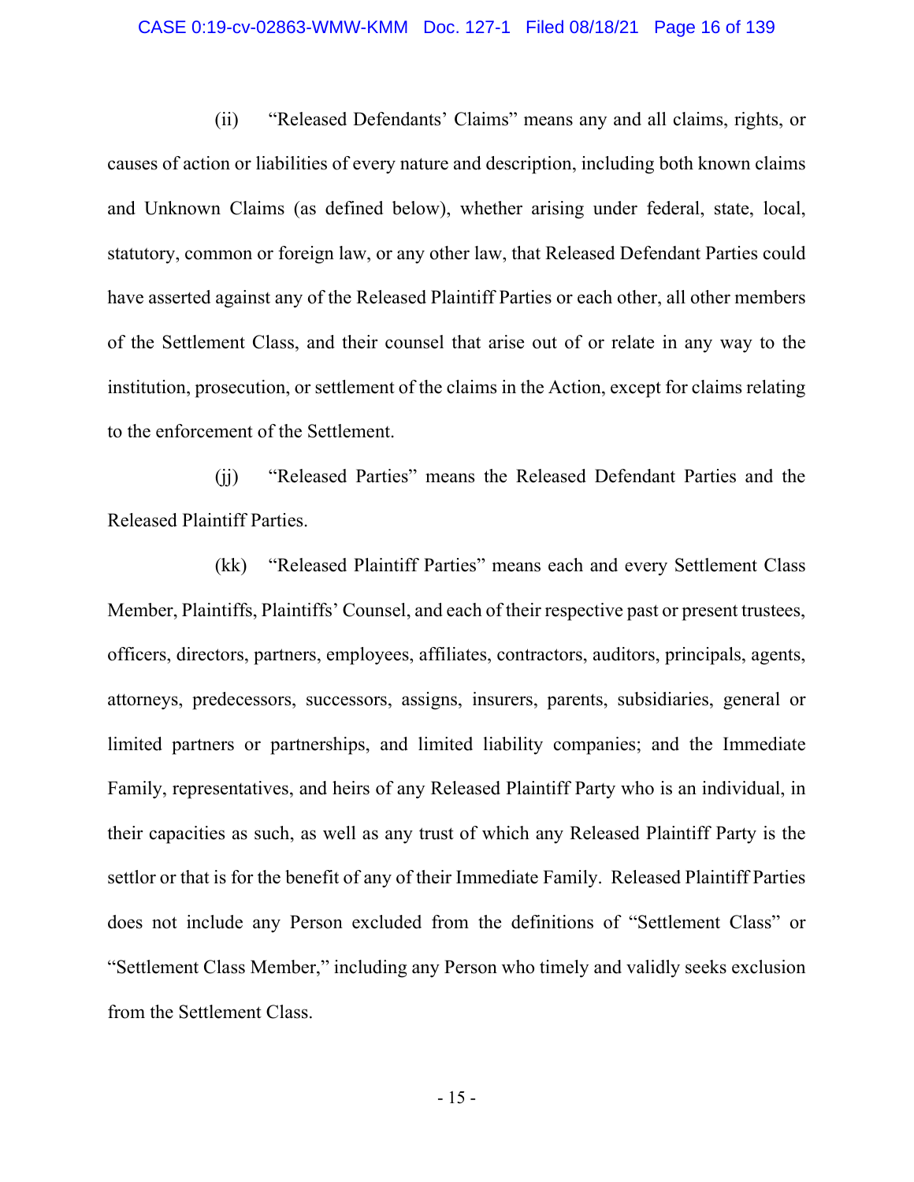(ii) "Released Defendants' Claims" means any and all claims, rights, or causes of action or liabilities of every nature and description, including both known claims and Unknown Claims (as defined below), whether arising under federal, state, local, statutory, common or foreign law, or any other law, that Released Defendant Parties could have asserted against any of the Released Plaintiff Parties or each other, all other members of the Settlement Class, and their counsel that arise out of or relate in any way to the institution, prosecution, or settlement of the claims in the Action, except for claims relating to the enforcement of the Settlement.

(jj) "Released Parties" means the Released Defendant Parties and the Released Plaintiff Parties.

(kk) "Released Plaintiff Parties" means each and every Settlement Class Member, Plaintiffs, Plaintiffs' Counsel, and each of their respective past or present trustees, officers, directors, partners, employees, affiliates, contractors, auditors, principals, agents, attorneys, predecessors, successors, assigns, insurers, parents, subsidiaries, general or limited partners or partnerships, and limited liability companies; and the Immediate Family, representatives, and heirs of any Released Plaintiff Party who is an individual, in their capacities as such, as well as any trust of which any Released Plaintiff Party is the settlor or that is for the benefit of any of their Immediate Family. Released Plaintiff Parties does not include any Person excluded from the definitions of "Settlement Class" or "Settlement Class Member," including any Person who timely and validly seeks exclusion from the Settlement Class.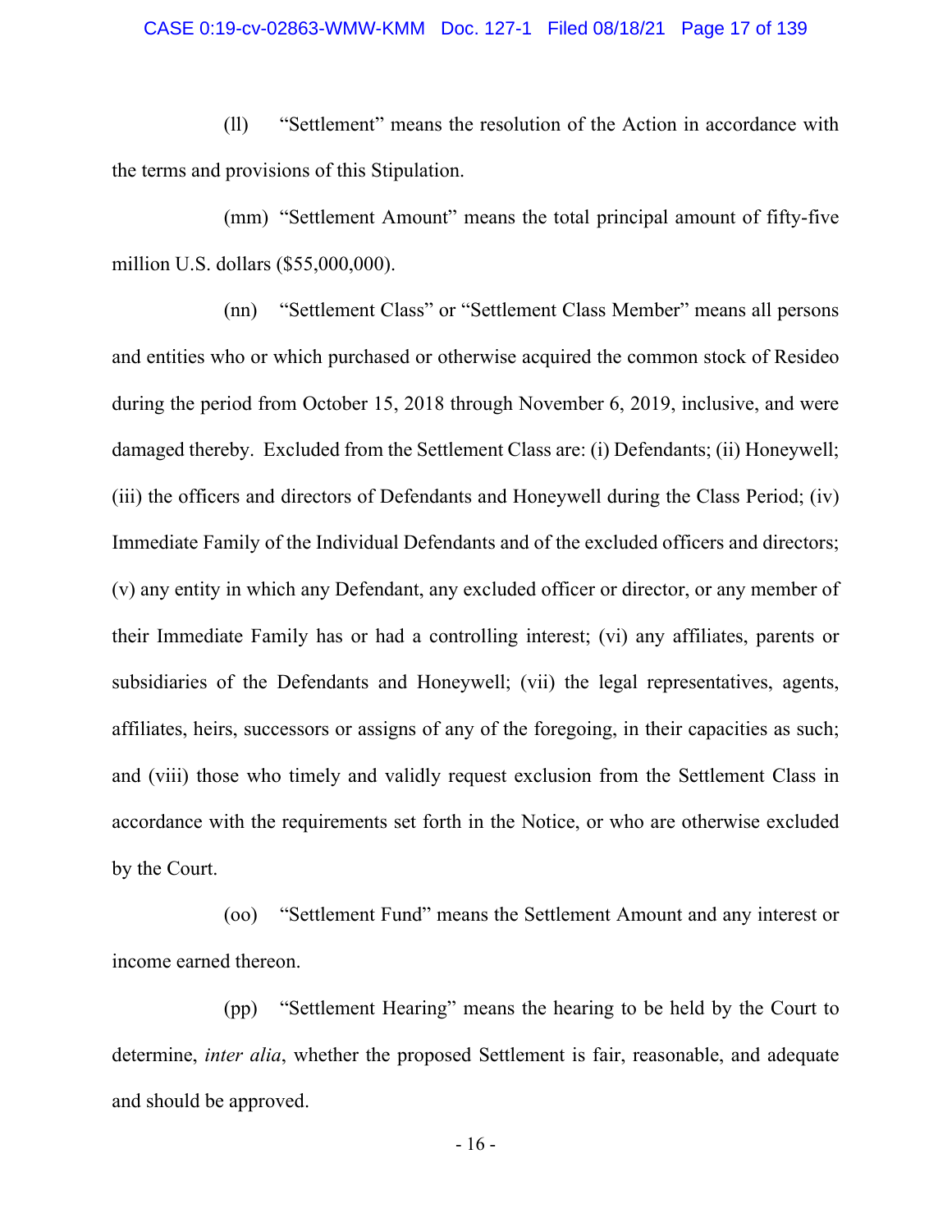(ll) “Settlement” means the resolution of the Action in accordance with the terms and provisions of this Stipulation.

(mm) “Settlement Amount” means the total principal amount of fifty-five million U.S. dollars ($55,000,000).

(nn) “Settlement Class” or “Settlement Class Member” means all persons and entities who or which purchased or otherwise acquired the common stock of Resideo during the period from October 15, 2018 through November 6, 2019, inclusive, and were damaged thereby. Excluded from the Settlement Class are: (i) Defendants; (ii) Honeywell; (iii) the officers and directors of Defendants and Honeywell during the Class Period; (iv) Immediate Family of the Individual Defendants and of the excluded officers and directors; (v) any entity in which any Defendant, any excluded officer or director, or any member of their Immediate Family has or had a controlling interest; (vi) any affiliates, parents or subsidiaries of the Defendants and Honeywell; (vii) the legal representatives, agents, affiliates, heirs, successors or assigns of any of the foregoing, in their capacities as such; and (viii) those who timely and validly request exclusion from the Settlement Class in accordance with the requirements set forth in the Notice, or who are otherwise excluded by the Court.

(oo) “Settlement Fund” means the Settlement Amount and any interest or income earned thereon.

(pp) “Settlement Hearing” means the hearing to be held by the Court to determine, *inter alia*, whether the proposed Settlement is fair, reasonable, and adequate and should be approved.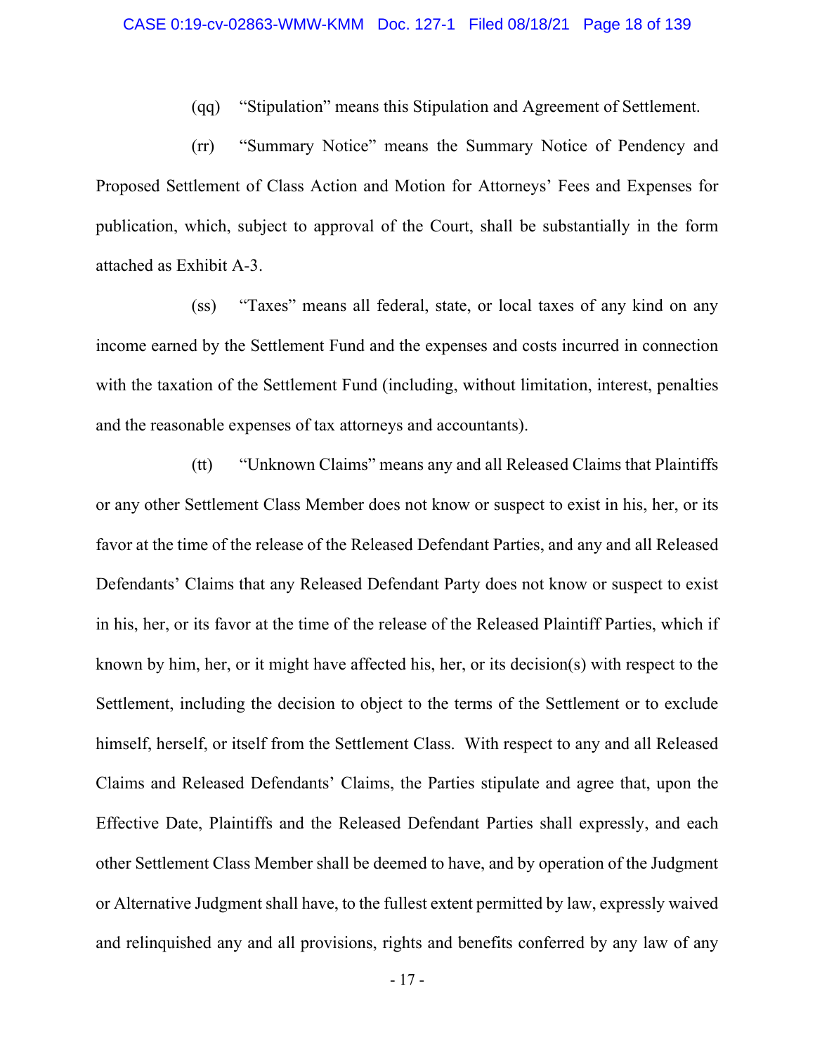(qq) "Stipulation" means this Stipulation and Agreement of Settlement.

(rr) "Summary Notice" means the Summary Notice of Pendency and Proposed Settlement of Class Action and Motion for Attorneys' Fees and Expenses for publication, which, subject to approval of the Court, shall be substantially in the form attached as Exhibit A-3.

(ss) "Taxes" means all federal, state, or local taxes of any kind on any income earned by the Settlement Fund and the expenses and costs incurred in connection with the taxation of the Settlement Fund (including, without limitation, interest, penalties and the reasonable expenses of tax attorneys and accountants).

(tt) "Unknown Claims" means any and all Released Claims that Plaintiffs or any other Settlement Class Member does not know or suspect to exist in his, her, or its favor at the time of the release of the Released Defendant Parties, and any and all Released Defendants' Claims that any Released Defendant Party does not know or suspect to exist in his, her, or its favor at the time of the release of the Released Plaintiff Parties, which if known by him, her, or it might have affected his, her, or its decision(s) with respect to the Settlement, including the decision to object to the terms of the Settlement or to exclude himself, herself, or itself from the Settlement Class. With respect to any and all Released Claims and Released Defendants' Claims, the Parties stipulate and agree that, upon the Effective Date, Plaintiffs and the Released Defendant Parties shall expressly, and each other Settlement Class Member shall be deemed to have, and by operation of the Judgment or Alternative Judgment shall have, to the fullest extent permitted by law, expressly waived and relinquished any and all provisions, rights and benefits conferred by any law of any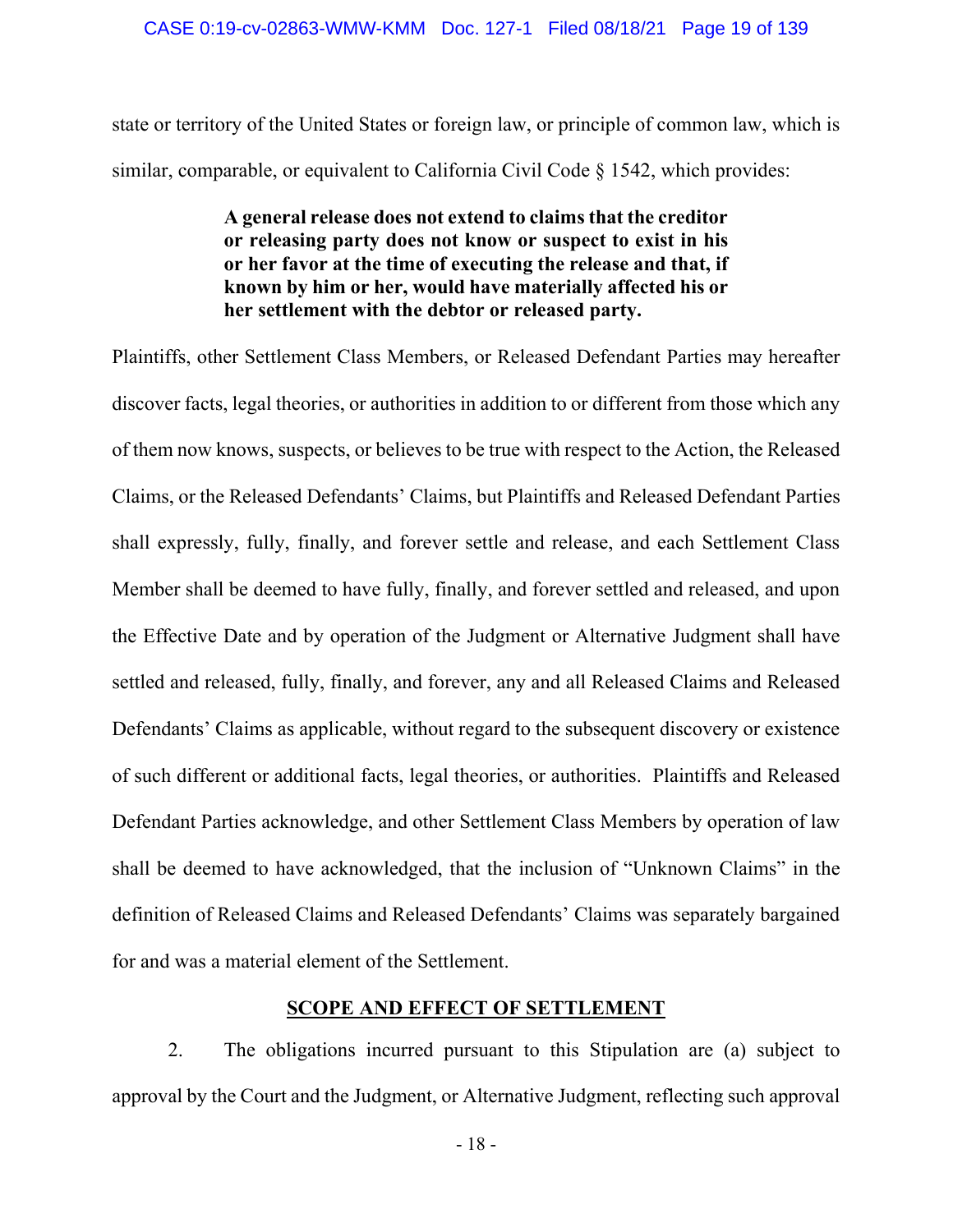state or territory of the United States or foreign law, or principle of common law, which is similar, comparable, or equivalent to California Civil Code § 1542, which provides:

> **A general release does not extend to claims that the creditor or releasing party does not know or suspect to exist in his or her favor at the time of executing the release and that, if known by him or her, would have materially affected his or her settlement with the debtor or released party.**

Plaintiffs, other Settlement Class Members, or Released Defendant Parties may hereafter discover facts, legal theories, or authorities in addition to or different from those which any of them now knows, suspects, or believes to be true with respect to the Action, the Released Claims, or the Released Defendants' Claims, but Plaintiffs and Released Defendant Parties shall expressly, fully, finally, and forever settle and release, and each Settlement Class Member shall be deemed to have fully, finally, and forever settled and released, and upon the Effective Date and by operation of the Judgment or Alternative Judgment shall have settled and released, fully, finally, and forever, any and all Released Claims and Released Defendants' Claims as applicable, without regard to the subsequent discovery or existence of such different or additional facts, legal theories, or authorities. Plaintiffs and Released Defendant Parties acknowledge, and other Settlement Class Members by operation of law shall be deemed to have acknowledged, that the inclusion of "Unknown Claims" in the definition of Released Claims and Released Defendants' Claims was separately bargained for and was a material element of the Settlement.

## SCOPE AND EFFECT OF SETTLEMENT

2. The obligations incurred pursuant to this Stipulation are (a) subject to approval by the Court and the Judgment, or Alternative Judgment, reflecting such approval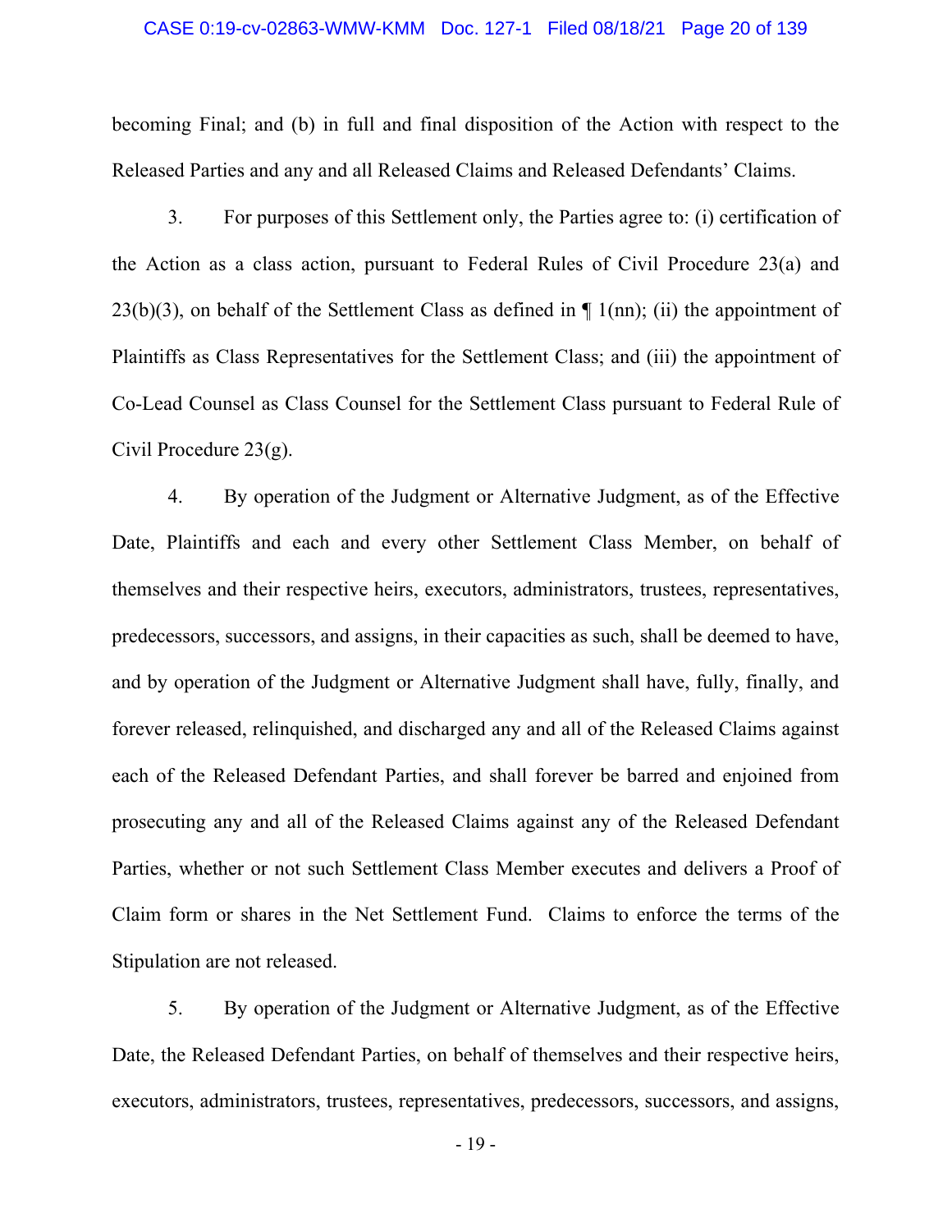becoming Final; and (b) in full and final disposition of the Action with respect to the Released Parties and any and all Released Claims and Released Defendants' Claims.

3. For purposes of this Settlement only, the Parties agree to: (i) certification of the Action as a class action, pursuant to Federal Rules of Civil Procedure 23(a) and 23(b)(3), on behalf of the Settlement Class as defined in ¶ 1(nn); (ii) the appointment of Plaintiffs as Class Representatives for the Settlement Class; and (iii) the appointment of Co-Lead Counsel as Class Counsel for the Settlement Class pursuant to Federal Rule of Civil Procedure 23(g).

4. By operation of the Judgment or Alternative Judgment, as of the Effective Date, Plaintiffs and each and every other Settlement Class Member, on behalf of themselves and their respective heirs, executors, administrators, trustees, representatives, predecessors, successors, and assigns, in their capacities as such, shall be deemed to have, and by operation of the Judgment or Alternative Judgment shall have, fully, finally, and forever released, relinquished, and discharged any and all of the Released Claims against each of the Released Defendant Parties, and shall forever be barred and enjoined from prosecuting any and all of the Released Claims against any of the Released Defendant Parties, whether or not such Settlement Class Member executes and delivers a Proof of Claim form or shares in the Net Settlement Fund. Claims to enforce the terms of the Stipulation are not released.

5. By operation of the Judgment or Alternative Judgment, as of the Effective Date, the Released Defendant Parties, on behalf of themselves and their respective heirs, executors, administrators, trustees, representatives, predecessors, successors, and assigns,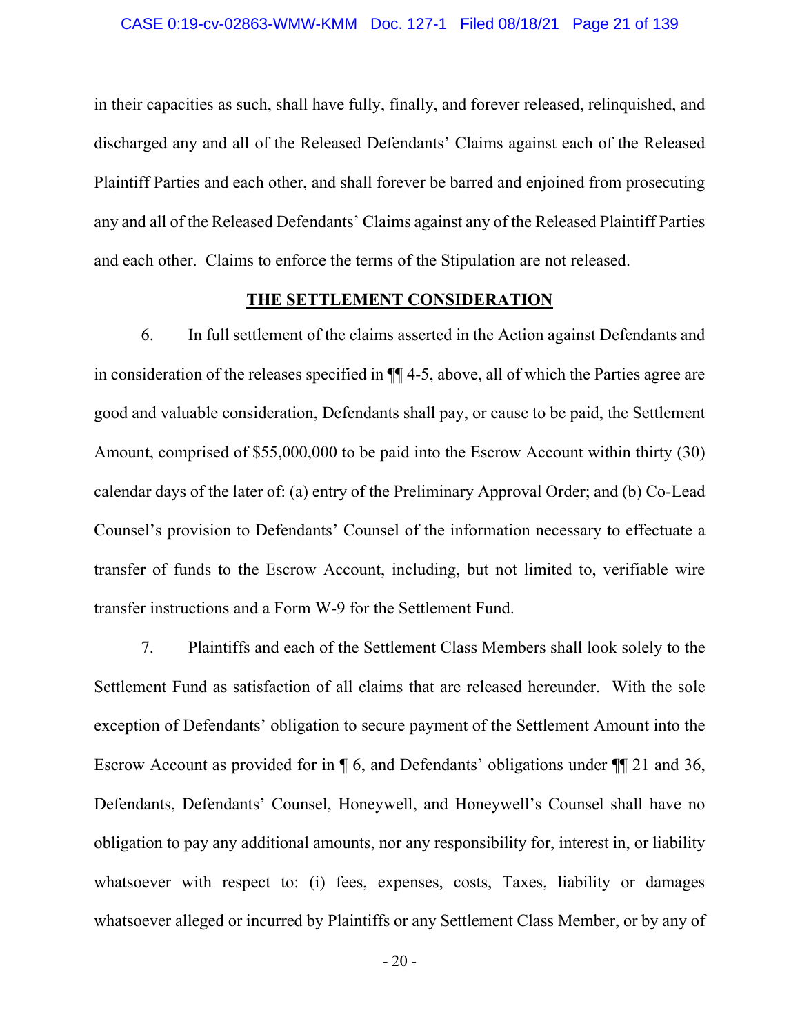in their capacities as such, shall have fully, finally, and forever released, relinquished, and discharged any and all of the Released Defendants' Claims against each of the Released Plaintiff Parties and each other, and shall forever be barred and enjoined from prosecuting any and all of the Released Defendants' Claims against any of the Released Plaintiff Parties and each other. Claims to enforce the terms of the Stipulation are not released.

## THE SETTLEMENT CONSIDERATION

6. In full settlement of the claims asserted in the Action against Defendants and in consideration of the releases specified in ¶¶ 4-5, above, all of which the Parties agree are good and valuable consideration, Defendants shall pay, or cause to be paid, the Settlement Amount, comprised of $55,000,000 to be paid into the Escrow Account within thirty (30) calendar days of the later of: (a) entry of the Preliminary Approval Order; and (b) Co-Lead Counsel's provision to Defendants' Counsel of the information necessary to effectuate a transfer of funds to the Escrow Account, including, but not limited to, verifiable wire transfer instructions and a Form W-9 for the Settlement Fund.

7. Plaintiffs and each of the Settlement Class Members shall look solely to the Settlement Fund as satisfaction of all claims that are released hereunder. With the sole exception of Defendants' obligation to secure payment of the Settlement Amount into the Escrow Account as provided for in ¶ 6, and Defendants' obligations under ¶¶ 21 and 36, Defendants, Defendants' Counsel, Honeywell, and Honeywell's Counsel shall have no obligation to pay any additional amounts, nor any responsibility for, interest in, or liability whatsoever with respect to: (i) fees, expenses, costs, Taxes, liability or damages whatsoever alleged or incurred by Plaintiffs or any Settlement Class Member, or by any of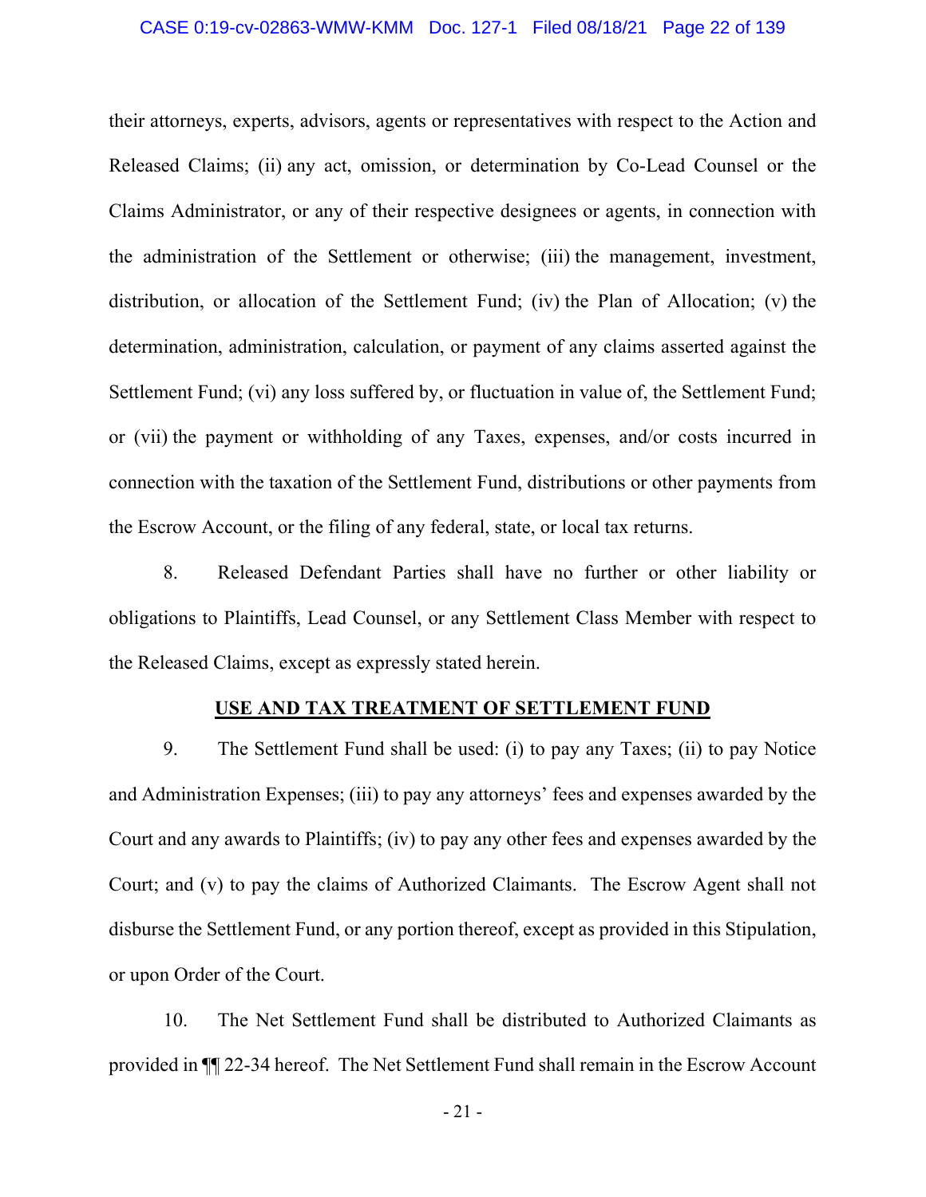their attorneys, experts, advisors, agents or representatives with respect to the Action and Released Claims; (ii) any act, omission, or determination by Co-Lead Counsel or the Claims Administrator, or any of their respective designees or agents, in connection with the administration of the Settlement or otherwise; (iii) the management, investment, distribution, or allocation of the Settlement Fund; (iv) the Plan of Allocation; (v) the determination, administration, calculation, or payment of any claims asserted against the Settlement Fund; (vi) any loss suffered by, or fluctuation in value of, the Settlement Fund; or (vii) the payment or withholding of any Taxes, expenses, and/or costs incurred in connection with the taxation of the Settlement Fund, distributions or other payments from the Escrow Account, or the filing of any federal, state, or local tax returns.

8. Released Defendant Parties shall have no further or other liability or obligations to Plaintiffs, Lead Counsel, or any Settlement Class Member with respect to the Released Claims, except as expressly stated herein.

## USE AND TAX TREATMENT OF SETTLEMENT FUND

9. The Settlement Fund shall be used: (i) to pay any Taxes; (ii) to pay Notice and Administration Expenses; (iii) to pay any attorneys' fees and expenses awarded by the Court and any awards to Plaintiffs; (iv) to pay any other fees and expenses awarded by the Court; and (v) to pay the claims of Authorized Claimants. The Escrow Agent shall not disburse the Settlement Fund, or any portion thereof, except as provided in this Stipulation, or upon Order of the Court.

10. The Net Settlement Fund shall be distributed to Authorized Claimants as provided in ¶¶ 22-34 hereof. The Net Settlement Fund shall remain in the Escrow Account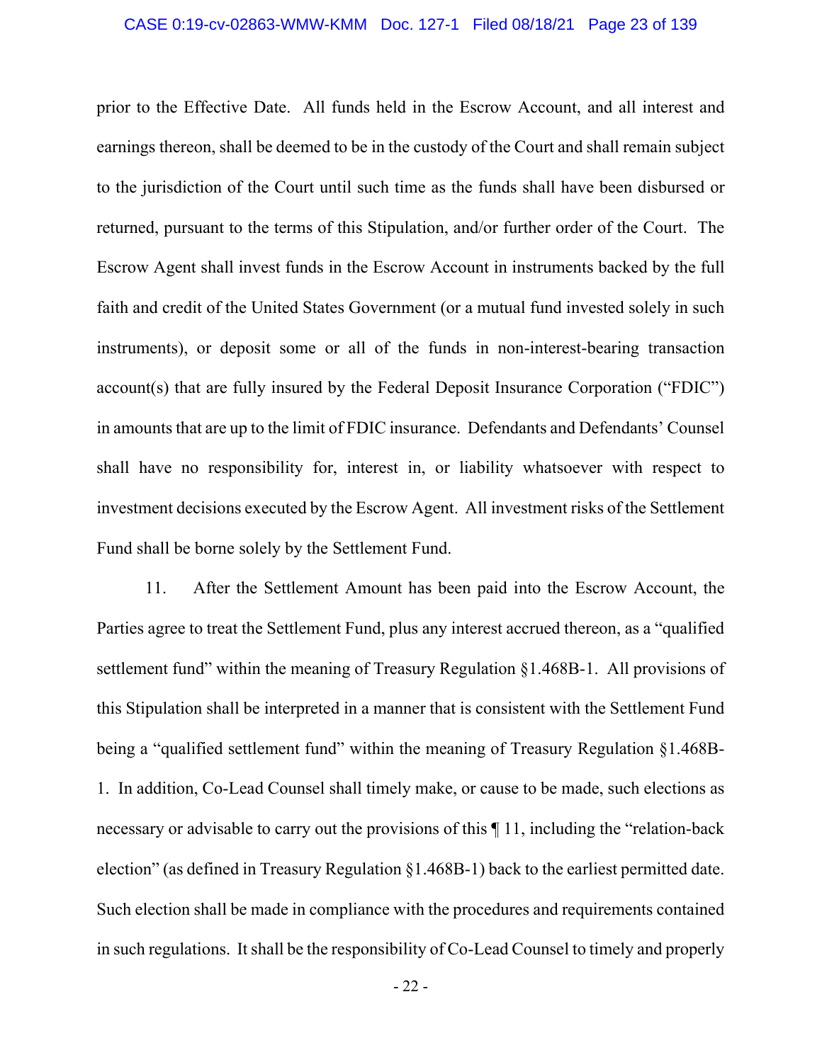prior to the Effective Date. All funds held in the Escrow Account, and all interest and earnings thereon, shall be deemed to be in the custody of the Court and shall remain subject to the jurisdiction of the Court until such time as the funds shall have been disbursed or returned, pursuant to the terms of this Stipulation, and/or further order of the Court. The Escrow Agent shall invest funds in the Escrow Account in instruments backed by the full faith and credit of the United States Government (or a mutual fund invested solely in such instruments), or deposit some or all of the funds in non-interest-bearing transaction account(s) that are fully insured by the Federal Deposit Insurance Corporation ("FDIC") in amounts that are up to the limit of FDIC insurance. Defendants and Defendants' Counsel shall have no responsibility for, interest in, or liability whatsoever with respect to investment decisions executed by the Escrow Agent. All investment risks of the Settlement Fund shall be borne solely by the Settlement Fund.

11. After the Settlement Amount has been paid into the Escrow Account, the Parties agree to treat the Settlement Fund, plus any interest accrued thereon, as a "qualified settlement fund" within the meaning of Treasury Regulation §1.468B-1. All provisions of this Stipulation shall be interpreted in a manner that is consistent with the Settlement Fund being a "qualified settlement fund" within the meaning of Treasury Regulation §1.468B-1. In addition, Co-Lead Counsel shall timely make, or cause to be made, such elections as necessary or advisable to carry out the provisions of this ¶ 11, including the "relation-back election" (as defined in Treasury Regulation §1.468B-1) back to the earliest permitted date. Such election shall be made in compliance with the procedures and requirements contained in such regulations. It shall be the responsibility of Co-Lead Counsel to timely and properly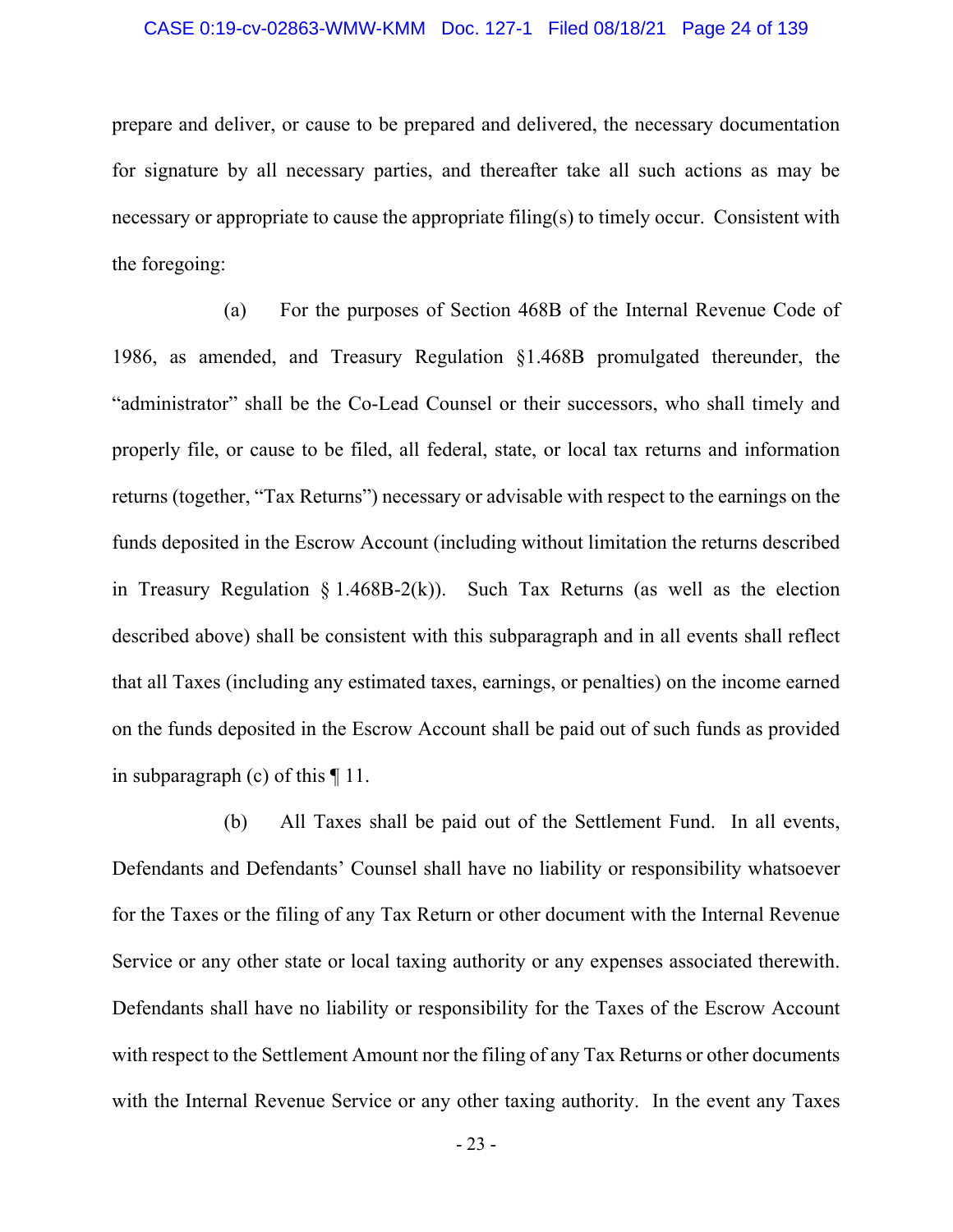prepare and deliver, or cause to be prepared and delivered, the necessary documentation for signature by all necessary parties, and thereafter take all such actions as may be necessary or appropriate to cause the appropriate filing(s) to timely occur. Consistent with the foregoing:

(a) For the purposes of Section 468B of the Internal Revenue Code of 1986, as amended, and Treasury Regulation §1.468B promulgated thereunder, the "administrator" shall be the Co-Lead Counsel or their successors, who shall timely and properly file, or cause to be filed, all federal, state, or local tax returns and information returns (together, "Tax Returns") necessary or advisable with respect to the earnings on the funds deposited in the Escrow Account (including without limitation the returns described in Treasury Regulation § 1.468B-2(k)). Such Tax Returns (as well as the election described above) shall be consistent with this subparagraph and in all events shall reflect that all Taxes (including any estimated taxes, earnings, or penalties) on the income earned on the funds deposited in the Escrow Account shall be paid out of such funds as provided in subparagraph (c) of this ¶ 11.

(b) All Taxes shall be paid out of the Settlement Fund. In all events, Defendants and Defendants' Counsel shall have no liability or responsibility whatsoever for the Taxes or the filing of any Tax Return or other document with the Internal Revenue Service or any other state or local taxing authority or any expenses associated therewith. Defendants shall have no liability or responsibility for the Taxes of the Escrow Account with respect to the Settlement Amount nor the filing of any Tax Returns or other documents with the Internal Revenue Service or any other taxing authority. In the event any Taxes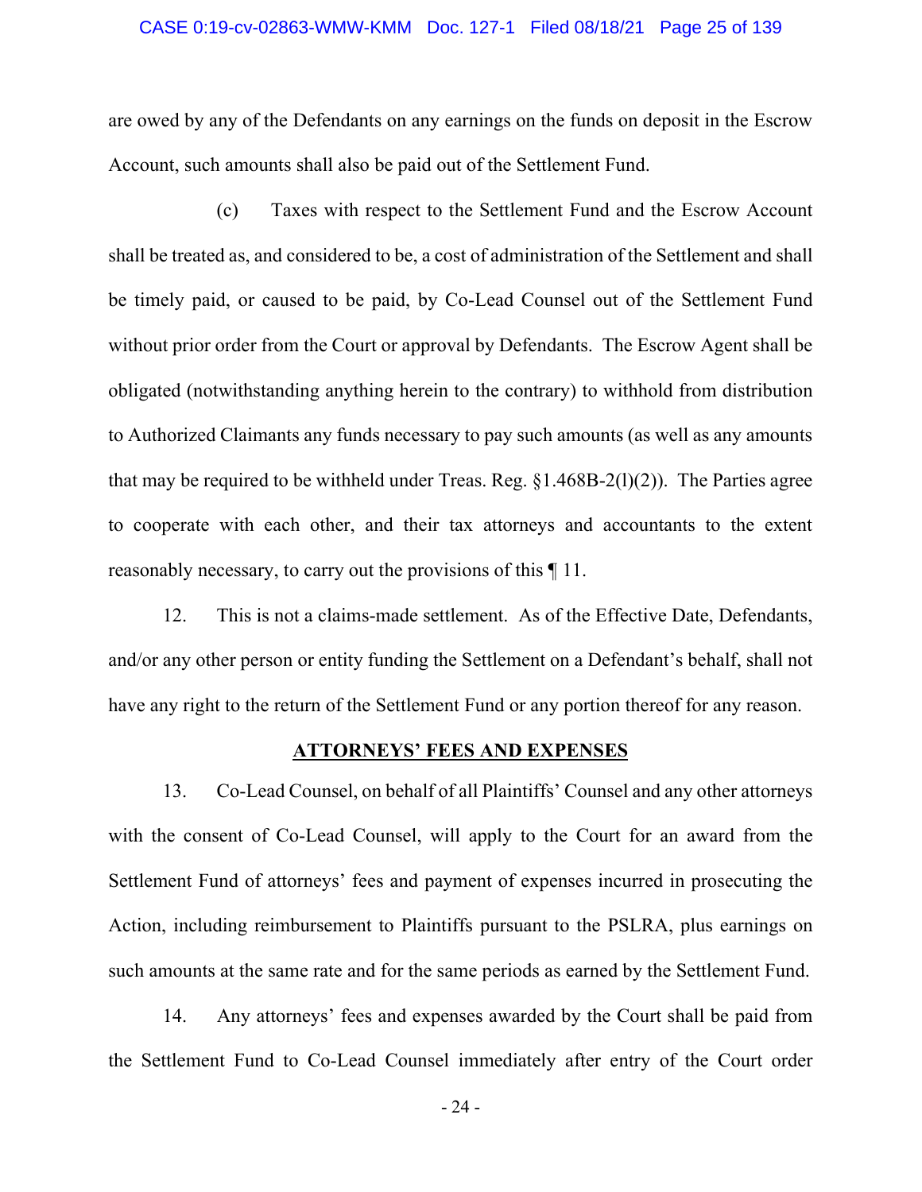are owed by any of the Defendants on any earnings on the funds on deposit in the Escrow Account, such amounts shall also be paid out of the Settlement Fund.

(c) Taxes with respect to the Settlement Fund and the Escrow Account shall be treated as, and considered to be, a cost of administration of the Settlement and shall be timely paid, or caused to be paid, by Co-Lead Counsel out of the Settlement Fund without prior order from the Court or approval by Defendants. The Escrow Agent shall be obligated (notwithstanding anything herein to the contrary) to withhold from distribution to Authorized Claimants any funds necessary to pay such amounts (as well as any amounts that may be required to be withheld under Treas. Reg. §1.468B-2(l)(2)). The Parties agree to cooperate with each other, and their tax attorneys and accountants to the extent reasonably necessary, to carry out the provisions of this ¶ 11.

12. This is not a claims-made settlement. As of the Effective Date, Defendants, and/or any other person or entity funding the Settlement on a Defendant's behalf, shall not have any right to the return of the Settlement Fund or any portion thereof for any reason.

## ATTORNEYS' FEES AND EXPENSES

13. Co-Lead Counsel, on behalf of all Plaintiffs' Counsel and any other attorneys with the consent of Co-Lead Counsel, will apply to the Court for an award from the Settlement Fund of attorneys' fees and payment of expenses incurred in prosecuting the Action, including reimbursement to Plaintiffs pursuant to the PSLRA, plus earnings on such amounts at the same rate and for the same periods as earned by the Settlement Fund.

14. Any attorneys' fees and expenses awarded by the Court shall be paid from the Settlement Fund to Co-Lead Counsel immediately after entry of the Court order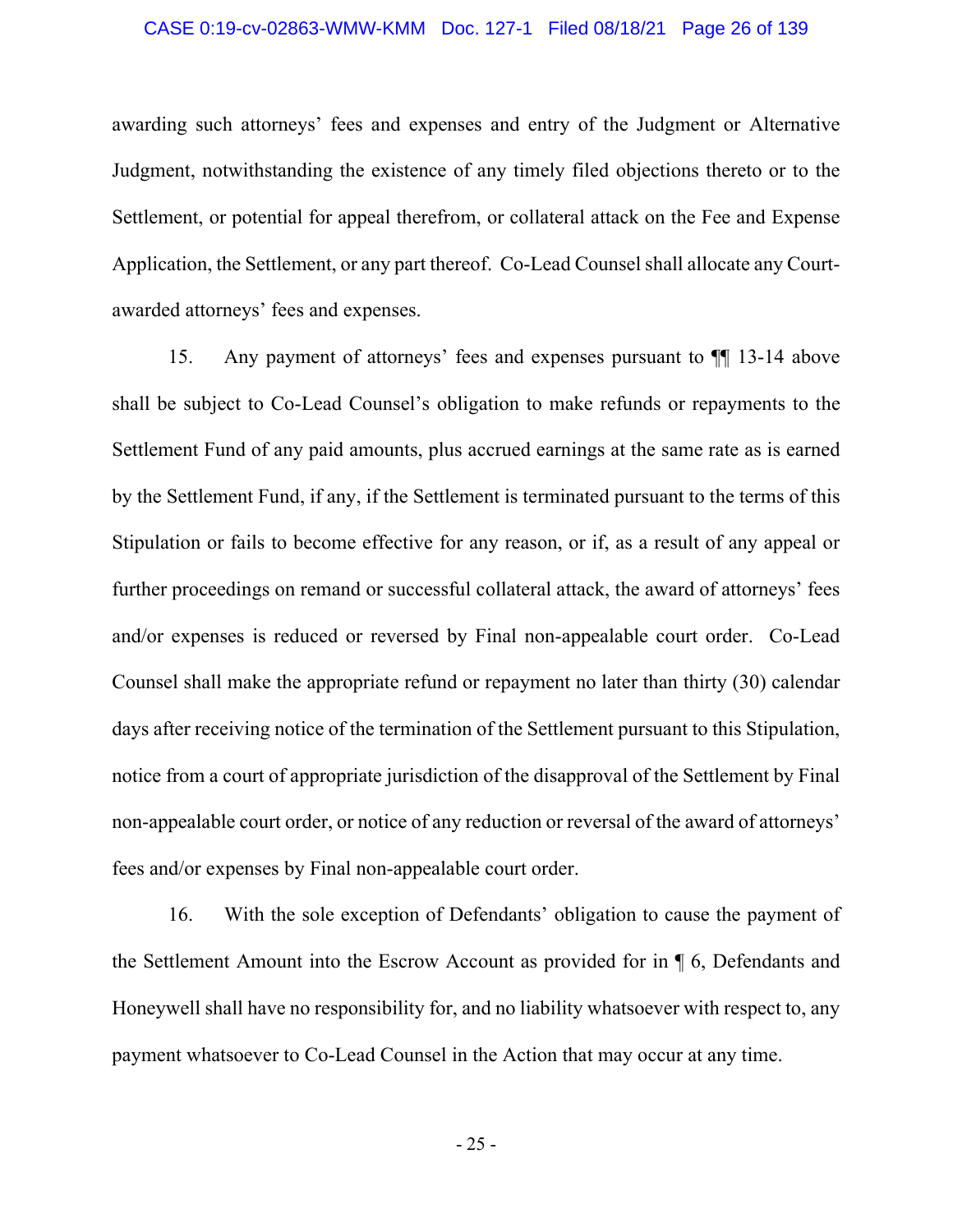awarding such attorneys' fees and expenses and entry of the Judgment or Alternative Judgment, notwithstanding the existence of any timely filed objections thereto or to the Settlement, or potential for appeal therefrom, or collateral attack on the Fee and Expense Application, the Settlement, or any part thereof. Co-Lead Counsel shall allocate any Court-awarded attorneys' fees and expenses.

15. Any payment of attorneys' fees and expenses pursuant to ¶¶ 13-14 above shall be subject to Co-Lead Counsel's obligation to make refunds or repayments to the Settlement Fund of any paid amounts, plus accrued earnings at the same rate as is earned by the Settlement Fund, if any, if the Settlement is terminated pursuant to the terms of this Stipulation or fails to become effective for any reason, or if, as a result of any appeal or further proceedings on remand or successful collateral attack, the award of attorneys' fees and/or expenses is reduced or reversed by Final non-appealable court order. Co-Lead Counsel shall make the appropriate refund or repayment no later than thirty (30) calendar days after receiving notice of the termination of the Settlement pursuant to this Stipulation, notice from a court of appropriate jurisdiction of the disapproval of the Settlement by Final non-appealable court order, or notice of any reduction or reversal of the award of attorneys' fees and/or expenses by Final non-appealable court order.

16. With the sole exception of Defendants' obligation to cause the payment of the Settlement Amount into the Escrow Account as provided for in ¶ 6, Defendants and Honeywell shall have no responsibility for, and no liability whatsoever with respect to, any payment whatsoever to Co-Lead Counsel in the Action that may occur at any time.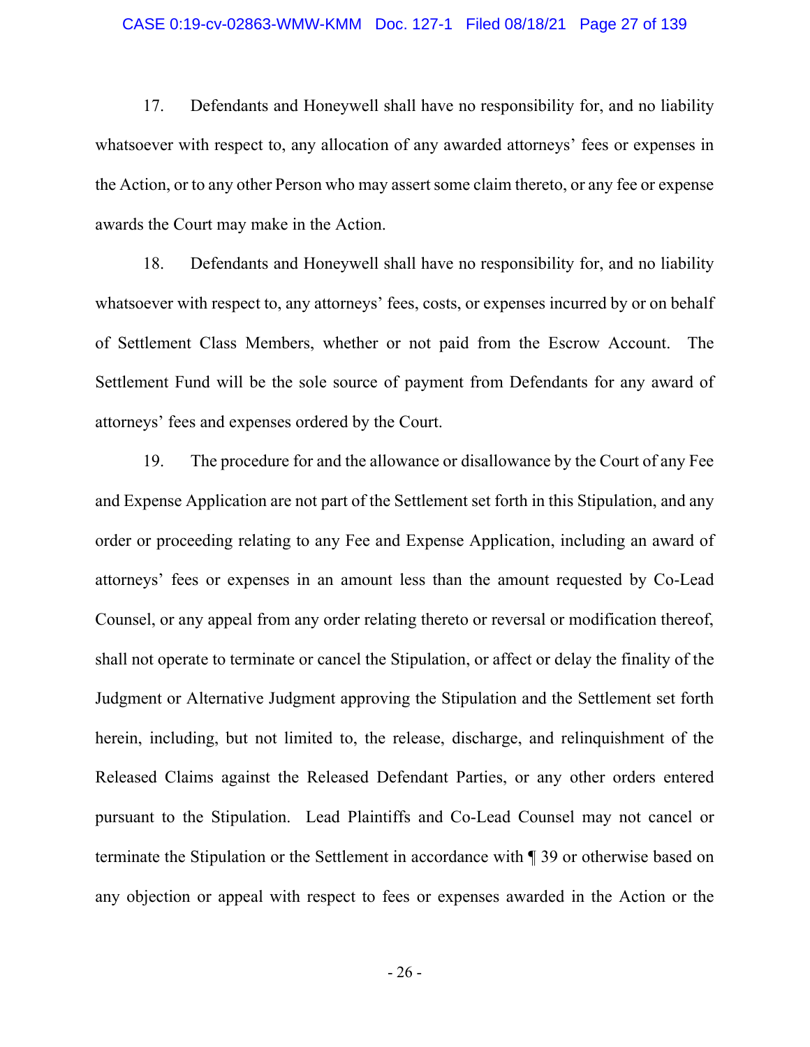17. Defendants and Honeywell shall have no responsibility for, and no liability whatsoever with respect to, any allocation of any awarded attorneys' fees or expenses in the Action, or to any other Person who may assert some claim thereto, or any fee or expense awards the Court may make in the Action.

18. Defendants and Honeywell shall have no responsibility for, and no liability whatsoever with respect to, any attorneys' fees, costs, or expenses incurred by or on behalf of Settlement Class Members, whether or not paid from the Escrow Account. The Settlement Fund will be the sole source of payment from Defendants for any award of attorneys' fees and expenses ordered by the Court.

19. The procedure for and the allowance or disallowance by the Court of any Fee and Expense Application are not part of the Settlement set forth in this Stipulation, and any order or proceeding relating to any Fee and Expense Application, including an award of attorneys' fees or expenses in an amount less than the amount requested by Co-Lead Counsel, or any appeal from any order relating thereto or reversal or modification thereof, shall not operate to terminate or cancel the Stipulation, or affect or delay the finality of the Judgment or Alternative Judgment approving the Stipulation and the Settlement set forth herein, including, but not limited to, the release, discharge, and relinquishment of the Released Claims against the Released Defendant Parties, or any other orders entered pursuant to the Stipulation. Lead Plaintiffs and Co-Lead Counsel may not cancel or terminate the Stipulation or the Settlement in accordance with ¶ 39 or otherwise based on any objection or appeal with respect to fees or expenses awarded in the Action or the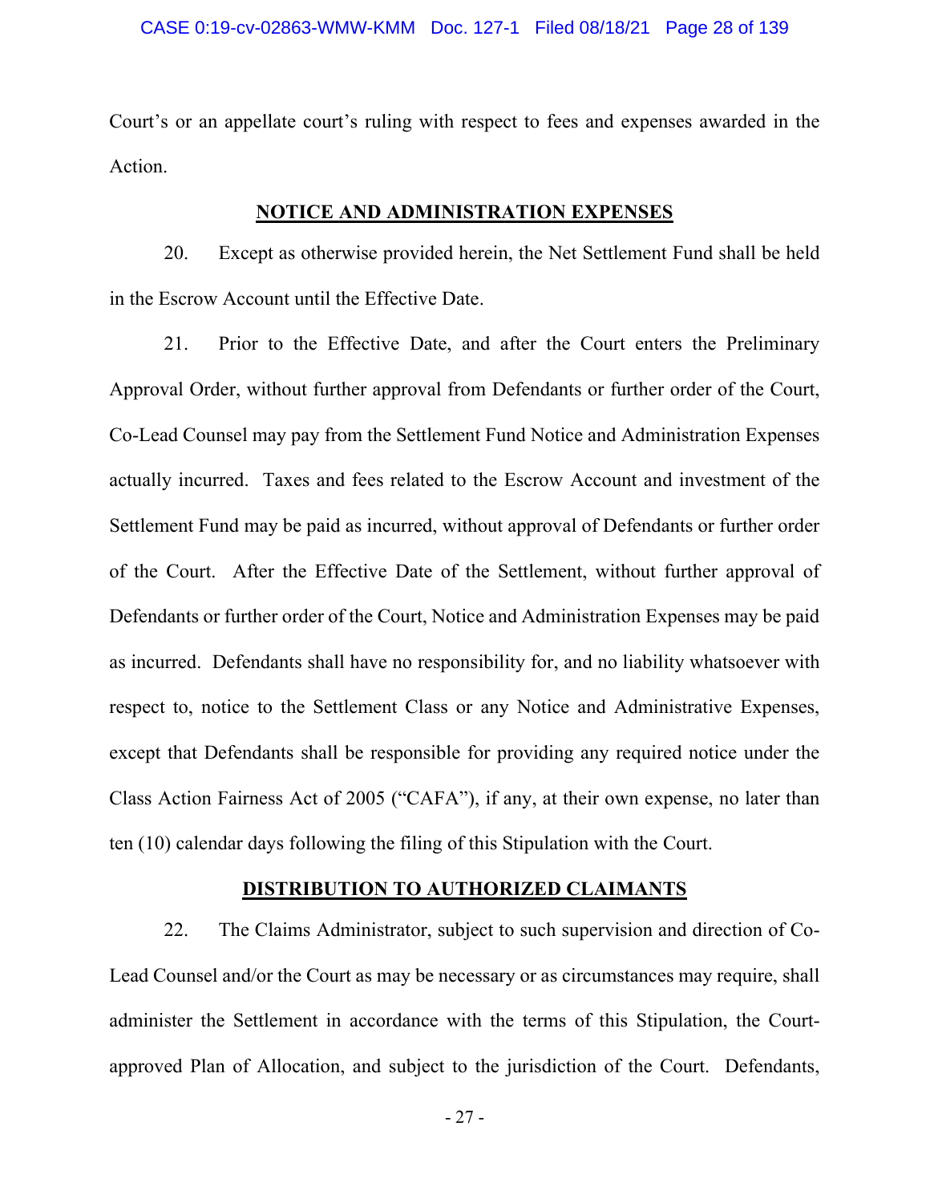Court's or an appellate court's ruling with respect to fees and expenses awarded in the Action.

**NOTICE AND ADMINISTRATION EXPENSES**

20. Except as otherwise provided herein, the Net Settlement Fund shall be held in the Escrow Account until the Effective Date.

21. Prior to the Effective Date, and after the Court enters the Preliminary Approval Order, without further approval from Defendants or further order of the Court, Co-Lead Counsel may pay from the Settlement Fund Notice and Administration Expenses actually incurred. Taxes and fees related to the Escrow Account and investment of the Settlement Fund may be paid as incurred, without approval of Defendants or further order of the Court. After the Effective Date of the Settlement, without further approval of Defendants or further order of the Court, Notice and Administration Expenses may be paid as incurred. Defendants shall have no responsibility for, and no liability whatsoever with respect to, notice to the Settlement Class or any Notice and Administrative Expenses, except that Defendants shall be responsible for providing any required notice under the Class Action Fairness Act of 2005 ("CAFA"), if any, at their own expense, no later than ten (10) calendar days following the filing of this Stipulation with the Court.

**DISTRIBUTION TO AUTHORIZED CLAIMANTS**

22. The Claims Administrator, subject to such supervision and direction of Co-Lead Counsel and/or the Court as may be necessary or as circumstances may require, shall administer the Settlement in accordance with the terms of this Stipulation, the Court-approved Plan of Allocation, and subject to the jurisdiction of the Court. Defendants,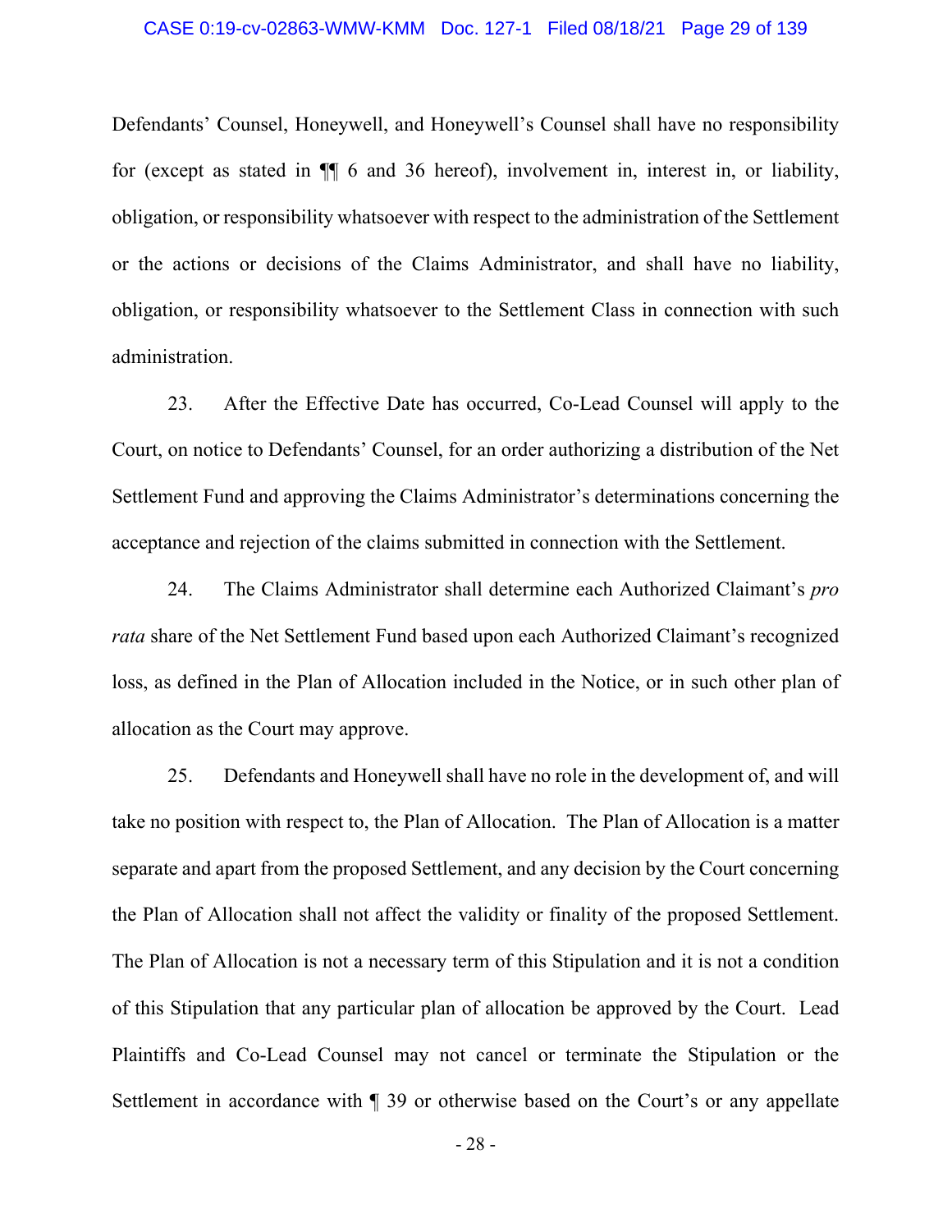Defendants' Counsel, Honeywell, and Honeywell's Counsel shall have no responsibility for (except as stated in ¶¶ 6 and 36 hereof), involvement in, interest in, or liability, obligation, or responsibility whatsoever with respect to the administration of the Settlement or the actions or decisions of the Claims Administrator, and shall have no liability, obligation, or responsibility whatsoever to the Settlement Class in connection with such administration.

23. After the Effective Date has occurred, Co-Lead Counsel will apply to the Court, on notice to Defendants' Counsel, for an order authorizing a distribution of the Net Settlement Fund and approving the Claims Administrator's determinations concerning the acceptance and rejection of the claims submitted in connection with the Settlement.

24. The Claims Administrator shall determine each Authorized Claimant's *pro rata* share of the Net Settlement Fund based upon each Authorized Claimant's recognized loss, as defined in the Plan of Allocation included in the Notice, or in such other plan of allocation as the Court may approve.

25. Defendants and Honeywell shall have no role in the development of, and will take no position with respect to, the Plan of Allocation. The Plan of Allocation is a matter separate and apart from the proposed Settlement, and any decision by the Court concerning the Plan of Allocation shall not affect the validity or finality of the proposed Settlement. The Plan of Allocation is not a necessary term of this Stipulation and it is not a condition of this Stipulation that any particular plan of allocation be approved by the Court. Lead Plaintiffs and Co-Lead Counsel may not cancel or terminate the Stipulation or the Settlement in accordance with ¶ 39 or otherwise based on the Court's or any appellate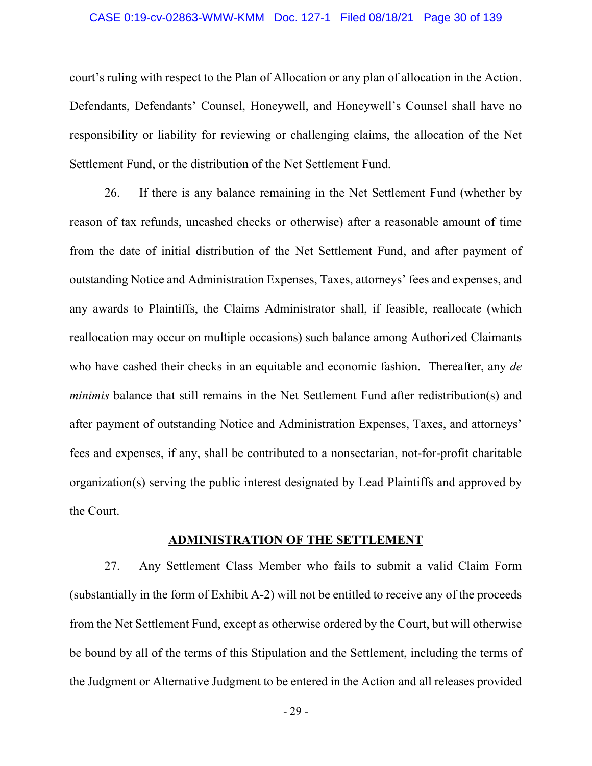court's ruling with respect to the Plan of Allocation or any plan of allocation in the Action. Defendants, Defendants' Counsel, Honeywell, and Honeywell's Counsel shall have no responsibility or liability for reviewing or challenging claims, the allocation of the Net Settlement Fund, or the distribution of the Net Settlement Fund.

26. If there is any balance remaining in the Net Settlement Fund (whether by reason of tax refunds, uncashed checks or otherwise) after a reasonable amount of time from the date of initial distribution of the Net Settlement Fund, and after payment of outstanding Notice and Administration Expenses, Taxes, attorneys' fees and expenses, and any awards to Plaintiffs, the Claims Administrator shall, if feasible, reallocate (which reallocation may occur on multiple occasions) such balance among Authorized Claimants who have cashed their checks in an equitable and economic fashion. Thereafter, any *de minimis* balance that still remains in the Net Settlement Fund after redistribution(s) and after payment of outstanding Notice and Administration Expenses, Taxes, and attorneys' fees and expenses, if any, shall be contributed to a nonsectarian, not-for-profit charitable organization(s) serving the public interest designated by Lead Plaintiffs and approved by the Court.

## ADMINISTRATION OF THE SETTLEMENT

27. Any Settlement Class Member who fails to submit a valid Claim Form (substantially in the form of Exhibit A-2) will not be entitled to receive any of the proceeds from the Net Settlement Fund, except as otherwise ordered by the Court, but will otherwise be bound by all of the terms of this Stipulation and the Settlement, including the terms of the Judgment or Alternative Judgment to be entered in the Action and all releases provided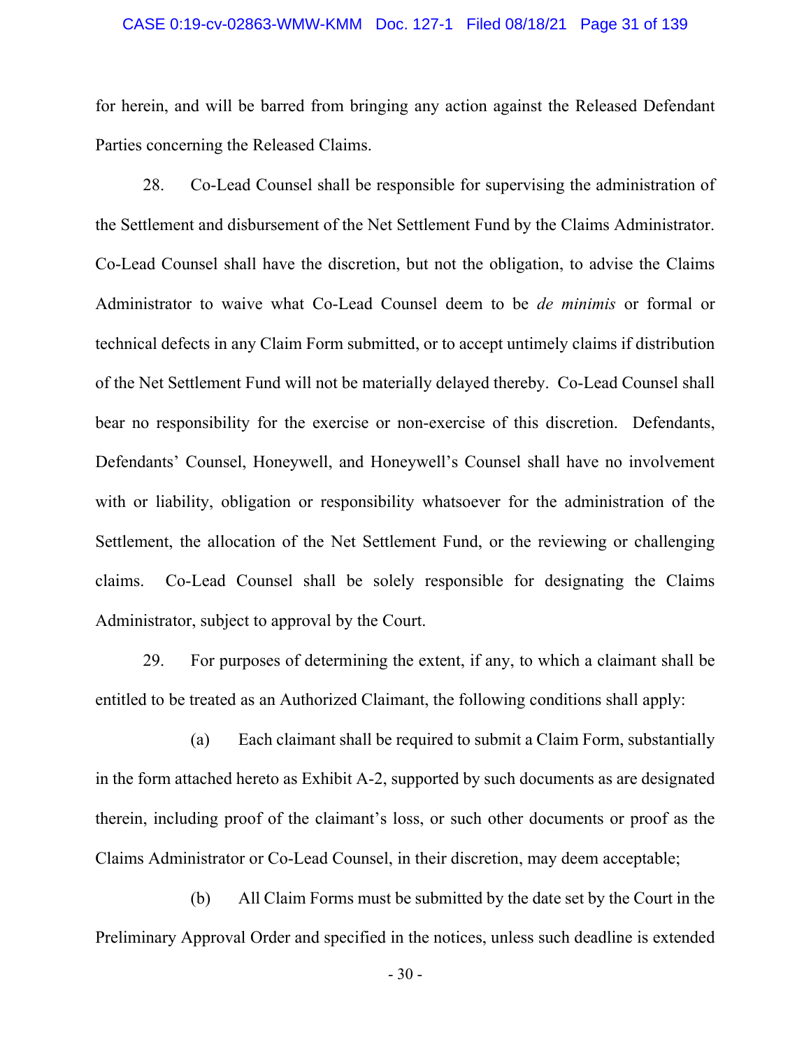for herein, and will be barred from bringing any action against the Released Defendant Parties concerning the Released Claims.

28. Co-Lead Counsel shall be responsible for supervising the administration of the Settlement and disbursement of the Net Settlement Fund by the Claims Administrator. Co-Lead Counsel shall have the discretion, but not the obligation, to advise the Claims Administrator to waive what Co-Lead Counsel deem to be *de minimis* or formal or technical defects in any Claim Form submitted, or to accept untimely claims if distribution of the Net Settlement Fund will not be materially delayed thereby. Co-Lead Counsel shall bear no responsibility for the exercise or non-exercise of this discretion. Defendants, Defendants' Counsel, Honeywell, and Honeywell's Counsel shall have no involvement with or liability, obligation or responsibility whatsoever for the administration of the Settlement, the allocation of the Net Settlement Fund, or the reviewing or challenging claims. Co-Lead Counsel shall be solely responsible for designating the Claims Administrator, subject to approval by the Court.

29. For purposes of determining the extent, if any, to which a claimant shall be entitled to be treated as an Authorized Claimant, the following conditions shall apply:

(a) Each claimant shall be required to submit a Claim Form, substantially in the form attached hereto as Exhibit A-2, supported by such documents as are designated therein, including proof of the claimant's loss, or such other documents or proof as the Claims Administrator or Co-Lead Counsel, in their discretion, may deem acceptable;

(b) All Claim Forms must be submitted by the date set by the Court in the Preliminary Approval Order and specified in the notices, unless such deadline is extended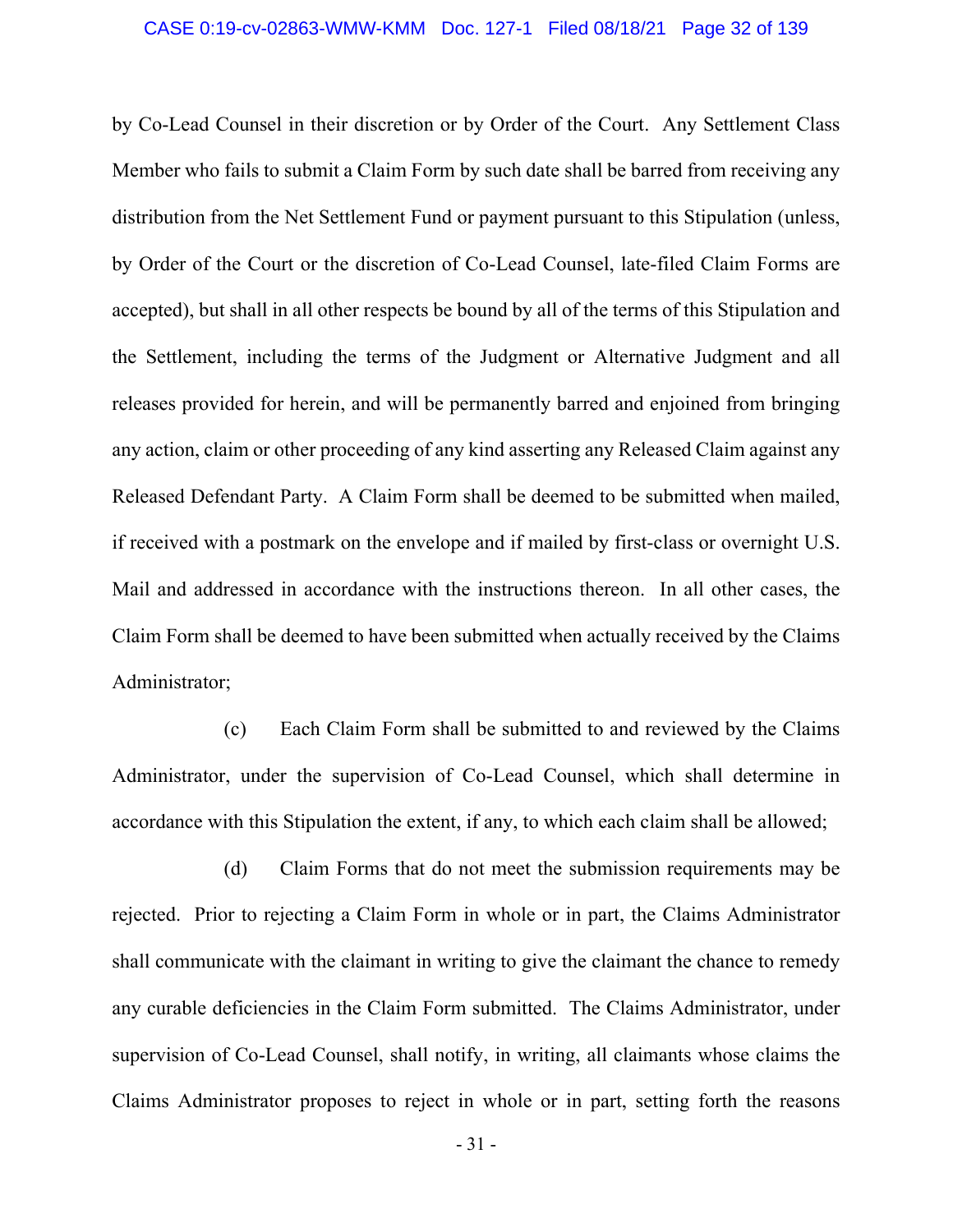by Co-Lead Counsel in their discretion or by Order of the Court. Any Settlement Class Member who fails to submit a Claim Form by such date shall be barred from receiving any distribution from the Net Settlement Fund or payment pursuant to this Stipulation (unless, by Order of the Court or the discretion of Co-Lead Counsel, late-filed Claim Forms are accepted), but shall in all other respects be bound by all of the terms of this Stipulation and the Settlement, including the terms of the Judgment or Alternative Judgment and all releases provided for herein, and will be permanently barred and enjoined from bringing any action, claim or other proceeding of any kind asserting any Released Claim against any Released Defendant Party. A Claim Form shall be deemed to be submitted when mailed, if received with a postmark on the envelope and if mailed by first-class or overnight U.S. Mail and addressed in accordance with the instructions thereon. In all other cases, the Claim Form shall be deemed to have been submitted when actually received by the Claims Administrator;

(c) Each Claim Form shall be submitted to and reviewed by the Claims Administrator, under the supervision of Co-Lead Counsel, which shall determine in accordance with this Stipulation the extent, if any, to which each claim shall be allowed;

(d) Claim Forms that do not meet the submission requirements may be rejected. Prior to rejecting a Claim Form in whole or in part, the Claims Administrator shall communicate with the claimant in writing to give the claimant the chance to remedy any curable deficiencies in the Claim Form submitted. The Claims Administrator, under supervision of Co-Lead Counsel, shall notify, in writing, all claimants whose claims the Claims Administrator proposes to reject in whole or in part, setting forth the reasons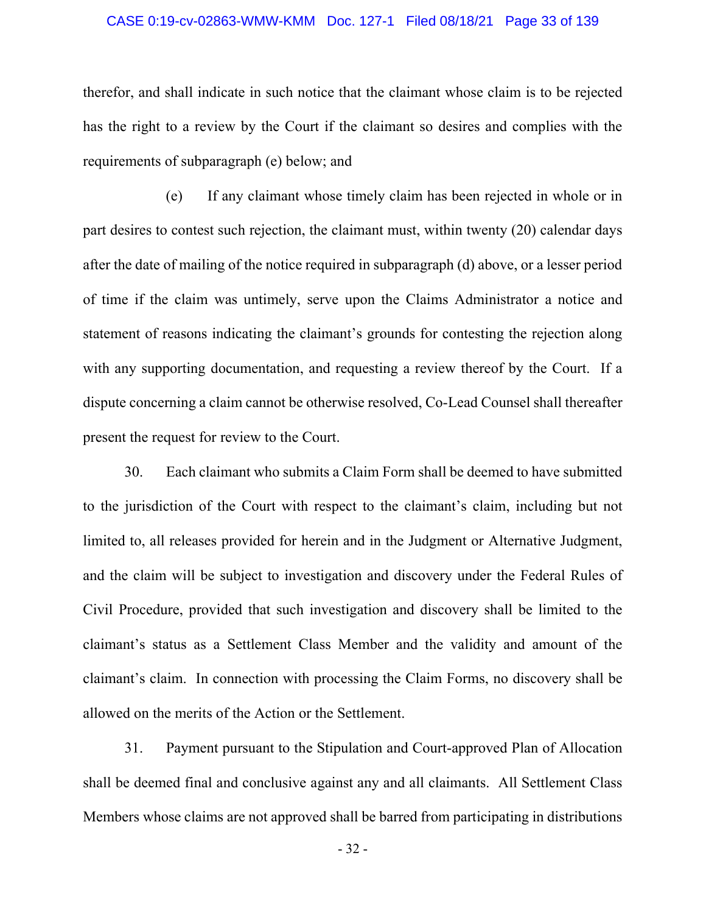therefor, and shall indicate in such notice that the claimant whose claim is to be rejected has the right to a review by the Court if the claimant so desires and complies with the requirements of subparagraph (e) below; and

(e) If any claimant whose timely claim has been rejected in whole or in part desires to contest such rejection, the claimant must, within twenty (20) calendar days after the date of mailing of the notice required in subparagraph (d) above, or a lesser period of time if the claim was untimely, serve upon the Claims Administrator a notice and statement of reasons indicating the claimant's grounds for contesting the rejection along with any supporting documentation, and requesting a review thereof by the Court. If a dispute concerning a claim cannot be otherwise resolved, Co-Lead Counsel shall thereafter present the request for review to the Court.

30. Each claimant who submits a Claim Form shall be deemed to have submitted to the jurisdiction of the Court with respect to the claimant's claim, including but not limited to, all releases provided for herein and in the Judgment or Alternative Judgment, and the claim will be subject to investigation and discovery under the Federal Rules of Civil Procedure, provided that such investigation and discovery shall be limited to the claimant's status as a Settlement Class Member and the validity and amount of the claimant's claim. In connection with processing the Claim Forms, no discovery shall be allowed on the merits of the Action or the Settlement.

31. Payment pursuant to the Stipulation and Court-approved Plan of Allocation shall be deemed final and conclusive against any and all claimants. All Settlement Class Members whose claims are not approved shall be barred from participating in distributions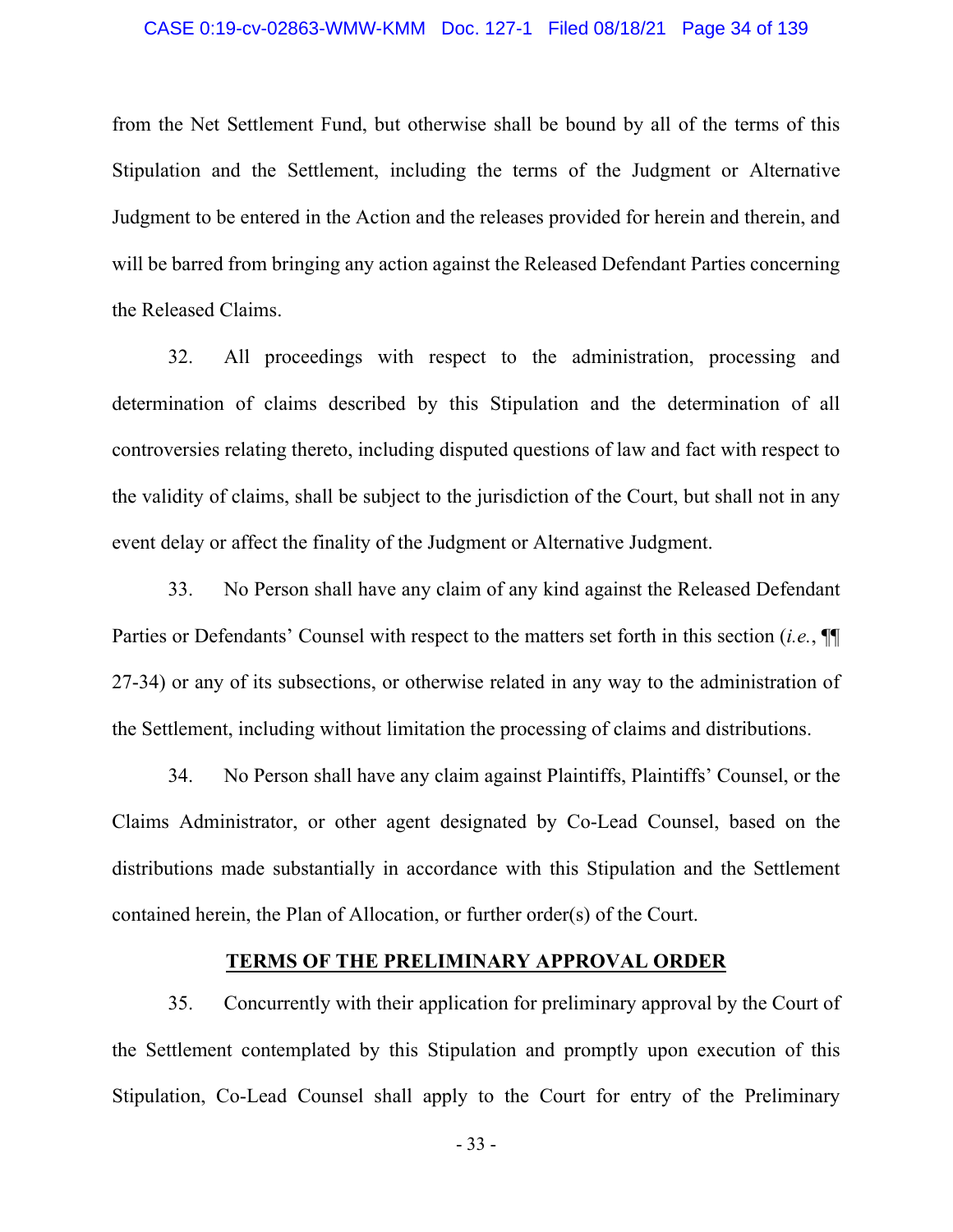from the Net Settlement Fund, but otherwise shall be bound by all of the terms of this Stipulation and the Settlement, including the terms of the Judgment or Alternative Judgment to be entered in the Action and the releases provided for herein and therein, and will be barred from bringing any action against the Released Defendant Parties concerning the Released Claims.

32. All proceedings with respect to the administration, processing and determination of claims described by this Stipulation and the determination of all controversies relating thereto, including disputed questions of law and fact with respect to the validity of claims, shall be subject to the jurisdiction of the Court, but shall not in any event delay or affect the finality of the Judgment or Alternative Judgment.

33. No Person shall have any claim of any kind against the Released Defendant Parties or Defendants' Counsel with respect to the matters set forth in this section (*i.e.*, ¶¶ 27-34) or any of its subsections, or otherwise related in any way to the administration of the Settlement, including without limitation the processing of claims and distributions.

34. No Person shall have any claim against Plaintiffs, Plaintiffs' Counsel, or the Claims Administrator, or other agent designated by Co-Lead Counsel, based on the distributions made substantially in accordance with this Stipulation and the Settlement contained herein, the Plan of Allocation, or further order(s) of the Court.

## TERMS OF THE PRELIMINARY APPROVAL ORDER

35. Concurrently with their application for preliminary approval by the Court of the Settlement contemplated by this Stipulation and promptly upon execution of this Stipulation, Co-Lead Counsel shall apply to the Court for entry of the Preliminary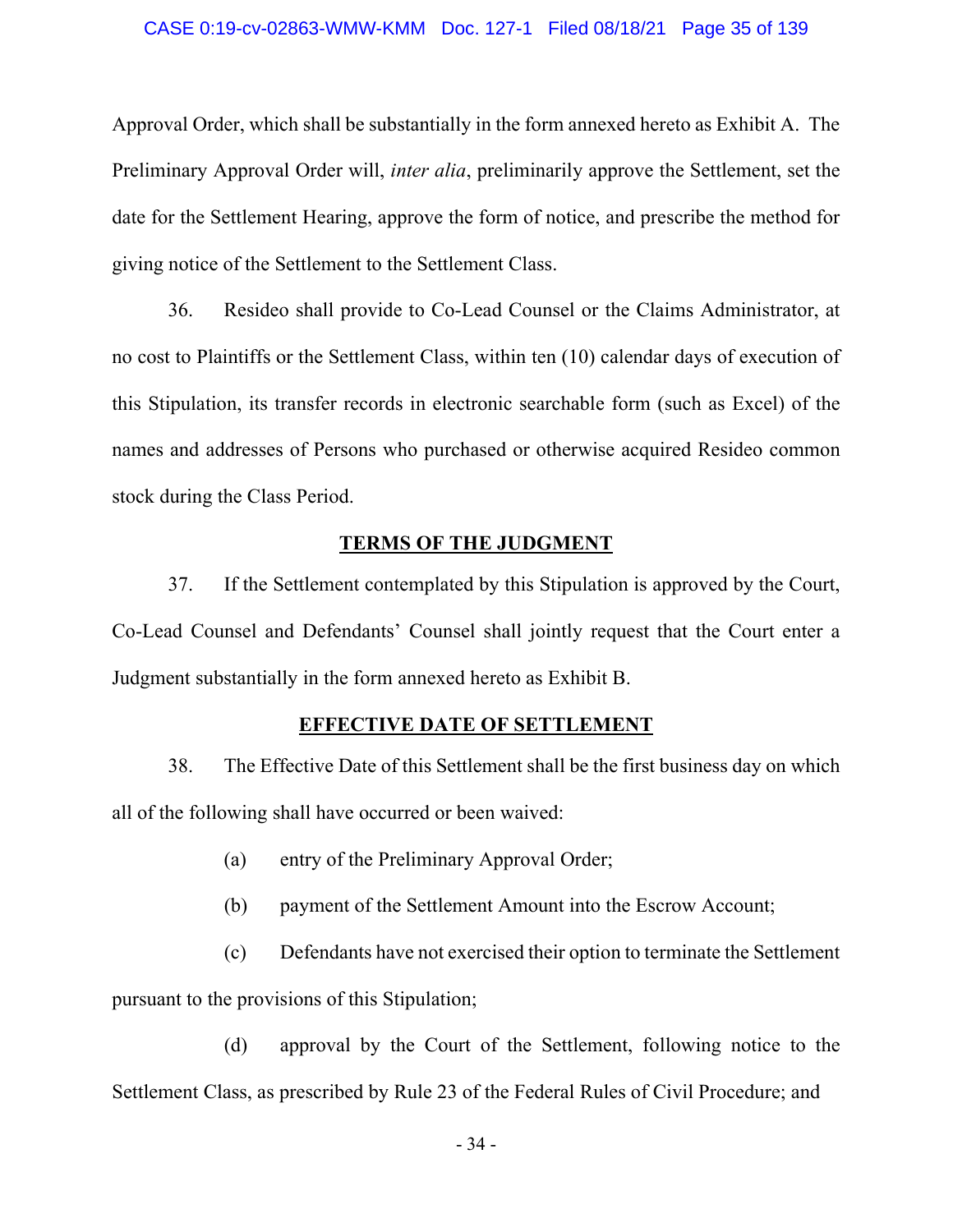Approval Order, which shall be substantially in the form annexed hereto as Exhibit A. The Preliminary Approval Order will, *inter alia*, preliminarily approve the Settlement, set the date for the Settlement Hearing, approve the form of notice, and prescribe the method for giving notice of the Settlement to the Settlement Class.

36. Resideo shall provide to Co-Lead Counsel or the Claims Administrator, at no cost to Plaintiffs or the Settlement Class, within ten (10) calendar days of execution of this Stipulation, its transfer records in electronic searchable form (such as Excel) of the names and addresses of Persons who purchased or otherwise acquired Resideo common stock during the Class Period.

## TERMS OF THE JUDGMENT

37. If the Settlement contemplated by this Stipulation is approved by the Court, Co-Lead Counsel and Defendants' Counsel shall jointly request that the Court enter a Judgment substantially in the form annexed hereto as Exhibit B.

## EFFECTIVE DATE OF SETTLEMENT

38. The Effective Date of this Settlement shall be the first business day on which all of the following shall have occurred or been waived:

(a) entry of the Preliminary Approval Order;

(b) payment of the Settlement Amount into the Escrow Account;

(c) Defendants have not exercised their option to terminate the Settlement pursuant to the provisions of this Stipulation;

(d) approval by the Court of the Settlement, following notice to the Settlement Class, as prescribed by Rule 23 of the Federal Rules of Civil Procedure; and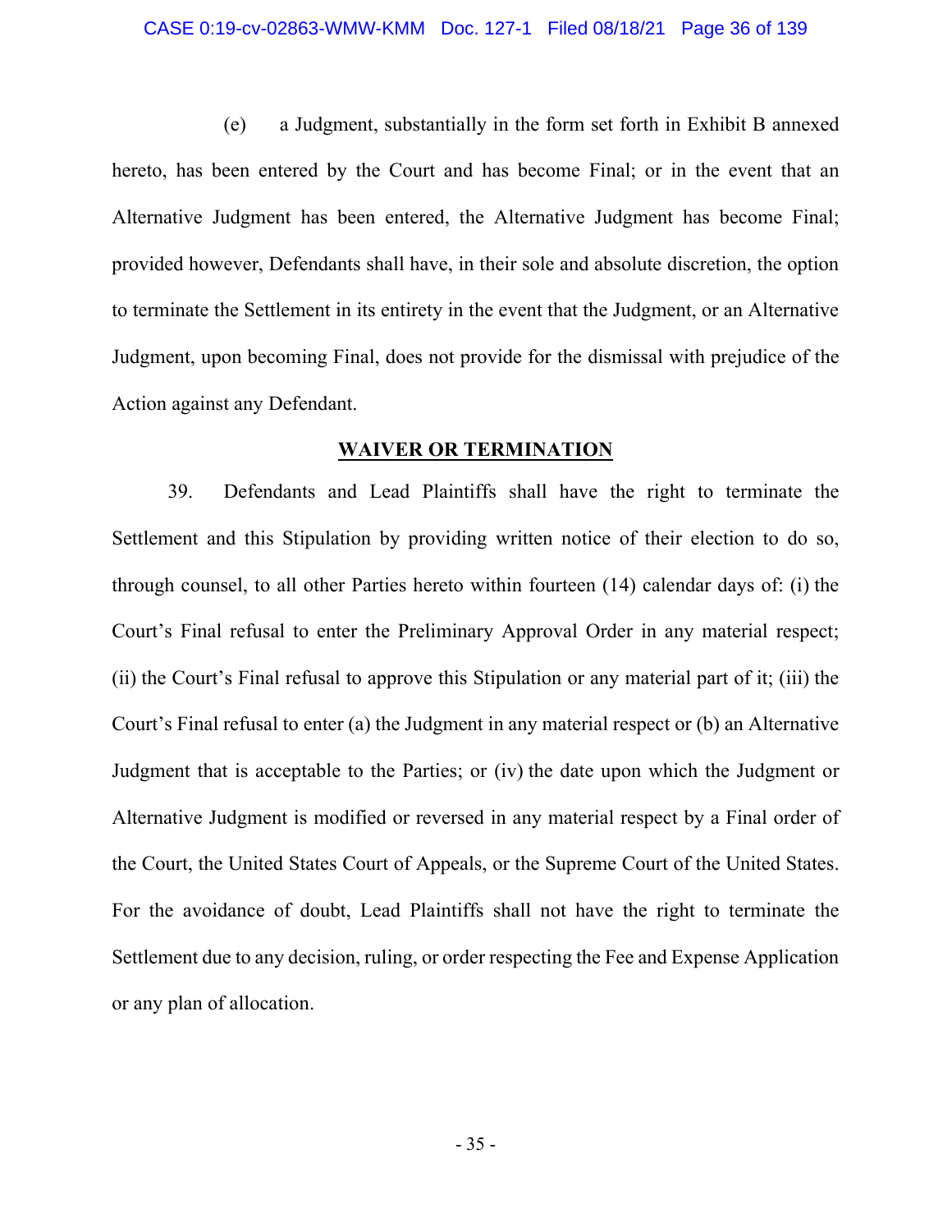(e) a Judgment, substantially in the form set forth in Exhibit B annexed hereto, has been entered by the Court and has become Final; or in the event that an Alternative Judgment has been entered, the Alternative Judgment has become Final; provided however, Defendants shall have, in their sole and absolute discretion, the option to terminate the Settlement in its entirety in the event that the Judgment, or an Alternative Judgment, upon becoming Final, does not provide for the dismissal with prejudice of the Action against any Defendant.

## WAIVER OR TERMINATION

39. Defendants and Lead Plaintiffs shall have the right to terminate the Settlement and this Stipulation by providing written notice of their election to do so, through counsel, to all other Parties hereto within fourteen (14) calendar days of: (i) the Court's Final refusal to enter the Preliminary Approval Order in any material respect; (ii) the Court's Final refusal to approve this Stipulation or any material part of it; (iii) the Court's Final refusal to enter (a) the Judgment in any material respect or (b) an Alternative Judgment that is acceptable to the Parties; or (iv) the date upon which the Judgment or Alternative Judgment is modified or reversed in any material respect by a Final order of the Court, the United States Court of Appeals, or the Supreme Court of the United States. For the avoidance of doubt, Lead Plaintiffs shall not have the right to terminate the Settlement due to any decision, ruling, or order respecting the Fee and Expense Application or any plan of allocation.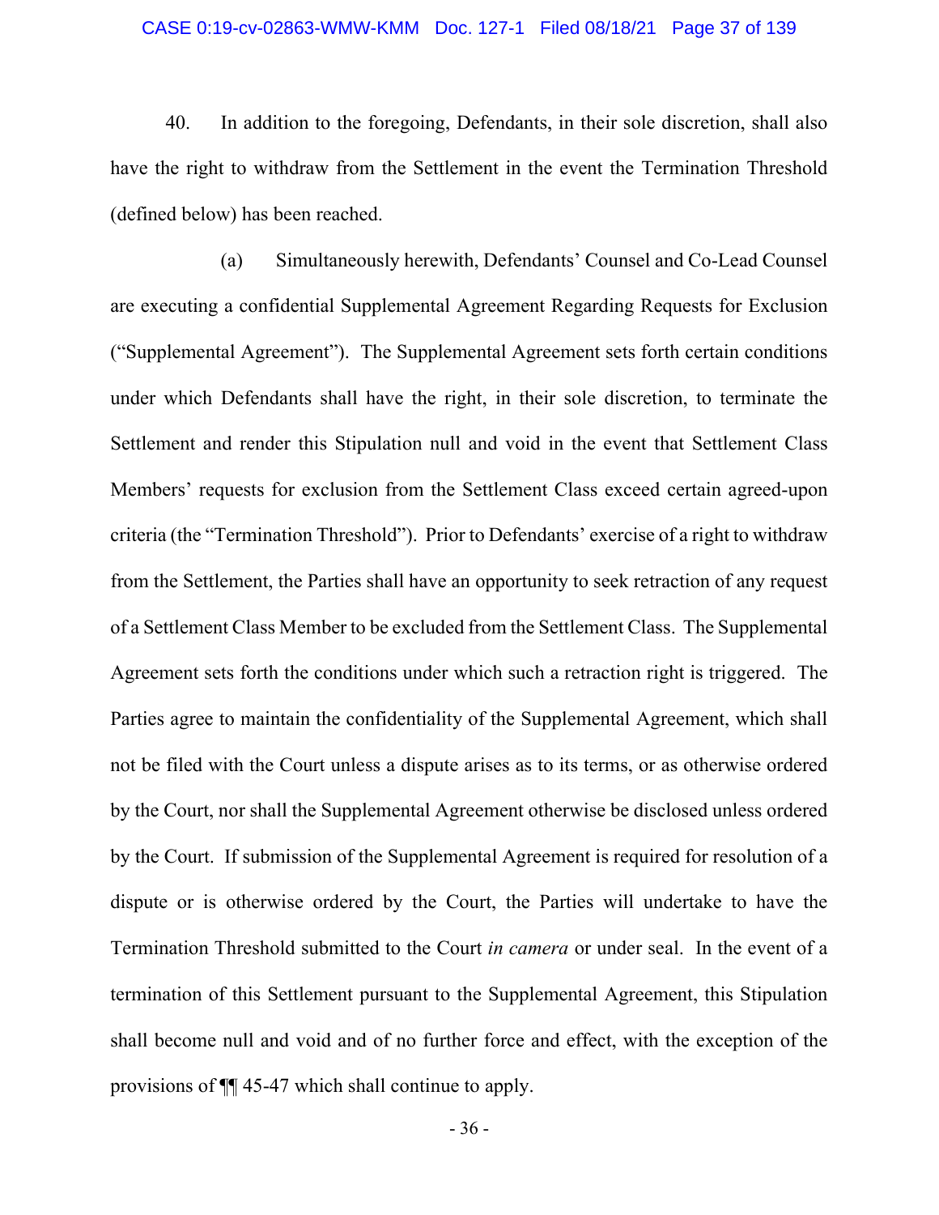40. In addition to the foregoing, Defendants, in their sole discretion, shall also have the right to withdraw from the Settlement in the event the Termination Threshold (defined below) has been reached.

(a) Simultaneously herewith, Defendants' Counsel and Co-Lead Counsel are executing a confidential Supplemental Agreement Regarding Requests for Exclusion ("Supplemental Agreement"). The Supplemental Agreement sets forth certain conditions under which Defendants shall have the right, in their sole discretion, to terminate the Settlement and render this Stipulation null and void in the event that Settlement Class Members' requests for exclusion from the Settlement Class exceed certain agreed-upon criteria (the "Termination Threshold"). Prior to Defendants' exercise of a right to withdraw from the Settlement, the Parties shall have an opportunity to seek retraction of any request of a Settlement Class Member to be excluded from the Settlement Class. The Supplemental Agreement sets forth the conditions under which such a retraction right is triggered. The Parties agree to maintain the confidentiality of the Supplemental Agreement, which shall not be filed with the Court unless a dispute arises as to its terms, or as otherwise ordered by the Court, nor shall the Supplemental Agreement otherwise be disclosed unless ordered by the Court. If submission of the Supplemental Agreement is required for resolution of a dispute or is otherwise ordered by the Court, the Parties will undertake to have the Termination Threshold submitted to the Court *in camera* or under seal. In the event of a termination of this Settlement pursuant to the Supplemental Agreement, this Stipulation shall become null and void and of no further force and effect, with the exception of the provisions of ¶¶ 45-47 which shall continue to apply.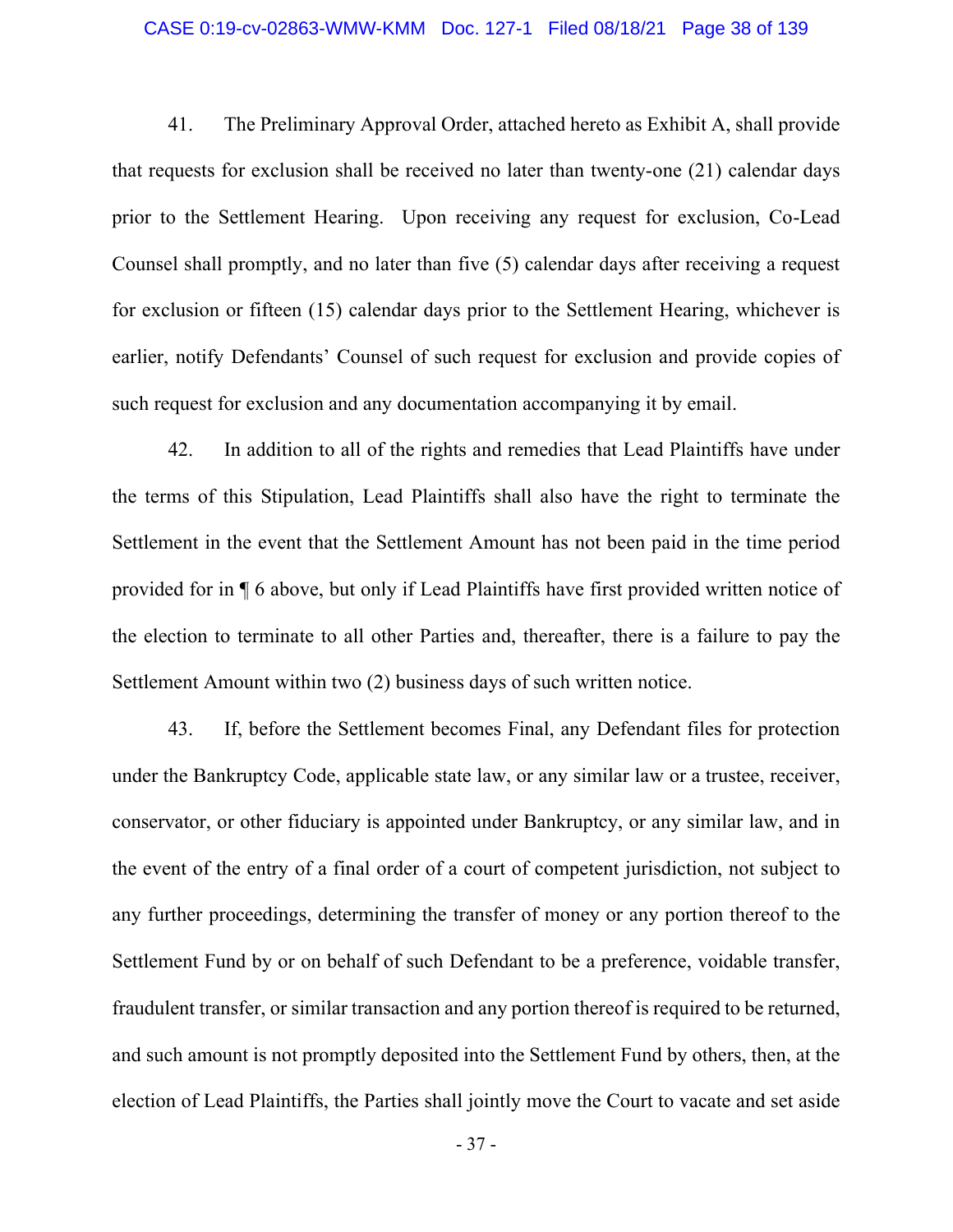41. The Preliminary Approval Order, attached hereto as Exhibit A, shall provide that requests for exclusion shall be received no later than twenty-one (21) calendar days prior to the Settlement Hearing. Upon receiving any request for exclusion, Co-Lead Counsel shall promptly, and no later than five (5) calendar days after receiving a request for exclusion or fifteen (15) calendar days prior to the Settlement Hearing, whichever is earlier, notify Defendants' Counsel of such request for exclusion and provide copies of such request for exclusion and any documentation accompanying it by email.

42. In addition to all of the rights and remedies that Lead Plaintiffs have under the terms of this Stipulation, Lead Plaintiffs shall also have the right to terminate the Settlement in the event that the Settlement Amount has not been paid in the time period provided for in ¶ 6 above, but only if Lead Plaintiffs have first provided written notice of the election to terminate to all other Parties and, thereafter, there is a failure to pay the Settlement Amount within two (2) business days of such written notice.

43. If, before the Settlement becomes Final, any Defendant files for protection under the Bankruptcy Code, applicable state law, or any similar law or a trustee, receiver, conservator, or other fiduciary is appointed under Bankruptcy, or any similar law, and in the event of the entry of a final order of a court of competent jurisdiction, not subject to any further proceedings, determining the transfer of money or any portion thereof to the Settlement Fund by or on behalf of such Defendant to be a preference, voidable transfer, fraudulent transfer, or similar transaction and any portion thereof is required to be returned, and such amount is not promptly deposited into the Settlement Fund by others, then, at the election of Lead Plaintiffs, the Parties shall jointly move the Court to vacate and set aside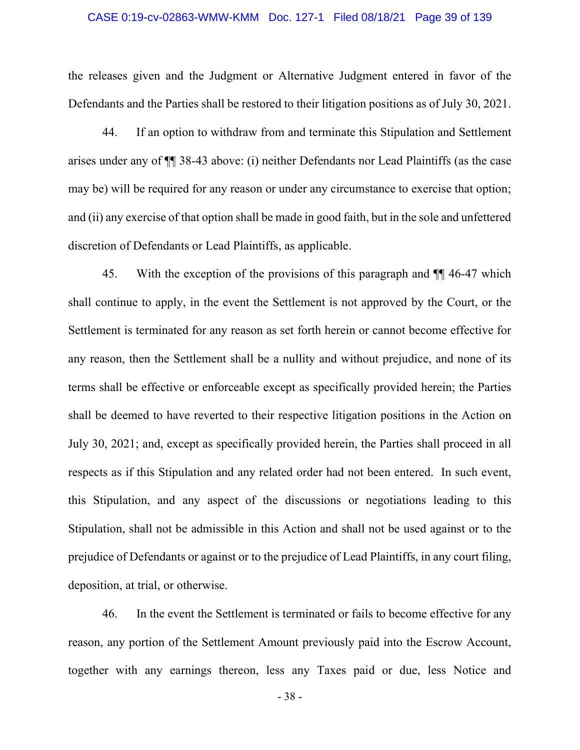the releases given and the Judgment or Alternative Judgment entered in favor of the Defendants and the Parties shall be restored to their litigation positions as of July 30, 2021.

44. If an option to withdraw from and terminate this Stipulation and Settlement arises under any of ¶¶ 38-43 above: (i) neither Defendants nor Lead Plaintiffs (as the case may be) will be required for any reason or under any circumstance to exercise that option; and (ii) any exercise of that option shall be made in good faith, but in the sole and unfettered discretion of Defendants or Lead Plaintiffs, as applicable.

45. With the exception of the provisions of this paragraph and ¶¶ 46-47 which shall continue to apply, in the event the Settlement is not approved by the Court, or the Settlement is terminated for any reason as set forth herein or cannot become effective for any reason, then the Settlement shall be a nullity and without prejudice, and none of its terms shall be effective or enforceable except as specifically provided herein; the Parties shall be deemed to have reverted to their respective litigation positions in the Action on July 30, 2021; and, except as specifically provided herein, the Parties shall proceed in all respects as if this Stipulation and any related order had not been entered. In such event, this Stipulation, and any aspect of the discussions or negotiations leading to this Stipulation, shall not be admissible in this Action and shall not be used against or to the prejudice of Defendants or against or to the prejudice of Lead Plaintiffs, in any court filing, deposition, at trial, or otherwise.

46. In the event the Settlement is terminated or fails to become effective for any reason, any portion of the Settlement Amount previously paid into the Escrow Account, together with any earnings thereon, less any Taxes paid or due, less Notice and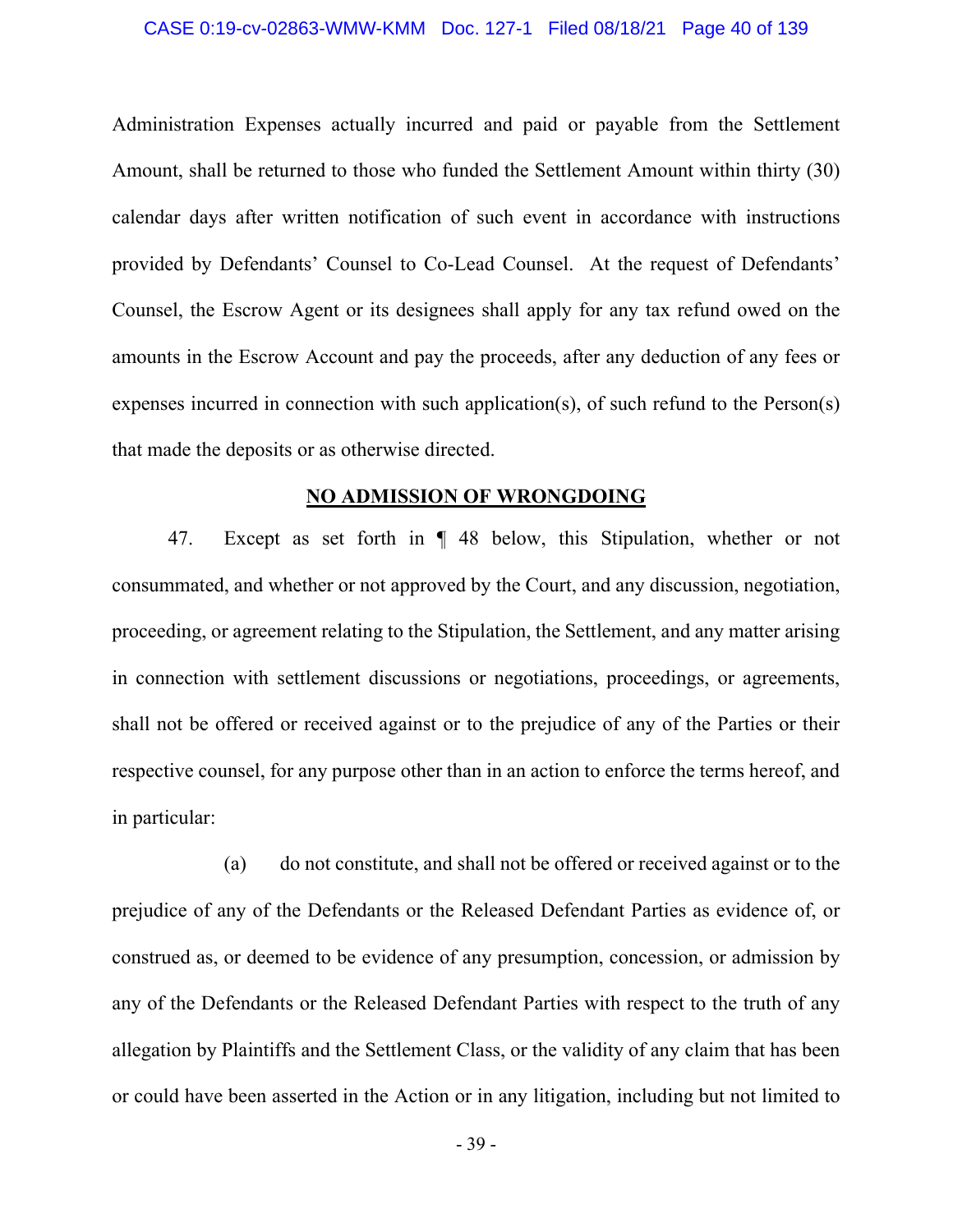Administration Expenses actually incurred and paid or payable from the Settlement Amount, shall be returned to those who funded the Settlement Amount within thirty (30) calendar days after written notification of such event in accordance with instructions provided by Defendants' Counsel to Co-Lead Counsel. At the request of Defendants' Counsel, the Escrow Agent or its designees shall apply for any tax refund owed on the amounts in the Escrow Account and pay the proceeds, after any deduction of any fees or expenses incurred in connection with such application(s), of such refund to the Person(s) that made the deposits or as otherwise directed.

## NO ADMISSION OF WRONGDOING

47. Except as set forth in ¶ 48 below, this Stipulation, whether or not consummated, and whether or not approved by the Court, and any discussion, negotiation, proceeding, or agreement relating to the Stipulation, the Settlement, and any matter arising in connection with settlement discussions or negotiations, proceedings, or agreements, shall not be offered or received against or to the prejudice of any of the Parties or their respective counsel, for any purpose other than in an action to enforce the terms hereof, and in particular:

(a) do not constitute, and shall not be offered or received against or to the prejudice of any of the Defendants or the Released Defendant Parties as evidence of, or construed as, or deemed to be evidence of any presumption, concession, or admission by any of the Defendants or the Released Defendant Parties with respect to the truth of any allegation by Plaintiffs and the Settlement Class, or the validity of any claim that has been or could have been asserted in the Action or in any litigation, including but not limited to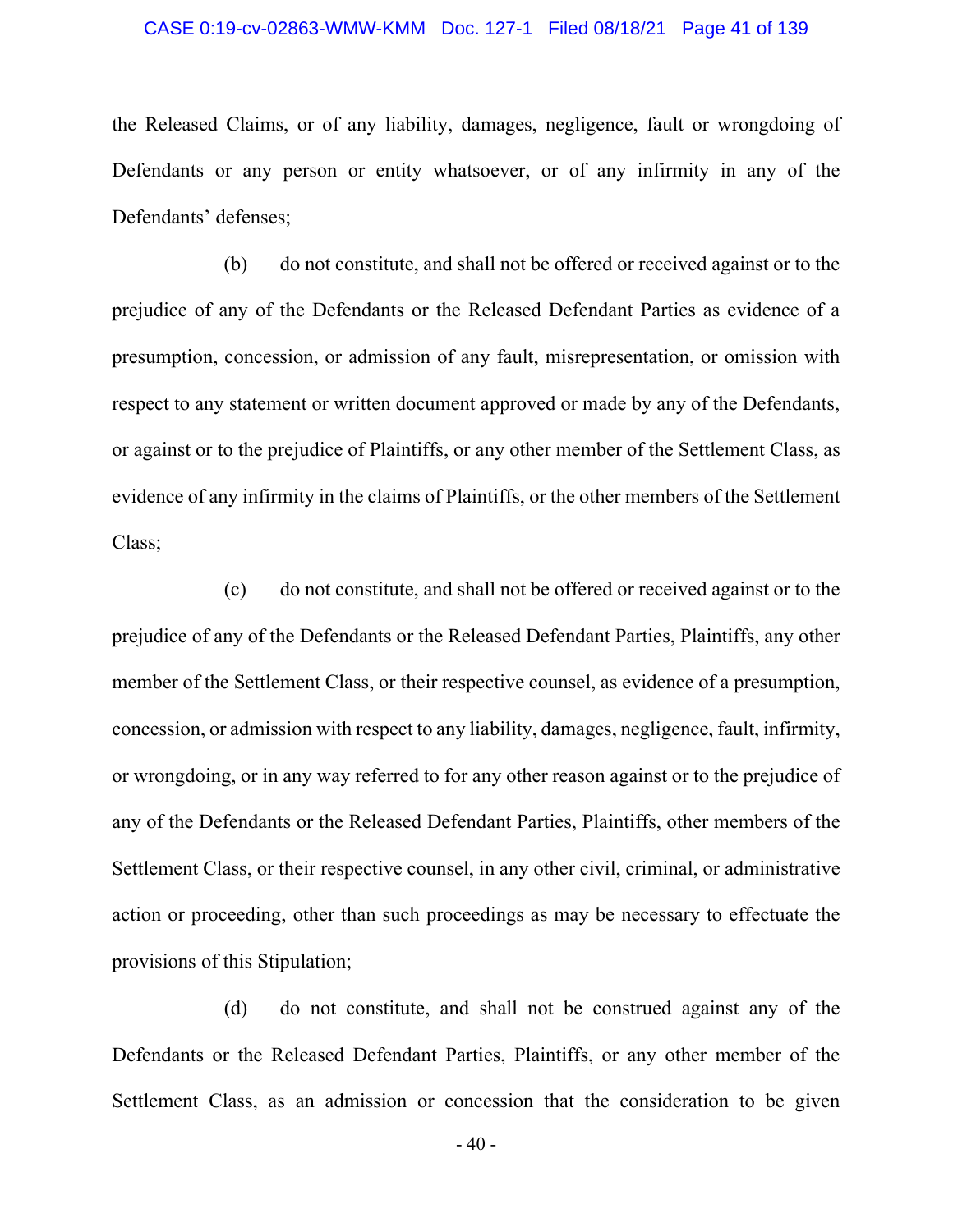the Released Claims, or of any liability, damages, negligence, fault or wrongdoing of Defendants or any person or entity whatsoever, or of any infirmity in any of the Defendants' defenses;

(b) do not constitute, and shall not be offered or received against or to the prejudice of any of the Defendants or the Released Defendant Parties as evidence of a presumption, concession, or admission of any fault, misrepresentation, or omission with respect to any statement or written document approved or made by any of the Defendants, or against or to the prejudice of Plaintiffs, or any other member of the Settlement Class, as evidence of any infirmity in the claims of Plaintiffs, or the other members of the Settlement Class;

(c) do not constitute, and shall not be offered or received against or to the prejudice of any of the Defendants or the Released Defendant Parties, Plaintiffs, any other member of the Settlement Class, or their respective counsel, as evidence of a presumption, concession, or admission with respect to any liability, damages, negligence, fault, infirmity, or wrongdoing, or in any way referred to for any other reason against or to the prejudice of any of the Defendants or the Released Defendant Parties, Plaintiffs, other members of the Settlement Class, or their respective counsel, in any other civil, criminal, or administrative action or proceeding, other than such proceedings as may be necessary to effectuate the provisions of this Stipulation;

(d) do not constitute, and shall not be construed against any of the Defendants or the Released Defendant Parties, Plaintiffs, or any other member of the Settlement Class, as an admission or concession that the consideration to be given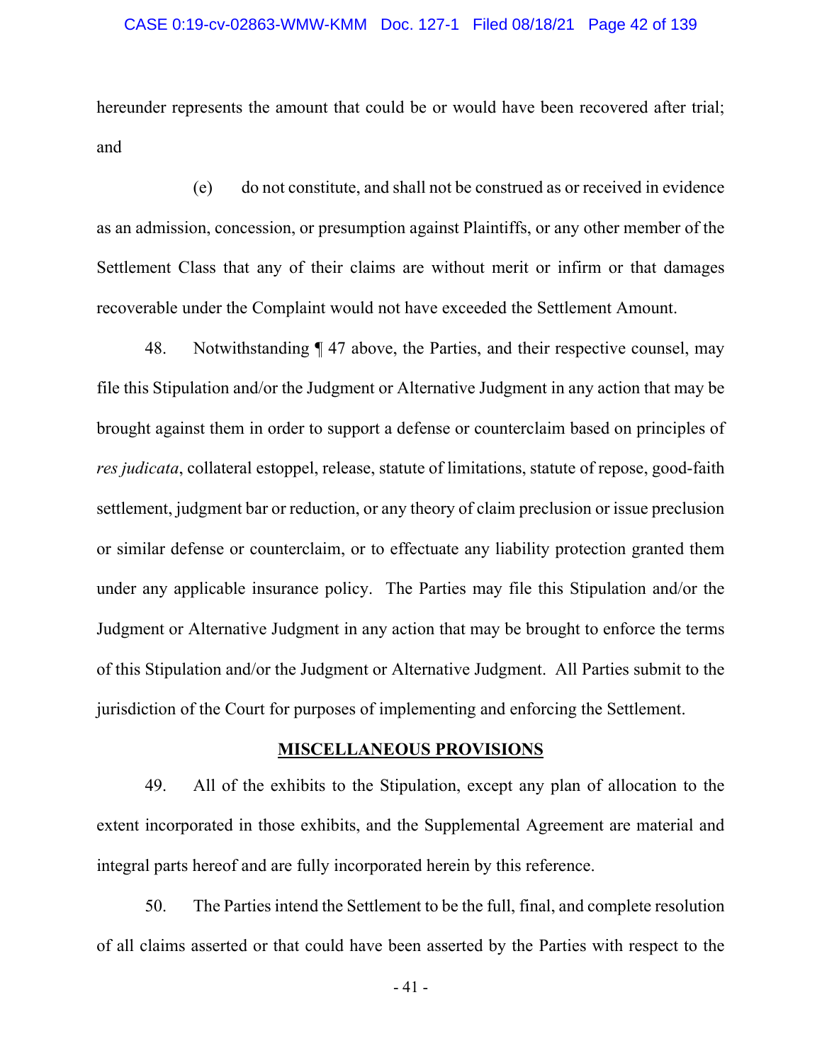hereunder represents the amount that could be or would have been recovered after trial; and

(e) do not constitute, and shall not be construed as or received in evidence as an admission, concession, or presumption against Plaintiffs, or any other member of the Settlement Class that any of their claims are without merit or infirm or that damages recoverable under the Complaint would not have exceeded the Settlement Amount.

48. Notwithstanding ¶ 47 above, the Parties, and their respective counsel, may file this Stipulation and/or the Judgment or Alternative Judgment in any action that may be brought against them in order to support a defense or counterclaim based on principles of *res judicata*, collateral estoppel, release, statute of limitations, statute of repose, good-faith settlement, judgment bar or reduction, or any theory of claim preclusion or issue preclusion or similar defense or counterclaim, or to effectuate any liability protection granted them under any applicable insurance policy. The Parties may file this Stipulation and/or the Judgment or Alternative Judgment in any action that may be brought to enforce the terms of this Stipulation and/or the Judgment or Alternative Judgment. All Parties submit to the jurisdiction of the Court for purposes of implementing and enforcing the Settlement.

## MISCELLANEOUS PROVISIONS

49. All of the exhibits to the Stipulation, except any plan of allocation to the extent incorporated in those exhibits, and the Supplemental Agreement are material and integral parts hereof and are fully incorporated herein by this reference.

50. The Parties intend the Settlement to be the full, final, and complete resolution of all claims asserted or that could have been asserted by the Parties with respect to the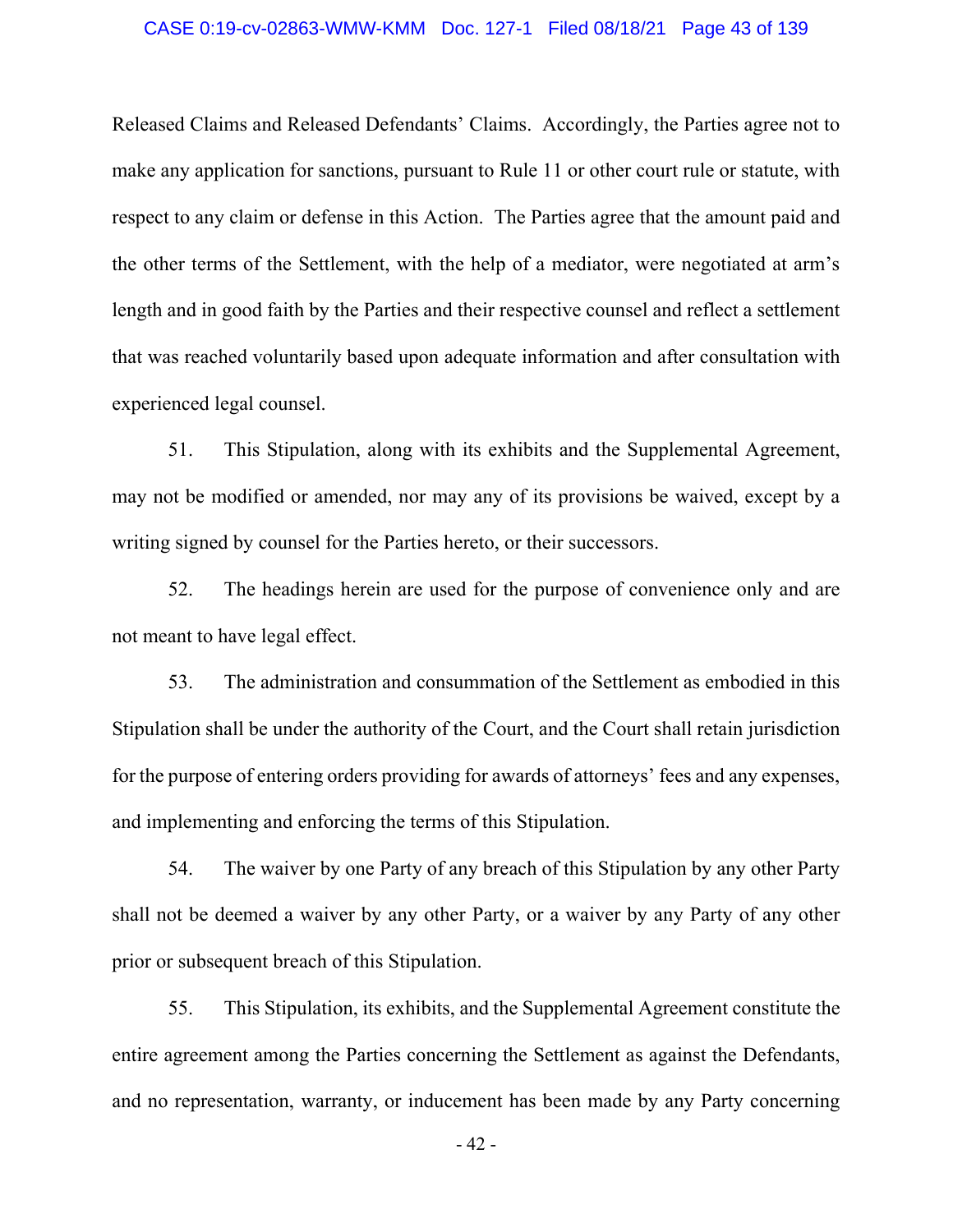Released Claims and Released Defendants' Claims. Accordingly, the Parties agree not to make any application for sanctions, pursuant to Rule 11 or other court rule or statute, with respect to any claim or defense in this Action. The Parties agree that the amount paid and the other terms of the Settlement, with the help of a mediator, were negotiated at arm's length and in good faith by the Parties and their respective counsel and reflect a settlement that was reached voluntarily based upon adequate information and after consultation with experienced legal counsel.

51. This Stipulation, along with its exhibits and the Supplemental Agreement, may not be modified or amended, nor may any of its provisions be waived, except by a writing signed by counsel for the Parties hereto, or their successors.

52. The headings herein are used for the purpose of convenience only and are not meant to have legal effect.

53. The administration and consummation of the Settlement as embodied in this Stipulation shall be under the authority of the Court, and the Court shall retain jurisdiction for the purpose of entering orders providing for awards of attorneys' fees and any expenses, and implementing and enforcing the terms of this Stipulation.

54. The waiver by one Party of any breach of this Stipulation by any other Party shall not be deemed a waiver by any other Party, or a waiver by any Party of any other prior or subsequent breach of this Stipulation.

55. This Stipulation, its exhibits, and the Supplemental Agreement constitute the entire agreement among the Parties concerning the Settlement as against the Defendants, and no representation, warranty, or inducement has been made by any Party concerning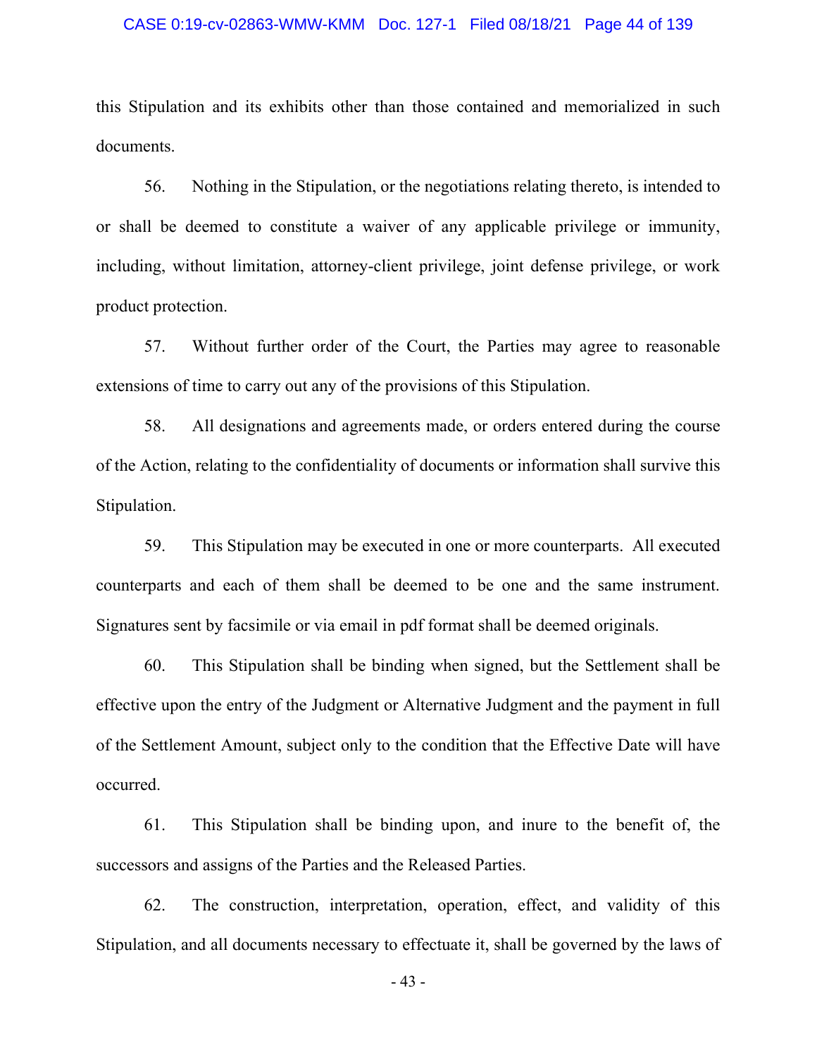this Stipulation and its exhibits other than those contained and memorialized in such documents.

56. Nothing in the Stipulation, or the negotiations relating thereto, is intended to or shall be deemed to constitute a waiver of any applicable privilege or immunity, including, without limitation, attorney-client privilege, joint defense privilege, or work product protection.

57. Without further order of the Court, the Parties may agree to reasonable extensions of time to carry out any of the provisions of this Stipulation.

58. All designations and agreements made, or orders entered during the course of the Action, relating to the confidentiality of documents or information shall survive this Stipulation.

59. This Stipulation may be executed in one or more counterparts. All executed counterparts and each of them shall be deemed to be one and the same instrument. Signatures sent by facsimile or via email in pdf format shall be deemed originals.

60. This Stipulation shall be binding when signed, but the Settlement shall be effective upon the entry of the Judgment or Alternative Judgment and the payment in full of the Settlement Amount, subject only to the condition that the Effective Date will have occurred.

61. This Stipulation shall be binding upon, and inure to the benefit of, the successors and assigns of the Parties and the Released Parties.

62. The construction, interpretation, operation, effect, and validity of this Stipulation, and all documents necessary to effectuate it, shall be governed by the laws of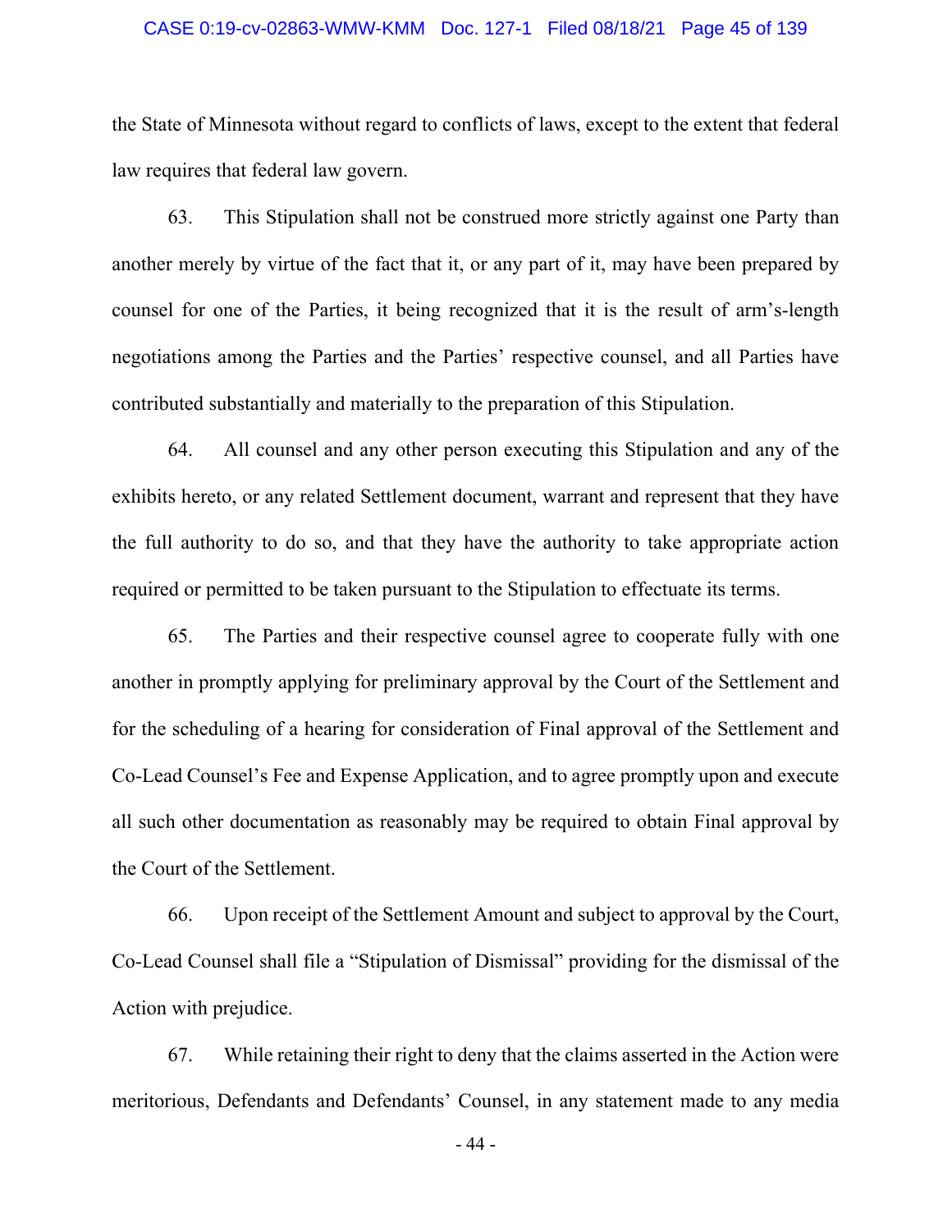the State of Minnesota without regard to conflicts of laws, except to the extent that federal law requires that federal law govern.

63. This Stipulation shall not be construed more strictly against one Party than another merely by virtue of the fact that it, or any part of it, may have been prepared by counsel for one of the Parties, it being recognized that it is the result of arm's-length negotiations among the Parties and the Parties' respective counsel, and all Parties have contributed substantially and materially to the preparation of this Stipulation.

64. All counsel and any other person executing this Stipulation and any of the exhibits hereto, or any related Settlement document, warrant and represent that they have the full authority to do so, and that they have the authority to take appropriate action required or permitted to be taken pursuant to the Stipulation to effectuate its terms.

65. The Parties and their respective counsel agree to cooperate fully with one another in promptly applying for preliminary approval by the Court of the Settlement and for the scheduling of a hearing for consideration of Final approval of the Settlement and Co-Lead Counsel's Fee and Expense Application, and to agree promptly upon and execute all such other documentation as reasonably may be required to obtain Final approval by the Court of the Settlement.

66. Upon receipt of the Settlement Amount and subject to approval by the Court, Co-Lead Counsel shall file a "Stipulation of Dismissal" providing for the dismissal of the Action with prejudice.

67. While retaining their right to deny that the claims asserted in the Action were meritorious, Defendants and Defendants' Counsel, in any statement made to any media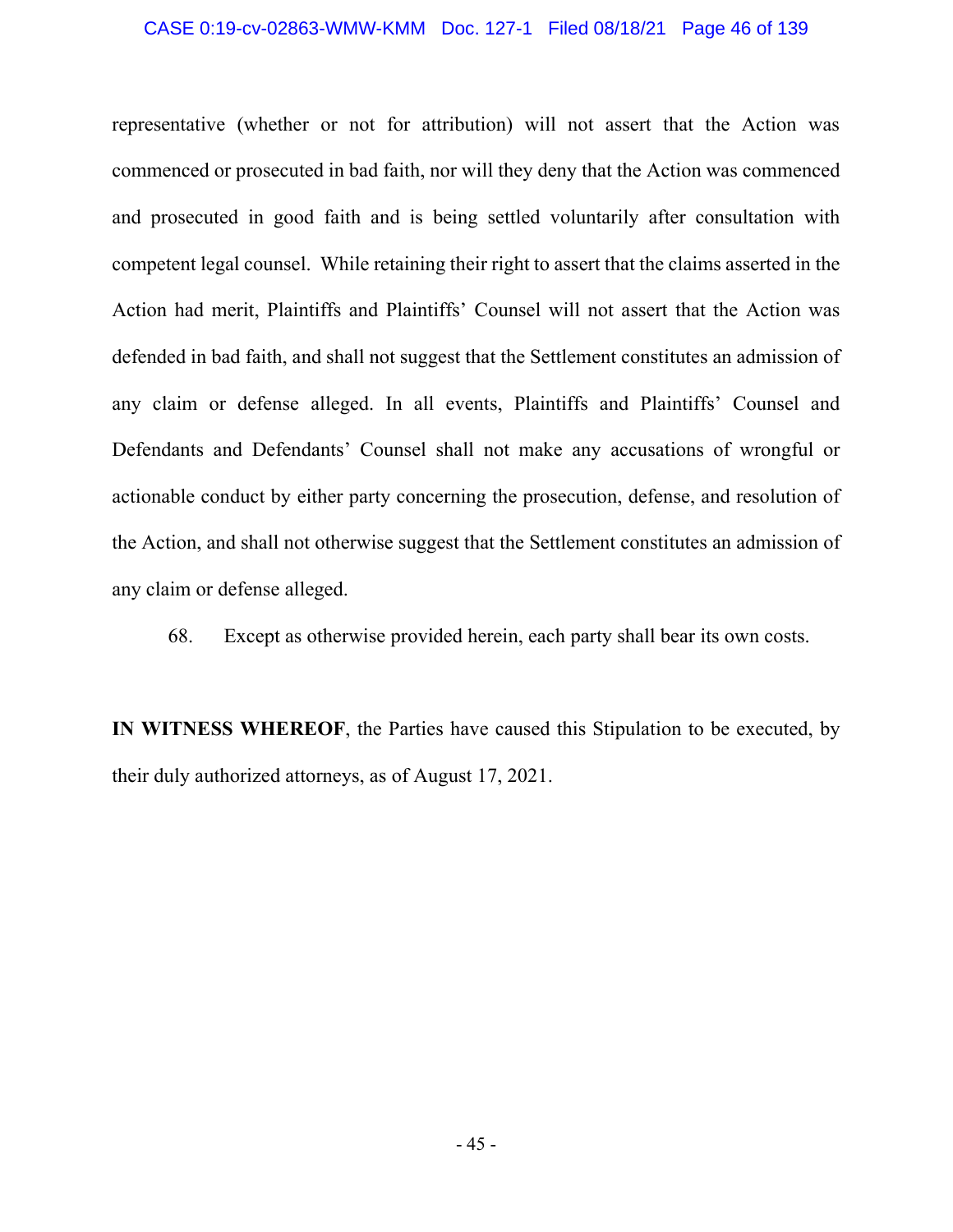representative (whether or not for attribution) will not assert that the Action was commenced or prosecuted in bad faith, nor will they deny that the Action was commenced and prosecuted in good faith and is being settled voluntarily after consultation with competent legal counsel. While retaining their right to assert that the claims asserted in the Action had merit, Plaintiffs and Plaintiffs' Counsel will not assert that the Action was defended in bad faith, and shall not suggest that the Settlement constitutes an admission of any claim or defense alleged. In all events, Plaintiffs and Plaintiffs' Counsel and Defendants and Defendants' Counsel shall not make any accusations of wrongful or actionable conduct by either party concerning the prosecution, defense, and resolution of the Action, and shall not otherwise suggest that the Settlement constitutes an admission of any claim or defense alleged.

68. Except as otherwise provided herein, each party shall bear its own costs.

**IN WITNESS WHEREOF**, the Parties have caused this Stipulation to be executed, by their duly authorized attorneys, as of August 17, 2021.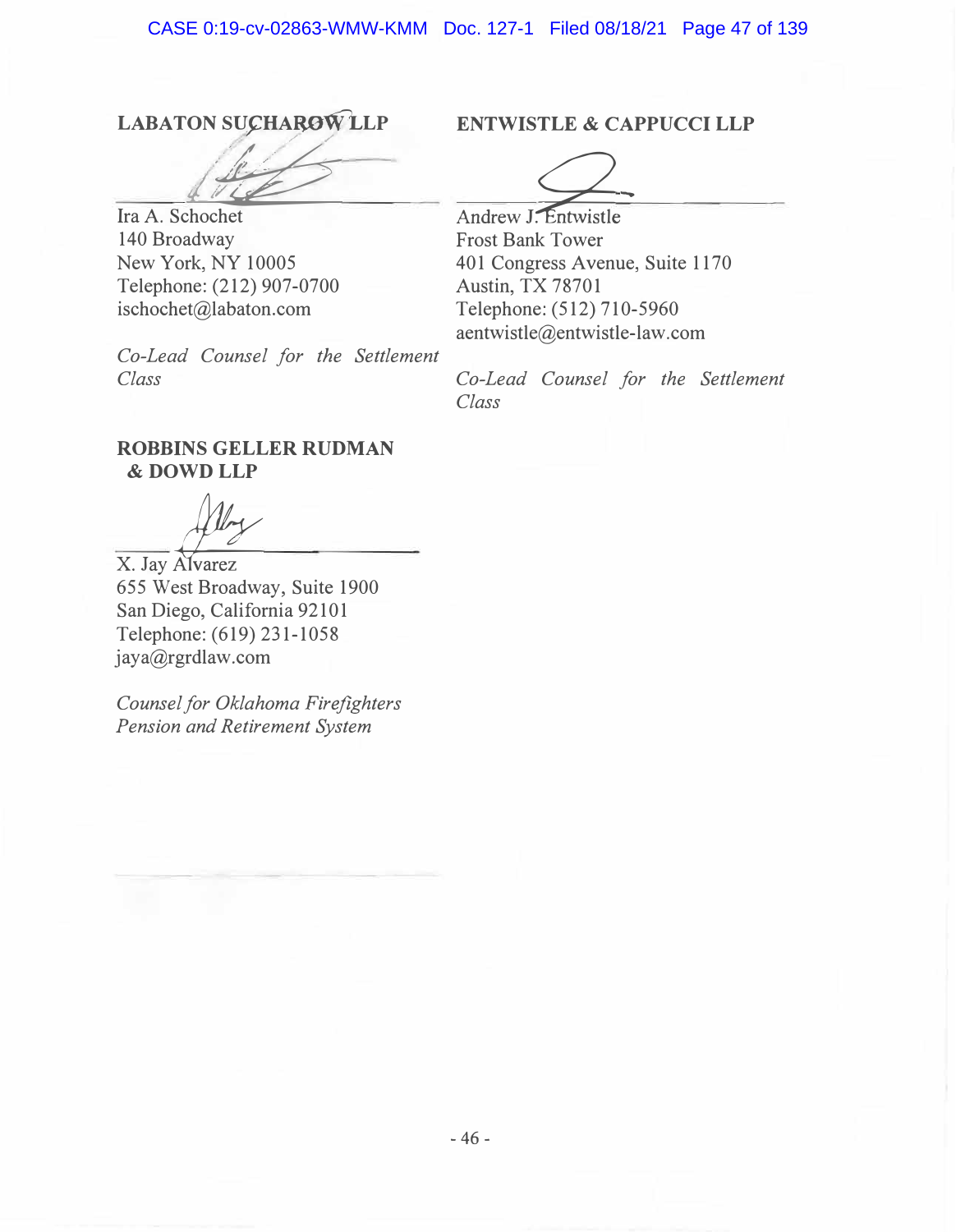**LABATON SUCHAROW LLP**

Ira A. Schochet
140 Broadway
New York, NY 10005
Telephone: (212) 907-0700
ischochet@labaton.com

*Co-Lead Counsel for the Settlement Class*

**ENTWISTLE & CAPPUCCI LLP**

Andrew J. Entwistle
Frost Bank Tower
401 Congress Avenue, Suite 1170
Austin, TX 78701
Telephone: (512) 710-5960
aentwistle@entwistle-law.com

*Co-Lead Counsel for the Settlement Class*

**ROBBINS GELLER RUDMAN & DOWD LLP**

X. Jay Alvarez
655 West Broadway, Suite 1900
San Diego, California 92101
Telephone: (619) 231-1058
jaya@rgrdlaw.com

*Counsel for Oklahoma Firefighters Pension and Retirement System*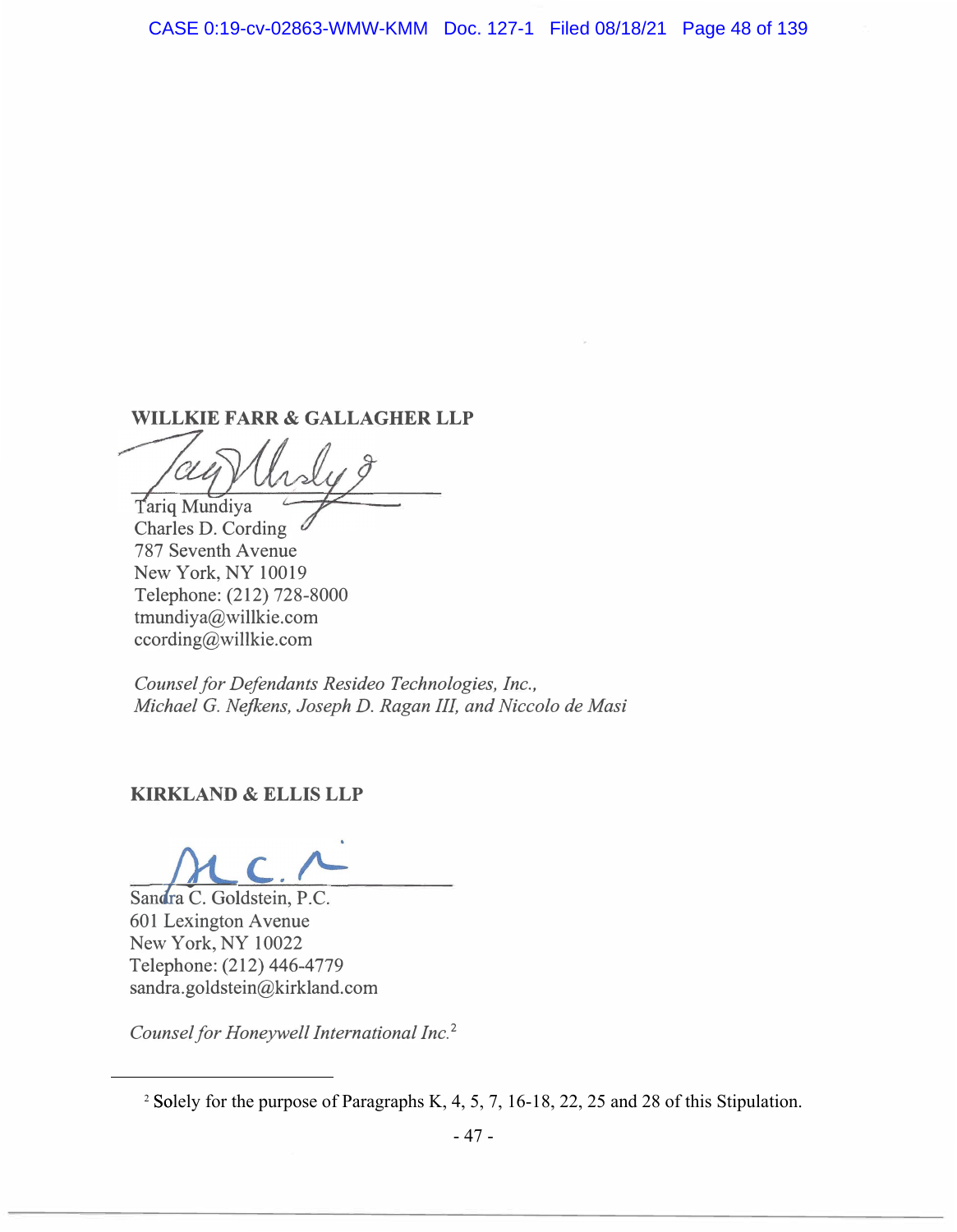**WILLKIE FARR & GALLAGHER LLP**

Tariq Mundiya
Charles D. Cording
787 Seventh Avenue
New York, NY 10019
Telephone: (212) 728-8000
tmundiya@willkie.com
ccording@willkie.com

*Counsel for Defendants Resideo Technologies, Inc., Michael G. Nefkens, Joseph D. Ragan III, and Niccolo de Masi*

**KIRKLAND & ELLIS LLP**

Sandra C. Goldstein, P.C.
601 Lexington Avenue
New York, NY 10022
Telephone: (212) 446-4779
sandra.goldstein@kirkland.com

*Counsel for Honeywell International Inc.*[2]

[2] Solely for the purpose of Paragraphs K, 4, 5, 7, 16-18, 22, 25 and 28 of this Stipulation.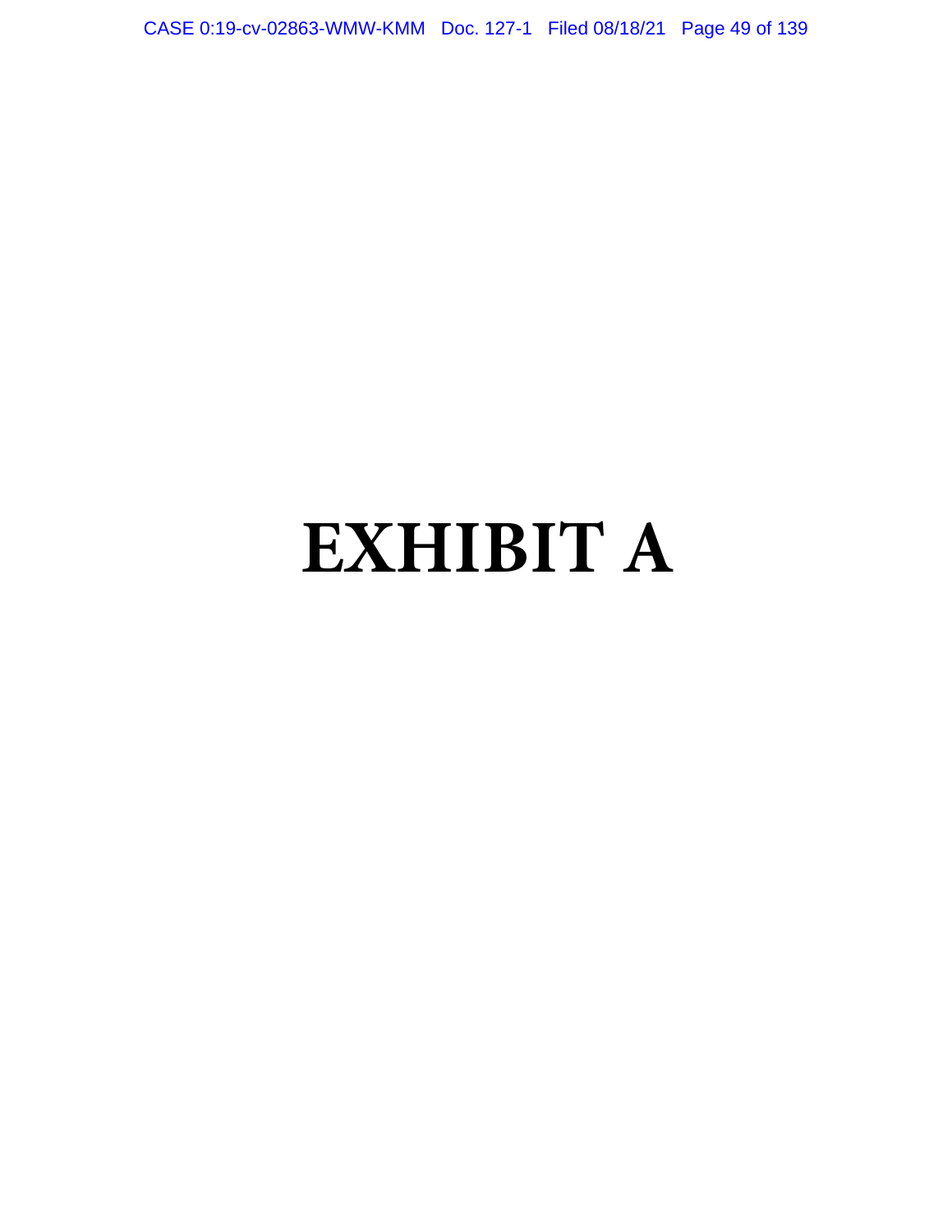# EXHIBIT A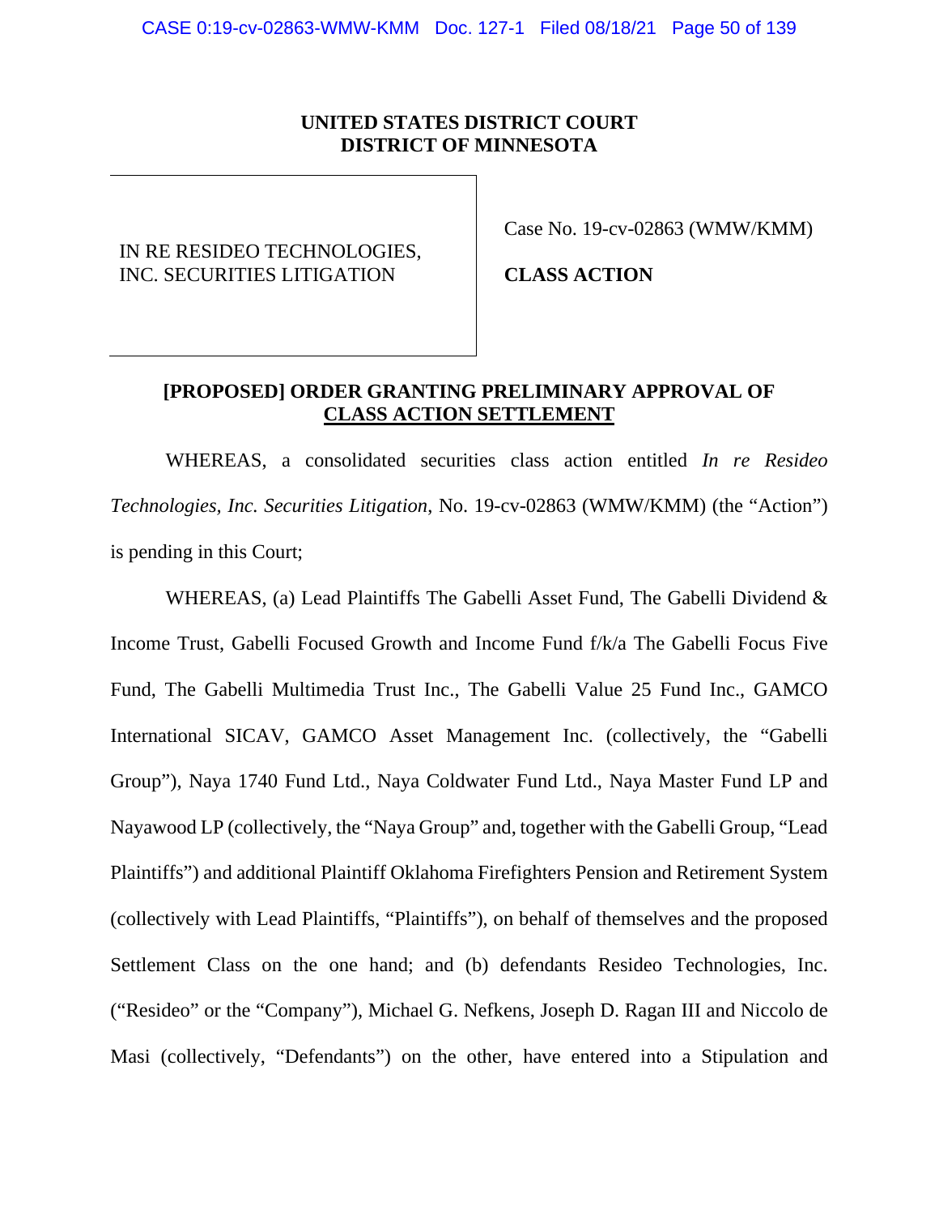**UNITED STATES DISTRICT COURT**
**DISTRICT OF MINNESOTA**

| | |
|---|---|
| IN RE RESIDEO TECHNOLOGIES, INC. SECURITIES LITIGATION | Case No. 19-cv-02863 (WMW/KMM) **CLASS ACTION** |

**[PROPOSED] ORDER GRANTING PRELIMINARY APPROVAL OF CLASS ACTION SETTLEMENT**

WHEREAS, a consolidated securities class action entitled *In re Resideo Technologies, Inc. Securities Litigation*, No. 19-cv-02863 (WMW/KMM) (the "Action") is pending in this Court;

WHEREAS, (a) Lead Plaintiffs The Gabelli Asset Fund, The Gabelli Dividend & Income Trust, Gabelli Focused Growth and Income Fund f/k/a The Gabelli Focus Five Fund, The Gabelli Multimedia Trust Inc., The Gabelli Value 25 Fund Inc., GAMCO International SICAV, GAMCO Asset Management Inc. (collectively, the "Gabelli Group"), Naya 1740 Fund Ltd., Naya Coldwater Fund Ltd., Naya Master Fund LP and Nayawood LP (collectively, the "Naya Group" and, together with the Gabelli Group, "Lead Plaintiffs") and additional Plaintiff Oklahoma Firefighters Pension and Retirement System (collectively with Lead Plaintiffs, "Plaintiffs"), on behalf of themselves and the proposed Settlement Class on the one hand; and (b) defendants Resideo Technologies, Inc. ("Resideo" or the "Company"), Michael G. Nefkens, Joseph D. Ragan III and Niccolo de Masi (collectively, "Defendants") on the other, have entered into a Stipulation and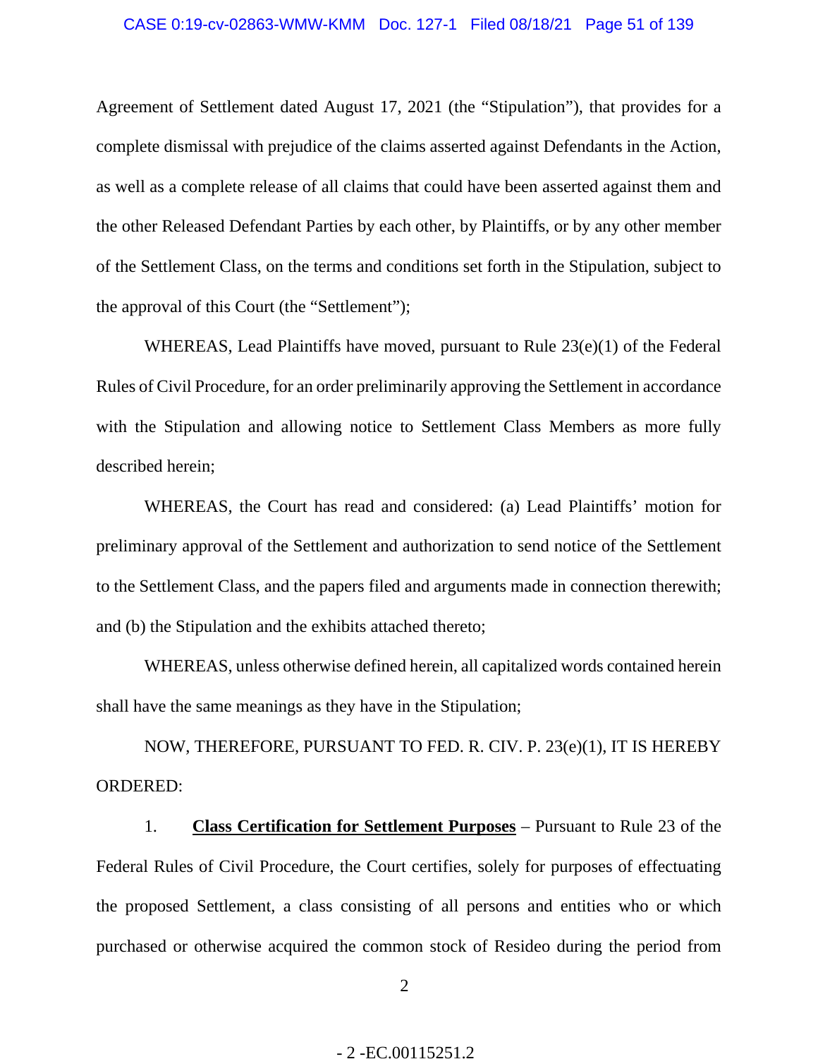Agreement of Settlement dated August 17, 2021 (the "Stipulation"), that provides for a complete dismissal with prejudice of the claims asserted against Defendants in the Action, as well as a complete release of all claims that could have been asserted against them and the other Released Defendant Parties by each other, by Plaintiffs, or by any other member of the Settlement Class, on the terms and conditions set forth in the Stipulation, subject to the approval of this Court (the "Settlement");

WHEREAS, Lead Plaintiffs have moved, pursuant to Rule 23(e)(1) of the Federal Rules of Civil Procedure, for an order preliminarily approving the Settlement in accordance with the Stipulation and allowing notice to Settlement Class Members as more fully described herein;

WHEREAS, the Court has read and considered: (a) Lead Plaintiffs' motion for preliminary approval of the Settlement and authorization to send notice of the Settlement to the Settlement Class, and the papers filed and arguments made in connection therewith; and (b) the Stipulation and the exhibits attached thereto;

WHEREAS, unless otherwise defined herein, all capitalized words contained herein shall have the same meanings as they have in the Stipulation;

NOW, THEREFORE, PURSUANT TO FED. R. CIV. P. 23(e)(1), IT IS HEREBY ORDERED:

1. **Class Certification for Settlement Purposes** – Pursuant to Rule 23 of the Federal Rules of Civil Procedure, the Court certifies, solely for purposes of effectuating the proposed Settlement, a class consisting of all persons and entities who or which purchased or otherwise acquired the common stock of Resideo during the period from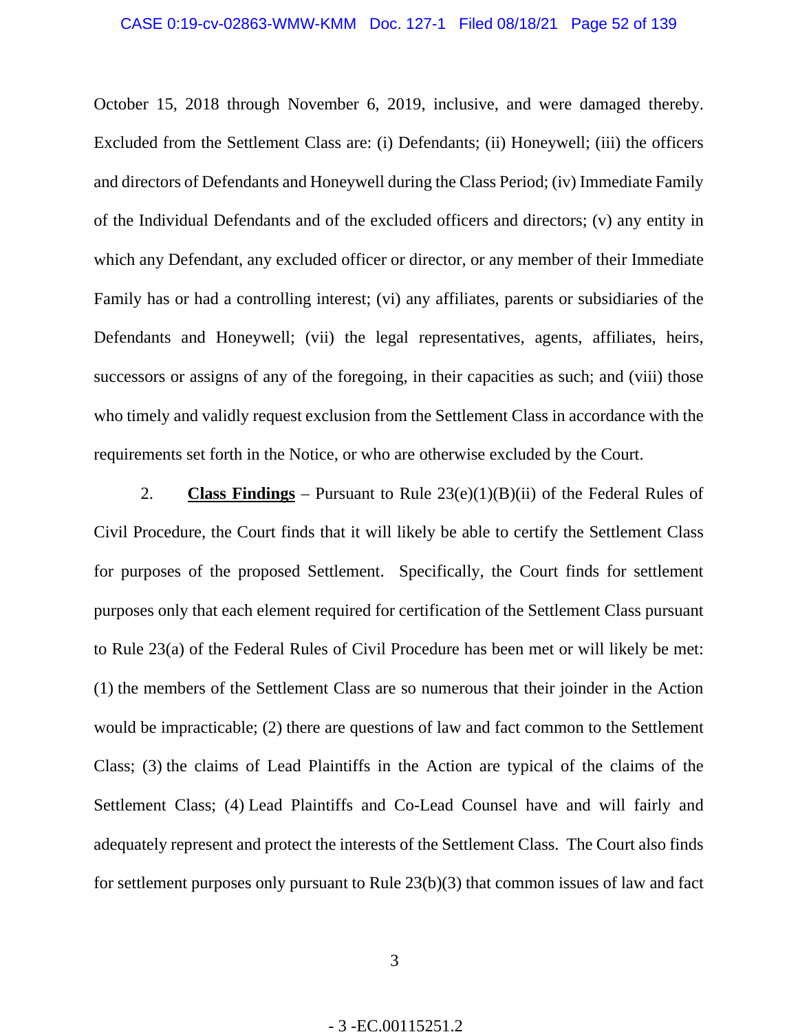October 15, 2018 through November 6, 2019, inclusive, and were damaged thereby. Excluded from the Settlement Class are: (i) Defendants; (ii) Honeywell; (iii) the officers and directors of Defendants and Honeywell during the Class Period; (iv) Immediate Family of the Individual Defendants and of the excluded officers and directors; (v) any entity in which any Defendant, any excluded officer or director, or any member of their Immediate Family has or had a controlling interest; (vi) any affiliates, parents or subsidiaries of the Defendants and Honeywell; (vii) the legal representatives, agents, affiliates, heirs, successors or assigns of any of the foregoing, in their capacities as such; and (viii) those who timely and validly request exclusion from the Settlement Class in accordance with the requirements set forth in the Notice, or who are otherwise excluded by the Court.

2. **Class Findings** – Pursuant to Rule 23(e)(1)(B)(ii) of the Federal Rules of Civil Procedure, the Court finds that it will likely be able to certify the Settlement Class for purposes of the proposed Settlement. Specifically, the Court finds for settlement purposes only that each element required for certification of the Settlement Class pursuant to Rule 23(a) of the Federal Rules of Civil Procedure has been met or will likely be met: (1) the members of the Settlement Class are so numerous that their joinder in the Action would be impracticable; (2) there are questions of law and fact common to the Settlement Class; (3) the claims of Lead Plaintiffs in the Action are typical of the claims of the Settlement Class; (4) Lead Plaintiffs and Co-Lead Counsel have and will fairly and adequately represent and protect the interests of the Settlement Class. The Court also finds for settlement purposes only pursuant to Rule 23(b)(3) that common issues of law and fact

- 3 -EC.00115251.2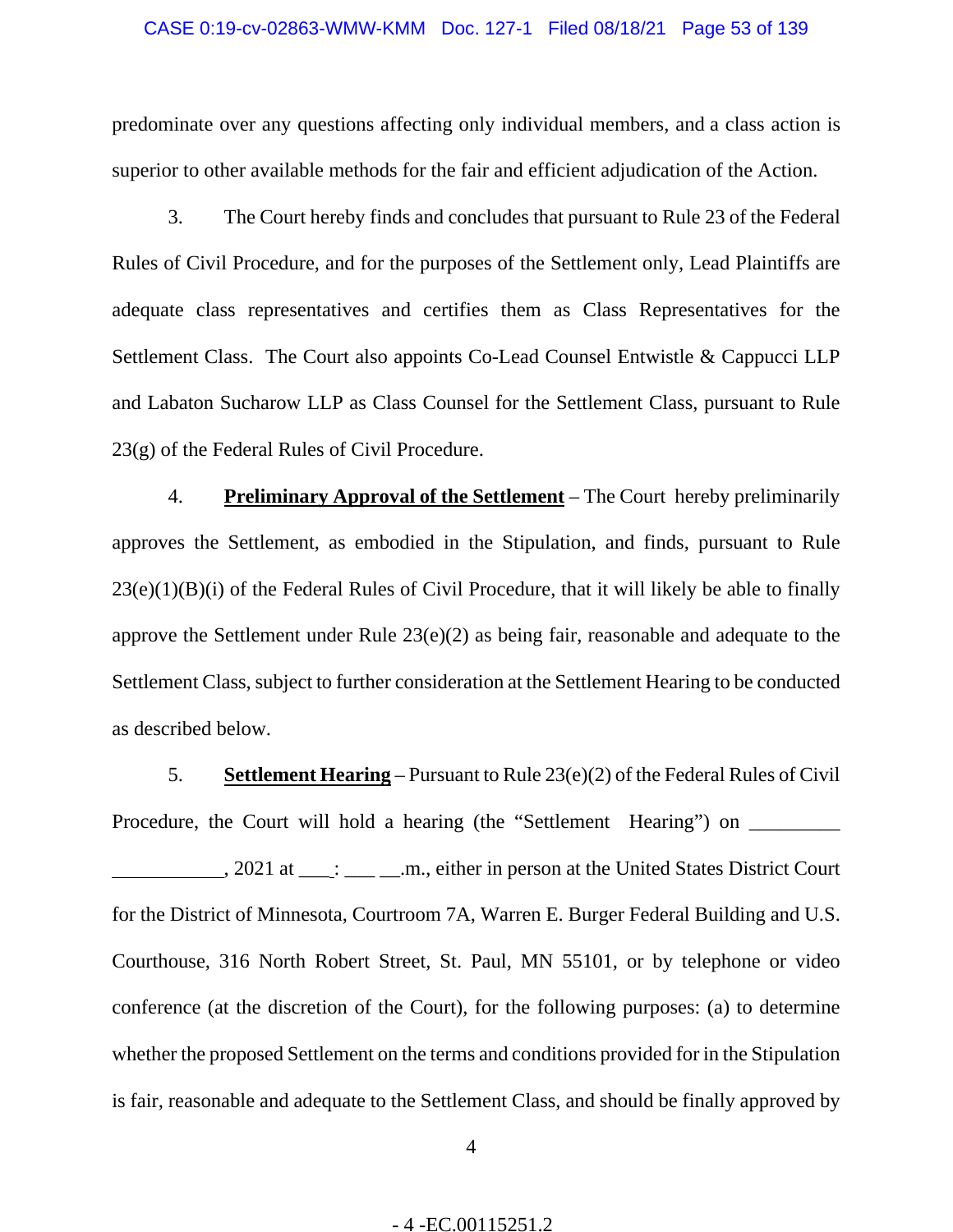predominate over any questions affecting only individual members, and a class action is superior to other available methods for the fair and efficient adjudication of the Action.

3. The Court hereby finds and concludes that pursuant to Rule 23 of the Federal Rules of Civil Procedure, and for the purposes of the Settlement only, Lead Plaintiffs are adequate class representatives and certifies them as Class Representatives for the Settlement Class. The Court also appoints Co-Lead Counsel Entwistle & Cappucci LLP and Labaton Sucharow LLP as Class Counsel for the Settlement Class, pursuant to Rule 23(g) of the Federal Rules of Civil Procedure.

4. **Preliminary Approval of the Settlement** – The Court hereby preliminarily approves the Settlement, as embodied in the Stipulation, and finds, pursuant to Rule 23(e)(1)(B)(i) of the Federal Rules of Civil Procedure, that it will likely be able to finally approve the Settlement under Rule 23(e)(2) as being fair, reasonable and adequate to the Settlement Class, subject to further consideration at the Settlement Hearing to be conducted as described below.

5. **Settlement Hearing** – Pursuant to Rule 23(e)(2) of the Federal Rules of Civil Procedure, the Court will hold a hearing (the "Settlement Hearing") on _________ ___________, 2021 at ___: ___ __.m., either in person at the United States District Court for the District of Minnesota, Courtroom 7A, Warren E. Burger Federal Building and U.S. Courthouse, 316 North Robert Street, St. Paul, MN 55101, or by telephone or video conference (at the discretion of the Court), for the following purposes: (a) to determine whether the proposed Settlement on the terms and conditions provided for in the Stipulation is fair, reasonable and adequate to the Settlement Class, and should be finally approved by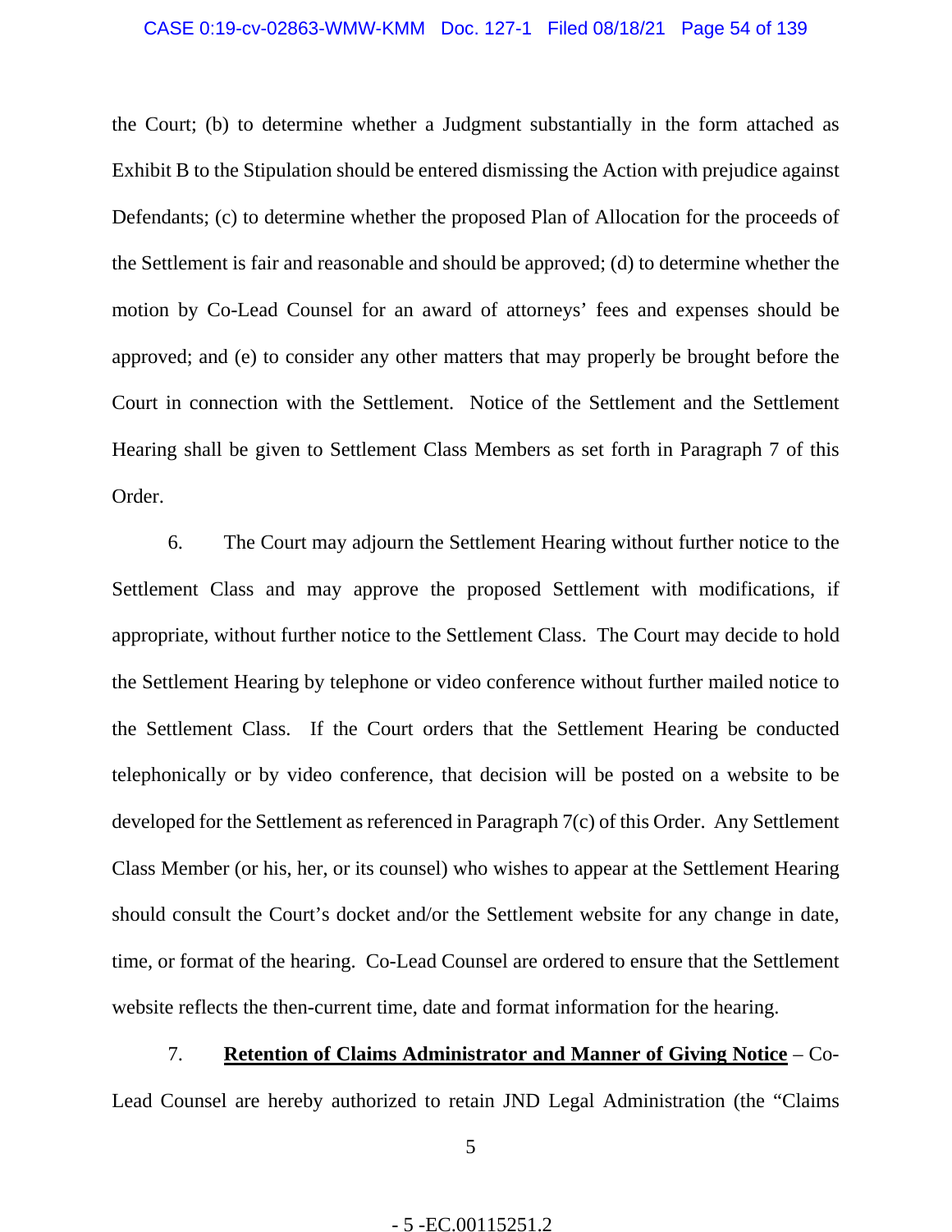the Court; (b) to determine whether a Judgment substantially in the form attached as Exhibit B to the Stipulation should be entered dismissing the Action with prejudice against Defendants; (c) to determine whether the proposed Plan of Allocation for the proceeds of the Settlement is fair and reasonable and should be approved; (d) to determine whether the motion by Co-Lead Counsel for an award of attorneys' fees and expenses should be approved; and (e) to consider any other matters that may properly be brought before the Court in connection with the Settlement. Notice of the Settlement and the Settlement Hearing shall be given to Settlement Class Members as set forth in Paragraph 7 of this Order.

6. The Court may adjourn the Settlement Hearing without further notice to the Settlement Class and may approve the proposed Settlement with modifications, if appropriate, without further notice to the Settlement Class. The Court may decide to hold the Settlement Hearing by telephone or video conference without further mailed notice to the Settlement Class. If the Court orders that the Settlement Hearing be conducted telephonically or by video conference, that decision will be posted on a website to be developed for the Settlement as referenced in Paragraph 7(c) of this Order. Any Settlement Class Member (or his, her, or its counsel) who wishes to appear at the Settlement Hearing should consult the Court's docket and/or the Settlement website for any change in date, time, or format of the hearing. Co-Lead Counsel are ordered to ensure that the Settlement website reflects the then-current time, date and format information for the hearing.

7. **<u>Retention of Claims Administrator and Manner of Giving Notice</u>** – Co-Lead Counsel are hereby authorized to retain JND Legal Administration (the "Claims

- 5 -EC.00115251.2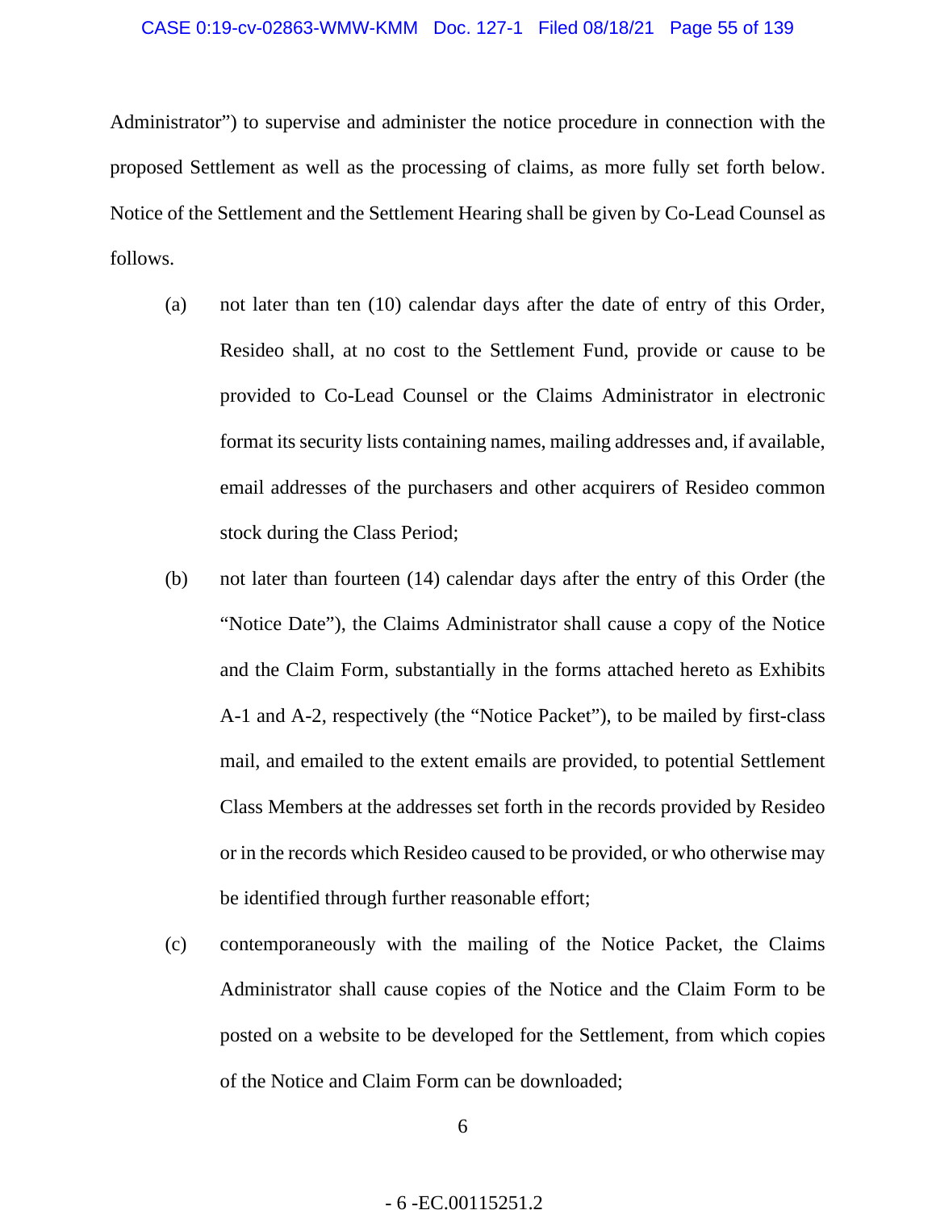Administrator") to supervise and administer the notice procedure in connection with the proposed Settlement as well as the processing of claims, as more fully set forth below. Notice of the Settlement and the Settlement Hearing shall be given by Co-Lead Counsel as follows.

(a) not later than ten (10) calendar days after the date of entry of this Order, Resideo shall, at no cost to the Settlement Fund, provide or cause to be provided to Co-Lead Counsel or the Claims Administrator in electronic format its security lists containing names, mailing addresses and, if available, email addresses of the purchasers and other acquirers of Resideo common stock during the Class Period;

(b) not later than fourteen (14) calendar days after the entry of this Order (the "Notice Date"), the Claims Administrator shall cause a copy of the Notice and the Claim Form, substantially in the forms attached hereto as Exhibits A-1 and A-2, respectively (the "Notice Packet"), to be mailed by first-class mail, and emailed to the extent emails are provided, to potential Settlement Class Members at the addresses set forth in the records provided by Resideo or in the records which Resideo caused to be provided, or who otherwise may be identified through further reasonable effort;

(c) contemporaneously with the mailing of the Notice Packet, the Claims Administrator shall cause copies of the Notice and the Claim Form to be posted on a website to be developed for the Settlement, from which copies of the Notice and Claim Form can be downloaded;

- 6 -EC.00115251.2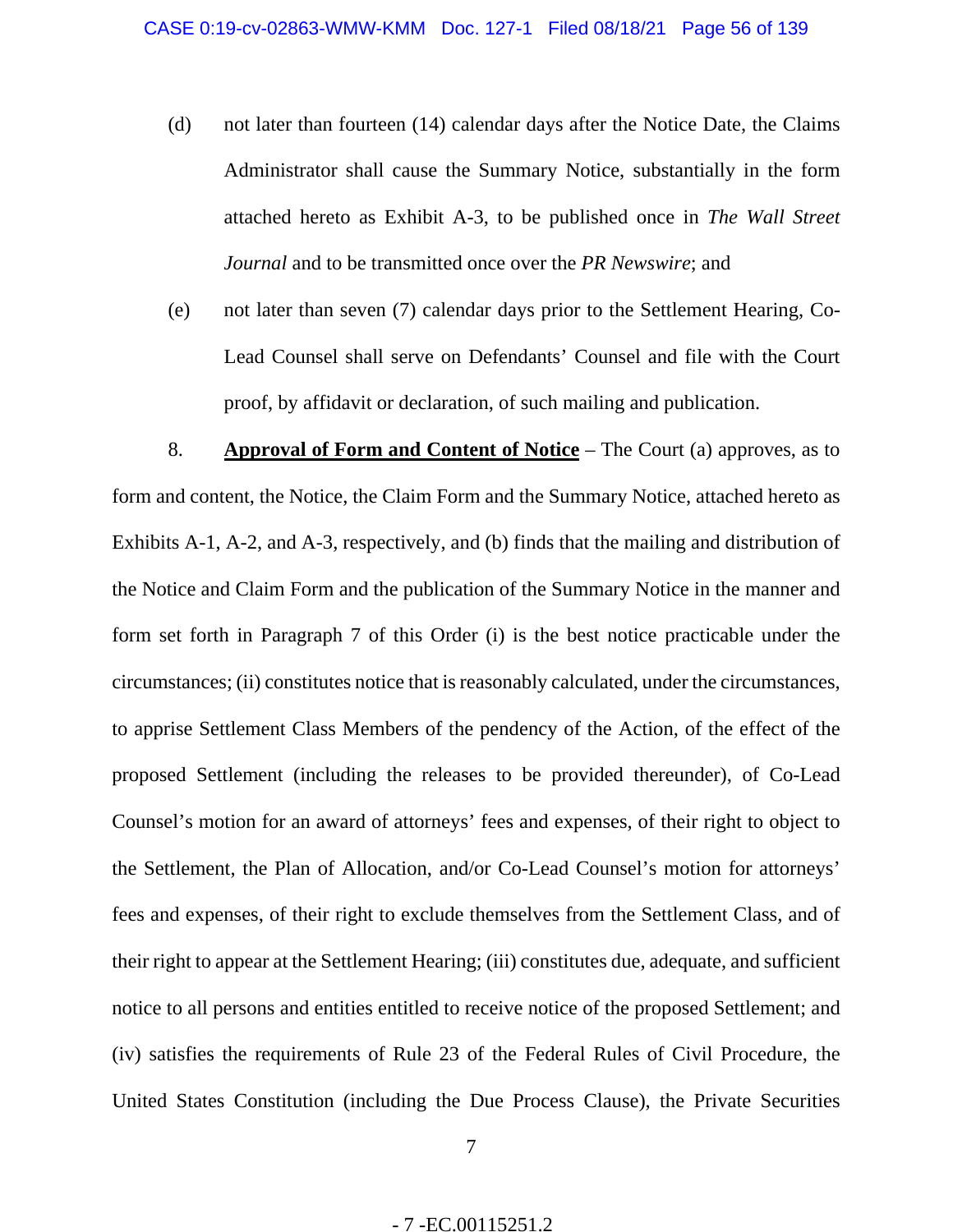(d) not later than fourteen (14) calendar days after the Notice Date, the Claims Administrator shall cause the Summary Notice, substantially in the form attached hereto as Exhibit A-3, to be published once in *The Wall Street Journal* and to be transmitted once over the *PR Newswire*; and

(e) not later than seven (7) calendar days prior to the Settlement Hearing, Co-Lead Counsel shall serve on Defendants' Counsel and file with the Court proof, by affidavit or declaration, of such mailing and publication.

8. **Approval of Form and Content of Notice** – The Court (a) approves, as to form and content, the Notice, the Claim Form and the Summary Notice, attached hereto as Exhibits A-1, A-2, and A-3, respectively, and (b) finds that the mailing and distribution of the Notice and Claim Form and the publication of the Summary Notice in the manner and form set forth in Paragraph 7 of this Order (i) is the best notice practicable under the circumstances; (ii) constitutes notice that is reasonably calculated, under the circumstances, to apprise Settlement Class Members of the pendency of the Action, of the effect of the proposed Settlement (including the releases to be provided thereunder), of Co-Lead Counsel's motion for an award of attorneys' fees and expenses, of their right to object to the Settlement, the Plan of Allocation, and/or Co-Lead Counsel's motion for attorneys' fees and expenses, of their right to exclude themselves from the Settlement Class, and of their right to appear at the Settlement Hearing; (iii) constitutes due, adequate, and sufficient notice to all persons and entities entitled to receive notice of the proposed Settlement; and (iv) satisfies the requirements of Rule 23 of the Federal Rules of Civil Procedure, the United States Constitution (including the Due Process Clause), the Private Securities

- 7 -EC.00115251.2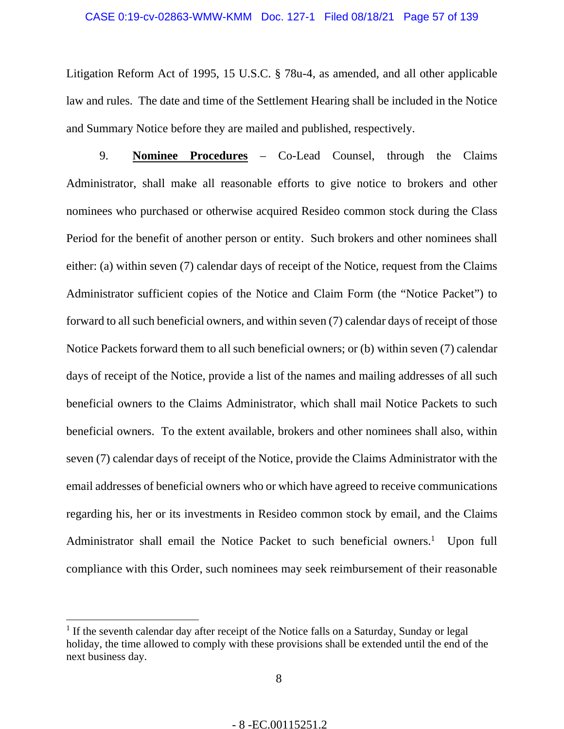Litigation Reform Act of 1995, 15 U.S.C. § 78u-4, as amended, and all other applicable law and rules. The date and time of the Settlement Hearing shall be included in the Notice and Summary Notice before they are mailed and published, respectively.

9. **Nominee Procedures** – Co-Lead Counsel, through the Claims Administrator, shall make all reasonable efforts to give notice to brokers and other nominees who purchased or otherwise acquired Resideo common stock during the Class Period for the benefit of another person or entity. Such brokers and other nominees shall either: (a) within seven (7) calendar days of receipt of the Notice, request from the Claims Administrator sufficient copies of the Notice and Claim Form (the "Notice Packet") to forward to all such beneficial owners, and within seven (7) calendar days of receipt of those Notice Packets forward them to all such beneficial owners; or (b) within seven (7) calendar days of receipt of the Notice, provide a list of the names and mailing addresses of all such beneficial owners to the Claims Administrator, which shall mail Notice Packets to such beneficial owners. To the extent available, brokers and other nominees shall also, within seven (7) calendar days of receipt of the Notice, provide the Claims Administrator with the email addresses of beneficial owners who or which have agreed to receive communications regarding his, her or its investments in Resideo common stock by email, and the Claims Administrator shall email the Notice Packet to such beneficial owners.[1] Upon full compliance with this Order, such nominees may seek reimbursement of their reasonable

---

[1] If the seventh calendar day after receipt of the Notice falls on a Saturday, Sunday or legal holiday, the time allowed to comply with these provisions shall be extended until the end of the next business day.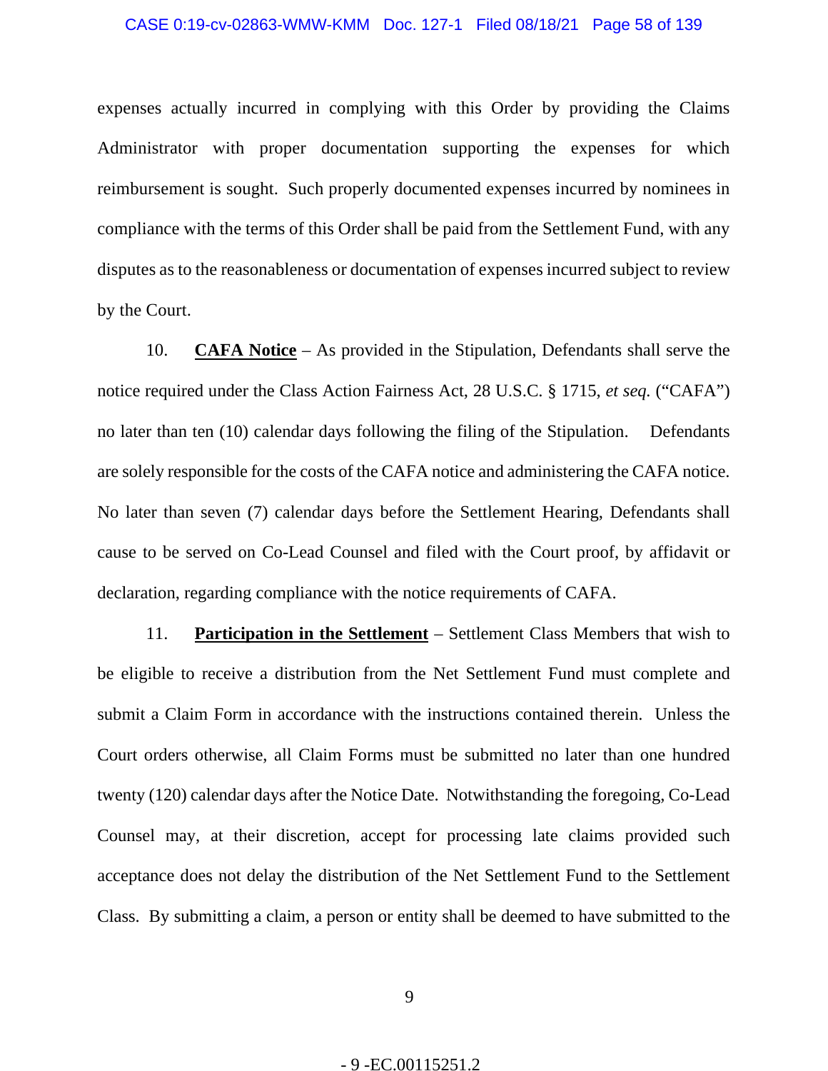expenses actually incurred in complying with this Order by providing the Claims Administrator with proper documentation supporting the expenses for which reimbursement is sought. Such properly documented expenses incurred by nominees in compliance with the terms of this Order shall be paid from the Settlement Fund, with any disputes as to the reasonableness or documentation of expenses incurred subject to review by the Court.

10. **CAFA Notice** – As provided in the Stipulation, Defendants shall serve the notice required under the Class Action Fairness Act, 28 U.S.C. § 1715, *et seq.* ("CAFA") no later than ten (10) calendar days following the filing of the Stipulation. Defendants are solely responsible for the costs of the CAFA notice and administering the CAFA notice. No later than seven (7) calendar days before the Settlement Hearing, Defendants shall cause to be served on Co-Lead Counsel and filed with the Court proof, by affidavit or declaration, regarding compliance with the notice requirements of CAFA.

11. **Participation in the Settlement** – Settlement Class Members that wish to be eligible to receive a distribution from the Net Settlement Fund must complete and submit a Claim Form in accordance with the instructions contained therein. Unless the Court orders otherwise, all Claim Forms must be submitted no later than one hundred twenty (120) calendar days after the Notice Date. Notwithstanding the foregoing, Co-Lead Counsel may, at their discretion, accept for processing late claims provided such acceptance does not delay the distribution of the Net Settlement Fund to the Settlement Class. By submitting a claim, a person or entity shall be deemed to have submitted to the

- 9 -EC.00115251.2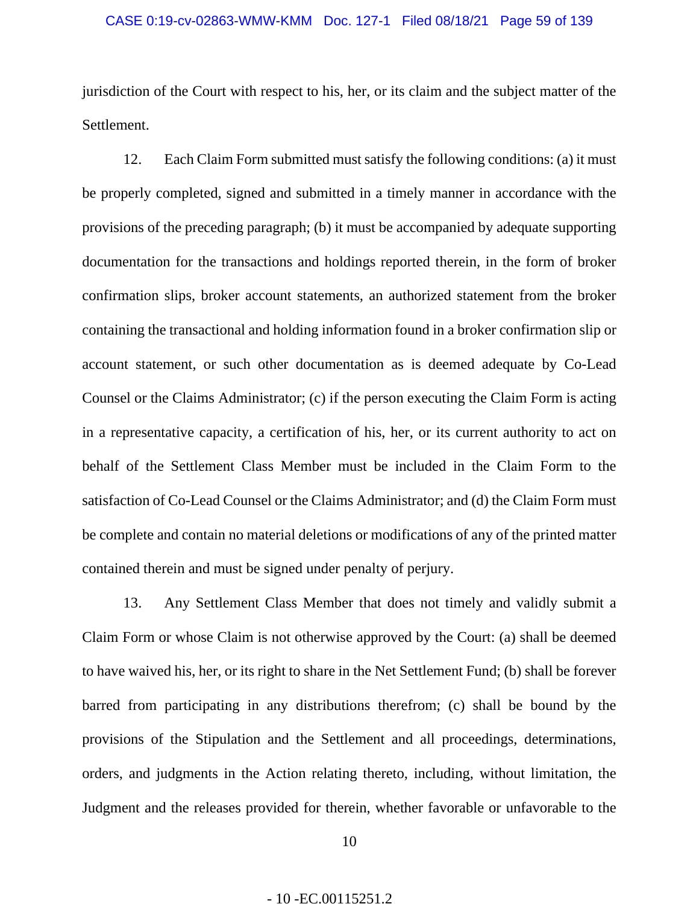jurisdiction of the Court with respect to his, her, or its claim and the subject matter of the Settlement.

12. Each Claim Form submitted must satisfy the following conditions: (a) it must be properly completed, signed and submitted in a timely manner in accordance with the provisions of the preceding paragraph; (b) it must be accompanied by adequate supporting documentation for the transactions and holdings reported therein, in the form of broker confirmation slips, broker account statements, an authorized statement from the broker containing the transactional and holding information found in a broker confirmation slip or account statement, or such other documentation as is deemed adequate by Co-Lead Counsel or the Claims Administrator; (c) if the person executing the Claim Form is acting in a representative capacity, a certification of his, her, or its current authority to act on behalf of the Settlement Class Member must be included in the Claim Form to the satisfaction of Co-Lead Counsel or the Claims Administrator; and (d) the Claim Form must be complete and contain no material deletions or modifications of any of the printed matter contained therein and must be signed under penalty of perjury.

13. Any Settlement Class Member that does not timely and validly submit a Claim Form or whose Claim is not otherwise approved by the Court: (a) shall be deemed to have waived his, her, or its right to share in the Net Settlement Fund; (b) shall be forever barred from participating in any distributions therefrom; (c) shall be bound by the provisions of the Stipulation and the Settlement and all proceedings, determinations, orders, and judgments in the Action relating thereto, including, without limitation, the Judgment and the releases provided for therein, whether favorable or unfavorable to the

- 10 -EC.00115251.2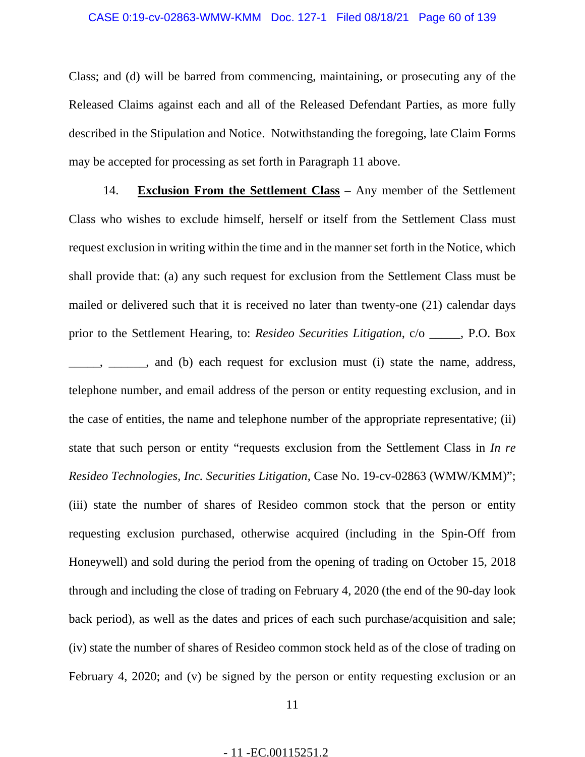Class; and (d) will be barred from commencing, maintaining, or prosecuting any of the Released Claims against each and all of the Released Defendant Parties, as more fully described in the Stipulation and Notice. Notwithstanding the foregoing, late Claim Forms may be accepted for processing as set forth in Paragraph 11 above.

14. **Exclusion From the Settlement Class** – Any member of the Settlement Class who wishes to exclude himself, herself or itself from the Settlement Class must request exclusion in writing within the time and in the manner set forth in the Notice, which shall provide that: (a) any such request for exclusion from the Settlement Class must be mailed or delivered such that it is received no later than twenty-one (21) calendar days prior to the Settlement Hearing, to: *Resideo Securities Litigation*, c/o _____, P.O. Box _____, ______, and (b) each request for exclusion must (i) state the name, address, telephone number, and email address of the person or entity requesting exclusion, and in the case of entities, the name and telephone number of the appropriate representative; (ii) state that such person or entity "requests exclusion from the Settlement Class in *In re Resideo Technologies, Inc. Securities Litigation*, Case No. 19-cv-02863 (WMW/KMM)"; (iii) state the number of shares of Resideo common stock that the person or entity requesting exclusion purchased, otherwise acquired (including in the Spin-Off from Honeywell) and sold during the period from the opening of trading on October 15, 2018 through and including the close of trading on February 4, 2020 (the end of the 90-day look back period), as well as the dates and prices of each such purchase/acquisition and sale; (iv) state the number of shares of Resideo common stock held as of the close of trading on February 4, 2020; and (v) be signed by the person or entity requesting exclusion or an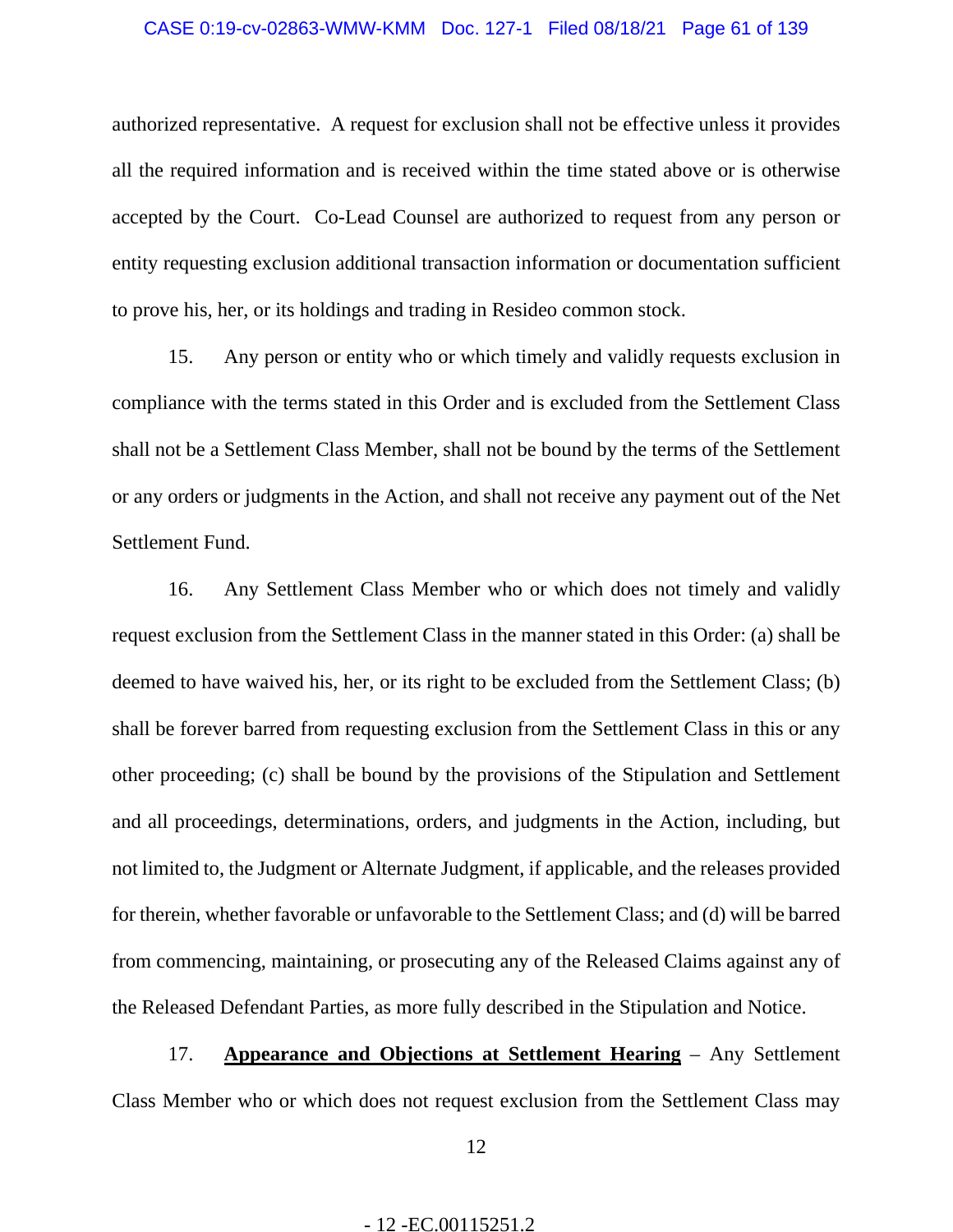authorized representative. A request for exclusion shall not be effective unless it provides all the required information and is received within the time stated above or is otherwise accepted by the Court. Co-Lead Counsel are authorized to request from any person or entity requesting exclusion additional transaction information or documentation sufficient to prove his, her, or its holdings and trading in Resideo common stock.

15. Any person or entity who or which timely and validly requests exclusion in compliance with the terms stated in this Order and is excluded from the Settlement Class shall not be a Settlement Class Member, shall not be bound by the terms of the Settlement or any orders or judgments in the Action, and shall not receive any payment out of the Net Settlement Fund.

16. Any Settlement Class Member who or which does not timely and validly request exclusion from the Settlement Class in the manner stated in this Order: (a) shall be deemed to have waived his, her, or its right to be excluded from the Settlement Class; (b) shall be forever barred from requesting exclusion from the Settlement Class in this or any other proceeding; (c) shall be bound by the provisions of the Stipulation and Settlement and all proceedings, determinations, orders, and judgments in the Action, including, but not limited to, the Judgment or Alternate Judgment, if applicable, and the releases provided for therein, whether favorable or unfavorable to the Settlement Class; and (d) will be barred from commencing, maintaining, or prosecuting any of the Released Claims against any of the Released Defendant Parties, as more fully described in the Stipulation and Notice.

17. **<u>Appearance and Objections at Settlement Hearing</u>** – Any Settlement Class Member who or which does not request exclusion from the Settlement Class may

- 12 -EC.00115251.2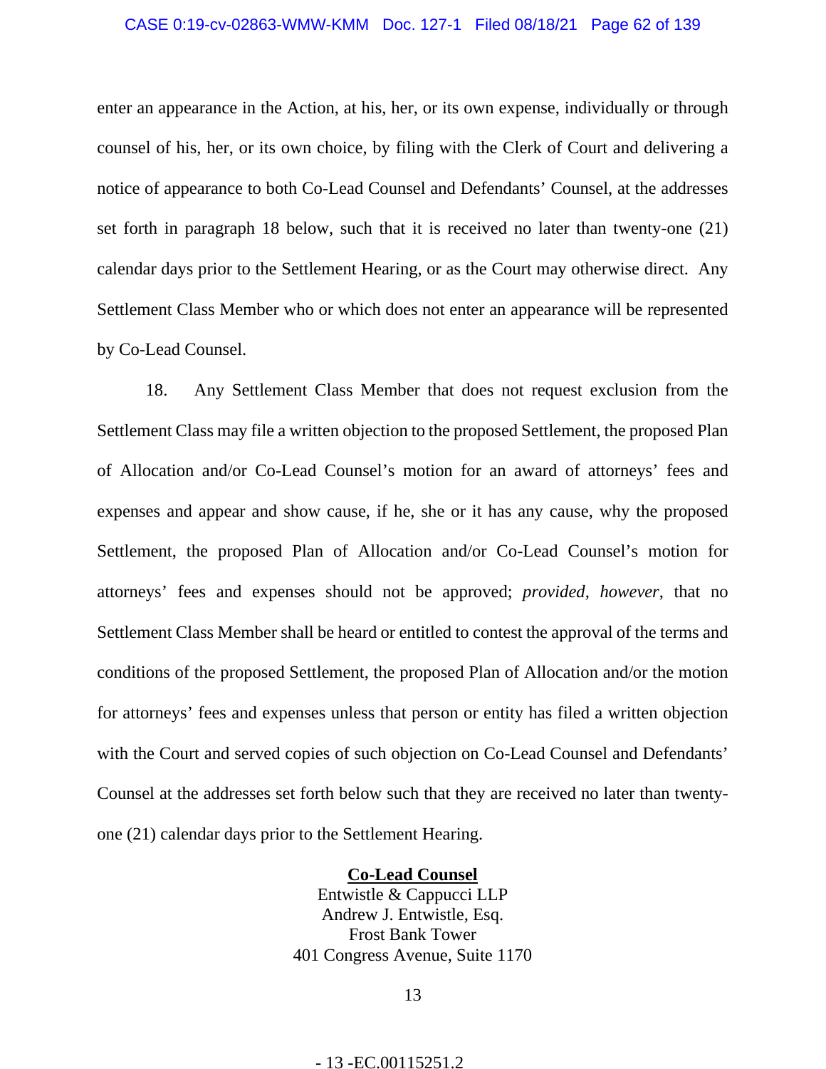enter an appearance in the Action, at his, her, or its own expense, individually or through counsel of his, her, or its own choice, by filing with the Clerk of Court and delivering a notice of appearance to both Co-Lead Counsel and Defendants' Counsel, at the addresses set forth in paragraph 18 below, such that it is received no later than twenty-one (21) calendar days prior to the Settlement Hearing, or as the Court may otherwise direct. Any Settlement Class Member who or which does not enter an appearance will be represented by Co-Lead Counsel.

18. Any Settlement Class Member that does not request exclusion from the Settlement Class may file a written objection to the proposed Settlement, the proposed Plan of Allocation and/or Co-Lead Counsel's motion for an award of attorneys' fees and expenses and appear and show cause, if he, she or it has any cause, why the proposed Settlement, the proposed Plan of Allocation and/or Co-Lead Counsel's motion for attorneys' fees and expenses should not be approved; *provided, however*, that no Settlement Class Member shall be heard or entitled to contest the approval of the terms and conditions of the proposed Settlement, the proposed Plan of Allocation and/or the motion for attorneys' fees and expenses unless that person or entity has filed a written objection with the Court and served copies of such objection on Co-Lead Counsel and Defendants' Counsel at the addresses set forth below such that they are received no later than twenty-one (21) calendar days prior to the Settlement Hearing.

**Co-Lead Counsel**
Entwistle & Cappucci LLP
Andrew J. Entwistle, Esq.
Frost Bank Tower
401 Congress Avenue, Suite 1170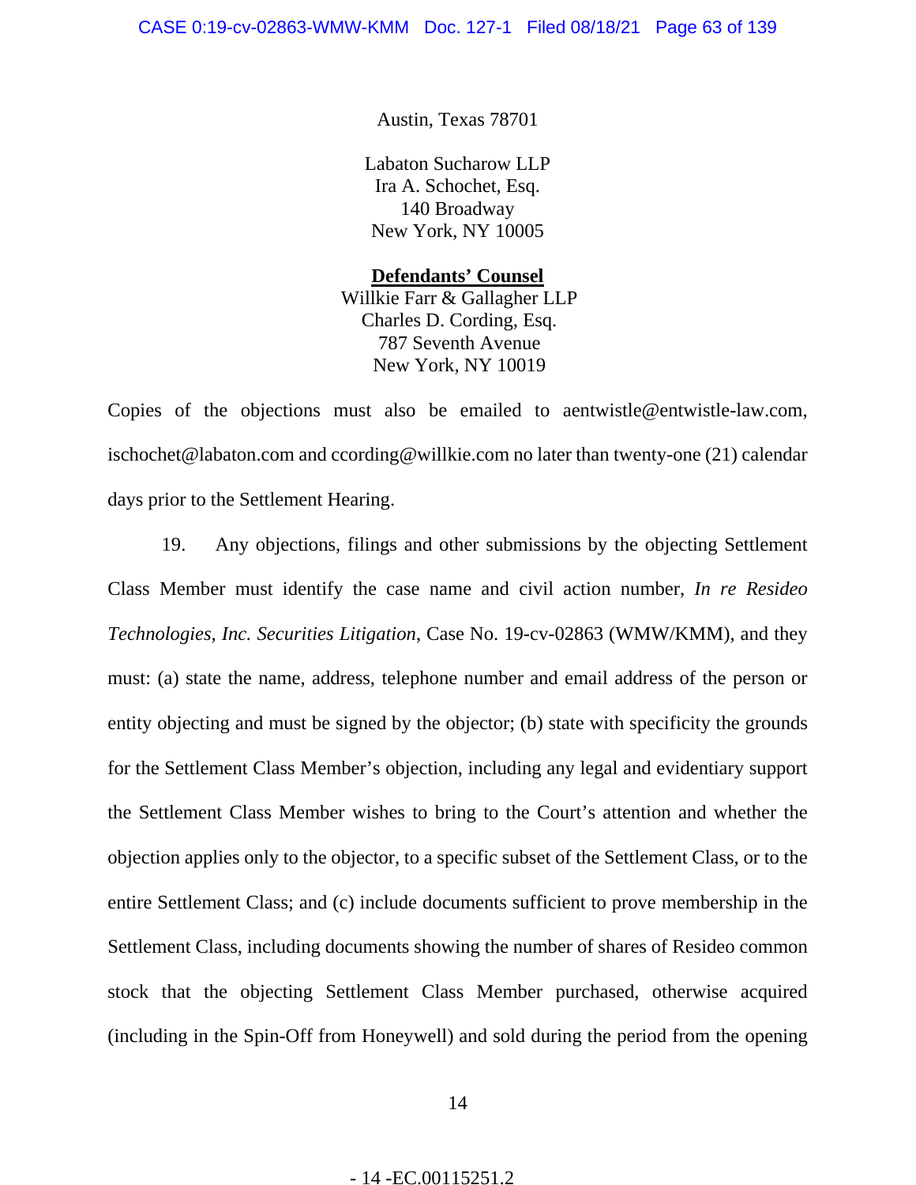Austin, Texas 78701

Labaton Sucharow LLP
Ira A. Schochet, Esq.
140 Broadway
New York, NY 10005

**Defendants' Counsel**
Willkie Farr & Gallagher LLP
Charles D. Cording, Esq.
787 Seventh Avenue
New York, NY 10019

Copies of the objections must also be emailed to aentwistle@entwistle-law.com, ischochet@labaton.com and ccording@willkie.com no later than twenty-one (21) calendar days prior to the Settlement Hearing.

19. Any objections, filings and other submissions by the objecting Settlement Class Member must identify the case name and civil action number, *In re Resideo Technologies, Inc. Securities Litigation*, Case No. 19-cv-02863 (WMW/KMM), and they must: (a) state the name, address, telephone number and email address of the person or entity objecting and must be signed by the objector; (b) state with specificity the grounds for the Settlement Class Member's objection, including any legal and evidentiary support the Settlement Class Member wishes to bring to the Court's attention and whether the objection applies only to the objector, to a specific subset of the Settlement Class, or to the entire Settlement Class; and (c) include documents sufficient to prove membership in the Settlement Class, including documents showing the number of shares of Resideo common stock that the objecting Settlement Class Member purchased, otherwise acquired (including in the Spin-Off from Honeywell) and sold during the period from the opening

- 14 -EC.00115251.2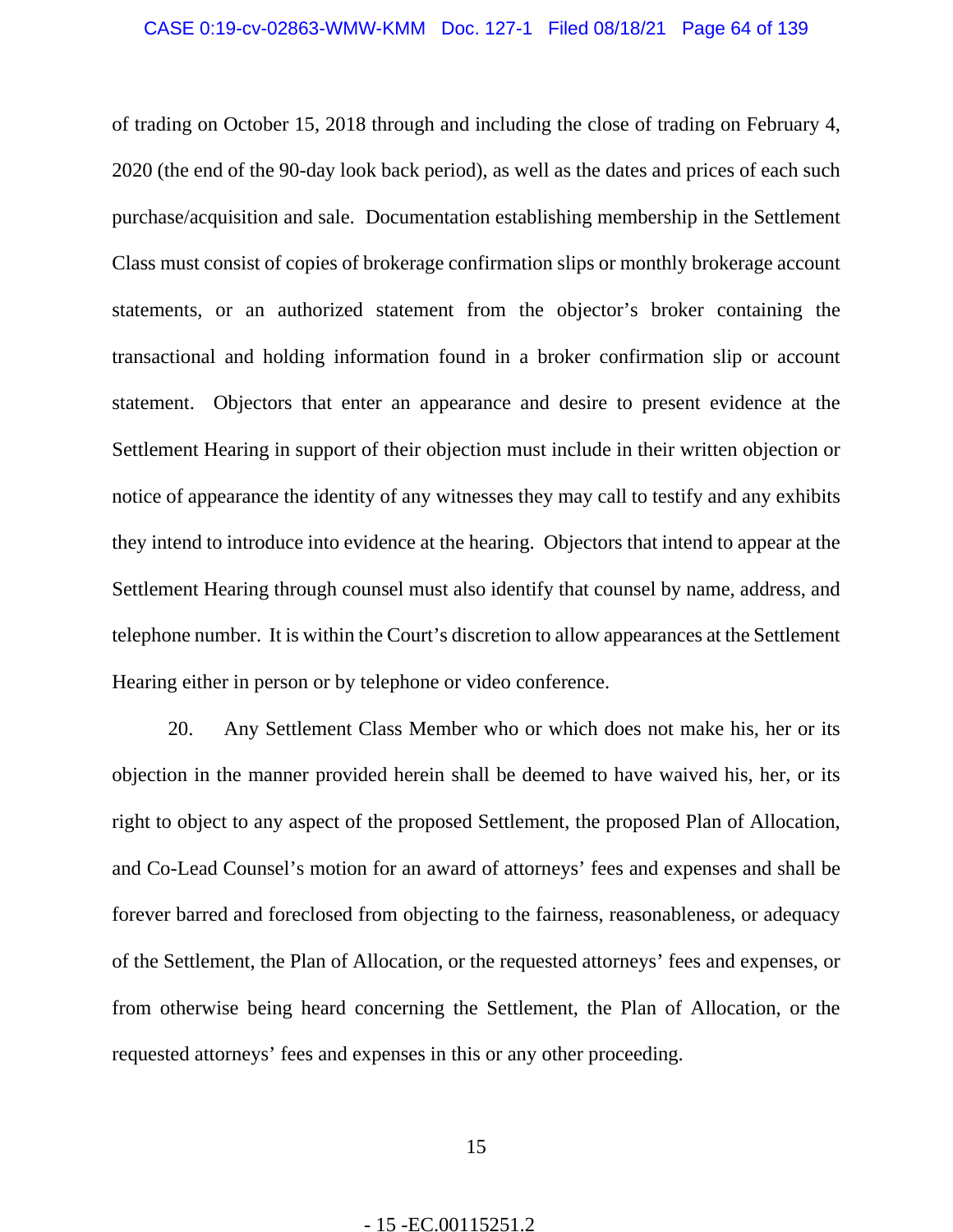of trading on October 15, 2018 through and including the close of trading on February 4, 2020 (the end of the 90-day look back period), as well as the dates and prices of each such purchase/acquisition and sale. Documentation establishing membership in the Settlement Class must consist of copies of brokerage confirmation slips or monthly brokerage account statements, or an authorized statement from the objector's broker containing the transactional and holding information found in a broker confirmation slip or account statement. Objectors that enter an appearance and desire to present evidence at the Settlement Hearing in support of their objection must include in their written objection or notice of appearance the identity of any witnesses they may call to testify and any exhibits they intend to introduce into evidence at the hearing. Objectors that intend to appear at the Settlement Hearing through counsel must also identify that counsel by name, address, and telephone number. It is within the Court's discretion to allow appearances at the Settlement Hearing either in person or by telephone or video conference.

20. Any Settlement Class Member who or which does not make his, her or its objection in the manner provided herein shall be deemed to have waived his, her, or its right to object to any aspect of the proposed Settlement, the proposed Plan of Allocation, and Co-Lead Counsel's motion for an award of attorneys' fees and expenses and shall be forever barred and foreclosed from objecting to the fairness, reasonableness, or adequacy of the Settlement, the Plan of Allocation, or the requested attorneys' fees and expenses, or from otherwise being heard concerning the Settlement, the Plan of Allocation, or the requested attorneys' fees and expenses in this or any other proceeding.

- 15 -EC.00115251.2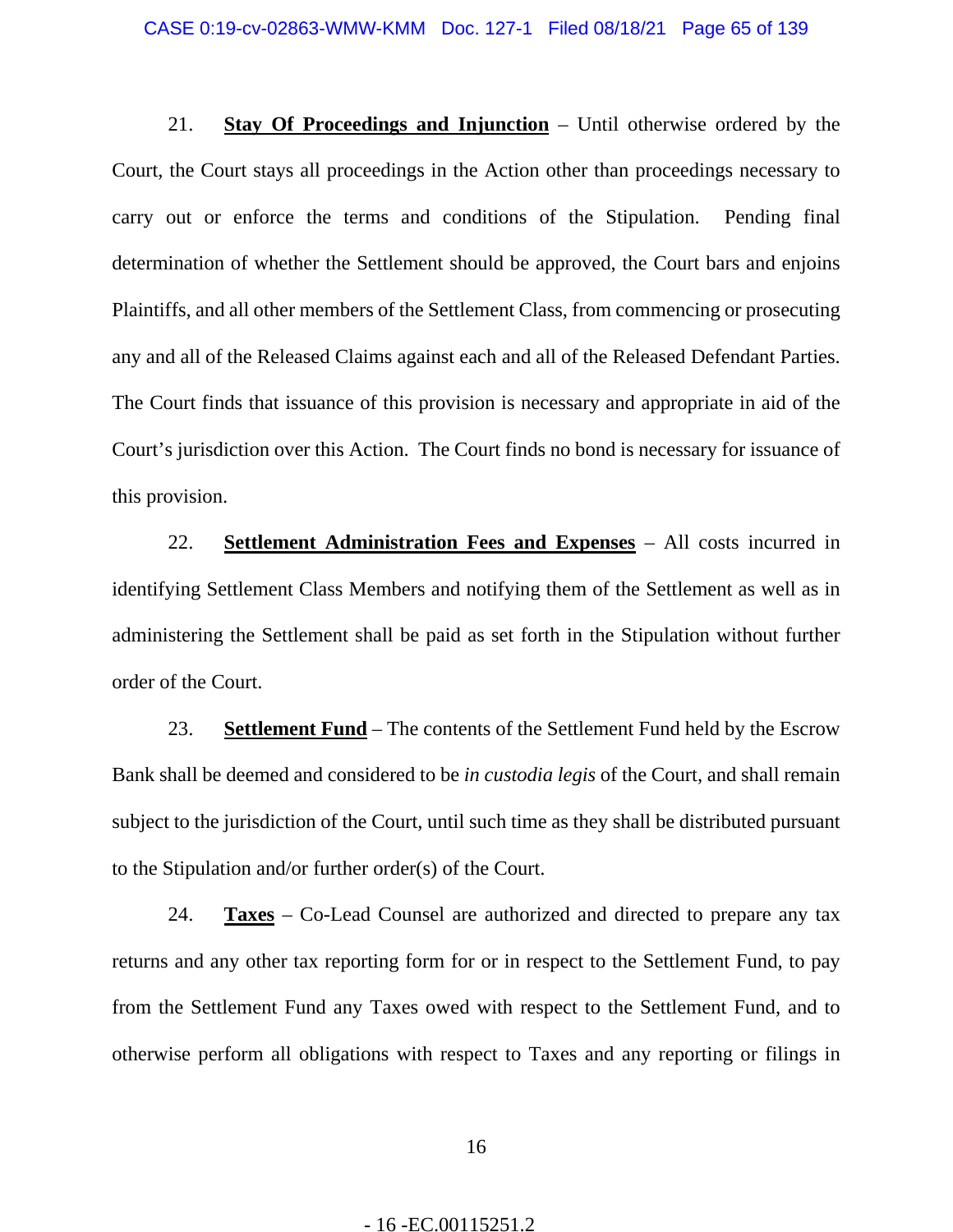21. **Stay Of Proceedings and Injunction** – Until otherwise ordered by the Court, the Court stays all proceedings in the Action other than proceedings necessary to carry out or enforce the terms and conditions of the Stipulation. Pending final determination of whether the Settlement should be approved, the Court bars and enjoins Plaintiffs, and all other members of the Settlement Class, from commencing or prosecuting any and all of the Released Claims against each and all of the Released Defendant Parties. The Court finds that issuance of this provision is necessary and appropriate in aid of the Court's jurisdiction over this Action. The Court finds no bond is necessary for issuance of this provision.

22. **Settlement Administration Fees and Expenses** – All costs incurred in identifying Settlement Class Members and notifying them of the Settlement as well as in administering the Settlement shall be paid as set forth in the Stipulation without further order of the Court.

23. **Settlement Fund** – The contents of the Settlement Fund held by the Escrow Bank shall be deemed and considered to be *in custodia legis* of the Court, and shall remain subject to the jurisdiction of the Court, until such time as they shall be distributed pursuant to the Stipulation and/or further order(s) of the Court.

24. **Taxes** – Co-Lead Counsel are authorized and directed to prepare any tax returns and any other tax reporting form for or in respect to the Settlement Fund, to pay from the Settlement Fund any Taxes owed with respect to the Settlement Fund, and to otherwise perform all obligations with respect to Taxes and any reporting or filings in

- 16 -EC.00115251.2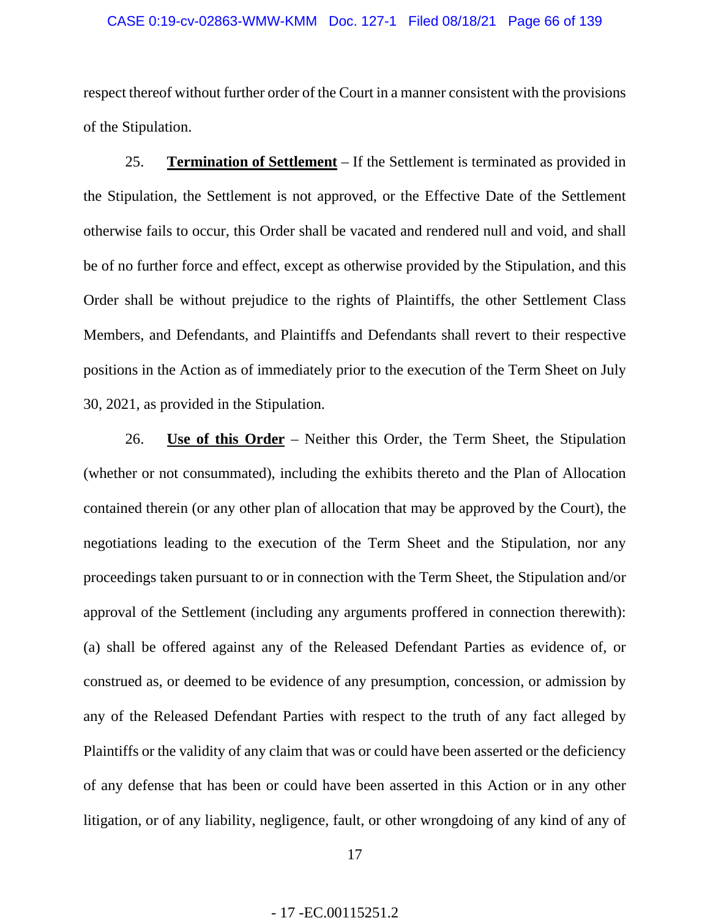respect thereof without further order of the Court in a manner consistent with the provisions of the Stipulation.

25. **Termination of Settlement** – If the Settlement is terminated as provided in the Stipulation, the Settlement is not approved, or the Effective Date of the Settlement otherwise fails to occur, this Order shall be vacated and rendered null and void, and shall be of no further force and effect, except as otherwise provided by the Stipulation, and this Order shall be without prejudice to the rights of Plaintiffs, the other Settlement Class Members, and Defendants, and Plaintiffs and Defendants shall revert to their respective positions in the Action as of immediately prior to the execution of the Term Sheet on July 30, 2021, as provided in the Stipulation.

26. **Use of this Order** – Neither this Order, the Term Sheet, the Stipulation (whether or not consummated), including the exhibits thereto and the Plan of Allocation contained therein (or any other plan of allocation that may be approved by the Court), the negotiations leading to the execution of the Term Sheet and the Stipulation, nor any proceedings taken pursuant to or in connection with the Term Sheet, the Stipulation and/or approval of the Settlement (including any arguments proffered in connection therewith): (a) shall be offered against any of the Released Defendant Parties as evidence of, or construed as, or deemed to be evidence of any presumption, concession, or admission by any of the Released Defendant Parties with respect to the truth of any fact alleged by Plaintiffs or the validity of any claim that was or could have been asserted or the deficiency of any defense that has been or could have been asserted in this Action or in any other litigation, or of any liability, negligence, fault, or other wrongdoing of any kind of any of

- 17 -EC.00115251.2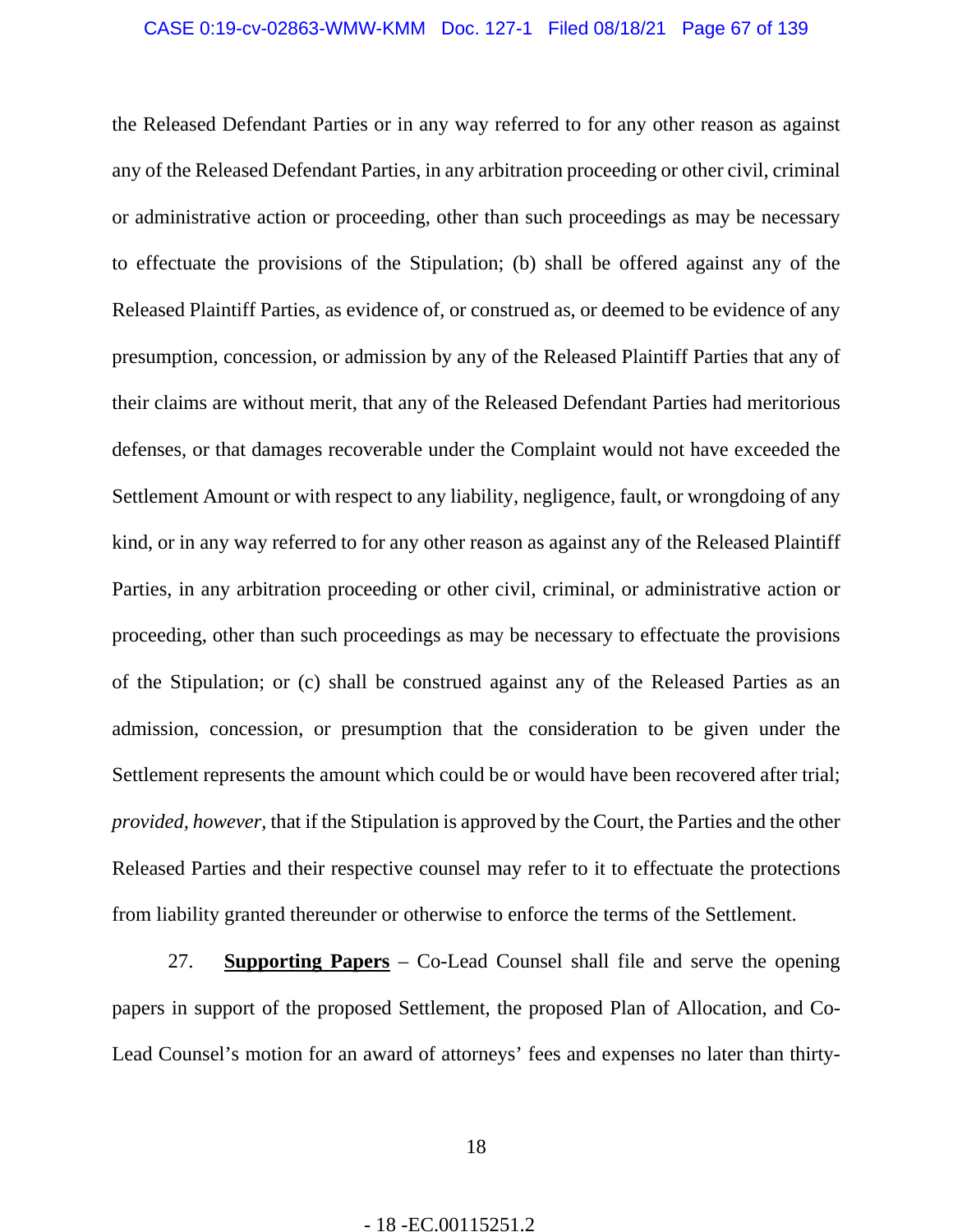the Released Defendant Parties or in any way referred to for any other reason as against any of the Released Defendant Parties, in any arbitration proceeding or other civil, criminal or administrative action or proceeding, other than such proceedings as may be necessary to effectuate the provisions of the Stipulation; (b) shall be offered against any of the Released Plaintiff Parties, as evidence of, or construed as, or deemed to be evidence of any presumption, concession, or admission by any of the Released Plaintiff Parties that any of their claims are without merit, that any of the Released Defendant Parties had meritorious defenses, or that damages recoverable under the Complaint would not have exceeded the Settlement Amount or with respect to any liability, negligence, fault, or wrongdoing of any kind, or in any way referred to for any other reason as against any of the Released Plaintiff Parties, in any arbitration proceeding or other civil, criminal, or administrative action or proceeding, other than such proceedings as may be necessary to effectuate the provisions of the Stipulation; or (c) shall be construed against any of the Released Parties as an admission, concession, or presumption that the consideration to be given under the Settlement represents the amount which could be or would have been recovered after trial; *provided, however,* that if the Stipulation is approved by the Court, the Parties and the other Released Parties and their respective counsel may refer to it to effectuate the protections from liability granted thereunder or otherwise to enforce the terms of the Settlement.

27. **Supporting Papers** – Co-Lead Counsel shall file and serve the opening papers in support of the proposed Settlement, the proposed Plan of Allocation, and Co-Lead Counsel's motion for an award of attorneys' fees and expenses no later than thirty-

- 18 -EC.00115251.2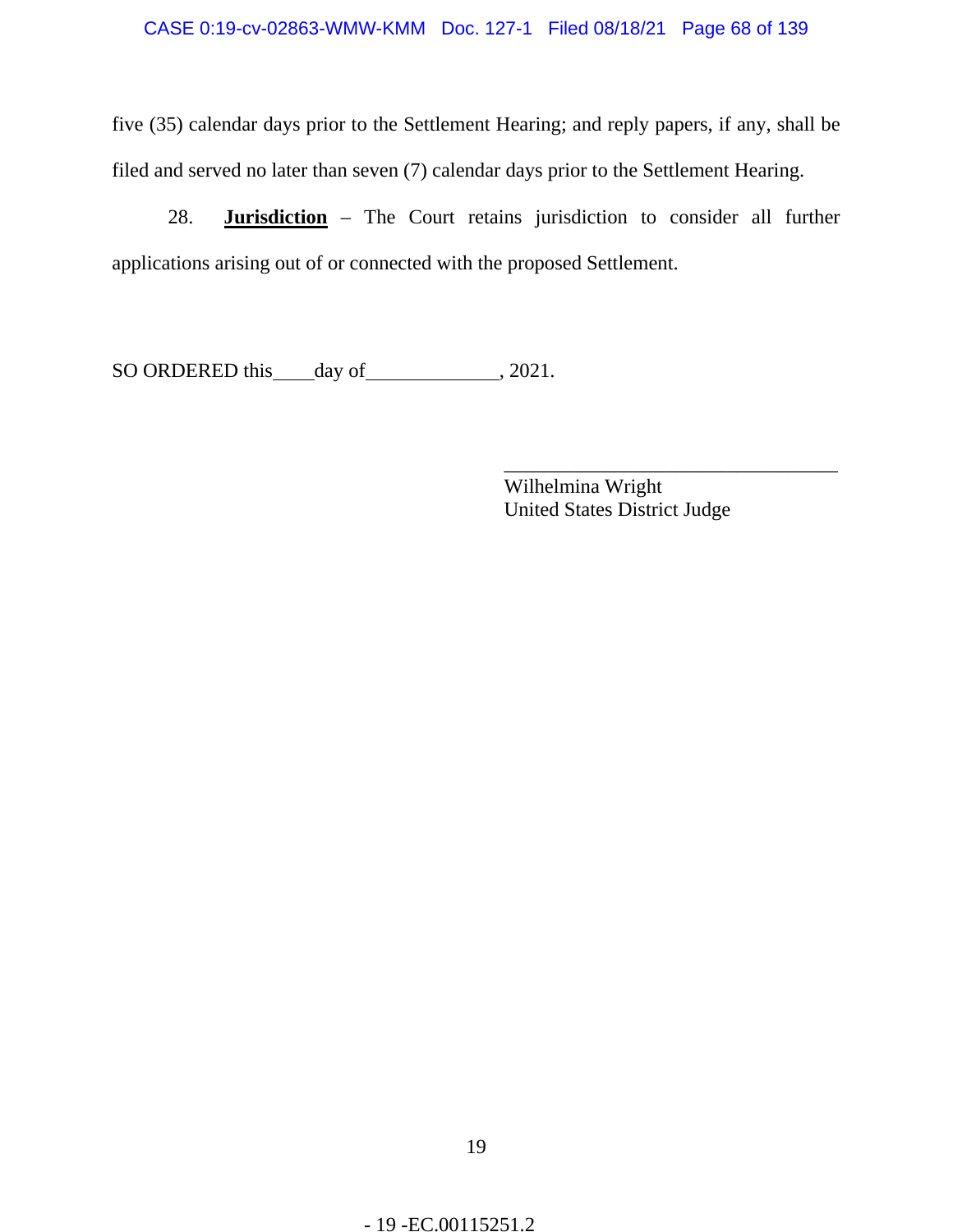five (35) calendar days prior to the Settlement Hearing; and reply papers, if any, shall be filed and served no later than seven (7) calendar days prior to the Settlement Hearing.

28. **Jurisdiction** – The Court retains jurisdiction to consider all further applications arising out of or connected with the proposed Settlement.

SO ORDERED this\_\_\_\_day of\_\_\_\_\_\_\_\_\_\_\_\_\_, 2021.

\_\_\_\_\_\_\_\_\_\_\_\_\_\_\_\_\_\_\_\_\_\_\_\_\_\_\_\_\_\_\_\_\_\_\_\_
Wilhelmina Wright
United States District Judge

- 19 -EC.00115251.2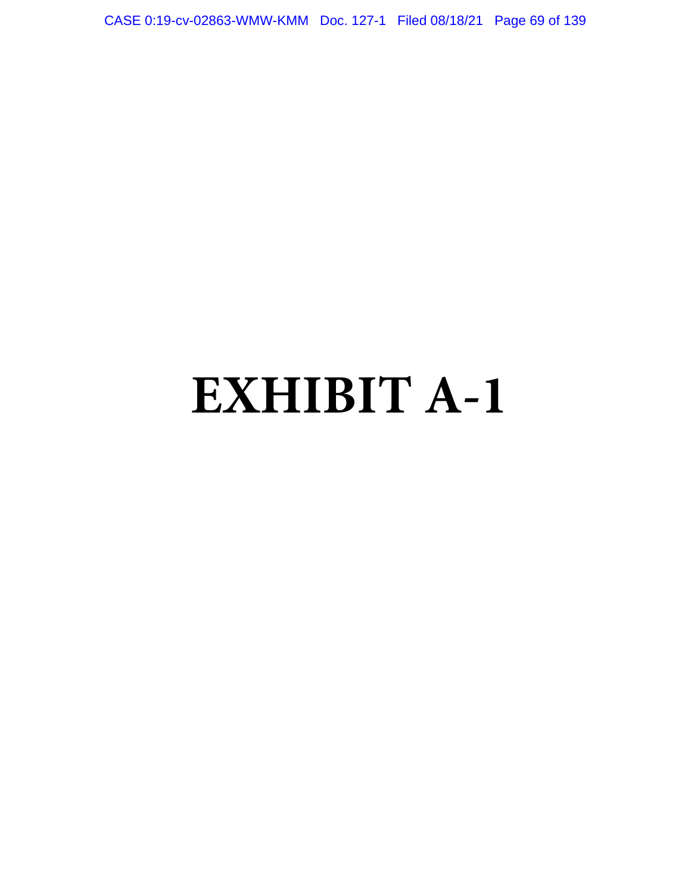# EXHIBIT A-1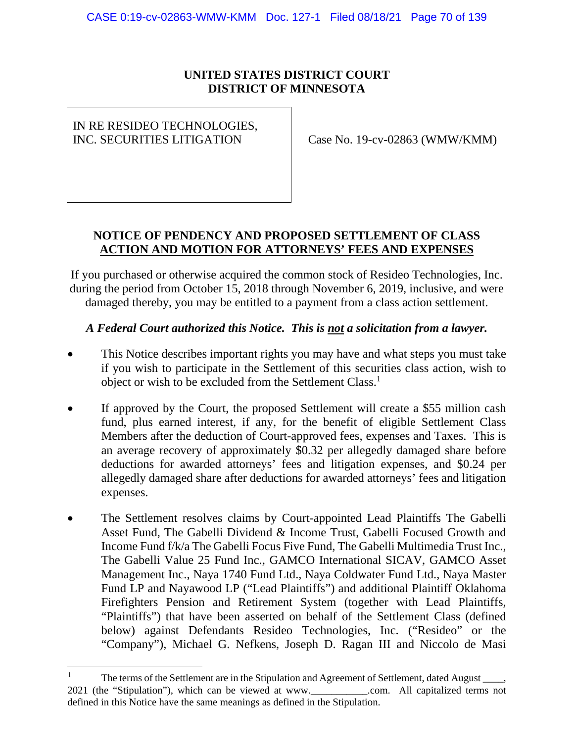**UNITED STATES DISTRICT COURT**
**DISTRICT OF MINNESOTA**

| IN RE RESIDEO TECHNOLOGIES, INC. SECURITIES LITIGATION | Case No. 19-cv-02863 (WMW/KMM) |
| --- | --- |

## NOTICE OF PENDENCY AND PROPOSED SETTLEMENT OF CLASS ACTION AND MOTION FOR ATTORNEYS' FEES AND EXPENSES

If you purchased or otherwise acquired the common stock of Resideo Technologies, Inc. during the period from October 15, 2018 through November 6, 2019, inclusive, and were damaged thereby, you may be entitled to a payment from a class action settlement.

***A Federal Court authorized this Notice. This is not a solicitation from a lawyer.***

- This Notice describes important rights you may have and what steps you must take if you wish to participate in the Settlement of this securities class action, wish to object or wish to be excluded from the Settlement Class.[1]

- If approved by the Court, the proposed Settlement will create a $55 million cash fund, plus earned interest, if any, for the benefit of eligible Settlement Class Members after the deduction of Court-approved fees, expenses and Taxes. This is an average recovery of approximately $0.32 per allegedly damaged share before deductions for awarded attorneys' fees and litigation expenses, and $0.24 per allegedly damaged share after deductions for awarded attorneys' fees and litigation expenses.

- The Settlement resolves claims by Court-appointed Lead Plaintiffs The Gabelli Asset Fund, The Gabelli Dividend & Income Trust, Gabelli Focused Growth and Income Fund f/k/a The Gabelli Focus Five Fund, The Gabelli Multimedia Trust Inc., The Gabelli Value 25 Fund Inc., GAMCO International SICAV, GAMCO Asset Management Inc., Naya 1740 Fund Ltd., Naya Coldwater Fund Ltd., Naya Master Fund LP and Nayawood LP ("Lead Plaintiffs") and additional Plaintiff Oklahoma Firefighters Pension and Retirement System (together with Lead Plaintiffs, "Plaintiffs") that have been asserted on behalf of the Settlement Class (defined below) against Defendants Resideo Technologies, Inc. ("Resideo" or the "Company"), Michael G. Nefkens, Joseph D. Ragan III and Niccolo de Masi

---

[1] The terms of the Settlement are in the Stipulation and Agreement of Settlement, dated August ____, 2021 (the "Stipulation"), which can be viewed at www.___________.com. All capitalized terms not defined in this Notice have the same meanings as defined in the Stipulation.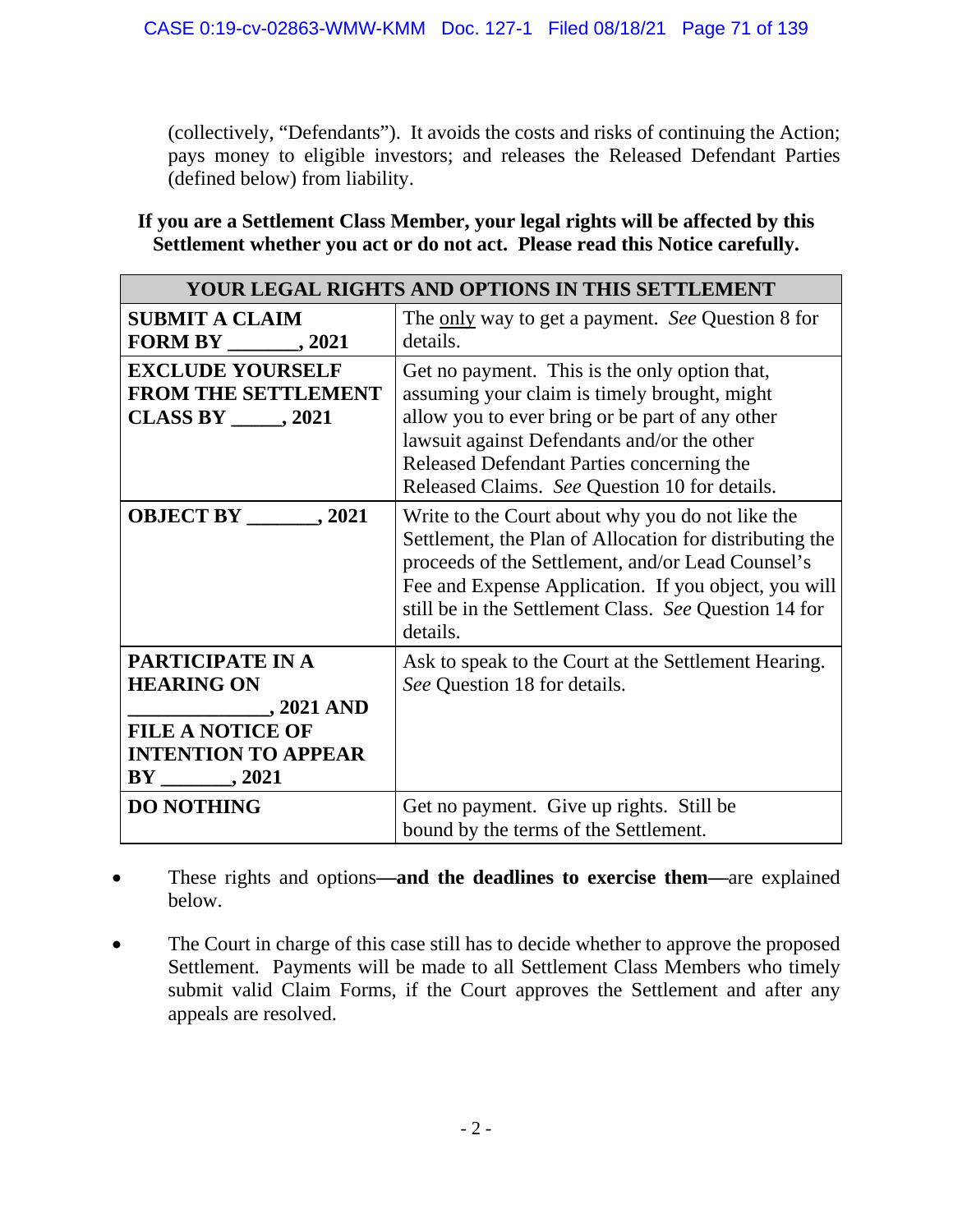(collectively, "Defendants"). It avoids the costs and risks of continuing the Action; pays money to eligible investors; and releases the Released Defendant Parties (defined below) from liability.

**If you are a Settlement Class Member, your legal rights will be affected by this Settlement whether you act or do not act. Please read this Notice carefully.**

| YOUR LEGAL RIGHTS AND OPTIONS IN THIS SETTLEMENT | |
|---|---|
| **SUBMIT A CLAIM FORM BY _______, 2021** | The <u>only</u> way to get a payment. *See* Question 8 for details. |
| **EXCLUDE YOURSELF FROM THE SETTLEMENT CLASS BY _____, 2021** | Get no payment. This is the only option that, assuming your claim is timely brought, might allow you to ever bring or be part of any other lawsuit against Defendants and/or the other Released Defendant Parties concerning the Released Claims. *See* Question 10 for details. |
| **OBJECT BY _______, 2021** | Write to the Court about why you do not like the Settlement, the Plan of Allocation for distributing the proceeds of the Settlement, and/or Lead Counsel's Fee and Expense Application. If you object, you will still be in the Settlement Class. *See* Question 14 for details. |
| **PARTICIPATE IN A HEARING ON ______________, 2021 AND FILE A NOTICE OF INTENTION TO APPEAR BY _______, 2021** | Ask to speak to the Court at the Settlement Hearing. *See* Question 18 for details. |
| **DO NOTHING** | Get no payment. Give up rights. Still be bound by the terms of the Settlement. |

- These rights and options**—and the deadlines to exercise them—**are explained below.
- The Court in charge of this case still has to decide whether to approve the proposed Settlement. Payments will be made to all Settlement Class Members who timely submit valid Claim Forms, if the Court approves the Settlement and after any appeals are resolved.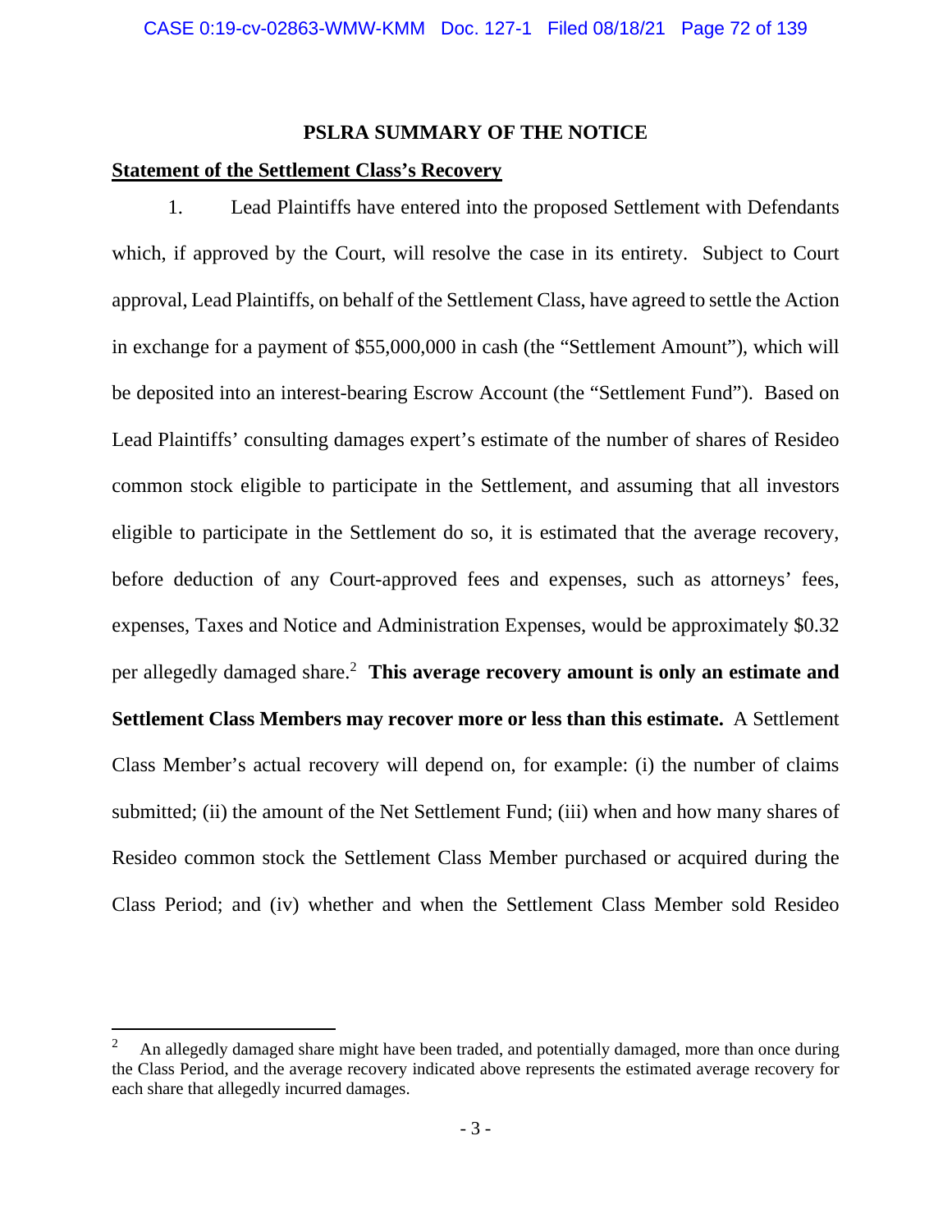## PSLRA SUMMARY OF THE NOTICE

**Statement of the Settlement Class's Recovery**

1. Lead Plaintiffs have entered into the proposed Settlement with Defendants which, if approved by the Court, will resolve the case in its entirety. Subject to Court approval, Lead Plaintiffs, on behalf of the Settlement Class, have agreed to settle the Action in exchange for a payment of $55,000,000 in cash (the "Settlement Amount"), which will be deposited into an interest-bearing Escrow Account (the "Settlement Fund"). Based on Lead Plaintiffs' consulting damages expert's estimate of the number of shares of Resideo common stock eligible to participate in the Settlement, and assuming that all investors eligible to participate in the Settlement do so, it is estimated that the average recovery, before deduction of any Court-approved fees and expenses, such as attorneys' fees, expenses, Taxes and Notice and Administration Expenses, would be approximately $0.32 per allegedly damaged share.[2] **This average recovery amount is only an estimate and Settlement Class Members may recover more or less than this estimate.** A Settlement Class Member's actual recovery will depend on, for example: (i) the number of claims submitted; (ii) the amount of the Net Settlement Fund; (iii) when and how many shares of Resideo common stock the Settlement Class Member purchased or acquired during the Class Period; and (iv) whether and when the Settlement Class Member sold Resideo

---

[2] An allegedly damaged share might have been traded, and potentially damaged, more than once during the Class Period, and the average recovery indicated above represents the estimated average recovery for each share that allegedly incurred damages.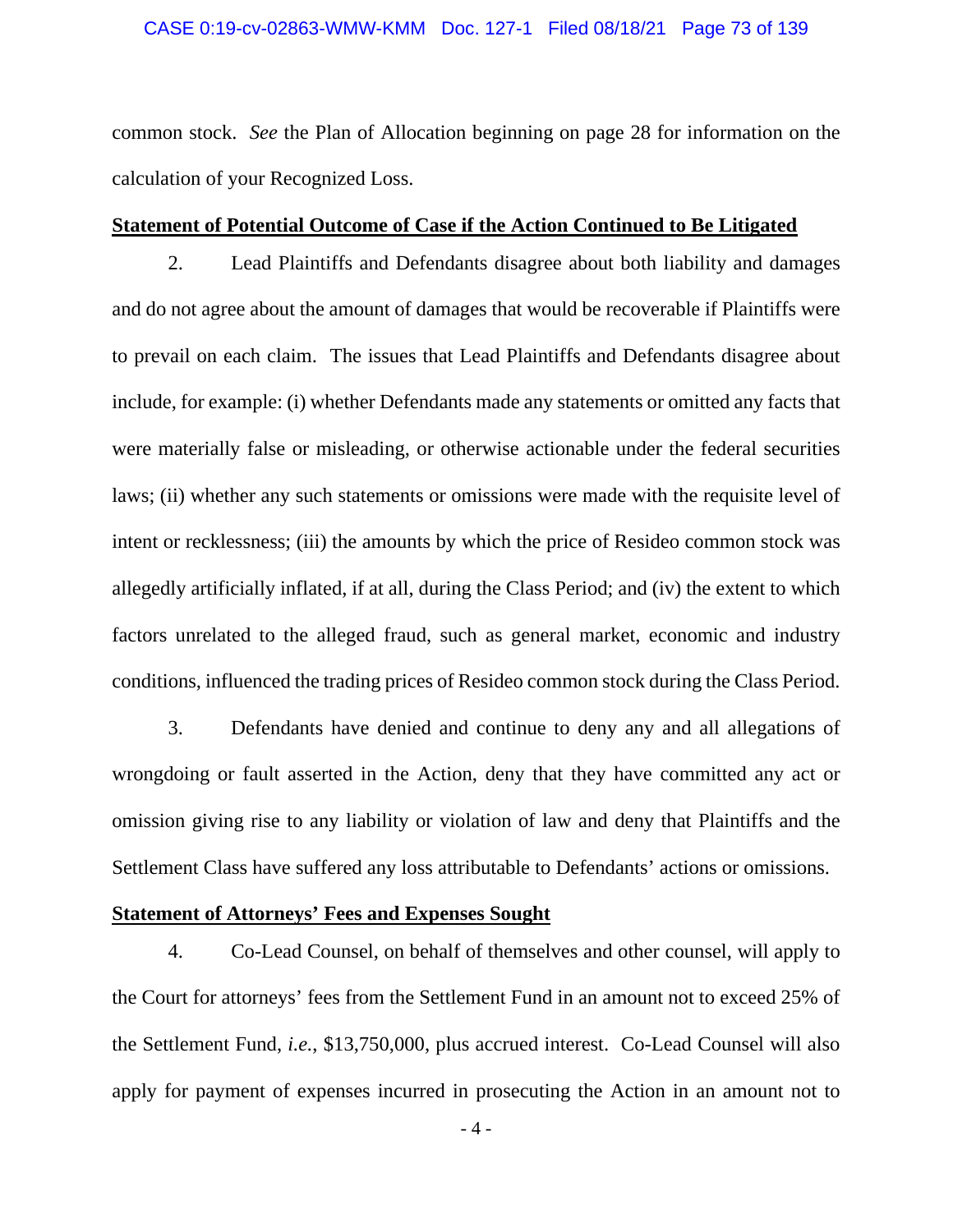common stock. *See* the Plan of Allocation beginning on page 28 for information on the calculation of your Recognized Loss.

**<u>Statement of Potential Outcome of Case if the Action Continued to Be Litigated</u>**

2. Lead Plaintiffs and Defendants disagree about both liability and damages and do not agree about the amount of damages that would be recoverable if Plaintiffs were to prevail on each claim. The issues that Lead Plaintiffs and Defendants disagree about include, for example: (i) whether Defendants made any statements or omitted any facts that were materially false or misleading, or otherwise actionable under the federal securities laws; (ii) whether any such statements or omissions were made with the requisite level of intent or recklessness; (iii) the amounts by which the price of Resideo common stock was allegedly artificially inflated, if at all, during the Class Period; and (iv) the extent to which factors unrelated to the alleged fraud, such as general market, economic and industry conditions, influenced the trading prices of Resideo common stock during the Class Period.

3. Defendants have denied and continue to deny any and all allegations of wrongdoing or fault asserted in the Action, deny that they have committed any act or omission giving rise to any liability or violation of law and deny that Plaintiffs and the Settlement Class have suffered any loss attributable to Defendants' actions or omissions.

**<u>Statement of Attorneys' Fees and Expenses Sought</u>**

4. Co-Lead Counsel, on behalf of themselves and other counsel, will apply to the Court for attorneys' fees from the Settlement Fund in an amount not to exceed 25% of the Settlement Fund, *i.e.*, $13,750,000, plus accrued interest. Co-Lead Counsel will also apply for payment of expenses incurred in prosecuting the Action in an amount not to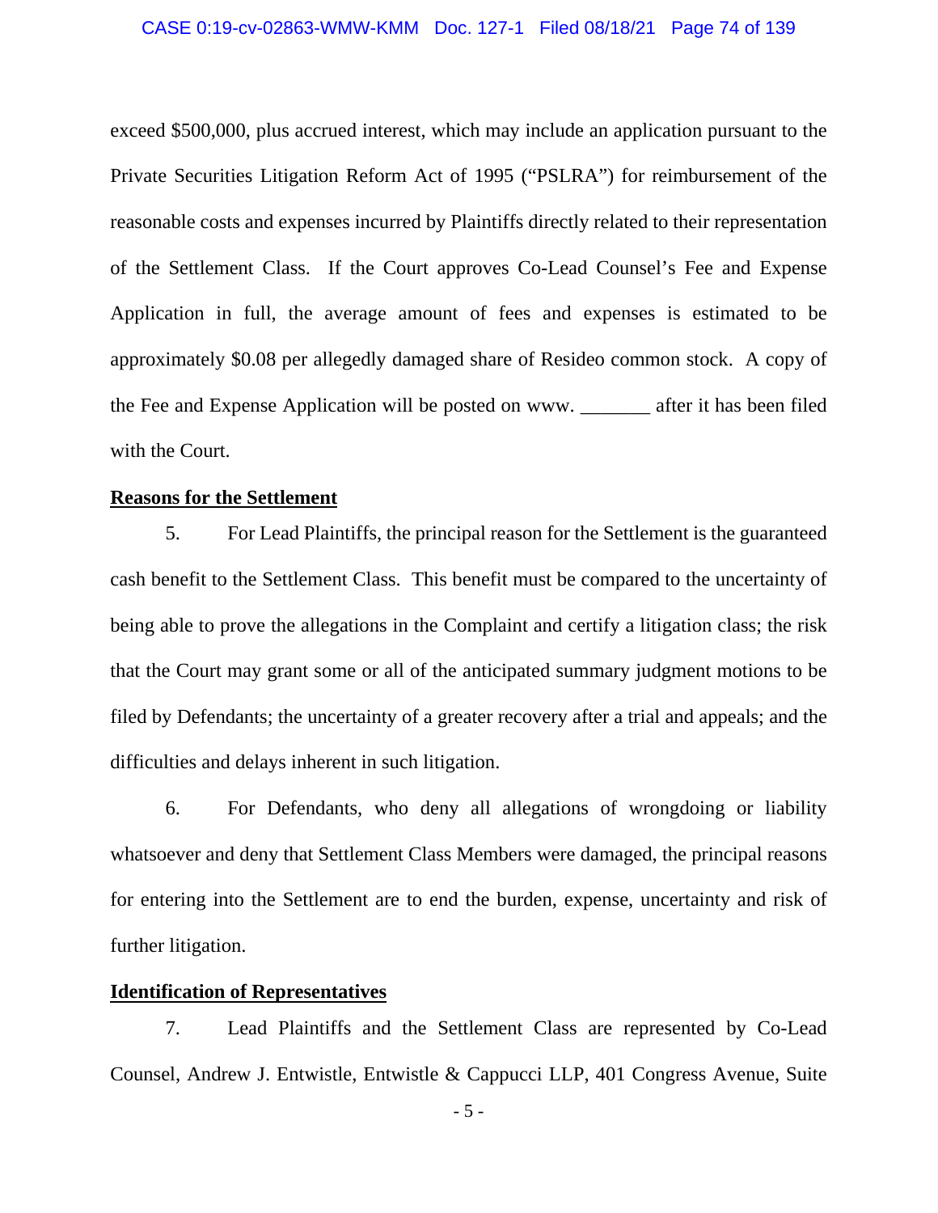exceed $500,000, plus accrued interest, which may include an application pursuant to the Private Securities Litigation Reform Act of 1995 ("PSLRA") for reimbursement of the reasonable costs and expenses incurred by Plaintiffs directly related to their representation of the Settlement Class. If the Court approves Co-Lead Counsel's Fee and Expense Application in full, the average amount of fees and expenses is estimated to be approximately $0.08 per allegedly damaged share of Resideo common stock. A copy of the Fee and Expense Application will be posted on www. _______ after it has been filed with the Court.

**Reasons for the Settlement**

5. For Lead Plaintiffs, the principal reason for the Settlement is the guaranteed cash benefit to the Settlement Class. This benefit must be compared to the uncertainty of being able to prove the allegations in the Complaint and certify a litigation class; the risk that the Court may grant some or all of the anticipated summary judgment motions to be filed by Defendants; the uncertainty of a greater recovery after a trial and appeals; and the difficulties and delays inherent in such litigation.

6. For Defendants, who deny all allegations of wrongdoing or liability whatsoever and deny that Settlement Class Members were damaged, the principal reasons for entering into the Settlement are to end the burden, expense, uncertainty and risk of further litigation.

**Identification of Representatives**

7. Lead Plaintiffs and the Settlement Class are represented by Co-Lead Counsel, Andrew J. Entwistle, Entwistle & Cappucci LLP, 401 Congress Avenue, Suite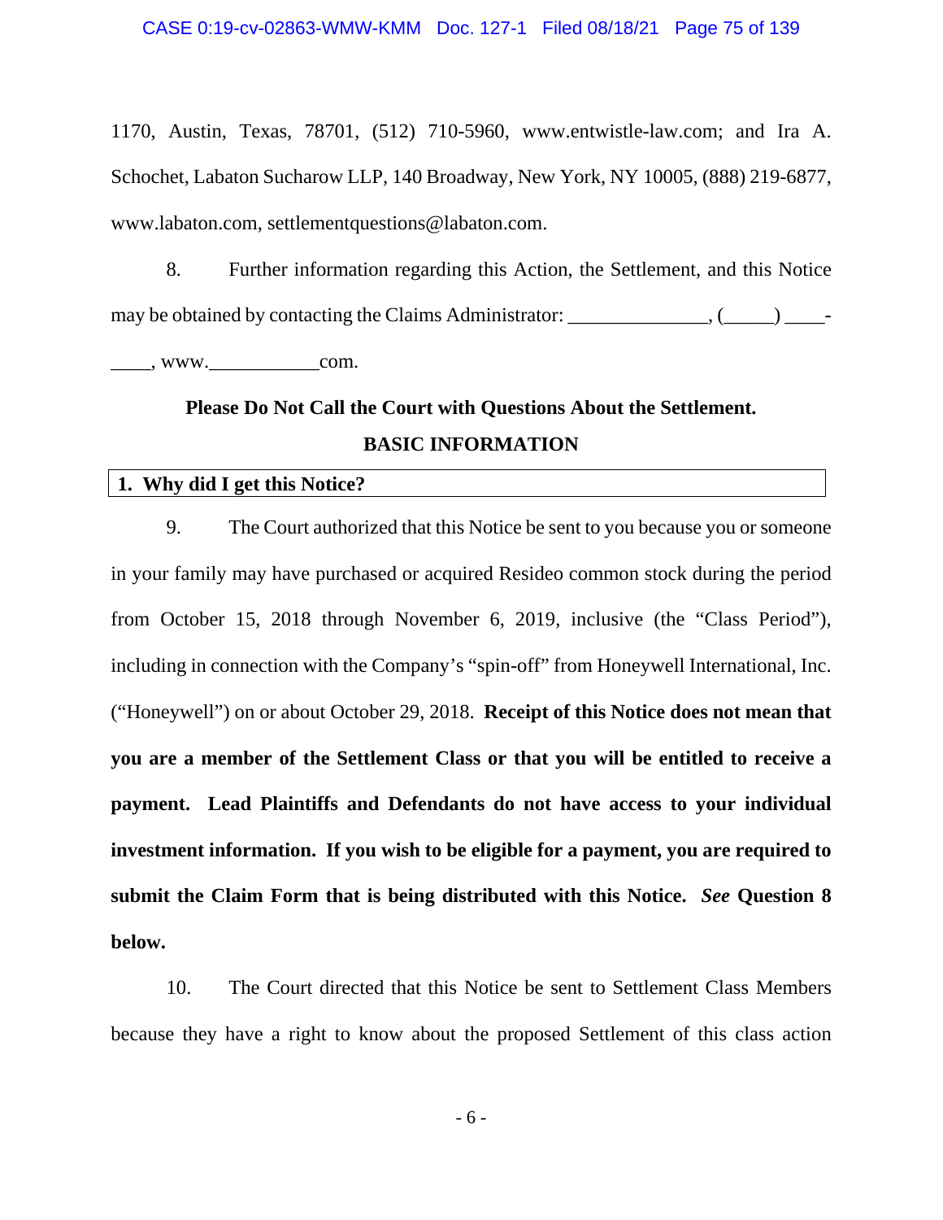1170, Austin, Texas, 78701, (512) 710-5960, www.entwistle-law.com; and Ira A. Schochet, Labaton Sucharow LLP, 140 Broadway, New York, NY 10005, (888) 219-6877, www.labaton.com, settlementquestions@labaton.com.

8. Further information regarding this Action, the Settlement, and this Notice may be obtained by contacting the Claims Administrator: _______________, (______) ____-____, www.____________com.

**Please Do Not Call the Court with Questions About the Settlement.**

## BASIC INFORMATION

### 1. Why did I get this Notice?

9. The Court authorized that this Notice be sent to you because you or someone in your family may have purchased or acquired Resideo common stock during the period from October 15, 2018 through November 6, 2019, inclusive (the "Class Period"), including in connection with the Company's "spin-off" from Honeywell International, Inc. ("Honeywell") on or about October 29, 2018. **Receipt of this Notice does not mean that you are a member of the Settlement Class or that you will be entitled to receive a payment. Lead Plaintiffs and Defendants do not have access to your individual investment information. If you wish to be eligible for a payment, you are required to submit the Claim Form that is being distributed with this Notice. *See* Question 8 below.**

10. The Court directed that this Notice be sent to Settlement Class Members because they have a right to know about the proposed Settlement of this class action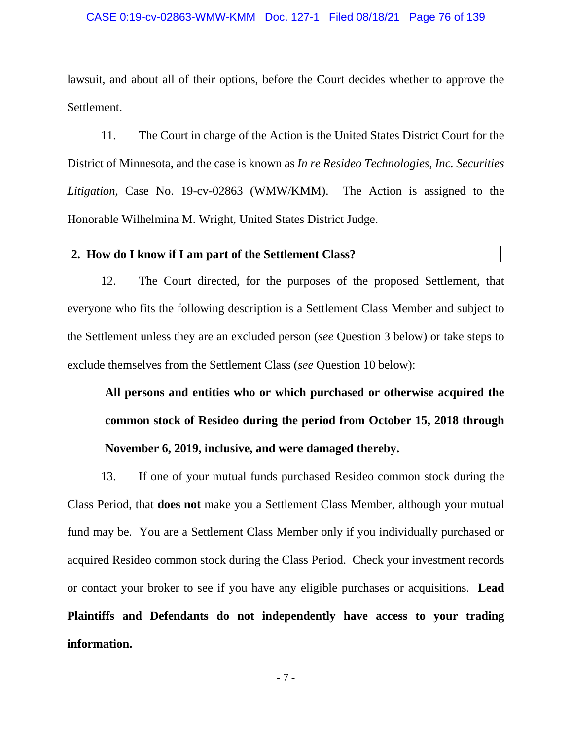lawsuit, and about all of their options, before the Court decides whether to approve the Settlement.

11. The Court in charge of the Action is the United States District Court for the District of Minnesota, and the case is known as *In re Resideo Technologies, Inc. Securities Litigation*, Case No. 19-cv-02863 (WMW/KMM). The Action is assigned to the Honorable Wilhelmina M. Wright, United States District Judge.

### 2. How do I know if I am part of the Settlement Class?

12. The Court directed, for the purposes of the proposed Settlement, that everyone who fits the following description is a Settlement Class Member and subject to the Settlement unless they are an excluded person (*see* Question 3 below) or take steps to exclude themselves from the Settlement Class (*see* Question 10 below):

> **All persons and entities who or which purchased or otherwise acquired the common stock of Resideo during the period from October 15, 2018 through November 6, 2019, inclusive, and were damaged thereby.**

13. If one of your mutual funds purchased Resideo common stock during the Class Period, that **does not** make you a Settlement Class Member, although your mutual fund may be. You are a Settlement Class Member only if you individually purchased or acquired Resideo common stock during the Class Period. Check your investment records or contact your broker to see if you have any eligible purchases or acquisitions. **Lead Plaintiffs and Defendants do not independently have access to your trading information.**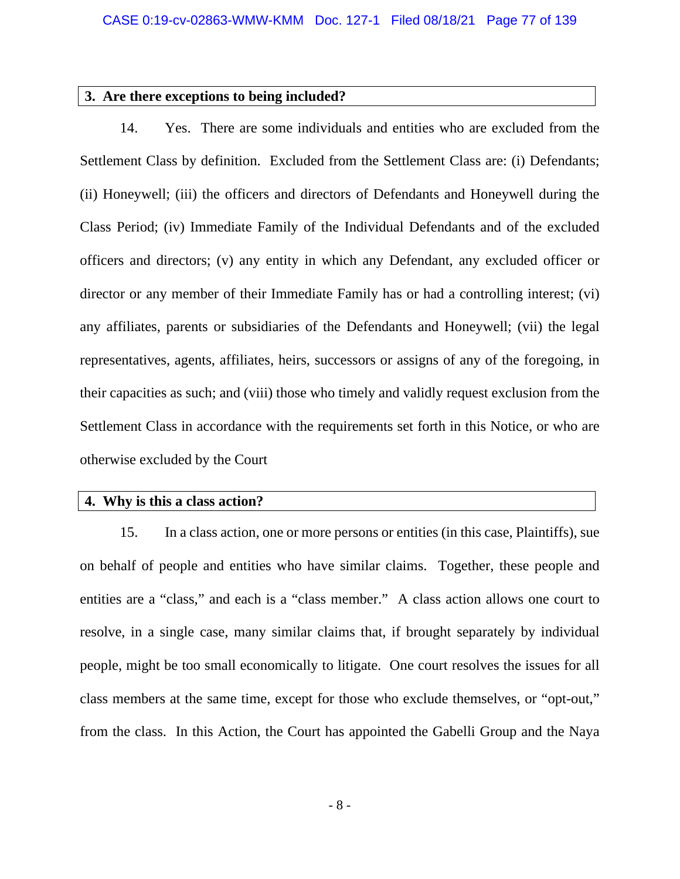## 3. Are there exceptions to being included?

14. Yes. There are some individuals and entities who are excluded from the Settlement Class by definition. Excluded from the Settlement Class are: (i) Defendants; (ii) Honeywell; (iii) the officers and directors of Defendants and Honeywell during the Class Period; (iv) Immediate Family of the Individual Defendants and of the excluded officers and directors; (v) any entity in which any Defendant, any excluded officer or director or any member of their Immediate Family has or had a controlling interest; (vi) any affiliates, parents or subsidiaries of the Defendants and Honeywell; (vii) the legal representatives, agents, affiliates, heirs, successors or assigns of any of the foregoing, in their capacities as such; and (viii) those who timely and validly request exclusion from the Settlement Class in accordance with the requirements set forth in this Notice, or who are otherwise excluded by the Court

## 4. Why is this a class action?

15. In a class action, one or more persons or entities (in this case, Plaintiffs), sue on behalf of people and entities who have similar claims. Together, these people and entities are a "class," and each is a "class member." A class action allows one court to resolve, in a single case, many similar claims that, if brought separately by individual people, might be too small economically to litigate. One court resolves the issues for all class members at the same time, except for those who exclude themselves, or "opt-out," from the class. In this Action, the Court has appointed the Gabelli Group and the Naya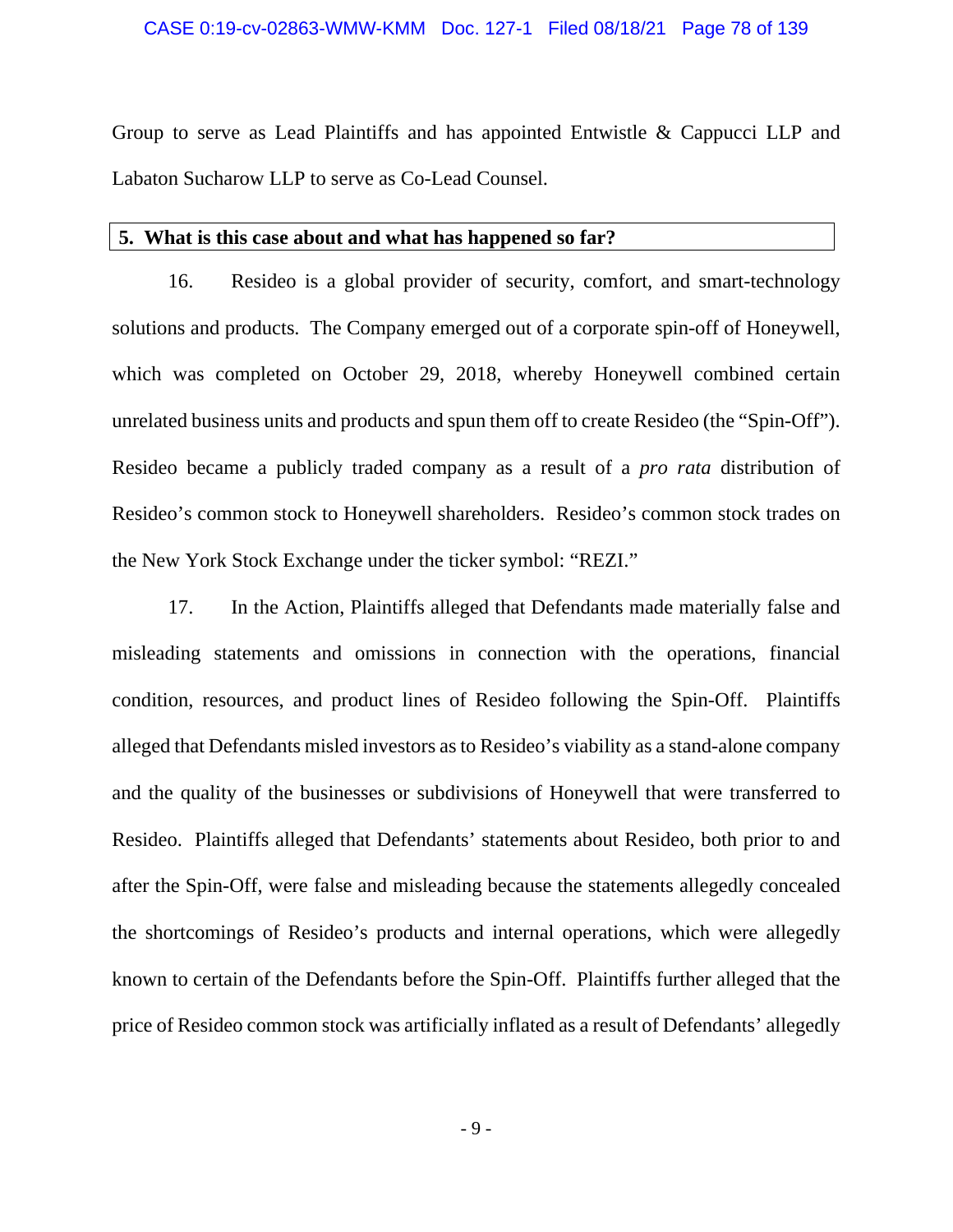Group to serve as Lead Plaintiffs and has appointed Entwistle & Cappucci LLP and Labaton Sucharow LLP to serve as Co-Lead Counsel.

**5. What is this case about and what has happened so far?**

16. Resideo is a global provider of security, comfort, and smart-technology solutions and products. The Company emerged out of a corporate spin-off of Honeywell, which was completed on October 29, 2018, whereby Honeywell combined certain unrelated business units and products and spun them off to create Resideo (the "Spin-Off"). Resideo became a publicly traded company as a result of a *pro rata* distribution of Resideo's common stock to Honeywell shareholders. Resideo's common stock trades on the New York Stock Exchange under the ticker symbol: "REZI."

17. In the Action, Plaintiffs alleged that Defendants made materially false and misleading statements and omissions in connection with the operations, financial condition, resources, and product lines of Resideo following the Spin-Off. Plaintiffs alleged that Defendants misled investors as to Resideo's viability as a stand-alone company and the quality of the businesses or subdivisions of Honeywell that were transferred to Resideo. Plaintiffs alleged that Defendants' statements about Resideo, both prior to and after the Spin-Off, were false and misleading because the statements allegedly concealed the shortcomings of Resideo's products and internal operations, which were allegedly known to certain of the Defendants before the Spin-Off. Plaintiffs further alleged that the price of Resideo common stock was artificially inflated as a result of Defendants' allegedly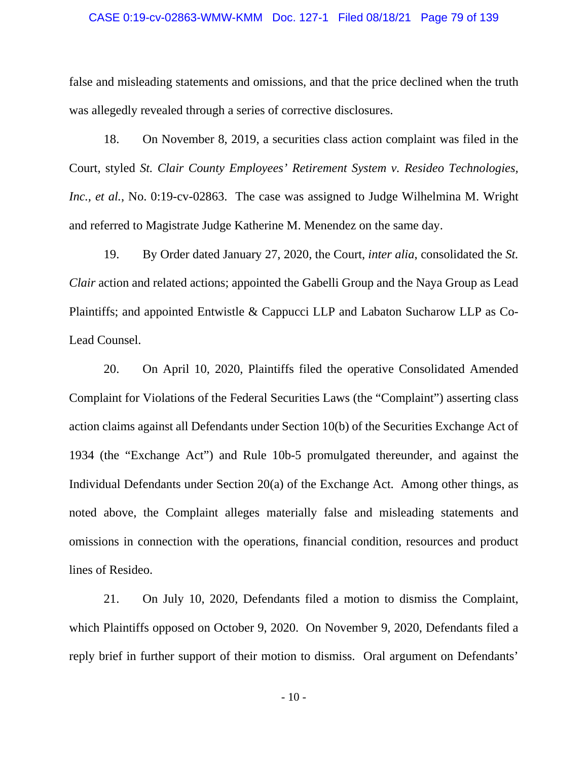false and misleading statements and omissions, and that the price declined when the truth was allegedly revealed through a series of corrective disclosures.

18. On November 8, 2019, a securities class action complaint was filed in the Court, styled *St. Clair County Employees' Retirement System v. Resideo Technologies, Inc., et al.*, No. 0:19-cv-02863. The case was assigned to Judge Wilhelmina M. Wright and referred to Magistrate Judge Katherine M. Menendez on the same day.

19. By Order dated January 27, 2020, the Court, *inter alia*, consolidated the *St. Clair* action and related actions; appointed the Gabelli Group and the Naya Group as Lead Plaintiffs; and appointed Entwistle & Cappucci LLP and Labaton Sucharow LLP as Co-Lead Counsel.

20. On April 10, 2020, Plaintiffs filed the operative Consolidated Amended Complaint for Violations of the Federal Securities Laws (the "Complaint") asserting class action claims against all Defendants under Section 10(b) of the Securities Exchange Act of 1934 (the "Exchange Act") and Rule 10b-5 promulgated thereunder, and against the Individual Defendants under Section 20(a) of the Exchange Act. Among other things, as noted above, the Complaint alleges materially false and misleading statements and omissions in connection with the operations, financial condition, resources and product lines of Resideo.

21. On July 10, 2020, Defendants filed a motion to dismiss the Complaint, which Plaintiffs opposed on October 9, 2020. On November 9, 2020, Defendants filed a reply brief in further support of their motion to dismiss. Oral argument on Defendants'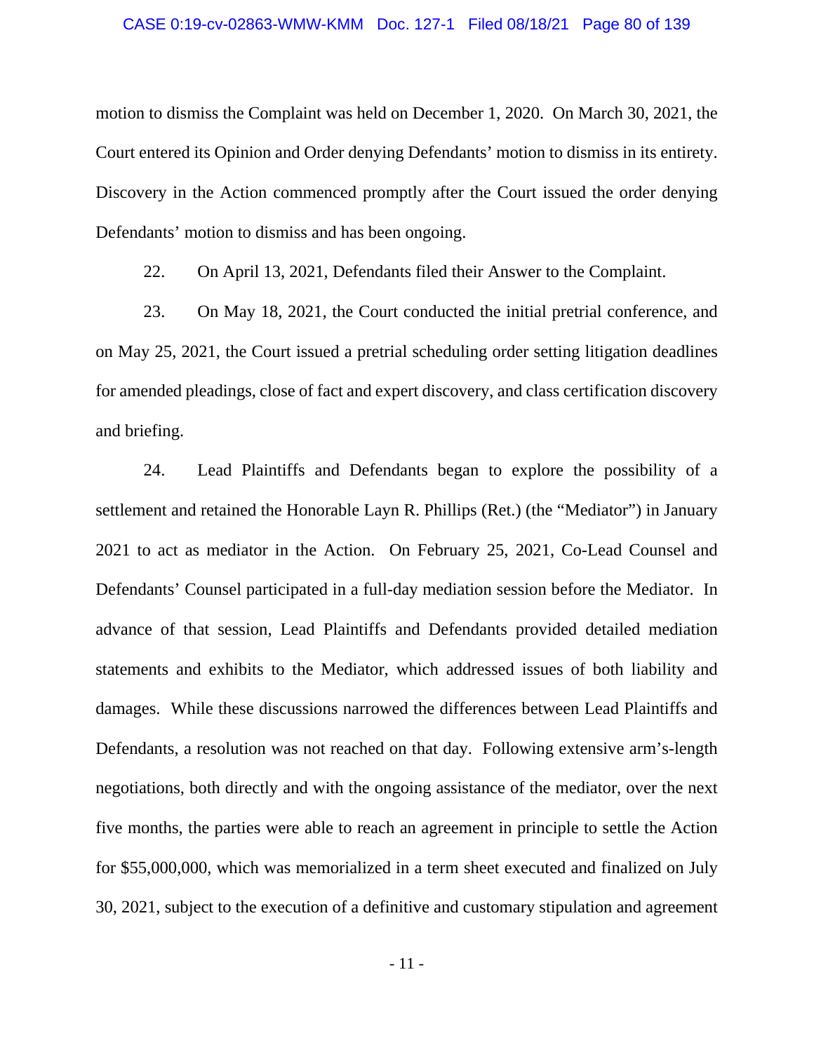motion to dismiss the Complaint was held on December 1, 2020. On March 30, 2021, the Court entered its Opinion and Order denying Defendants' motion to dismiss in its entirety. Discovery in the Action commenced promptly after the Court issued the order denying Defendants' motion to dismiss and has been ongoing.

22. On April 13, 2021, Defendants filed their Answer to the Complaint.

23. On May 18, 2021, the Court conducted the initial pretrial conference, and on May 25, 2021, the Court issued a pretrial scheduling order setting litigation deadlines for amended pleadings, close of fact and expert discovery, and class certification discovery and briefing.

24. Lead Plaintiffs and Defendants began to explore the possibility of a settlement and retained the Honorable Layn R. Phillips (Ret.) (the "Mediator") in January 2021 to act as mediator in the Action. On February 25, 2021, Co-Lead Counsel and Defendants' Counsel participated in a full-day mediation session before the Mediator. In advance of that session, Lead Plaintiffs and Defendants provided detailed mediation statements and exhibits to the Mediator, which addressed issues of both liability and damages. While these discussions narrowed the differences between Lead Plaintiffs and Defendants, a resolution was not reached on that day. Following extensive arm's-length negotiations, both directly and with the ongoing assistance of the mediator, over the next five months, the parties were able to reach an agreement in principle to settle the Action for $55,000,000, which was memorialized in a term sheet executed and finalized on July 30, 2021, subject to the execution of a definitive and customary stipulation and agreement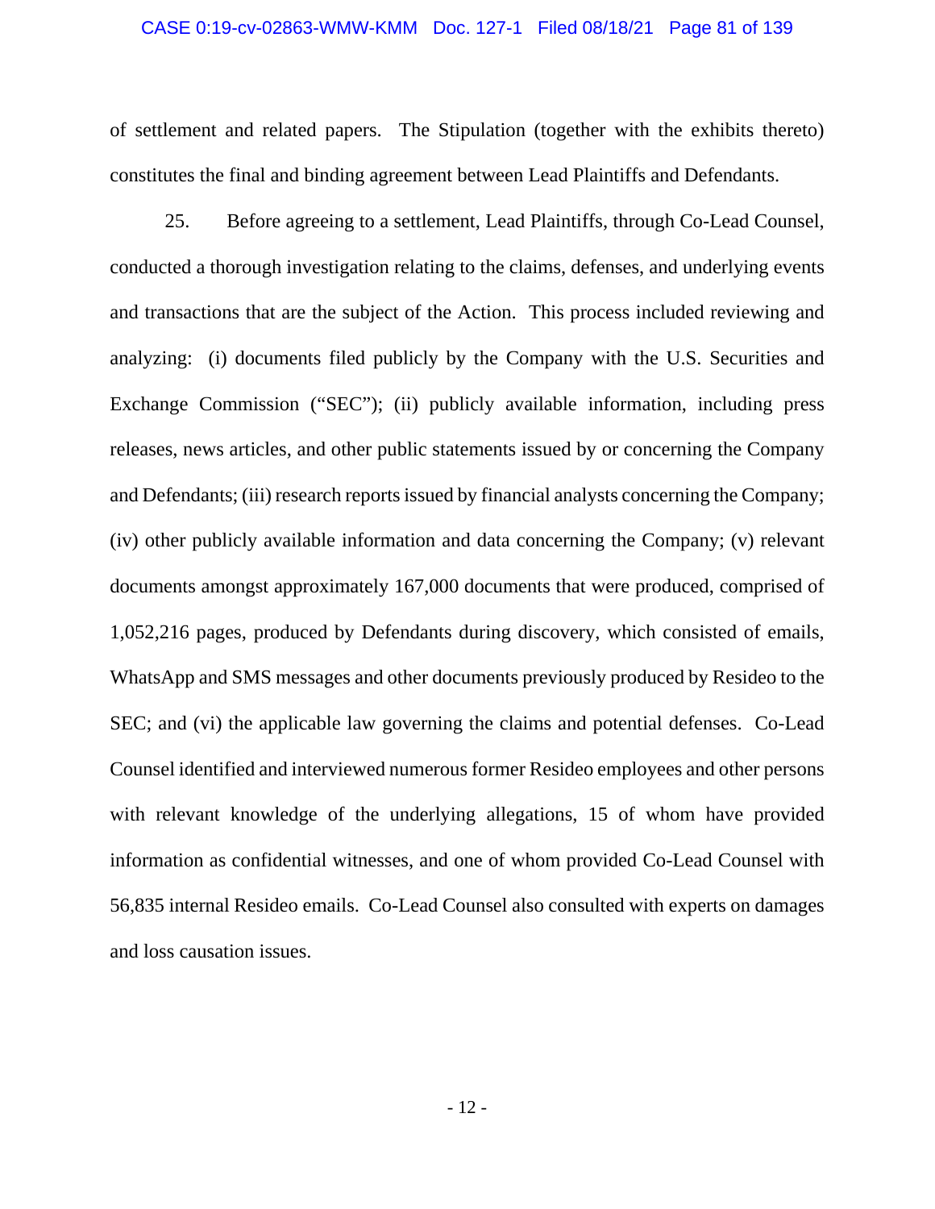of settlement and related papers. The Stipulation (together with the exhibits thereto) constitutes the final and binding agreement between Lead Plaintiffs and Defendants.

25. Before agreeing to a settlement, Lead Plaintiffs, through Co-Lead Counsel, conducted a thorough investigation relating to the claims, defenses, and underlying events and transactions that are the subject of the Action. This process included reviewing and analyzing: (i) documents filed publicly by the Company with the U.S. Securities and Exchange Commission ("SEC"); (ii) publicly available information, including press releases, news articles, and other public statements issued by or concerning the Company and Defendants; (iii) research reports issued by financial analysts concerning the Company; (iv) other publicly available information and data concerning the Company; (v) relevant documents amongst approximately 167,000 documents that were produced, comprised of 1,052,216 pages, produced by Defendants during discovery, which consisted of emails, WhatsApp and SMS messages and other documents previously produced by Resideo to the SEC; and (vi) the applicable law governing the claims and potential defenses. Co-Lead Counsel identified and interviewed numerous former Resideo employees and other persons with relevant knowledge of the underlying allegations, 15 of whom have provided information as confidential witnesses, and one of whom provided Co-Lead Counsel with 56,835 internal Resideo emails. Co-Lead Counsel also consulted with experts on damages and loss causation issues.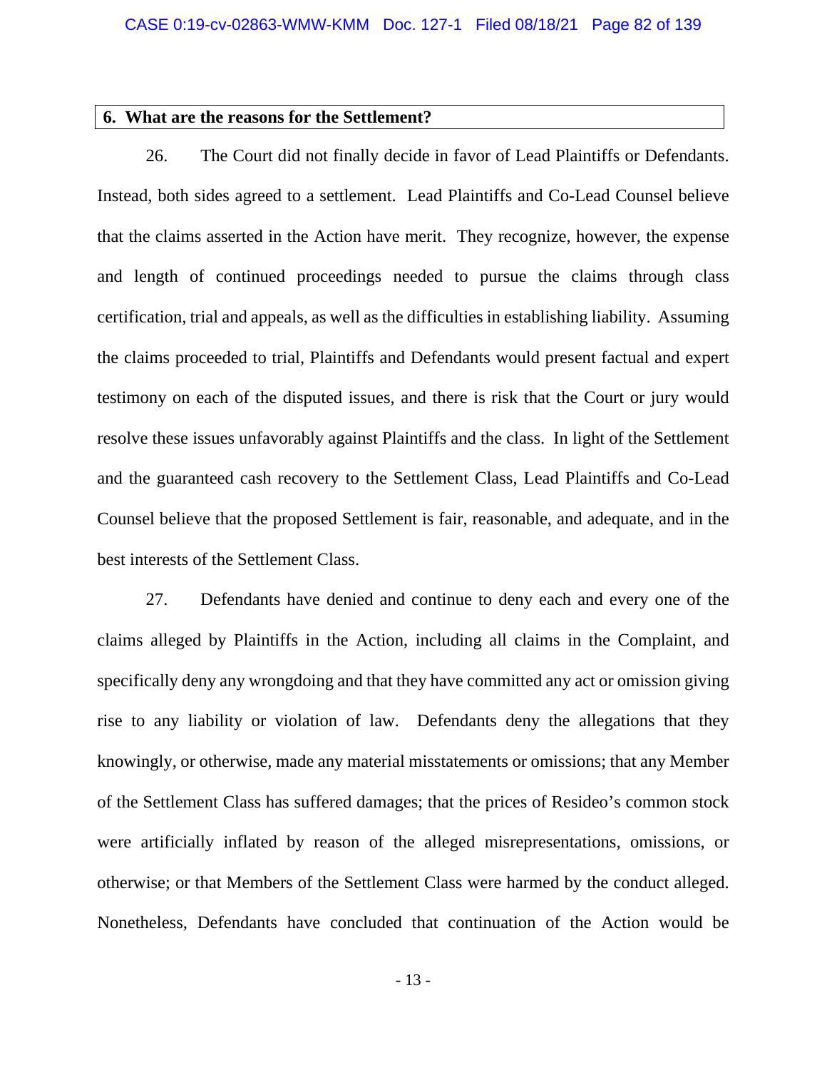## 6. What are the reasons for the Settlement?

26. The Court did not finally decide in favor of Lead Plaintiffs or Defendants. Instead, both sides agreed to a settlement. Lead Plaintiffs and Co-Lead Counsel believe that the claims asserted in the Action have merit. They recognize, however, the expense and length of continued proceedings needed to pursue the claims through class certification, trial and appeals, as well as the difficulties in establishing liability. Assuming the claims proceeded to trial, Plaintiffs and Defendants would present factual and expert testimony on each of the disputed issues, and there is risk that the Court or jury would resolve these issues unfavorably against Plaintiffs and the class. In light of the Settlement and the guaranteed cash recovery to the Settlement Class, Lead Plaintiffs and Co-Lead Counsel believe that the proposed Settlement is fair, reasonable, and adequate, and in the best interests of the Settlement Class.

27. Defendants have denied and continue to deny each and every one of the claims alleged by Plaintiffs in the Action, including all claims in the Complaint, and specifically deny any wrongdoing and that they have committed any act or omission giving rise to any liability or violation of law. Defendants deny the allegations that they knowingly, or otherwise, made any material misstatements or omissions; that any Member of the Settlement Class has suffered damages; that the prices of Resideo's common stock were artificially inflated by reason of the alleged misrepresentations, omissions, or otherwise; or that Members of the Settlement Class were harmed by the conduct alleged. Nonetheless, Defendants have concluded that continuation of the Action would be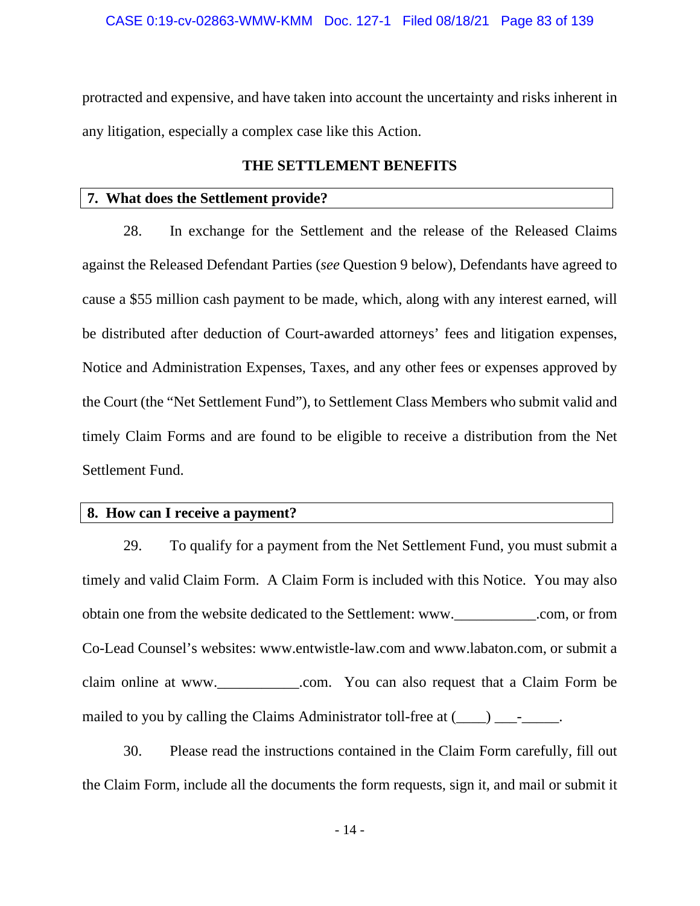protracted and expensive, and have taken into account the uncertainty and risks inherent in any litigation, especially a complex case like this Action.

## THE SETTLEMENT BENEFITS

### 7. What does the Settlement provide?

28. In exchange for the Settlement and the release of the Released Claims against the Released Defendant Parties (*see* Question 9 below), Defendants have agreed to cause a $55 million cash payment to be made, which, along with any interest earned, will be distributed after deduction of Court-awarded attorneys' fees and litigation expenses, Notice and Administration Expenses, Taxes, and any other fees or expenses approved by the Court (the "Net Settlement Fund"), to Settlement Class Members who submit valid and timely Claim Forms and are found to be eligible to receive a distribution from the Net Settlement Fund.

### 8. How can I receive a payment?

29. To qualify for a payment from the Net Settlement Fund, you must submit a timely and valid Claim Form. A Claim Form is included with this Notice. You may also obtain one from the website dedicated to the Settlement: www.___________.com, or from Co-Lead Counsel's websites: www.entwistle-law.com and www.labaton.com, or submit a claim online at www.___________.com. You can also request that a Claim Form be mailed to you by calling the Claims Administrator toll-free at (____) ___-_____.

30. Please read the instructions contained in the Claim Form carefully, fill out the Claim Form, include all the documents the form requests, sign it, and mail or submit it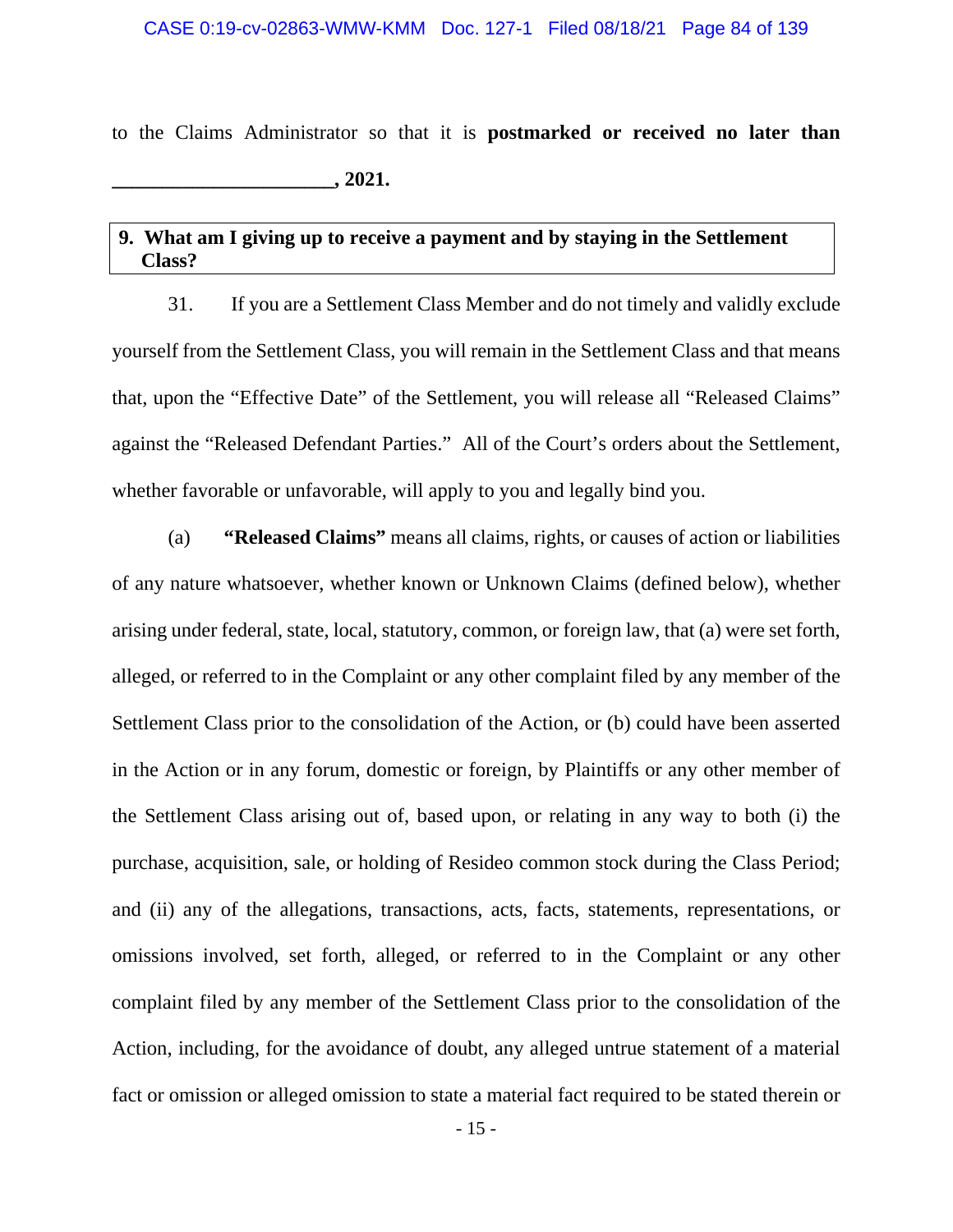to the Claims Administrator so that it is **postmarked or received no later than _____________________, 2021.**

## 9. What am I giving up to receive a payment and by staying in the Settlement Class?

31. If you are a Settlement Class Member and do not timely and validly exclude yourself from the Settlement Class, you will remain in the Settlement Class and that means that, upon the "Effective Date" of the Settlement, you will release all "Released Claims" against the "Released Defendant Parties." All of the Court's orders about the Settlement, whether favorable or unfavorable, will apply to you and legally bind you.

(a) **"Released Claims"** means all claims, rights, or causes of action or liabilities of any nature whatsoever, whether known or Unknown Claims (defined below), whether arising under federal, state, local, statutory, common, or foreign law, that (a) were set forth, alleged, or referred to in the Complaint or any other complaint filed by any member of the Settlement Class prior to the consolidation of the Action, or (b) could have been asserted in the Action or in any forum, domestic or foreign, by Plaintiffs or any other member of the Settlement Class arising out of, based upon, or relating in any way to both (i) the purchase, acquisition, sale, or holding of Resideo common stock during the Class Period; and (ii) any of the allegations, transactions, acts, facts, statements, representations, or omissions involved, set forth, alleged, or referred to in the Complaint or any other complaint filed by any member of the Settlement Class prior to the consolidation of the Action, including, for the avoidance of doubt, any alleged untrue statement of a material fact or omission or alleged omission to state a material fact required to be stated therein or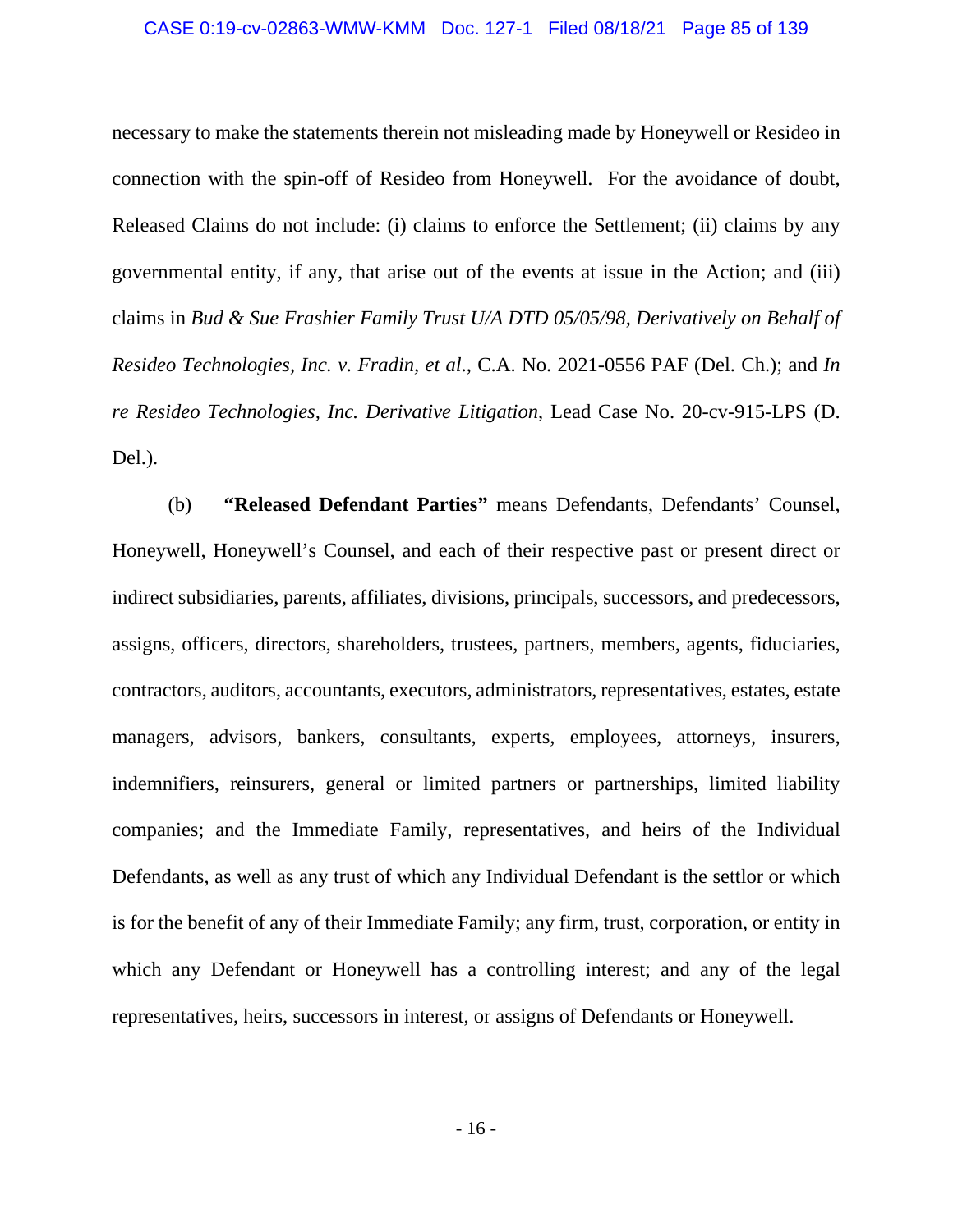necessary to make the statements therein not misleading made by Honeywell or Resideo in connection with the spin-off of Resideo from Honeywell. For the avoidance of doubt, Released Claims do not include: (i) claims to enforce the Settlement; (ii) claims by any governmental entity, if any, that arise out of the events at issue in the Action; and (iii) claims in *Bud & Sue Frashier Family Trust U/A DTD 05/05/98, Derivatively on Behalf of Resideo Technologies, Inc. v. Fradin, et al.*, C.A. No. 2021-0556 PAF (Del. Ch.); and *In re Resideo Technologies, Inc. Derivative Litigation*, Lead Case No. 20-cv-915-LPS (D. Del.).

(b) **"Released Defendant Parties"** means Defendants, Defendants' Counsel, Honeywell, Honeywell's Counsel, and each of their respective past or present direct or indirect subsidiaries, parents, affiliates, divisions, principals, successors, and predecessors, assigns, officers, directors, shareholders, trustees, partners, members, agents, fiduciaries, contractors, auditors, accountants, executors, administrators, representatives, estates, estate managers, advisors, bankers, consultants, experts, employees, attorneys, insurers, indemnifiers, reinsurers, general or limited partners or partnerships, limited liability companies; and the Immediate Family, representatives, and heirs of the Individual Defendants, as well as any trust of which any Individual Defendant is the settlor or which is for the benefit of any of their Immediate Family; any firm, trust, corporation, or entity in which any Defendant or Honeywell has a controlling interest; and any of the legal representatives, heirs, successors in interest, or assigns of Defendants or Honeywell.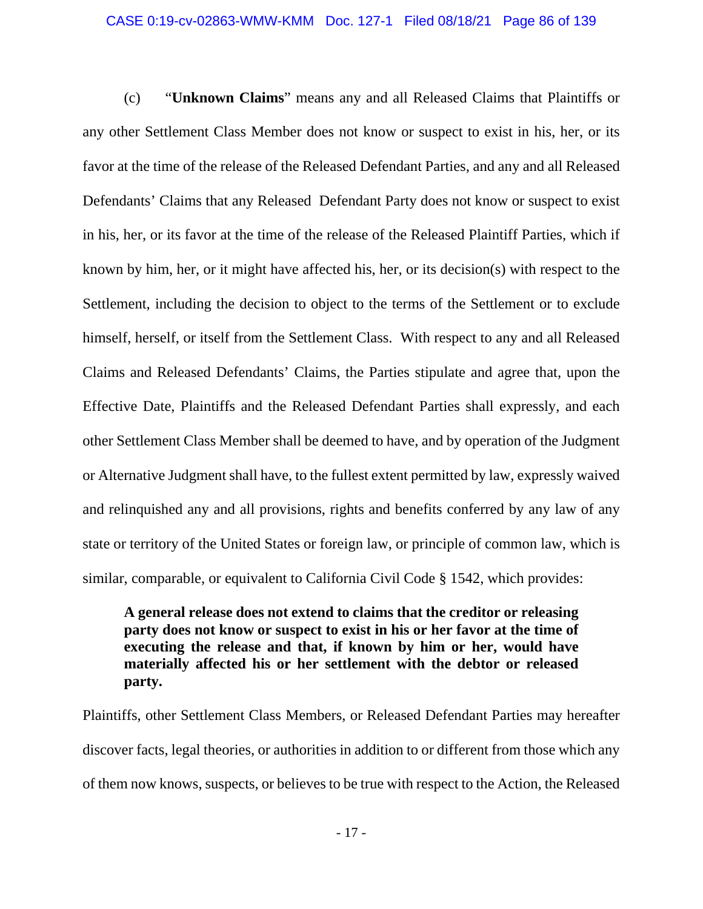(c) "**Unknown Claims**" means any and all Released Claims that Plaintiffs or any other Settlement Class Member does not know or suspect to exist in his, her, or its favor at the time of the release of the Released Defendant Parties, and any and all Released Defendants' Claims that any Released Defendant Party does not know or suspect to exist in his, her, or its favor at the time of the release of the Released Plaintiff Parties, which if known by him, her, or it might have affected his, her, or its decision(s) with respect to the Settlement, including the decision to object to the terms of the Settlement or to exclude himself, herself, or itself from the Settlement Class. With respect to any and all Released Claims and Released Defendants' Claims, the Parties stipulate and agree that, upon the Effective Date, Plaintiffs and the Released Defendant Parties shall expressly, and each other Settlement Class Member shall be deemed to have, and by operation of the Judgment or Alternative Judgment shall have, to the fullest extent permitted by law, expressly waived and relinquished any and all provisions, rights and benefits conferred by any law of any state or territory of the United States or foreign law, or principle of common law, which is similar, comparable, or equivalent to California Civil Code § 1542, which provides:

> **A general release does not extend to claims that the creditor or releasing party does not know or suspect to exist in his or her favor at the time of executing the release and that, if known by him or her, would have materially affected his or her settlement with the debtor or released party.**

Plaintiffs, other Settlement Class Members, or Released Defendant Parties may hereafter discover facts, legal theories, or authorities in addition to or different from those which any of them now knows, suspects, or believes to be true with respect to the Action, the Released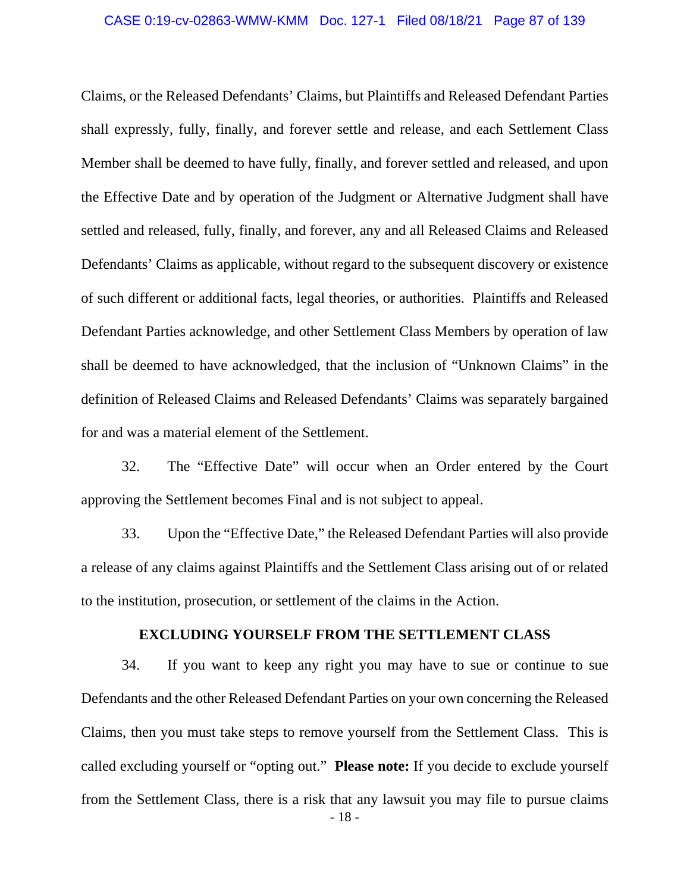Claims, or the Released Defendants' Claims, but Plaintiffs and Released Defendant Parties shall expressly, fully, finally, and forever settle and release, and each Settlement Class Member shall be deemed to have fully, finally, and forever settled and released, and upon the Effective Date and by operation of the Judgment or Alternative Judgment shall have settled and released, fully, finally, and forever, any and all Released Claims and Released Defendants' Claims as applicable, without regard to the subsequent discovery or existence of such different or additional facts, legal theories, or authorities. Plaintiffs and Released Defendant Parties acknowledge, and other Settlement Class Members by operation of law shall be deemed to have acknowledged, that the inclusion of "Unknown Claims" in the definition of Released Claims and Released Defendants' Claims was separately bargained for and was a material element of the Settlement.

32. The "Effective Date" will occur when an Order entered by the Court approving the Settlement becomes Final and is not subject to appeal.

33. Upon the "Effective Date," the Released Defendant Parties will also provide a release of any claims against Plaintiffs and the Settlement Class arising out of or related to the institution, prosecution, or settlement of the claims in the Action.

## EXCLUDING YOURSELF FROM THE SETTLEMENT CLASS

34. If you want to keep any right you may have to sue or continue to sue Defendants and the other Released Defendant Parties on your own concerning the Released Claims, then you must take steps to remove yourself from the Settlement Class. This is called excluding yourself or "opting out." **Please note:** If you decide to exclude yourself from the Settlement Class, there is a risk that any lawsuit you may file to pursue claims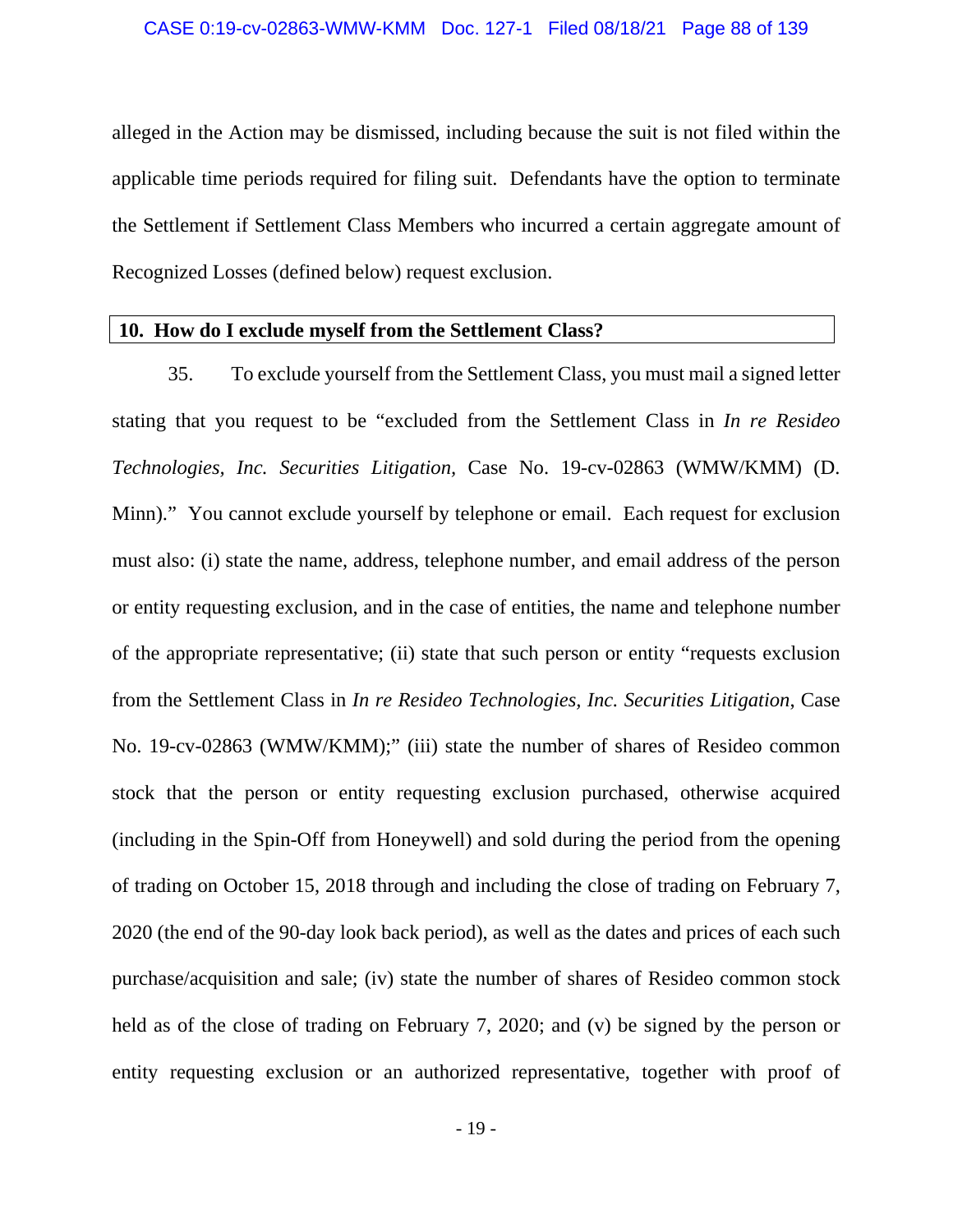alleged in the Action may be dismissed, including because the suit is not filed within the applicable time periods required for filing suit. Defendants have the option to terminate the Settlement if Settlement Class Members who incurred a certain aggregate amount of Recognized Losses (defined below) request exclusion.

### 10. How do I exclude myself from the Settlement Class?

35. To exclude yourself from the Settlement Class, you must mail a signed letter stating that you request to be "excluded from the Settlement Class in *In re Resideo Technologies, Inc. Securities Litigation,* Case No. 19-cv-02863 (WMW/KMM) (D. Minn)." You cannot exclude yourself by telephone or email. Each request for exclusion must also: (i) state the name, address, telephone number, and email address of the person or entity requesting exclusion, and in the case of entities, the name and telephone number of the appropriate representative; (ii) state that such person or entity "requests exclusion from the Settlement Class in *In re Resideo Technologies, Inc. Securities Litigation*, Case No. 19-cv-02863 (WMW/KMM);" (iii) state the number of shares of Resideo common stock that the person or entity requesting exclusion purchased, otherwise acquired (including in the Spin-Off from Honeywell) and sold during the period from the opening of trading on October 15, 2018 through and including the close of trading on February 7, 2020 (the end of the 90-day look back period), as well as the dates and prices of each such purchase/acquisition and sale; (iv) state the number of shares of Resideo common stock held as of the close of trading on February 7, 2020; and (v) be signed by the person or entity requesting exclusion or an authorized representative, together with proof of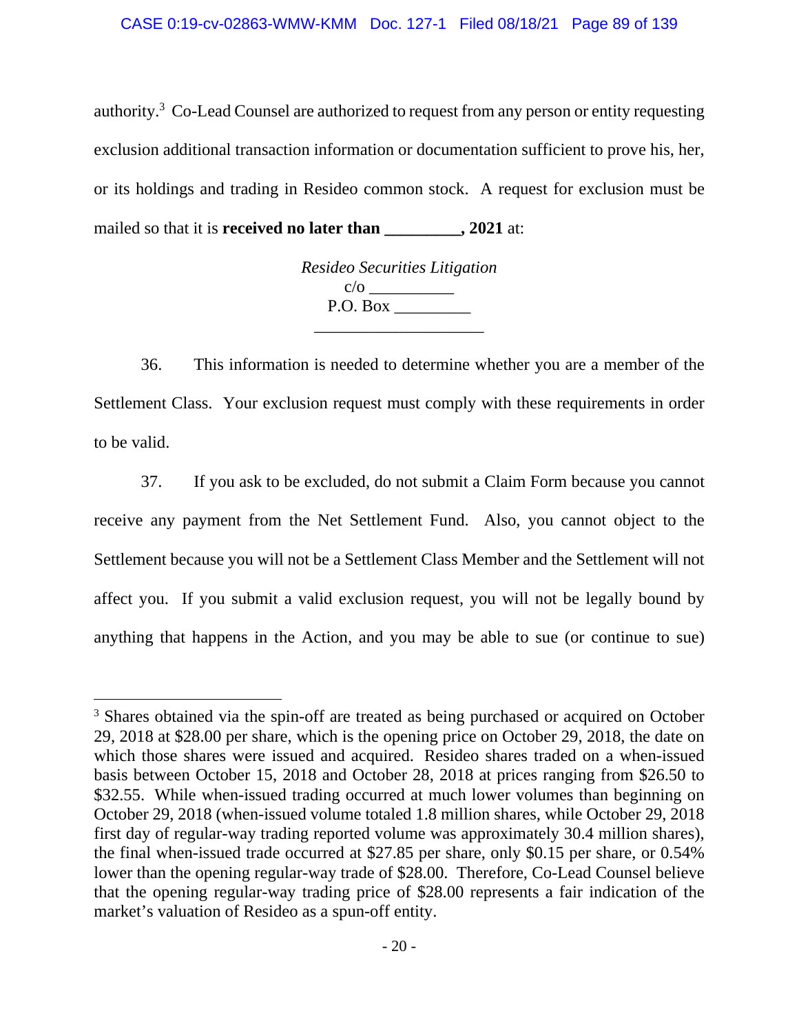authority.[3] Co-Lead Counsel are authorized to request from any person or entity requesting exclusion additional transaction information or documentation sufficient to prove his, her, or its holdings and trading in Resideo common stock. A request for exclusion must be mailed so that it is **received no later than _________, 2021** at:

*Resideo Securities Litigation*
c/o __________
P.O. Box _________
____________________

36. This information is needed to determine whether you are a member of the Settlement Class. Your exclusion request must comply with these requirements in order to be valid.

37. If you ask to be excluded, do not submit a Claim Form because you cannot receive any payment from the Net Settlement Fund. Also, you cannot object to the Settlement because you will not be a Settlement Class Member and the Settlement will not affect you. If you submit a valid exclusion request, you will not be legally bound by anything that happens in the Action, and you may be able to sue (or continue to sue)

---

[3] Shares obtained via the spin-off are treated as being purchased or acquired on October 29, 2018 at $28.00 per share, which is the opening price on October 29, 2018, the date on which those shares were issued and acquired. Resideo shares traded on a when-issued basis between October 15, 2018 and October 28, 2018 at prices ranging from $26.50 to $32.55. While when-issued trading occurred at much lower volumes than beginning on October 29, 2018 (when-issued volume totaled 1.8 million shares, while October 29, 2018 first day of regular-way trading reported volume was approximately 30.4 million shares), the final when-issued trade occurred at $27.85 per share, only $0.15 per share, or 0.54% lower than the opening regular-way trade of $28.00. Therefore, Co-Lead Counsel believe that the opening regular-way trading price of $28.00 represents a fair indication of the market's valuation of Resideo as a spun-off entity.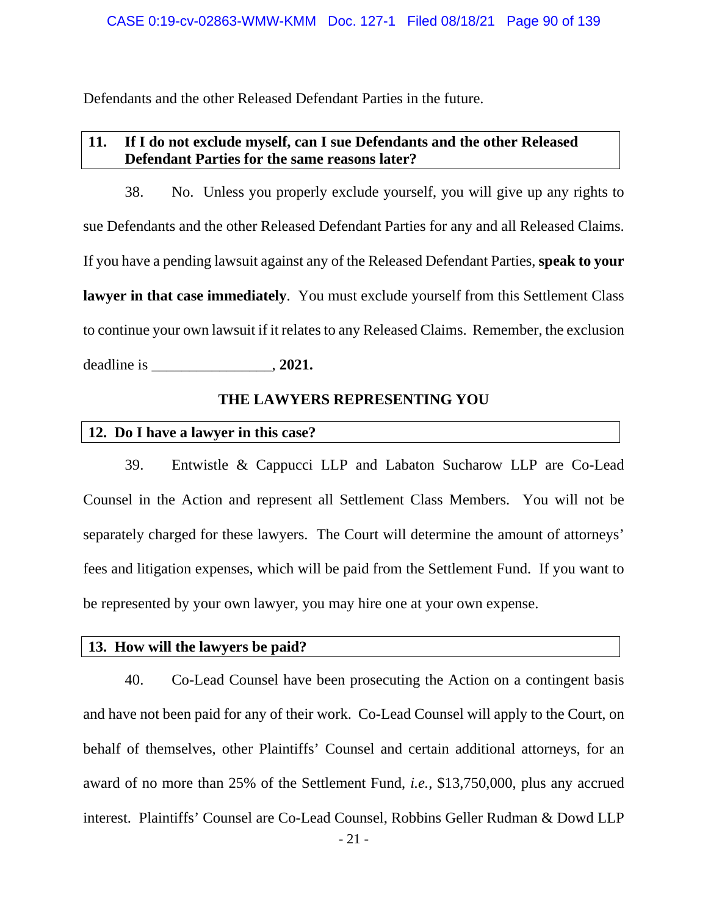Defendants and the other Released Defendant Parties in the future.

### 11. If I do not exclude myself, can I sue Defendants and the other Released Defendant Parties for the same reasons later?

38. No. Unless you properly exclude yourself, you will give up any rights to sue Defendants and the other Released Defendant Parties for any and all Released Claims. If you have a pending lawsuit against any of the Released Defendant Parties, **speak to your lawyer in that case immediately**. You must exclude yourself from this Settlement Class to continue your own lawsuit if it relates to any Released Claims. Remember, the exclusion deadline is ________________, **2021.**

## THE LAWYERS REPRESENTING YOU

### 12. Do I have a lawyer in this case?

39. Entwistle & Cappucci LLP and Labaton Sucharow LLP are Co-Lead Counsel in the Action and represent all Settlement Class Members. You will not be separately charged for these lawyers. The Court will determine the amount of attorneys' fees and litigation expenses, which will be paid from the Settlement Fund. If you want to be represented by your own lawyer, you may hire one at your own expense.

### 13. How will the lawyers be paid?

40. Co-Lead Counsel have been prosecuting the Action on a contingent basis and have not been paid for any of their work. Co-Lead Counsel will apply to the Court, on behalf of themselves, other Plaintiffs' Counsel and certain additional attorneys, for an award of no more than 25% of the Settlement Fund, *i.e.*, $13,750,000, plus any accrued interest. Plaintiffs' Counsel are Co-Lead Counsel, Robbins Geller Rudman & Dowd LLP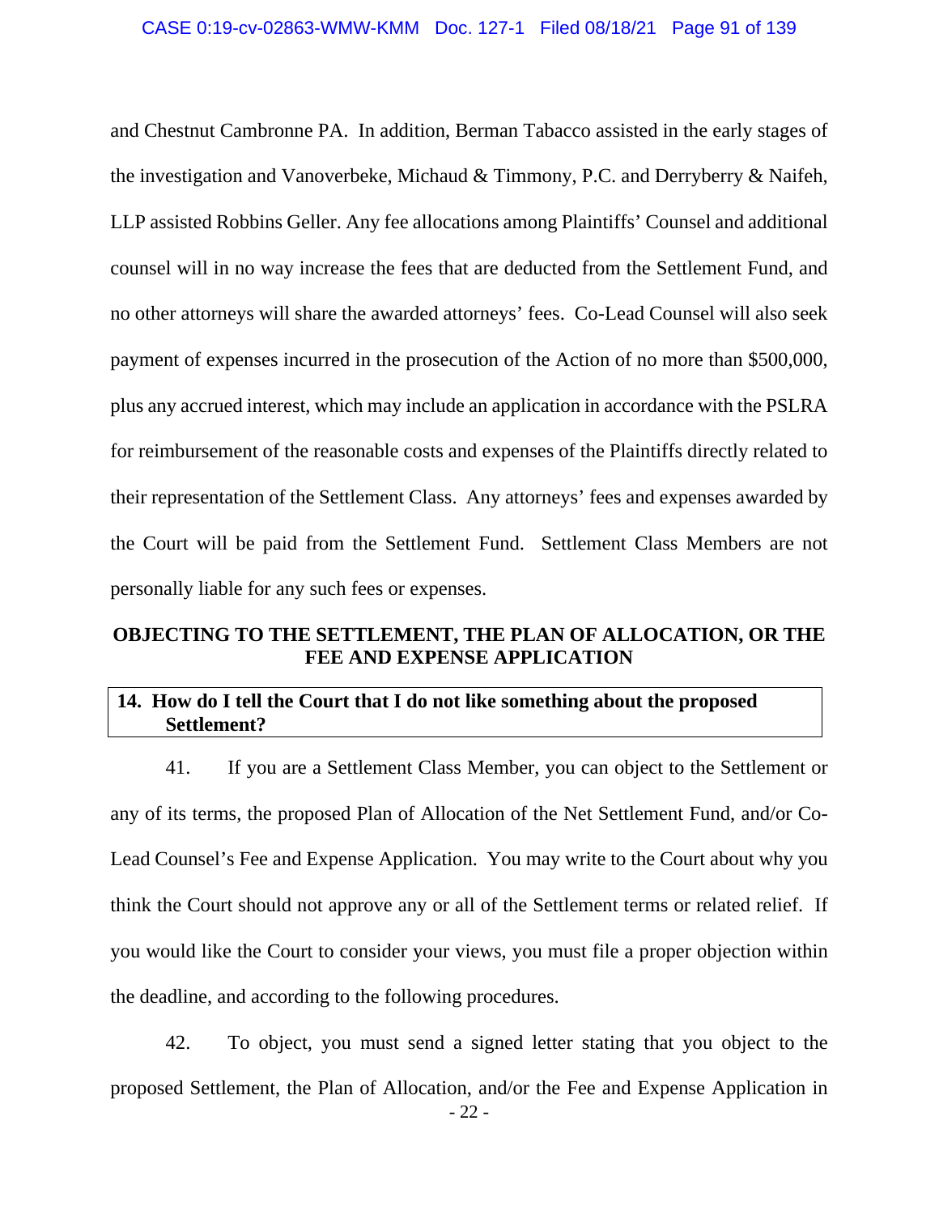and Chestnut Cambronne PA. In addition, Berman Tabacco assisted in the early stages of the investigation and Vanoverbeke, Michaud & Timmony, P.C. and Derryberry & Naifeh, LLP assisted Robbins Geller. Any fee allocations among Plaintiffs' Counsel and additional counsel will in no way increase the fees that are deducted from the Settlement Fund, and no other attorneys will share the awarded attorneys' fees. Co-Lead Counsel will also seek payment of expenses incurred in the prosecution of the Action of no more than $500,000, plus any accrued interest, which may include an application in accordance with the PSLRA for reimbursement of the reasonable costs and expenses of the Plaintiffs directly related to their representation of the Settlement Class. Any attorneys' fees and expenses awarded by the Court will be paid from the Settlement Fund. Settlement Class Members are not personally liable for any such fees or expenses.

## OBJECTING TO THE SETTLEMENT, THE PLAN OF ALLOCATION, OR THE FEE AND EXPENSE APPLICATION

### 14. How do I tell the Court that I do not like something about the proposed Settlement?

41. If you are a Settlement Class Member, you can object to the Settlement or any of its terms, the proposed Plan of Allocation of the Net Settlement Fund, and/or Co-Lead Counsel's Fee and Expense Application. You may write to the Court about why you think the Court should not approve any or all of the Settlement terms or related relief. If you would like the Court to consider your views, you must file a proper objection within the deadline, and according to the following procedures.

42. To object, you must send a signed letter stating that you object to the proposed Settlement, the Plan of Allocation, and/or the Fee and Expense Application in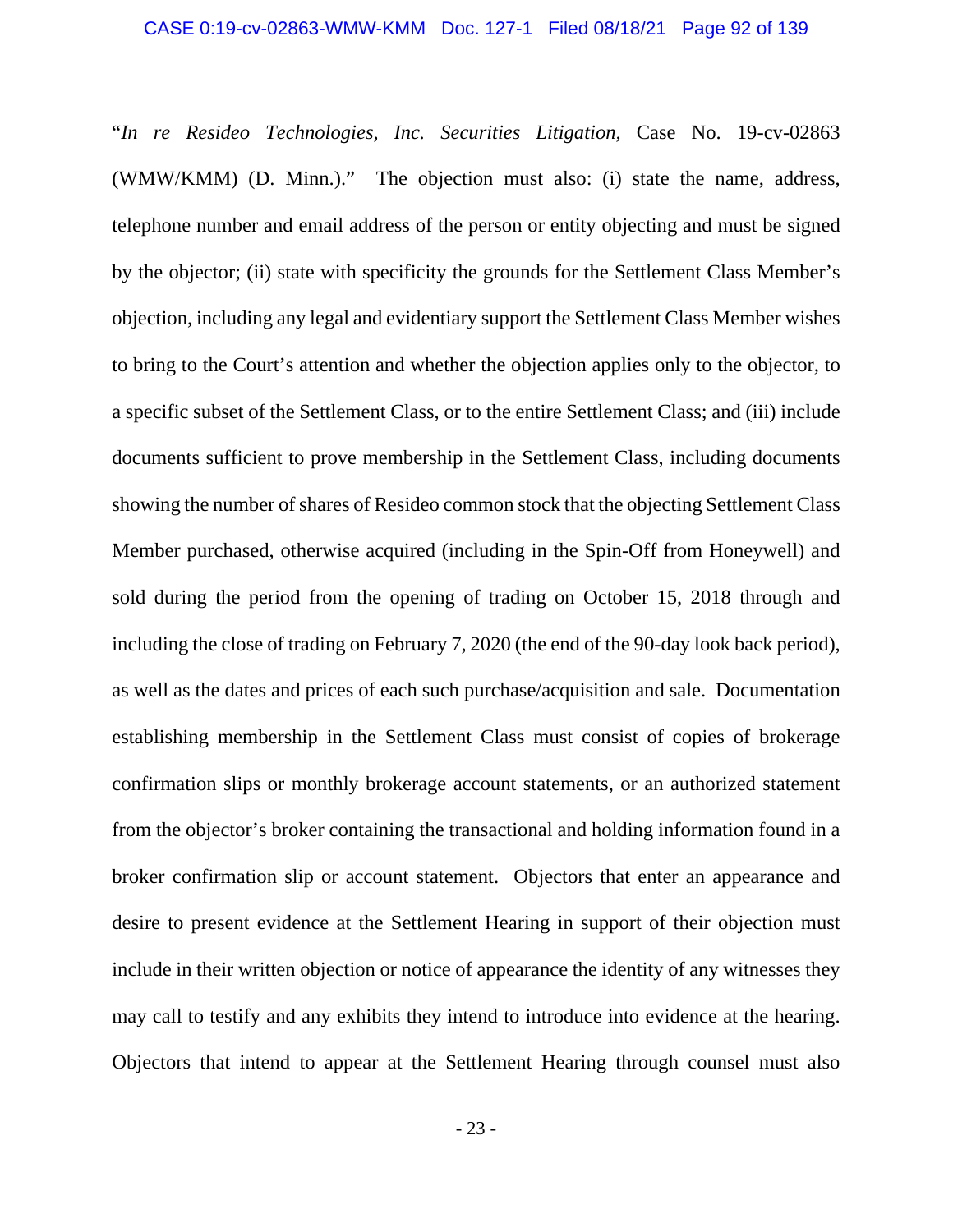"*In re Resideo Technologies, Inc. Securities Litigation*, Case No. 19-cv-02863 (WMW/KMM) (D. Minn.)." The objection must also: (i) state the name, address, telephone number and email address of the person or entity objecting and must be signed by the objector; (ii) state with specificity the grounds for the Settlement Class Member's objection, including any legal and evidentiary support the Settlement Class Member wishes to bring to the Court's attention and whether the objection applies only to the objector, to a specific subset of the Settlement Class, or to the entire Settlement Class; and (iii) include documents sufficient to prove membership in the Settlement Class, including documents showing the number of shares of Resideo common stock that the objecting Settlement Class Member purchased, otherwise acquired (including in the Spin-Off from Honeywell) and sold during the period from the opening of trading on October 15, 2018 through and including the close of trading on February 7, 2020 (the end of the 90-day look back period), as well as the dates and prices of each such purchase/acquisition and sale. Documentation establishing membership in the Settlement Class must consist of copies of brokerage confirmation slips or monthly brokerage account statements, or an authorized statement from the objector's broker containing the transactional and holding information found in a broker confirmation slip or account statement. Objectors that enter an appearance and desire to present evidence at the Settlement Hearing in support of their objection must include in their written objection or notice of appearance the identity of any witnesses they may call to testify and any exhibits they intend to introduce into evidence at the hearing. Objectors that intend to appear at the Settlement Hearing through counsel must also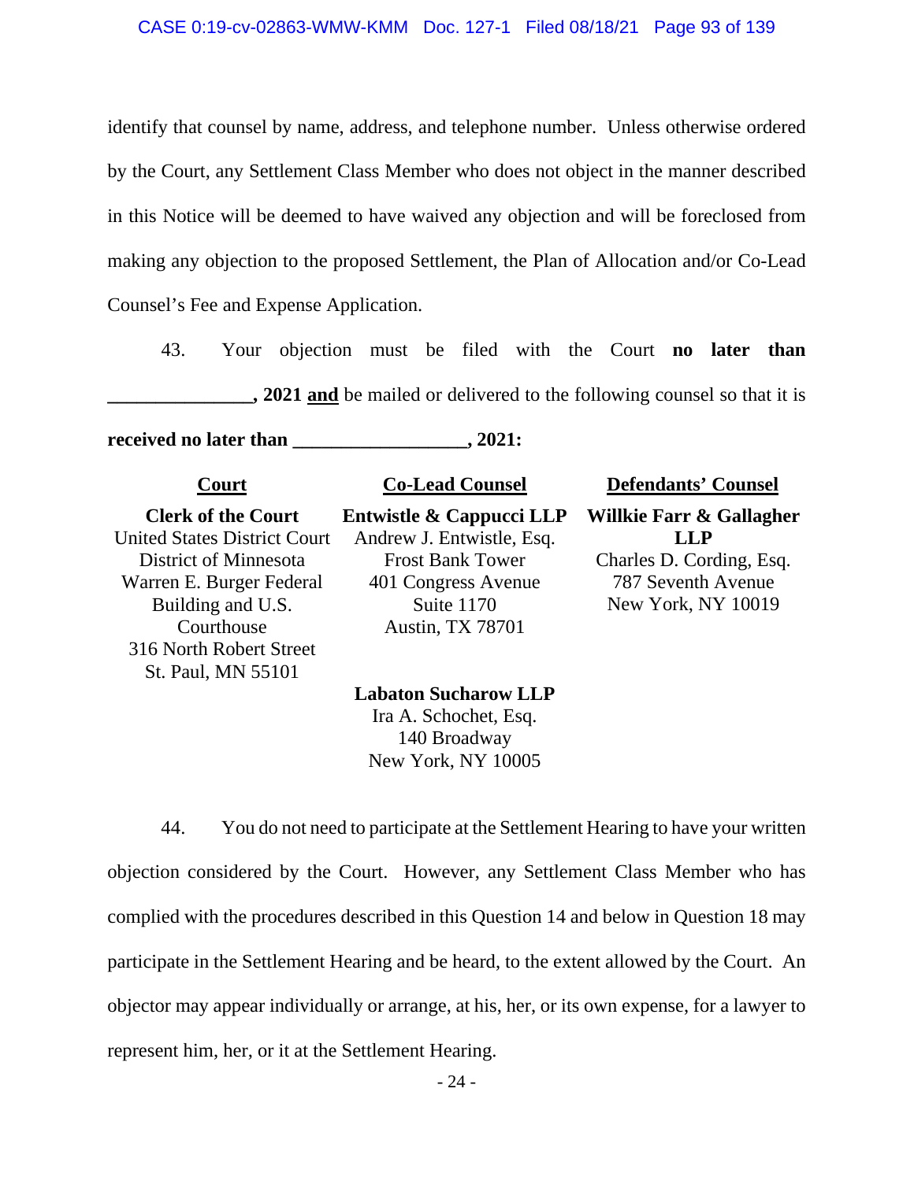identify that counsel by name, address, and telephone number. Unless otherwise ordered by the Court, any Settlement Class Member who does not object in the manner described in this Notice will be deemed to have waived any objection and will be foreclosed from making any objection to the proposed Settlement, the Plan of Allocation and/or Co-Lead Counsel's Fee and Expense Application.

43. Your objection must be filed with the Court **no later than _______________, 2021** **and** be mailed or delivered to the following counsel so that it is **received no later than __________________, 2021:**

| **Court** | **Co-Lead Counsel** | **Defendants' Counsel** |
|---|---|---|
| **Clerk of the Court**<br>United States District Court<br>District of Minnesota<br>Warren E. Burger Federal Building and U.S. Courthouse<br>316 North Robert Street<br>St. Paul, MN 55101 | **Entwistle & Cappucci LLP**<br>Andrew J. Entwistle, Esq.<br>Frost Bank Tower<br>401 Congress Avenue<br>Suite 1170<br>Austin, TX 78701<br><br>**Labaton Sucharow LLP**<br>Ira A. Schochet, Esq.<br>140 Broadway<br>New York, NY 10005 | **Willkie Farr & Gallagher LLP**<br>Charles D. Cording, Esq.<br>787 Seventh Avenue<br>New York, NY 10019 |

44. You do not need to participate at the Settlement Hearing to have your written objection considered by the Court. However, any Settlement Class Member who has complied with the procedures described in this Question 14 and below in Question 18 may participate in the Settlement Hearing and be heard, to the extent allowed by the Court. An objector may appear individually or arrange, at his, her, or its own expense, for a lawyer to represent him, her, or it at the Settlement Hearing.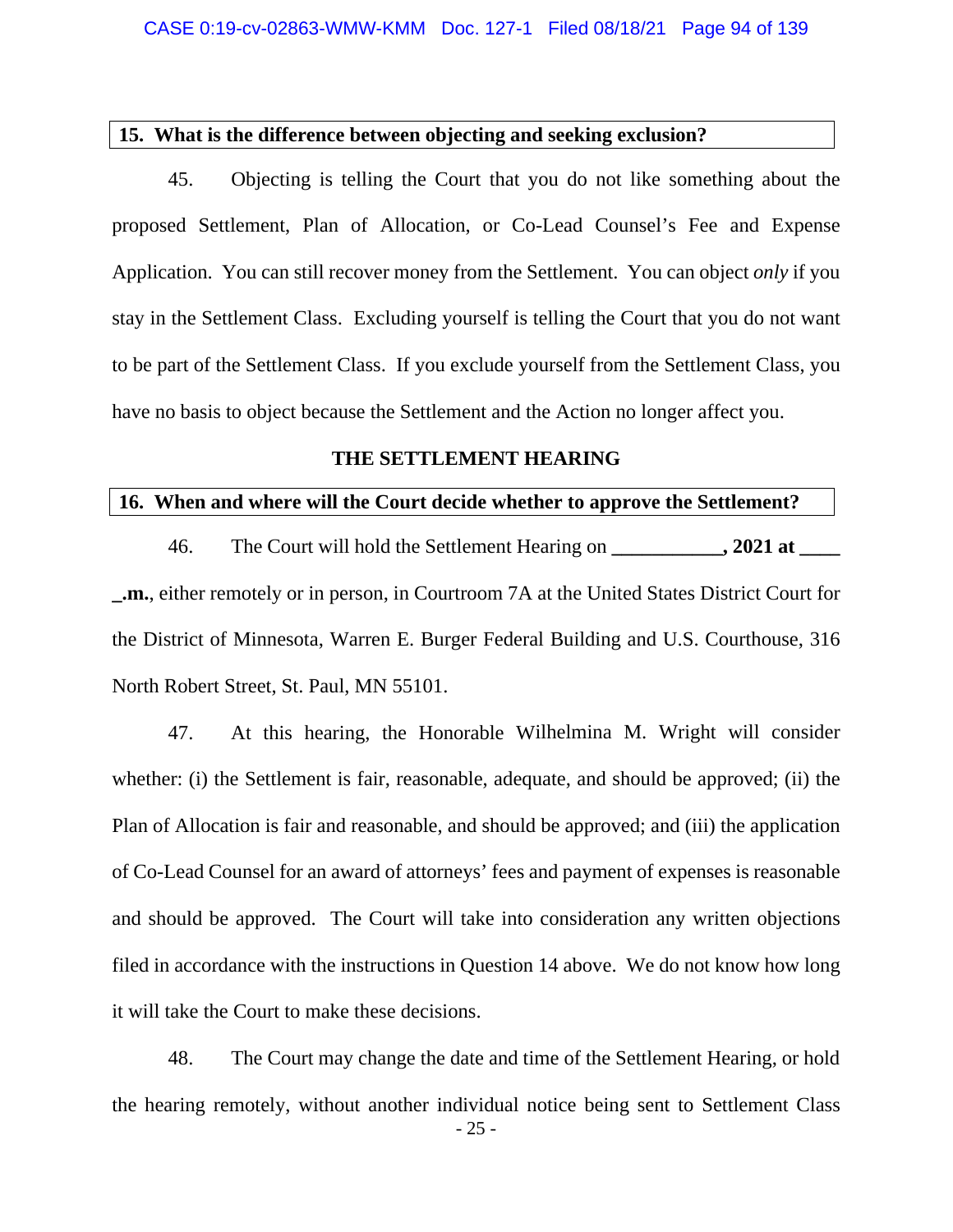**15. What is the difference between objecting and seeking exclusion?**

45. Objecting is telling the Court that you do not like something about the proposed Settlement, Plan of Allocation, or Co-Lead Counsel's Fee and Expense Application. You can still recover money from the Settlement. You can object *only* if you stay in the Settlement Class. Excluding yourself is telling the Court that you do not want to be part of the Settlement Class. If you exclude yourself from the Settlement Class, you have no basis to object because the Settlement and the Action no longer affect you.

## THE SETTLEMENT HEARING

**16. When and where will the Court decide whether to approve the Settlement?**

46. The Court will hold the Settlement Hearing on **___________, 2021 at ____ _.m.**, either remotely or in person, in Courtroom 7A at the United States District Court for the District of Minnesota, Warren E. Burger Federal Building and U.S. Courthouse, 316 North Robert Street, St. Paul, MN 55101.

47. At this hearing, the Honorable Wilhelmina M. Wright will consider whether: (i) the Settlement is fair, reasonable, adequate, and should be approved; (ii) the Plan of Allocation is fair and reasonable, and should be approved; and (iii) the application of Co-Lead Counsel for an award of attorneys' fees and payment of expenses is reasonable and should be approved. The Court will take into consideration any written objections filed in accordance with the instructions in Question 14 above. We do not know how long it will take the Court to make these decisions.

48. The Court may change the date and time of the Settlement Hearing, or hold the hearing remotely, without another individual notice being sent to Settlement Class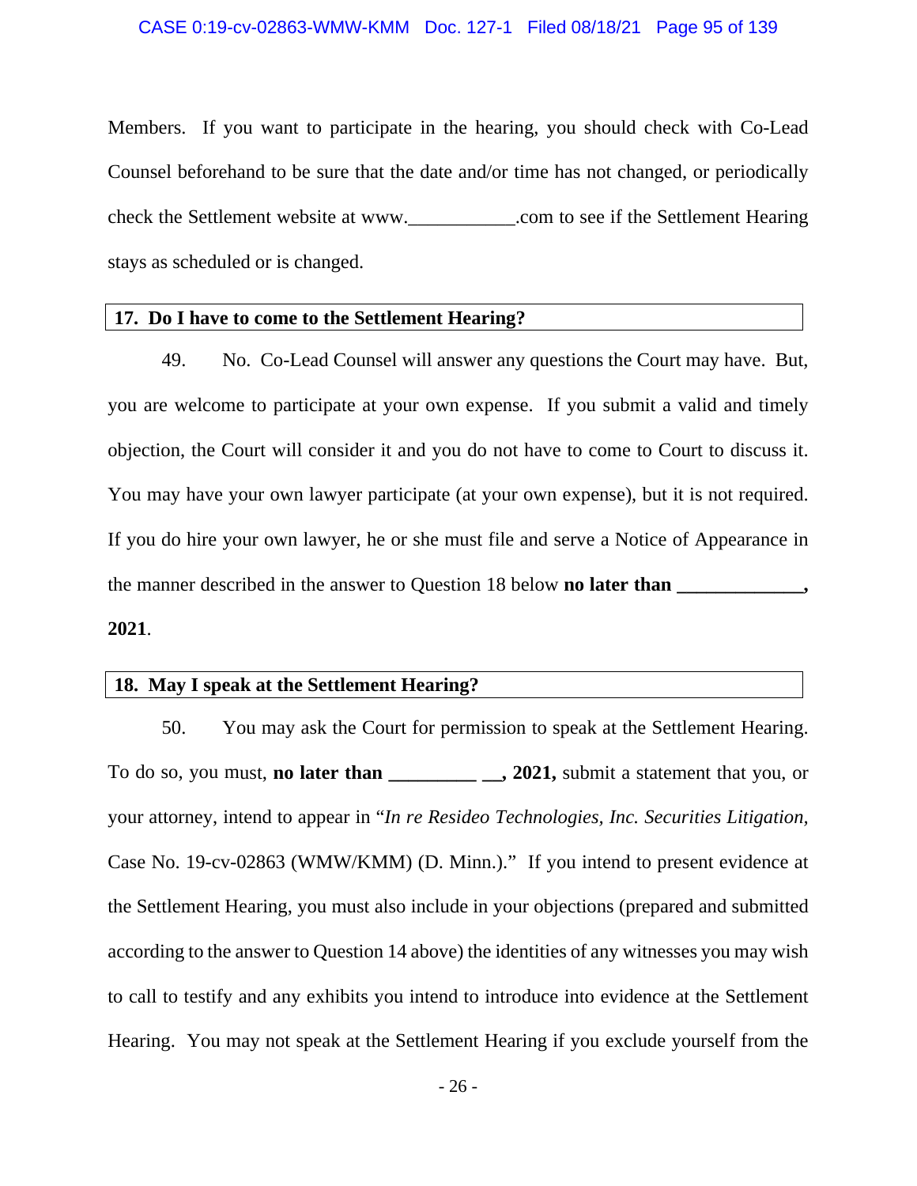Members. If you want to participate in the hearing, you should check with Co-Lead Counsel beforehand to be sure that the date and/or time has not changed, or periodically check the Settlement website at www.___________.com to see if the Settlement Hearing stays as scheduled or is changed.

### 17. Do I have to come to the Settlement Hearing?

49. No. Co-Lead Counsel will answer any questions the Court may have. But, you are welcome to participate at your own expense. If you submit a valid and timely objection, the Court will consider it and you do not have to come to Court to discuss it. You may have your own lawyer participate (at your own expense), but it is not required. If you do hire your own lawyer, he or she must file and serve a Notice of Appearance in the manner described in the answer to Question 18 below **no later than _____________, 2021**.

### 18. May I speak at the Settlement Hearing?

50. You may ask the Court for permission to speak at the Settlement Hearing. To do so, you must, **no later than _________ __, 2021,** submit a statement that you, or your attorney, intend to appear in "*In re Resideo Technologies, Inc. Securities Litigation,* Case No. 19-cv-02863 (WMW/KMM) (D. Minn.)." If you intend to present evidence at the Settlement Hearing, you must also include in your objections (prepared and submitted according to the answer to Question 14 above) the identities of any witnesses you may wish to call to testify and any exhibits you intend to introduce into evidence at the Settlement Hearing. You may not speak at the Settlement Hearing if you exclude yourself from the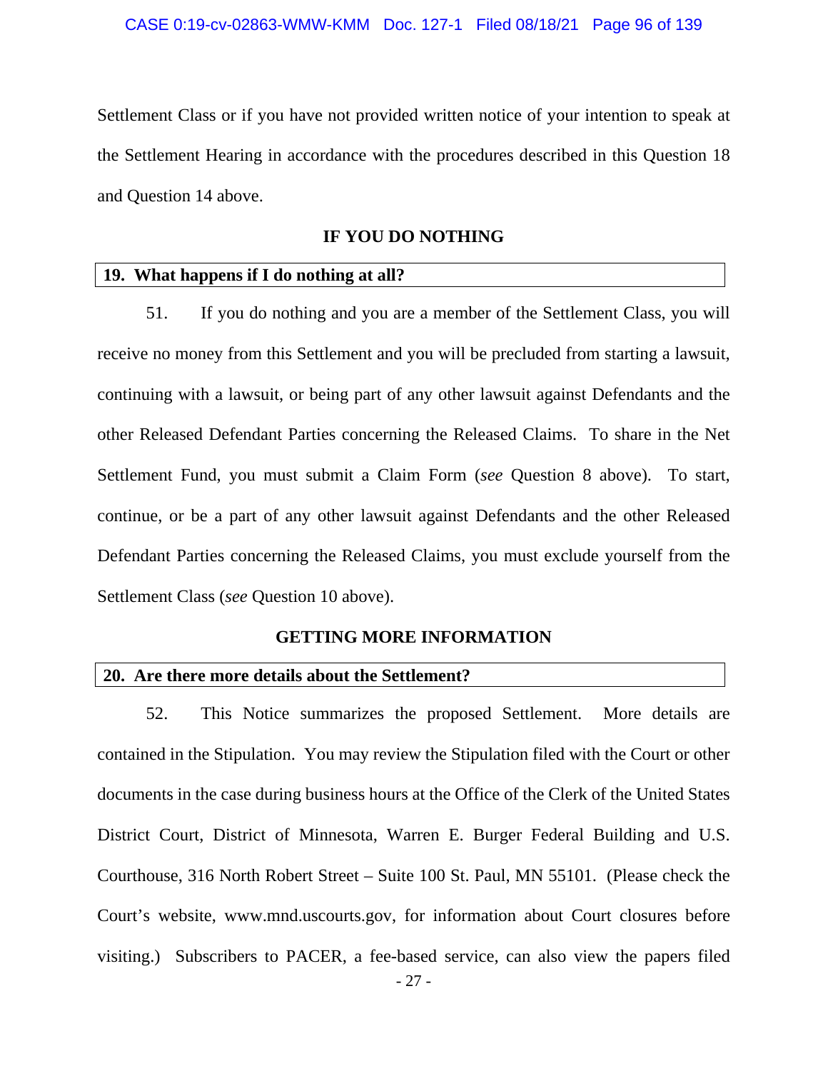Settlement Class or if you have not provided written notice of your intention to speak at the Settlement Hearing in accordance with the procedures described in this Question 18 and Question 14 above.

## IF YOU DO NOTHING

### 19. What happens if I do nothing at all?

51. If you do nothing and you are a member of the Settlement Class, you will receive no money from this Settlement and you will be precluded from starting a lawsuit, continuing with a lawsuit, or being part of any other lawsuit against Defendants and the other Released Defendant Parties concerning the Released Claims. To share in the Net Settlement Fund, you must submit a Claim Form (*see* Question 8 above). To start, continue, or be a part of any other lawsuit against Defendants and the other Released Defendant Parties concerning the Released Claims, you must exclude yourself from the Settlement Class (*see* Question 10 above).

## GETTING MORE INFORMATION

### 20. Are there more details about the Settlement?

52. This Notice summarizes the proposed Settlement. More details are contained in the Stipulation. You may review the Stipulation filed with the Court or other documents in the case during business hours at the Office of the Clerk of the United States District Court, District of Minnesota, Warren E. Burger Federal Building and U.S. Courthouse, 316 North Robert Street – Suite 100 St. Paul, MN 55101. (Please check the Court's website, www.mnd.uscourts.gov, for information about Court closures before visiting.) Subscribers to PACER, a fee-based service, can also view the papers filed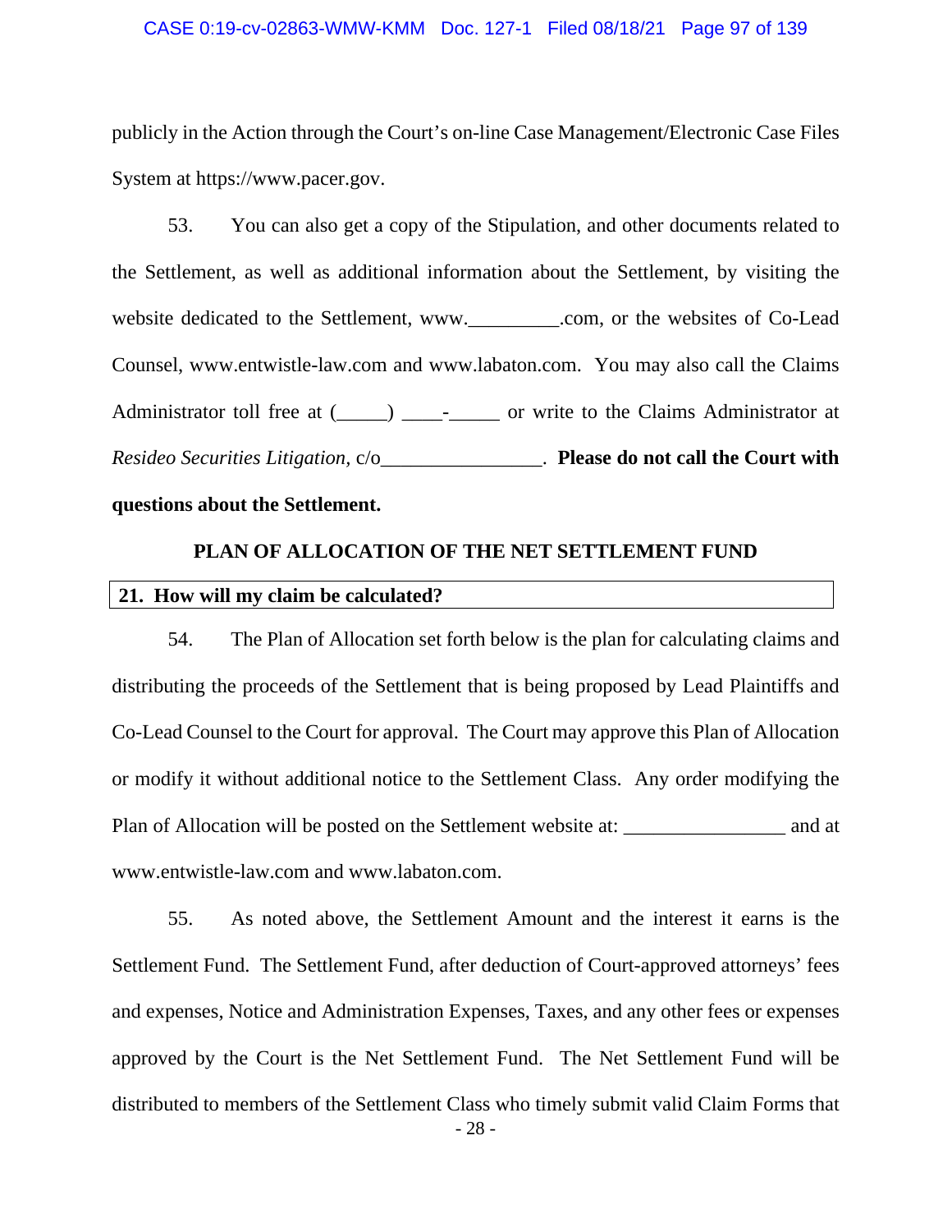publicly in the Action through the Court's on-line Case Management/Electronic Case Files System at https://www.pacer.gov.

53. You can also get a copy of the Stipulation, and other documents related to the Settlement, as well as additional information about the Settlement, by visiting the website dedicated to the Settlement, www._________.com, or the websites of Co-Lead Counsel, www.entwistle-law.com and www.labaton.com. You may also call the Claims Administrator toll free at (_____) ____-_____ or write to the Claims Administrator at *Resideo Securities Litigation*, c/o________________. **Please do not call the Court with questions about the Settlement.**

## PLAN OF ALLOCATION OF THE NET SETTLEMENT FUND

### 21. How will my claim be calculated?

54. The Plan of Allocation set forth below is the plan for calculating claims and distributing the proceeds of the Settlement that is being proposed by Lead Plaintiffs and Co-Lead Counsel to the Court for approval. The Court may approve this Plan of Allocation or modify it without additional notice to the Settlement Class. Any order modifying the Plan of Allocation will be posted on the Settlement website at: ________________ and at www.entwistle-law.com and www.labaton.com.

55. As noted above, the Settlement Amount and the interest it earns is the Settlement Fund. The Settlement Fund, after deduction of Court-approved attorneys' fees and expenses, Notice and Administration Expenses, Taxes, and any other fees or expenses approved by the Court is the Net Settlement Fund. The Net Settlement Fund will be distributed to members of the Settlement Class who timely submit valid Claim Forms that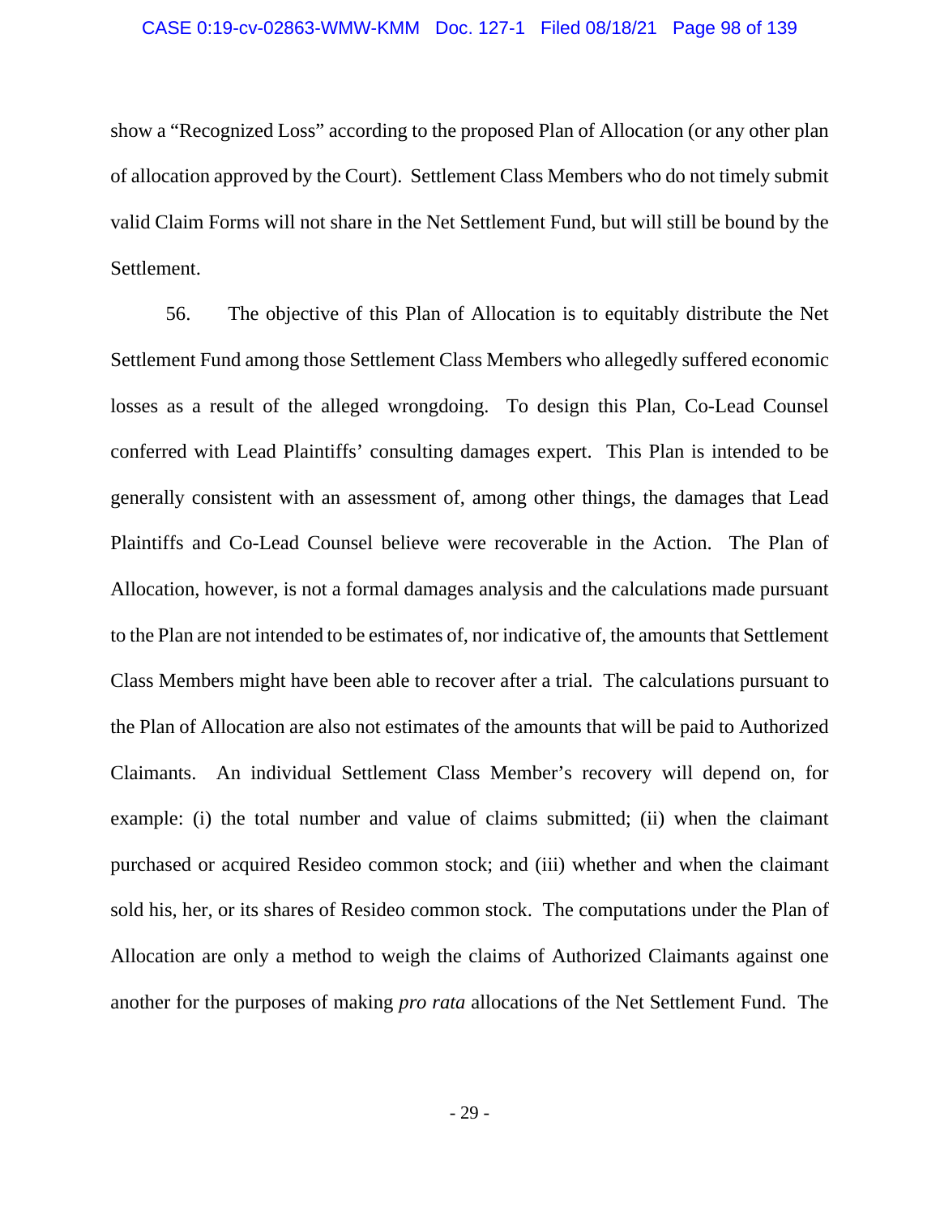show a "Recognized Loss" according to the proposed Plan of Allocation (or any other plan of allocation approved by the Court). Settlement Class Members who do not timely submit valid Claim Forms will not share in the Net Settlement Fund, but will still be bound by the Settlement.

56. The objective of this Plan of Allocation is to equitably distribute the Net Settlement Fund among those Settlement Class Members who allegedly suffered economic losses as a result of the alleged wrongdoing. To design this Plan, Co-Lead Counsel conferred with Lead Plaintiffs' consulting damages expert. This Plan is intended to be generally consistent with an assessment of, among other things, the damages that Lead Plaintiffs and Co-Lead Counsel believe were recoverable in the Action. The Plan of Allocation, however, is not a formal damages analysis and the calculations made pursuant to the Plan are not intended to be estimates of, nor indicative of, the amounts that Settlement Class Members might have been able to recover after a trial. The calculations pursuant to the Plan of Allocation are also not estimates of the amounts that will be paid to Authorized Claimants. An individual Settlement Class Member's recovery will depend on, for example: (i) the total number and value of claims submitted; (ii) when the claimant purchased or acquired Resideo common stock; and (iii) whether and when the claimant sold his, her, or its shares of Resideo common stock. The computations under the Plan of Allocation are only a method to weigh the claims of Authorized Claimants against one another for the purposes of making *pro rata* allocations of the Net Settlement Fund. The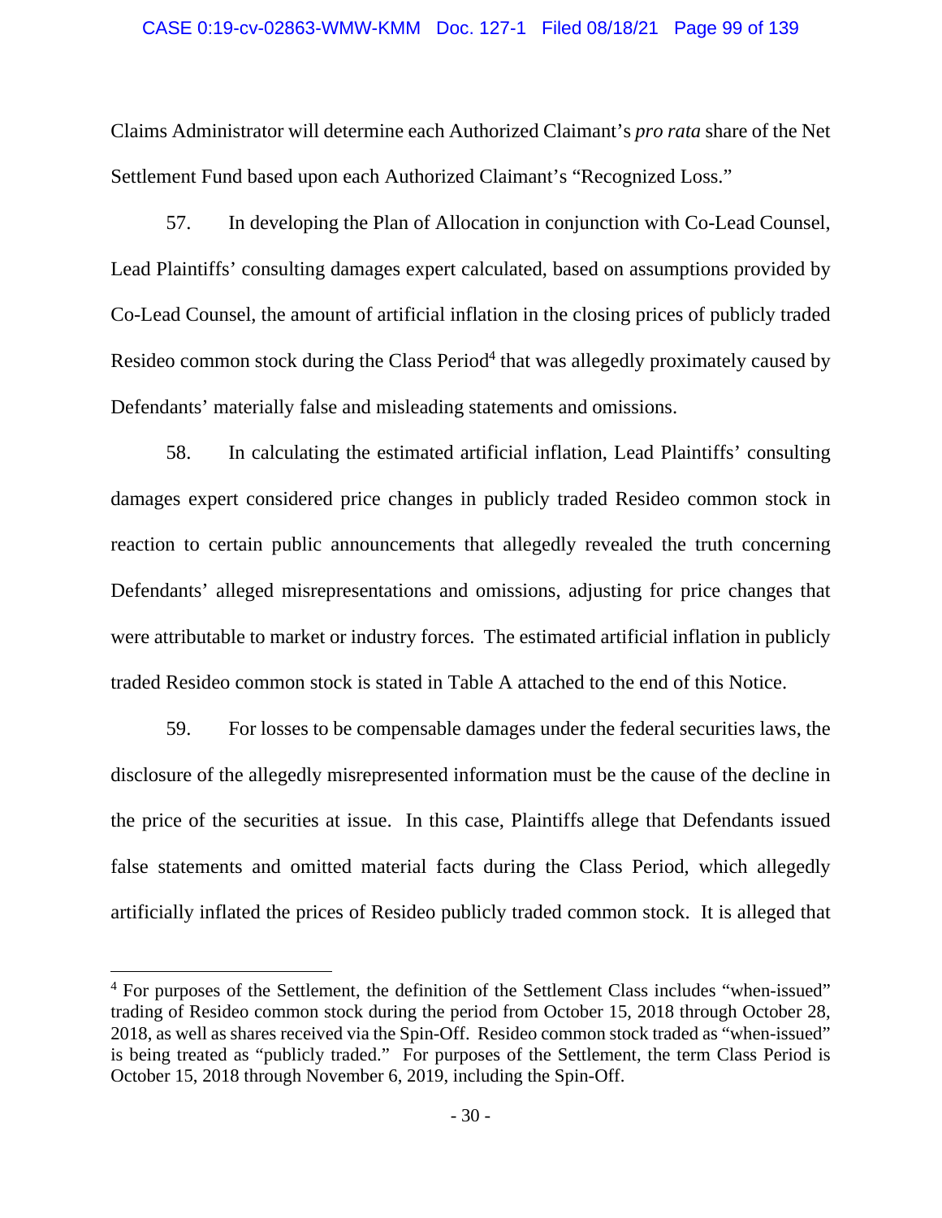Claims Administrator will determine each Authorized Claimant's *pro rata* share of the Net Settlement Fund based upon each Authorized Claimant's "Recognized Loss."

57. In developing the Plan of Allocation in conjunction with Co-Lead Counsel, Lead Plaintiffs' consulting damages expert calculated, based on assumptions provided by Co-Lead Counsel, the amount of artificial inflation in the closing prices of publicly traded Resideo common stock during the Class Period[4] that was allegedly proximately caused by Defendants' materially false and misleading statements and omissions.

58. In calculating the estimated artificial inflation, Lead Plaintiffs' consulting damages expert considered price changes in publicly traded Resideo common stock in reaction to certain public announcements that allegedly revealed the truth concerning Defendants' alleged misrepresentations and omissions, adjusting for price changes that were attributable to market or industry forces. The estimated artificial inflation in publicly traded Resideo common stock is stated in Table A attached to the end of this Notice.

59. For losses to be compensable damages under the federal securities laws, the disclosure of the allegedly misrepresented information must be the cause of the decline in the price of the securities at issue. In this case, Plaintiffs allege that Defendants issued false statements and omitted material facts during the Class Period, which allegedly artificially inflated the prices of Resideo publicly traded common stock. It is alleged that

---

[4] For purposes of the Settlement, the definition of the Settlement Class includes "when-issued" trading of Resideo common stock during the period from October 15, 2018 through October 28, 2018, as well as shares received via the Spin-Off. Resideo common stock traded as "when-issued" is being treated as "publicly traded." For purposes of the Settlement, the term Class Period is October 15, 2018 through November 6, 2019, including the Spin-Off.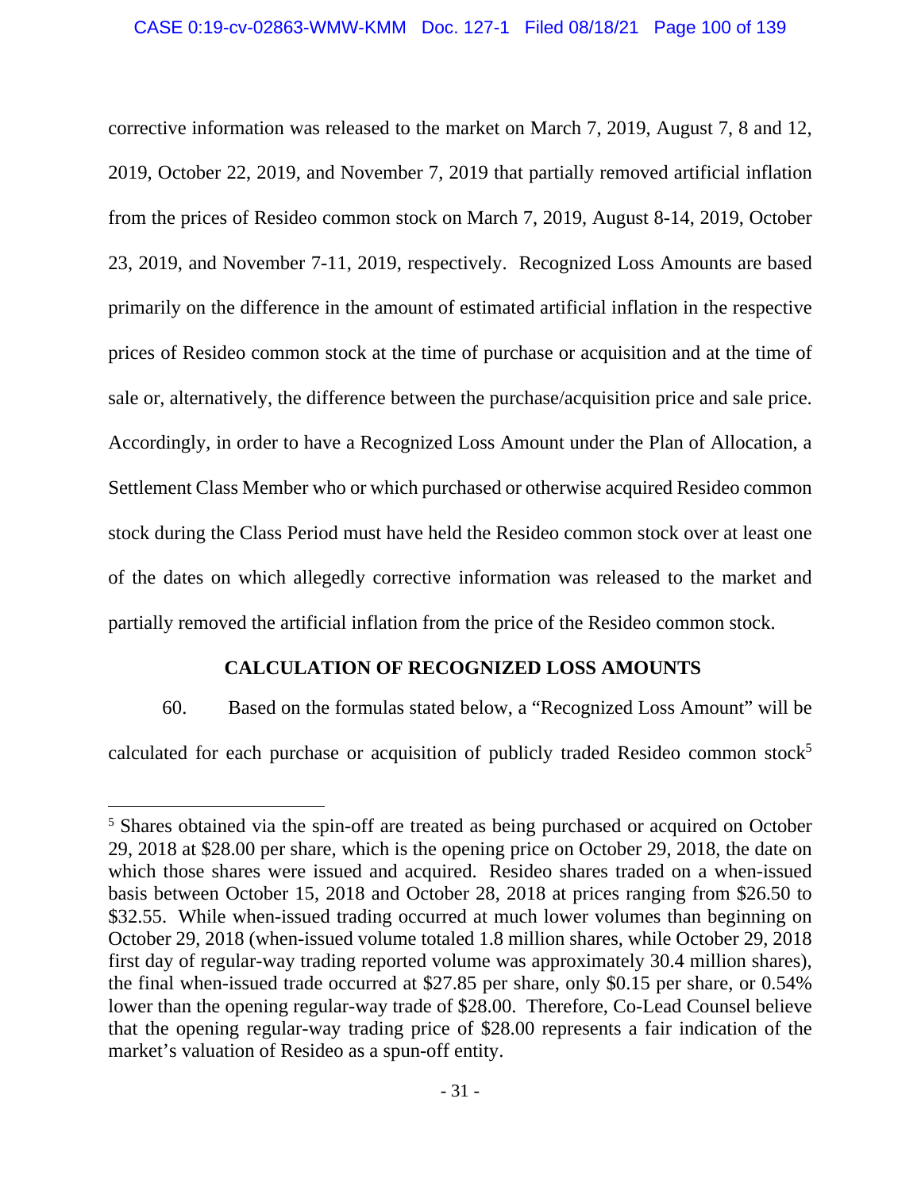corrective information was released to the market on March 7, 2019, August 7, 8 and 12, 2019, October 22, 2019, and November 7, 2019 that partially removed artificial inflation from the prices of Resideo common stock on March 7, 2019, August 8-14, 2019, October 23, 2019, and November 7-11, 2019, respectively. Recognized Loss Amounts are based primarily on the difference in the amount of estimated artificial inflation in the respective prices of Resideo common stock at the time of purchase or acquisition and at the time of sale or, alternatively, the difference between the purchase/acquisition price and sale price. Accordingly, in order to have a Recognized Loss Amount under the Plan of Allocation, a Settlement Class Member who or which purchased or otherwise acquired Resideo common stock during the Class Period must have held the Resideo common stock over at least one of the dates on which allegedly corrective information was released to the market and partially removed the artificial inflation from the price of the Resideo common stock.

## CALCULATION OF RECOGNIZED LOSS AMOUNTS

60. Based on the formulas stated below, a "Recognized Loss Amount" will be calculated for each purchase or acquisition of publicly traded Resideo common stock[5]

[5] Shares obtained via the spin-off are treated as being purchased or acquired on October 29, 2018 at $28.00 per share, which is the opening price on October 29, 2018, the date on which those shares were issued and acquired. Resideo shares traded on a when-issued basis between October 15, 2018 and October 28, 2018 at prices ranging from $26.50 to $32.55. While when-issued trading occurred at much lower volumes than beginning on October 29, 2018 (when-issued volume totaled 1.8 million shares, while October 29, 2018 first day of regular-way trading reported volume was approximately 30.4 million shares), the final when-issued trade occurred at $27.85 per share, only $0.15 per share, or 0.54% lower than the opening regular-way trade of $28.00. Therefore, Co-Lead Counsel believe that the opening regular-way trading price of $28.00 represents a fair indication of the market's valuation of Resideo as a spun-off entity.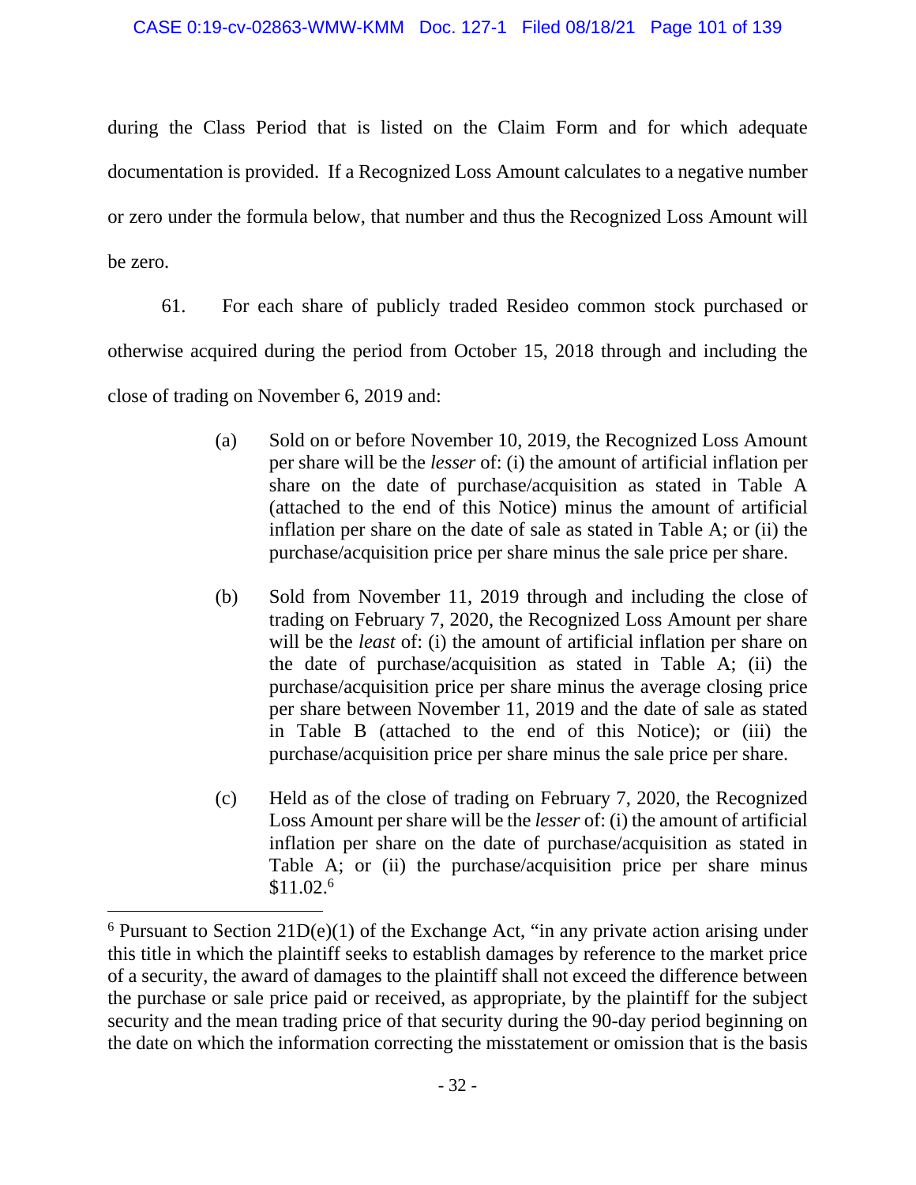during the Class Period that is listed on the Claim Form and for which adequate documentation is provided. If a Recognized Loss Amount calculates to a negative number or zero under the formula below, that number and thus the Recognized Loss Amount will be zero.

61. For each share of publicly traded Resideo common stock purchased or otherwise acquired during the period from October 15, 2018 through and including the close of trading on November 6, 2019 and:

(a) Sold on or before November 10, 2019, the Recognized Loss Amount per share will be the *lesser* of: (i) the amount of artificial inflation per share on the date of purchase/acquisition as stated in Table A (attached to the end of this Notice) minus the amount of artificial inflation per share on the date of sale as stated in Table A; or (ii) the purchase/acquisition price per share minus the sale price per share.

(b) Sold from November 11, 2019 through and including the close of trading on February 7, 2020, the Recognized Loss Amount per share will be the *least* of: (i) the amount of artificial inflation per share on the date of purchase/acquisition as stated in Table A; (ii) the purchase/acquisition price per share minus the average closing price per share between November 11, 2019 and the date of sale as stated in Table B (attached to the end of this Notice); or (iii) the purchase/acquisition price per share minus the sale price per share.

(c) Held as of the close of trading on February 7, 2020, the Recognized Loss Amount per share will be the *lesser* of: (i) the amount of artificial inflation per share on the date of purchase/acquisition as stated in Table A; or (ii) the purchase/acquisition price per share minus $11.02.[6]

[6] Pursuant to Section 21D(e)(1) of the Exchange Act, "in any private action arising under this title in which the plaintiff seeks to establish damages by reference to the market price of a security, the award of damages to the plaintiff shall not exceed the difference between the purchase or sale price paid or received, as appropriate, by the plaintiff for the subject security and the mean trading price of that security during the 90-day period beginning on the date on which the information correcting the misstatement or omission that is the basis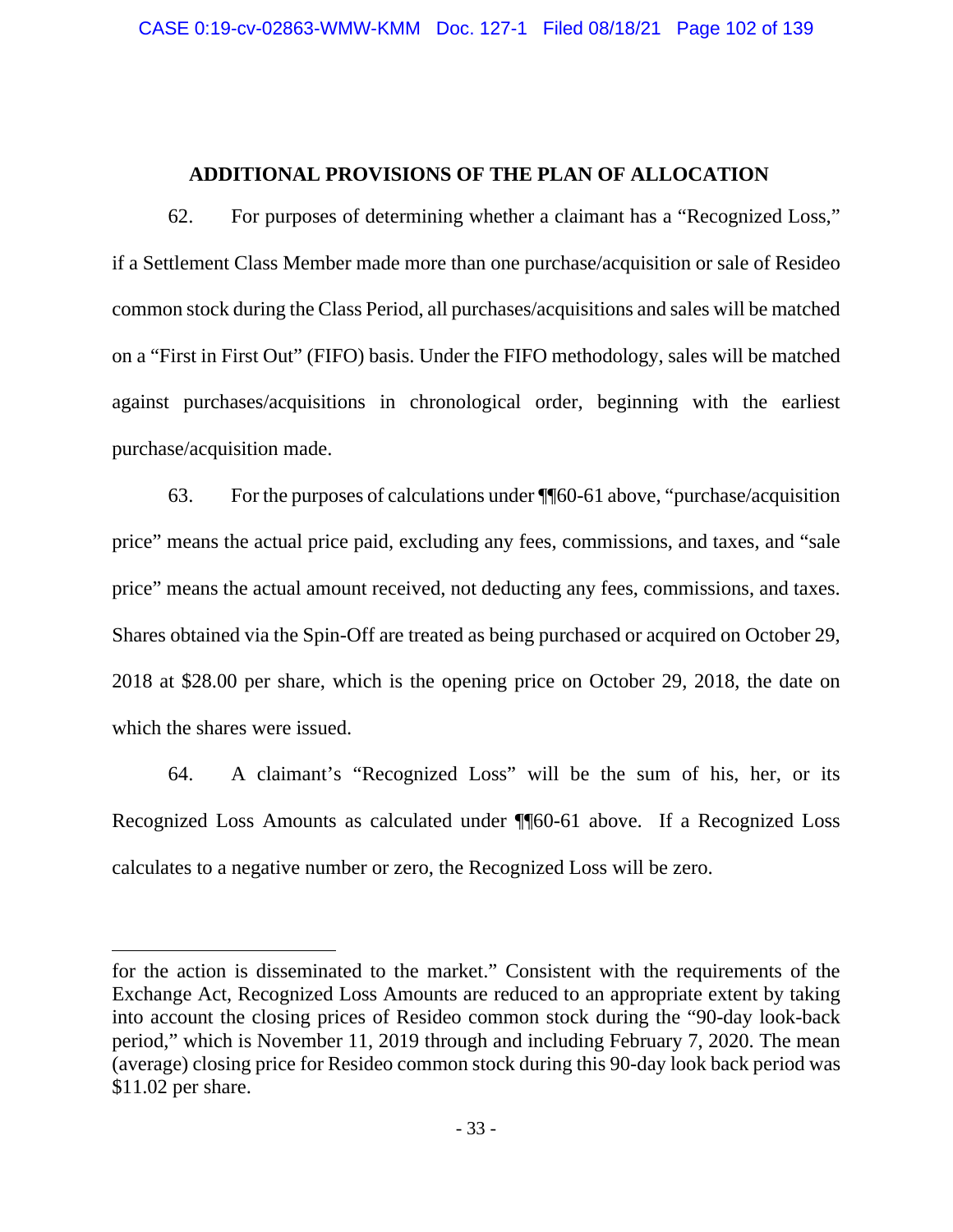## ADDITIONAL PROVISIONS OF THE PLAN OF ALLOCATION

62. For purposes of determining whether a claimant has a "Recognized Loss," if a Settlement Class Member made more than one purchase/acquisition or sale of Resideo common stock during the Class Period, all purchases/acquisitions and sales will be matched on a "First in First Out" (FIFO) basis. Under the FIFO methodology, sales will be matched against purchases/acquisitions in chronological order, beginning with the earliest purchase/acquisition made.

63. For the purposes of calculations under ¶¶60-61 above, "purchase/acquisition price" means the actual price paid, excluding any fees, commissions, and taxes, and "sale price" means the actual amount received, not deducting any fees, commissions, and taxes. Shares obtained via the Spin-Off are treated as being purchased or acquired on October 29, 2018 at $28.00 per share, which is the opening price on October 29, 2018, the date on which the shares were issued.

64. A claimant's "Recognized Loss" will be the sum of his, her, or its Recognized Loss Amounts as calculated under ¶¶60-61 above. If a Recognized Loss calculates to a negative number or zero, the Recognized Loss will be zero.

---

for the action is disseminated to the market." Consistent with the requirements of the Exchange Act, Recognized Loss Amounts are reduced to an appropriate extent by taking into account the closing prices of Resideo common stock during the "90-day look-back period," which is November 11, 2019 through and including February 7, 2020. The mean (average) closing price for Resideo common stock during this 90-day look back period was $11.02 per share.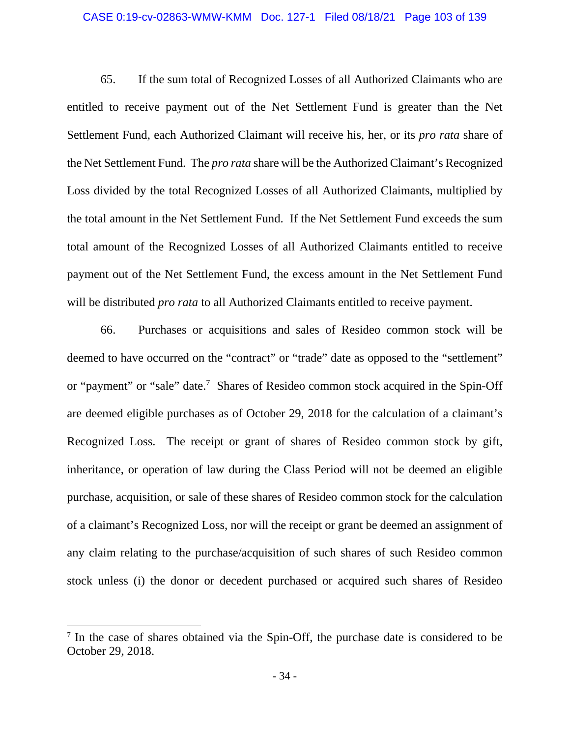65. If the sum total of Recognized Losses of all Authorized Claimants who are entitled to receive payment out of the Net Settlement Fund is greater than the Net Settlement Fund, each Authorized Claimant will receive his, her, or its *pro rata* share of the Net Settlement Fund. The *pro rata* share will be the Authorized Claimant's Recognized Loss divided by the total Recognized Losses of all Authorized Claimants, multiplied by the total amount in the Net Settlement Fund. If the Net Settlement Fund exceeds the sum total amount of the Recognized Losses of all Authorized Claimants entitled to receive payment out of the Net Settlement Fund, the excess amount in the Net Settlement Fund will be distributed *pro rata* to all Authorized Claimants entitled to receive payment.

66. Purchases or acquisitions and sales of Resideo common stock will be deemed to have occurred on the "contract" or "trade" date as opposed to the "settlement" or "payment" or "sale" date.[7] Shares of Resideo common stock acquired in the Spin-Off are deemed eligible purchases as of October 29, 2018 for the calculation of a claimant's Recognized Loss. The receipt or grant of shares of Resideo common stock by gift, inheritance, or operation of law during the Class Period will not be deemed an eligible purchase, acquisition, or sale of these shares of Resideo common stock for the calculation of a claimant's Recognized Loss, nor will the receipt or grant be deemed an assignment of any claim relating to the purchase/acquisition of such shares of such Resideo common stock unless (i) the donor or decedent purchased or acquired such shares of Resideo

[7] In the case of shares obtained via the Spin-Off, the purchase date is considered to be October 29, 2018.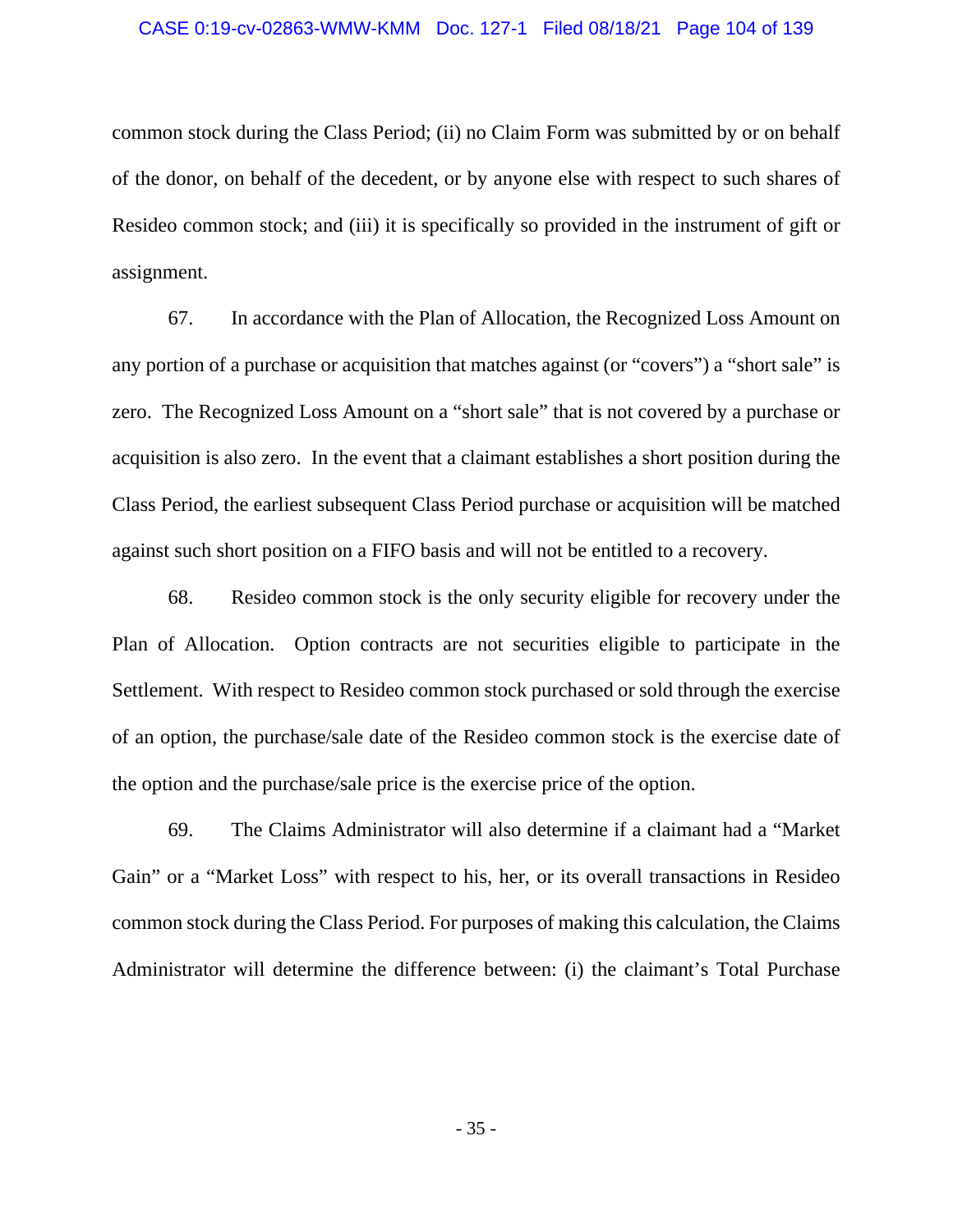common stock during the Class Period; (ii) no Claim Form was submitted by or on behalf of the donor, on behalf of the decedent, or by anyone else with respect to such shares of Resideo common stock; and (iii) it is specifically so provided in the instrument of gift or assignment.

67. In accordance with the Plan of Allocation, the Recognized Loss Amount on any portion of a purchase or acquisition that matches against (or "covers") a "short sale" is zero. The Recognized Loss Amount on a "short sale" that is not covered by a purchase or acquisition is also zero. In the event that a claimant establishes a short position during the Class Period, the earliest subsequent Class Period purchase or acquisition will be matched against such short position on a FIFO basis and will not be entitled to a recovery.

68. Resideo common stock is the only security eligible for recovery under the Plan of Allocation. Option contracts are not securities eligible to participate in the Settlement. With respect to Resideo common stock purchased or sold through the exercise of an option, the purchase/sale date of the Resideo common stock is the exercise date of the option and the purchase/sale price is the exercise price of the option.

69. The Claims Administrator will also determine if a claimant had a "Market Gain" or a "Market Loss" with respect to his, her, or its overall transactions in Resideo common stock during the Class Period. For purposes of making this calculation, the Claims Administrator will determine the difference between: (i) the claimant's Total Purchase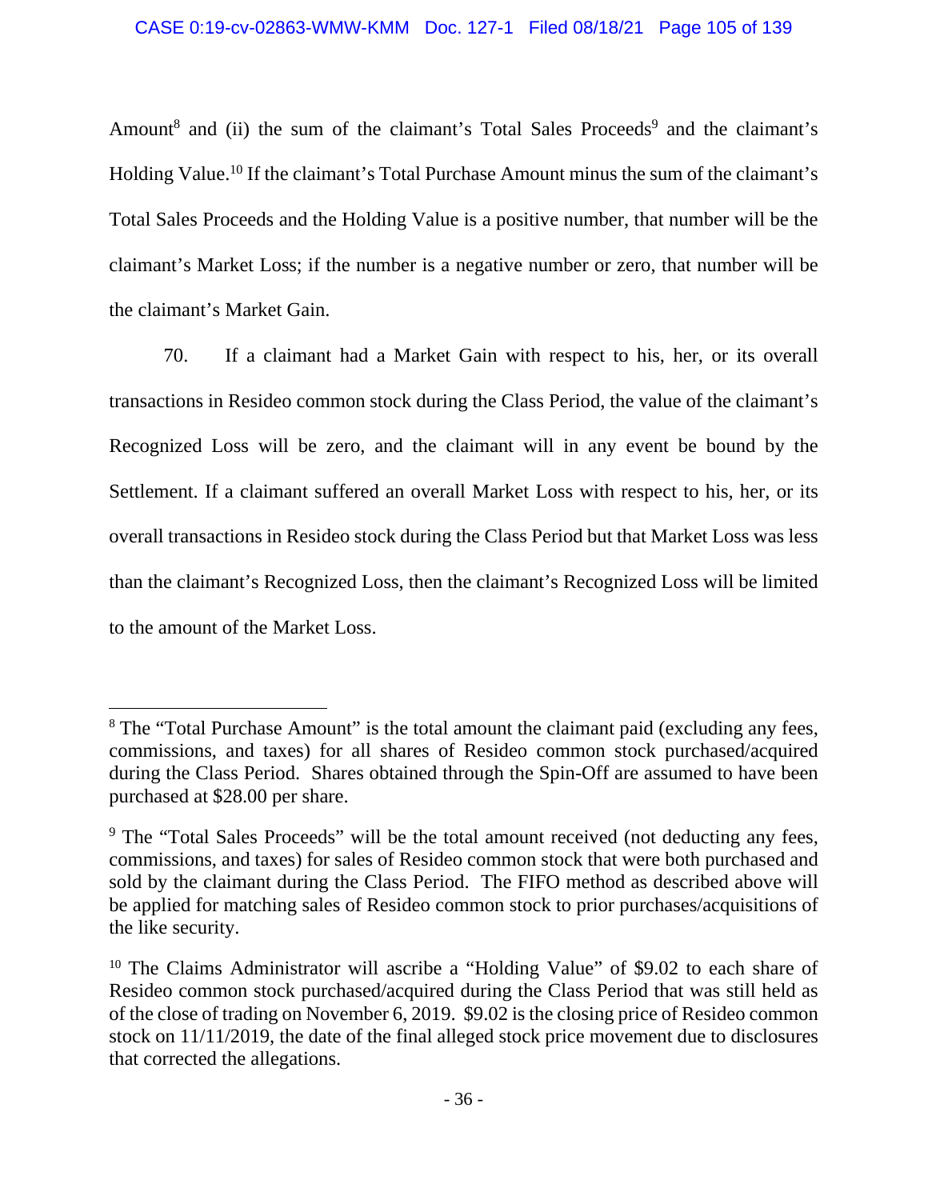Amount[8] and (ii) the sum of the claimant's Total Sales Proceeds[9] and the claimant's Holding Value.[10] If the claimant's Total Purchase Amount minus the sum of the claimant's Total Sales Proceeds and the Holding Value is a positive number, that number will be the claimant's Market Loss; if the number is a negative number or zero, that number will be the claimant's Market Gain.

70. If a claimant had a Market Gain with respect to his, her, or its overall transactions in Resideo common stock during the Class Period, the value of the claimant's Recognized Loss will be zero, and the claimant will in any event be bound by the Settlement. If a claimant suffered an overall Market Loss with respect to his, her, or its overall transactions in Resideo stock during the Class Period but that Market Loss was less than the claimant's Recognized Loss, then the claimant's Recognized Loss will be limited to the amount of the Market Loss.

---

[8] The "Total Purchase Amount" is the total amount the claimant paid (excluding any fees, commissions, and taxes) for all shares of Resideo common stock purchased/acquired during the Class Period. Shares obtained through the Spin-Off are assumed to have been purchased at $28.00 per share.

[9] The "Total Sales Proceeds" will be the total amount received (not deducting any fees, commissions, and taxes) for sales of Resideo common stock that were both purchased and sold by the claimant during the Class Period. The FIFO method as described above will be applied for matching sales of Resideo common stock to prior purchases/acquisitions of the like security.

[10] The Claims Administrator will ascribe a "Holding Value" of $9.02 to each share of Resideo common stock purchased/acquired during the Class Period that was still held as of the close of trading on November 6, 2019. $9.02 is the closing price of Resideo common stock on 11/11/2019, the date of the final alleged stock price movement due to disclosures that corrected the allegations.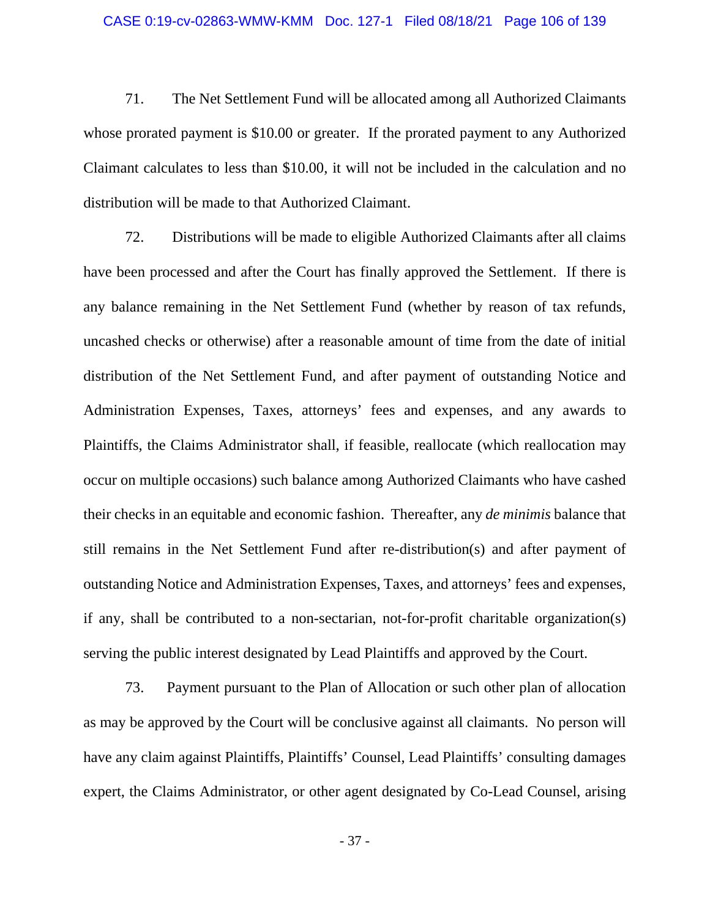71. The Net Settlement Fund will be allocated among all Authorized Claimants whose prorated payment is $10.00 or greater. If the prorated payment to any Authorized Claimant calculates to less than $10.00, it will not be included in the calculation and no distribution will be made to that Authorized Claimant.

72. Distributions will be made to eligible Authorized Claimants after all claims have been processed and after the Court has finally approved the Settlement. If there is any balance remaining in the Net Settlement Fund (whether by reason of tax refunds, uncashed checks or otherwise) after a reasonable amount of time from the date of initial distribution of the Net Settlement Fund, and after payment of outstanding Notice and Administration Expenses, Taxes, attorneys' fees and expenses, and any awards to Plaintiffs, the Claims Administrator shall, if feasible, reallocate (which reallocation may occur on multiple occasions) such balance among Authorized Claimants who have cashed their checks in an equitable and economic fashion. Thereafter, any *de minimis* balance that still remains in the Net Settlement Fund after re-distribution(s) and after payment of outstanding Notice and Administration Expenses, Taxes, and attorneys' fees and expenses, if any, shall be contributed to a non-sectarian, not-for-profit charitable organization(s) serving the public interest designated by Lead Plaintiffs and approved by the Court.

73. Payment pursuant to the Plan of Allocation or such other plan of allocation as may be approved by the Court will be conclusive against all claimants. No person will have any claim against Plaintiffs, Plaintiffs' Counsel, Lead Plaintiffs' consulting damages expert, the Claims Administrator, or other agent designated by Co-Lead Counsel, arising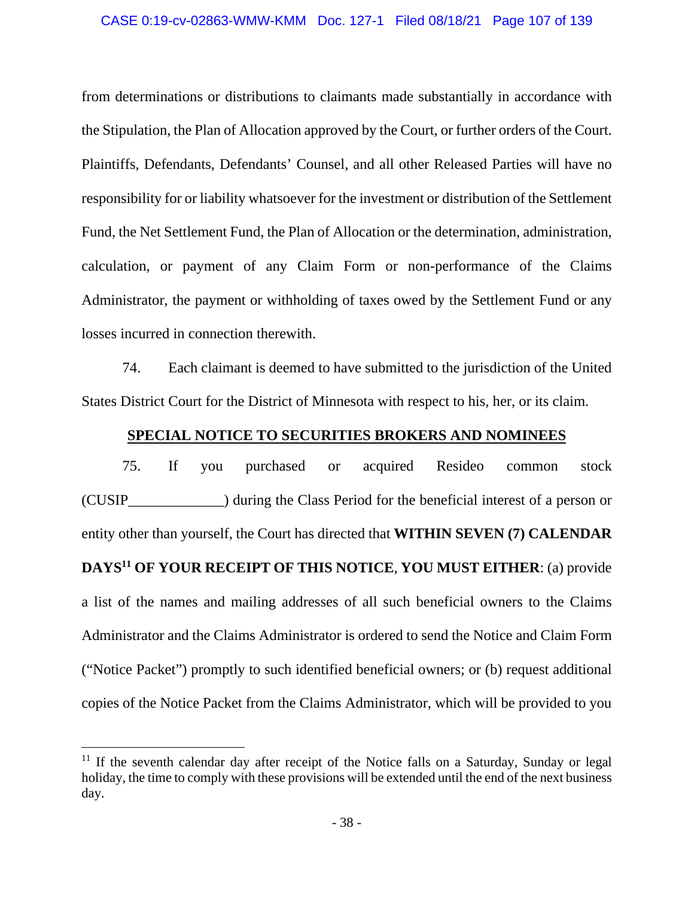from determinations or distributions to claimants made substantially in accordance with the Stipulation, the Plan of Allocation approved by the Court, or further orders of the Court. Plaintiffs, Defendants, Defendants' Counsel, and all other Released Parties will have no responsibility for or liability whatsoever for the investment or distribution of the Settlement Fund, the Net Settlement Fund, the Plan of Allocation or the determination, administration, calculation, or payment of any Claim Form or non-performance of the Claims Administrator, the payment or withholding of taxes owed by the Settlement Fund or any losses incurred in connection therewith.

74. Each claimant is deemed to have submitted to the jurisdiction of the United States District Court for the District of Minnesota with respect to his, her, or its claim.

**SPECIAL NOTICE TO SECURITIES BROKERS AND NOMINEES**

75. If you purchased or acquired Resideo common stock (CUSIP_____________) during the Class Period for the beneficial interest of a person or entity other than yourself, the Court has directed that **WITHIN SEVEN (7) CALENDAR DAYS[11] OF YOUR RECEIPT OF THIS NOTICE**, **YOU MUST EITHER**: (a) provide a list of the names and mailing addresses of all such beneficial owners to the Claims Administrator and the Claims Administrator is ordered to send the Notice and Claim Form ("Notice Packet") promptly to such identified beneficial owners; or (b) request additional copies of the Notice Packet from the Claims Administrator, which will be provided to you

[11] If the seventh calendar day after receipt of the Notice falls on a Saturday, Sunday or legal holiday, the time to comply with these provisions will be extended until the end of the next business day.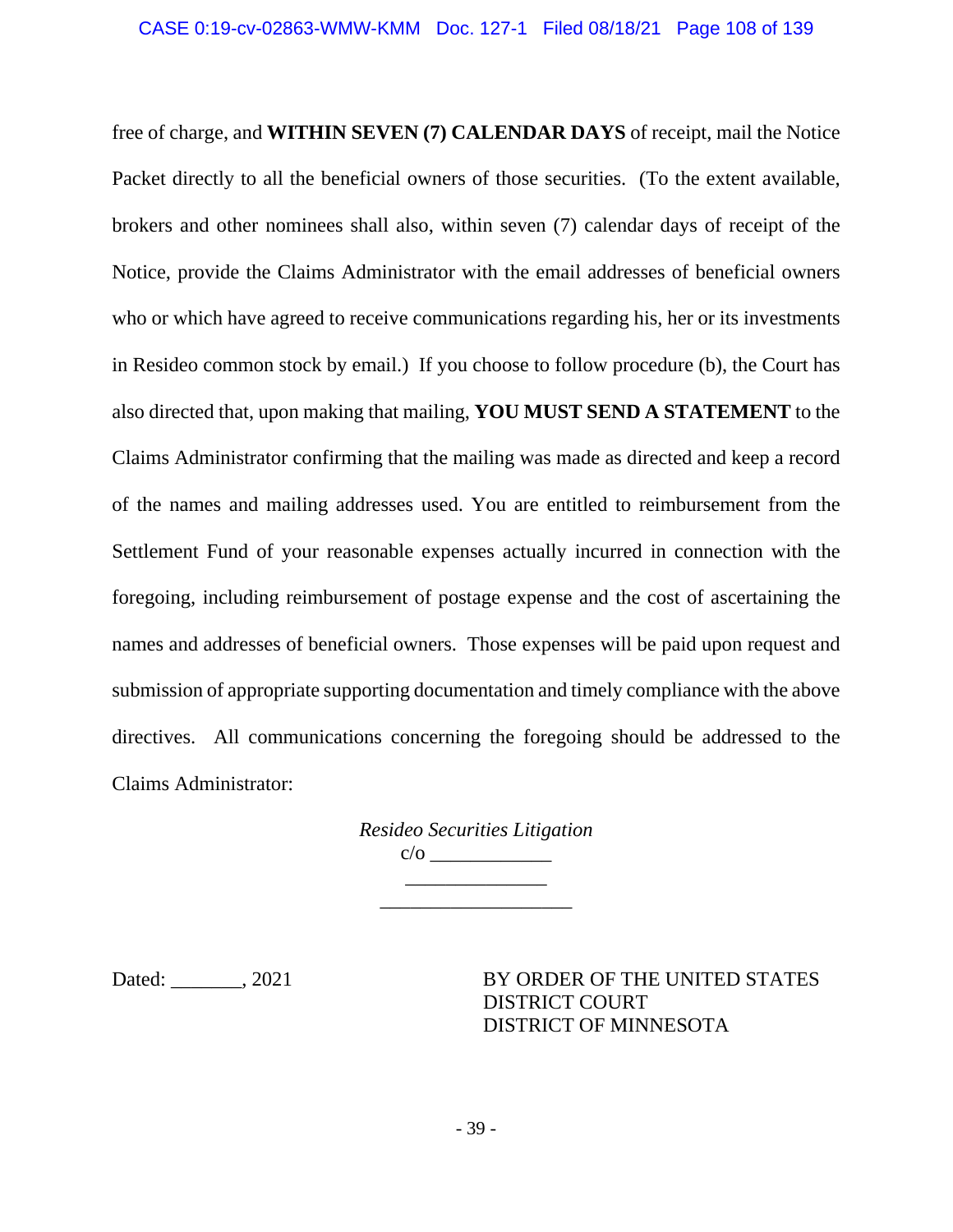free of charge, and **WITHIN SEVEN (7) CALENDAR DAYS** of receipt, mail the Notice Packet directly to all the beneficial owners of those securities. (To the extent available, brokers and other nominees shall also, within seven (7) calendar days of receipt of the Notice, provide the Claims Administrator with the email addresses of beneficial owners who or which have agreed to receive communications regarding his, her or its investments in Resideo common stock by email.) If you choose to follow procedure (b), the Court has also directed that, upon making that mailing, **YOU MUST SEND A STATEMENT** to the Claims Administrator confirming that the mailing was made as directed and keep a record of the names and mailing addresses used. You are entitled to reimbursement from the Settlement Fund of your reasonable expenses actually incurred in connection with the foregoing, including reimbursement of postage expense and the cost of ascertaining the names and addresses of beneficial owners. Those expenses will be paid upon request and submission of appropriate supporting documentation and timely compliance with the above directives. All communications concerning the foregoing should be addressed to the Claims Administrator:

*Resideo Securities Litigation*
c/o ____________
______________
___________________

Dated: _______, 2021

BY ORDER OF THE UNITED STATES
DISTRICT COURT
DISTRICT OF MINNESOTA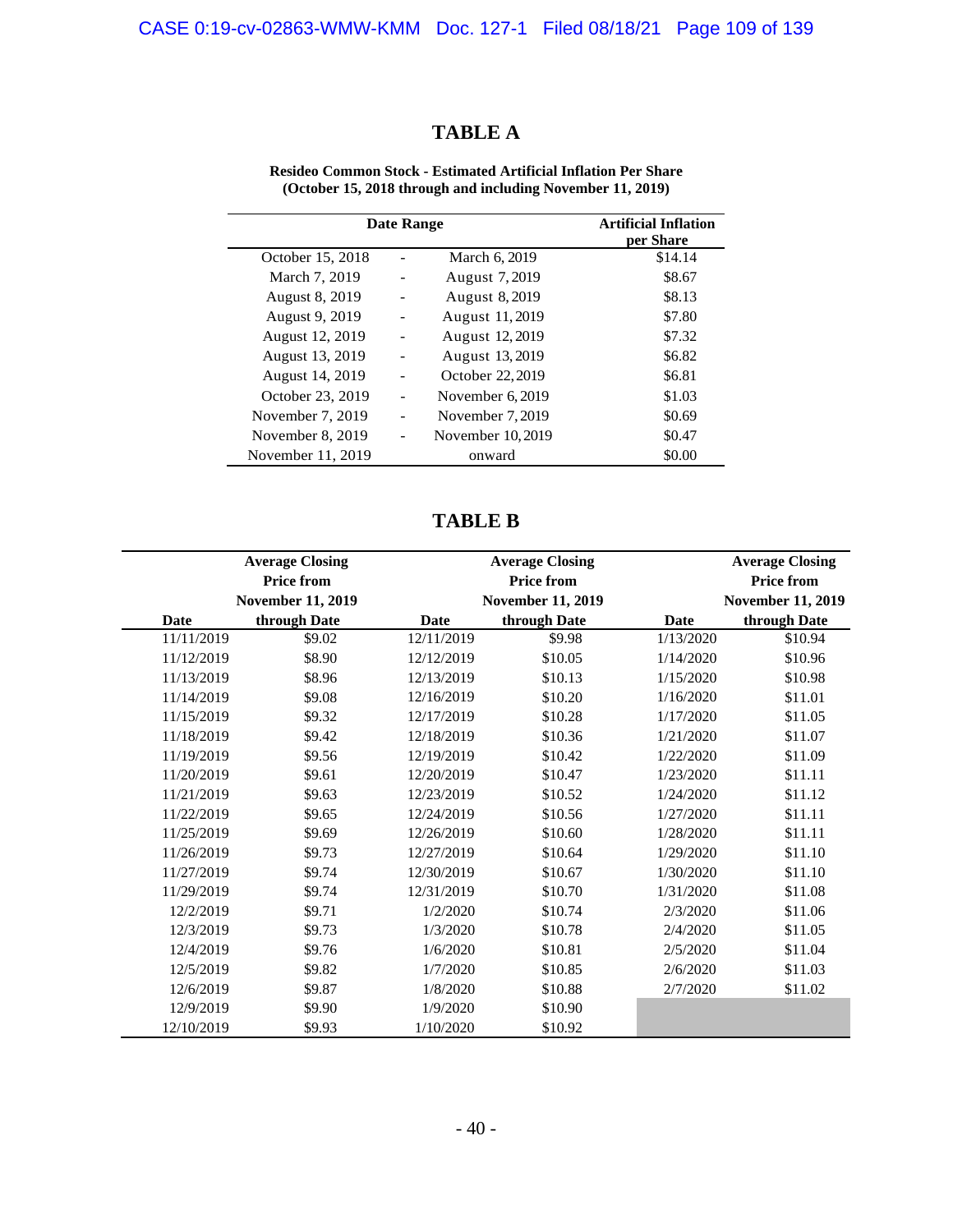# TABLE A

**Resideo Common Stock - Estimated Artificial Inflation Per Share**
**(October 15, 2018 through and including November 11, 2019)**

| Date Range | | | Artificial Inflation per Share |
|---|---|---|---|
| October 15, 2018 | - | March 6, 2019 | $14.14 |
| March 7, 2019 | - | August 7, 2019 | $8.67 |
| August 8, 2019 | - | August 8, 2019 | $8.13 |
| August 9, 2019 | - | August 11, 2019 | $7.80 |
| August 12, 2019 | - | August 12, 2019 | $7.32 |
| August 13, 2019 | - | August 13, 2019 | $6.82 |
| August 14, 2019 | - | October 22, 2019 | $6.81 |
| October 23, 2019 | - | November 6, 2019 | $1.03 |
| November 7, 2019 | - | November 7, 2019 | $0.69 |
| November 8, 2019 | - | November 10, 2019 | $0.47 |
| November 11, 2019 | | onward | $0.00 |

# TABLE B

| Date | Average Closing Price from November 11, 2019 through Date | Date | Average Closing Price from November 11, 2019 through Date | Date | Average Closing Price from November 11, 2019 through Date |
|---|---|---|---|---|---|
| 11/11/2019 | $9.02 | 12/11/2019 | $9.98 | 1/13/2020 | $10.94 |
| 11/12/2019 | $8.90 | 12/12/2019 | $10.05 | 1/14/2020 | $10.96 |
| 11/13/2019 | $8.96 | 12/13/2019 | $10.13 | 1/15/2020 | $10.98 |
| 11/14/2019 | $9.08 | 12/16/2019 | $10.20 | 1/16/2020 | $11.01 |
| 11/15/2019 | $9.32 | 12/17/2019 | $10.28 | 1/17/2020 | $11.05 |
| 11/18/2019 | $9.42 | 12/18/2019 | $10.36 | 1/21/2020 | $11.07 |
| 11/19/2019 | $9.56 | 12/19/2019 | $10.42 | 1/22/2020 | $11.09 |
| 11/20/2019 | $9.61 | 12/20/2019 | $10.47 | 1/23/2020 | $11.11 |
| 11/21/2019 | $9.63 | 12/23/2019 | $10.52 | 1/24/2020 | $11.12 |
| 11/22/2019 | $9.65 | 12/24/2019 | $10.56 | 1/27/2020 | $11.11 |
| 11/25/2019 | $9.69 | 12/26/2019 | $10.60 | 1/28/2020 | $11.11 |
| 11/26/2019 | $9.73 | 12/27/2019 | $10.64 | 1/29/2020 | $11.10 |
| 11/27/2019 | $9.74 | 12/30/2019 | $10.67 | 1/30/2020 | $11.10 |
| 11/29/2019 | $9.74 | 12/31/2019 | $10.70 | 1/31/2020 | $11.08 |
| 12/2/2019 | $9.71 | 1/2/2020 | $10.74 | 2/3/2020 | $11.06 |
| 12/3/2019 | $9.73 | 1/3/2020 | $10.78 | 2/4/2020 | $11.05 |
| 12/4/2019 | $9.76 | 1/6/2020 | $10.81 | 2/5/2020 | $11.04 |
| 12/5/2019 | $9.82 | 1/7/2020 | $10.85 | 2/6/2020 | $11.03 |
| 12/6/2019 | $9.87 | 1/8/2020 | $10.88 | 2/7/2020 | $11.02 |
| 12/9/2019 | $9.90 | 1/9/2020 | $10.90 | | |
| 12/10/2019 | $9.93 | 1/10/2020 | $10.92 | | |

- 40 -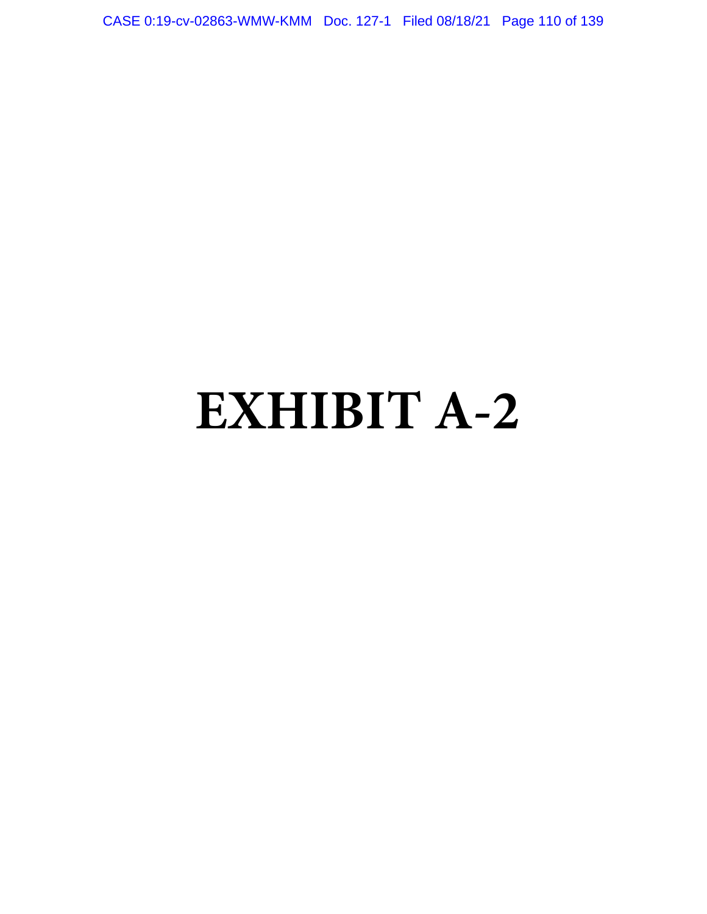# EXHIBIT A-2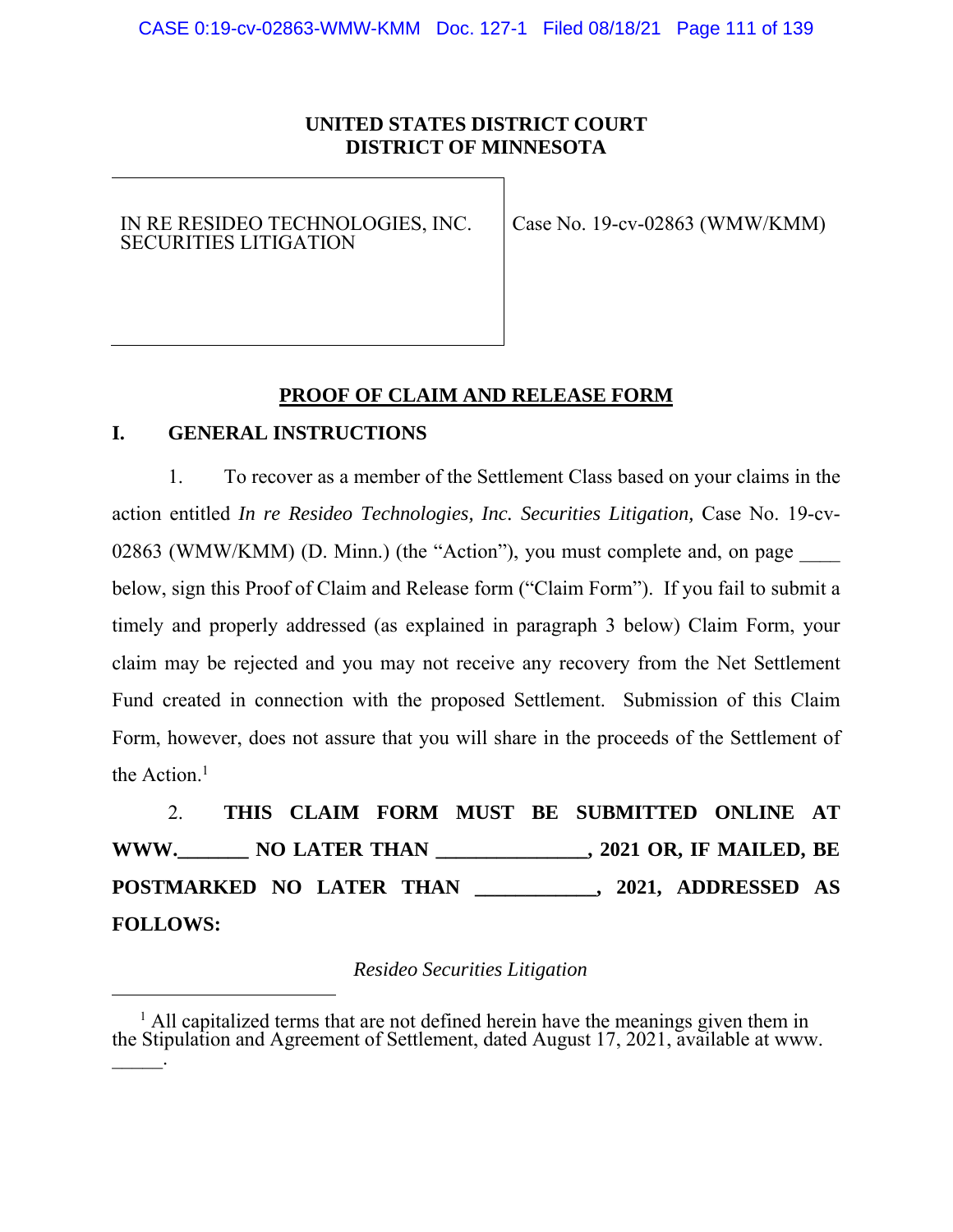**UNITED STATES DISTRICT COURT**
**DISTRICT OF MINNESOTA**

| IN RE RESIDEO TECHNOLOGIES, INC. SECURITIES LITIGATION | Case No. 19-cv-02863 (WMW/KMM) |
| --- | --- |

## PROOF OF CLAIM AND RELEASE FORM

### I. GENERAL INSTRUCTIONS

1. To recover as a member of the Settlement Class based on your claims in the action entitled *In re Resideo Technologies, Inc. Securities Litigation,* Case No. 19-cv-02863 (WMW/KMM) (D. Minn.) (the "Action"), you must complete and, on page ____ below, sign this Proof of Claim and Release form ("Claim Form"). If you fail to submit a timely and properly addressed (as explained in paragraph 3 below) Claim Form, your claim may be rejected and you may not receive any recovery from the Net Settlement Fund created in connection with the proposed Settlement. Submission of this Claim Form, however, does not assure that you will share in the proceeds of the Settlement of the Action.[1]

2. **THIS CLAIM FORM MUST BE SUBMITTED ONLINE AT WWW._______ NO LATER THAN _______________, 2021 OR, IF MAILED, BE POSTMARKED NO LATER THAN ____________, 2021, ADDRESSED AS FOLLOWS:**

*Resideo Securities Litigation*

---

[1] All capitalized terms that are not defined herein have the meanings given them in the Stipulation and Agreement of Settlement, dated August 17, 2021, available at www. _____.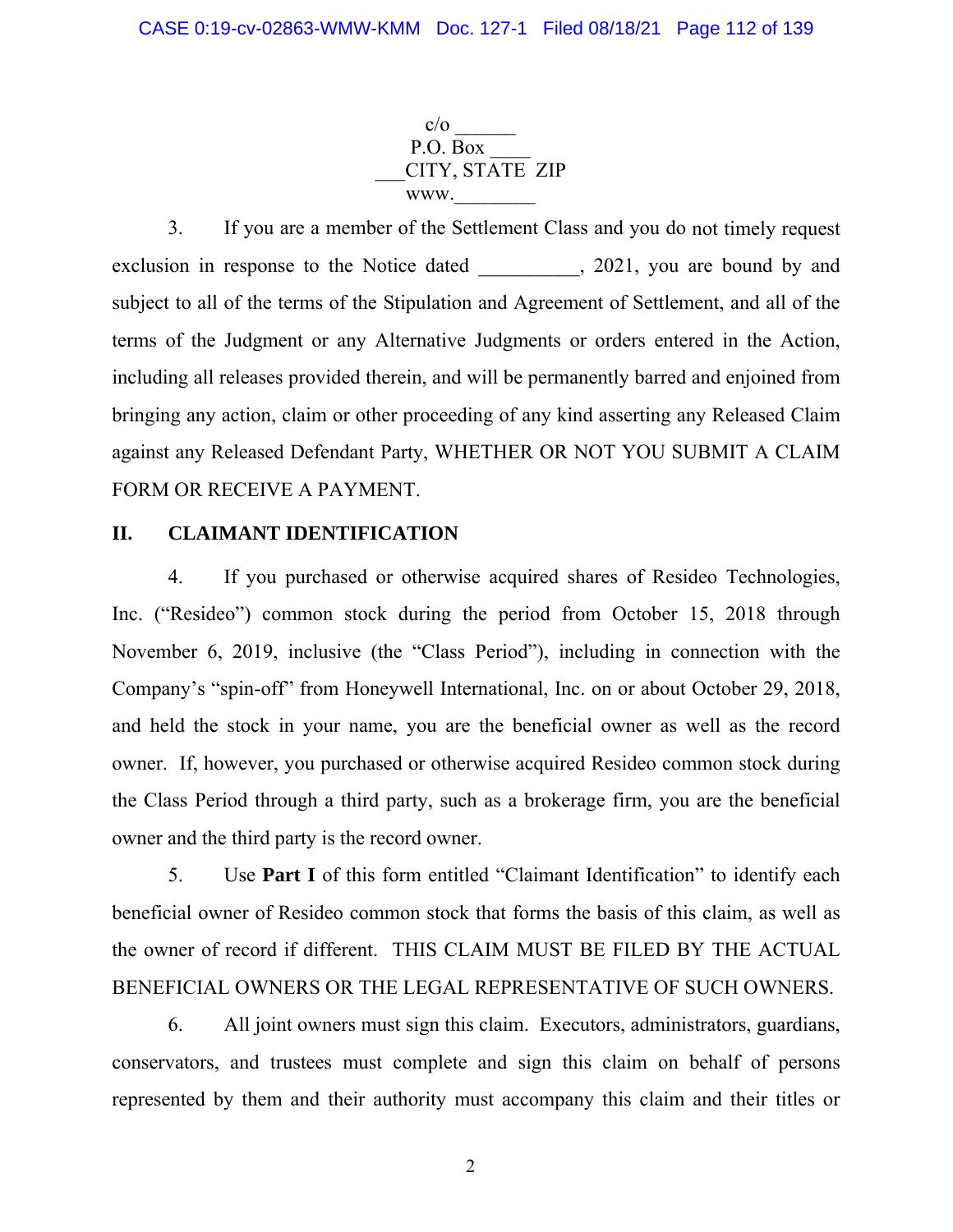c/o ______
P.O. Box ____
___CITY, STATE ZIP
www.________

3. If you are a member of the Settlement Class and you do not timely request exclusion in response to the Notice dated __________, 2021, you are bound by and subject to all of the terms of the Stipulation and Agreement of Settlement, and all of the terms of the Judgment or any Alternative Judgments or orders entered in the Action, including all releases provided therein, and will be permanently barred and enjoined from bringing any action, claim or other proceeding of any kind asserting any Released Claim against any Released Defendant Party, WHETHER OR NOT YOU SUBMIT A CLAIM FORM OR RECEIVE A PAYMENT.

## II. CLAIMANT IDENTIFICATION

4. If you purchased or otherwise acquired shares of Resideo Technologies, Inc. ("Resideo") common stock during the period from October 15, 2018 through November 6, 2019, inclusive (the "Class Period"), including in connection with the Company's "spin-off" from Honeywell International, Inc. on or about October 29, 2018, and held the stock in your name, you are the beneficial owner as well as the record owner. If, however, you purchased or otherwise acquired Resideo common stock during the Class Period through a third party, such as a brokerage firm, you are the beneficial owner and the third party is the record owner.

5. Use **Part I** of this form entitled "Claimant Identification" to identify each beneficial owner of Resideo common stock that forms the basis of this claim, as well as the owner of record if different. THIS CLAIM MUST BE FILED BY THE ACTUAL BENEFICIAL OWNERS OR THE LEGAL REPRESENTATIVE OF SUCH OWNERS.

6. All joint owners must sign this claim. Executors, administrators, guardians, conservators, and trustees must complete and sign this claim on behalf of persons represented by them and their authority must accompany this claim and their titles or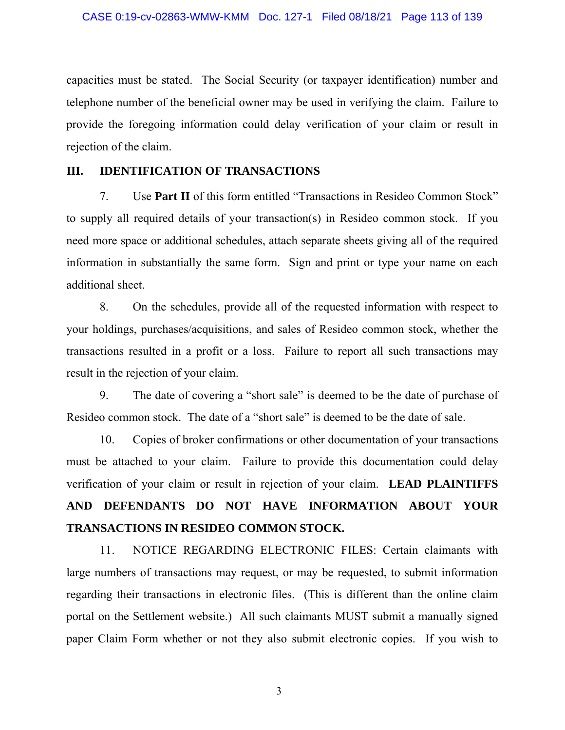capacities must be stated. The Social Security (or taxpayer identification) number and telephone number of the beneficial owner may be used in verifying the claim. Failure to provide the foregoing information could delay verification of your claim or result in rejection of the claim.

## III. IDENTIFICATION OF TRANSACTIONS

7. Use **Part II** of this form entitled "Transactions in Resideo Common Stock" to supply all required details of your transaction(s) in Resideo common stock. If you need more space or additional schedules, attach separate sheets giving all of the required information in substantially the same form. Sign and print or type your name on each additional sheet.

8. On the schedules, provide all of the requested information with respect to your holdings, purchases/acquisitions, and sales of Resideo common stock, whether the transactions resulted in a profit or a loss. Failure to report all such transactions may result in the rejection of your claim.

9. The date of covering a "short sale" is deemed to be the date of purchase of Resideo common stock. The date of a "short sale" is deemed to be the date of sale.

10. Copies of broker confirmations or other documentation of your transactions must be attached to your claim. Failure to provide this documentation could delay verification of your claim or result in rejection of your claim. **LEAD PLAINTIFFS AND DEFENDANTS DO NOT HAVE INFORMATION ABOUT YOUR TRANSACTIONS IN RESIDEO COMMON STOCK.**

11. NOTICE REGARDING ELECTRONIC FILES: Certain claimants with large numbers of transactions may request, or may be requested, to submit information regarding their transactions in electronic files. (This is different than the online claim portal on the Settlement website.) All such claimants MUST submit a manually signed paper Claim Form whether or not they also submit electronic copies. If you wish to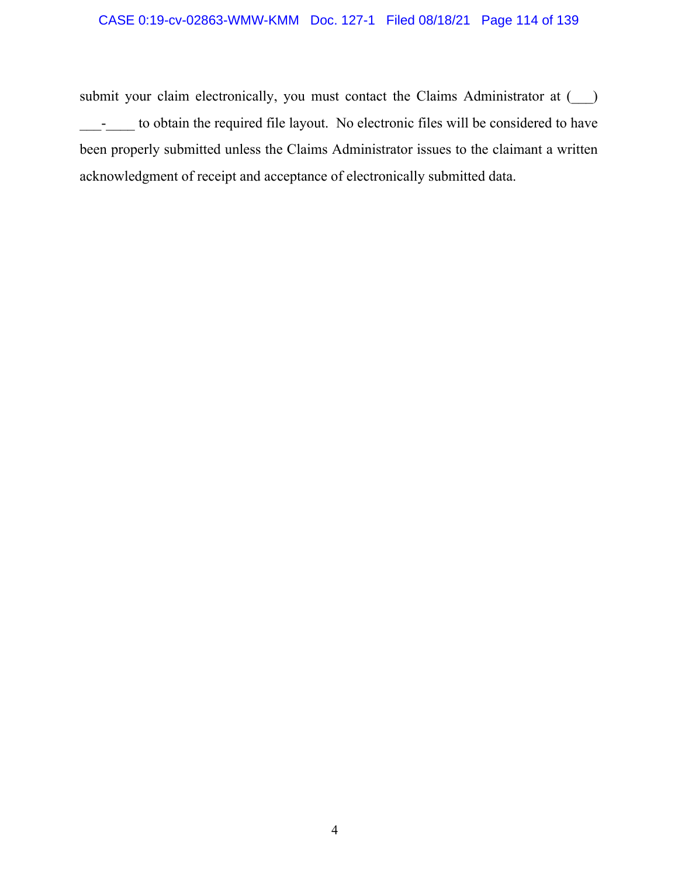submit your claim electronically, you must contact the Claims Administrator at (___) ___-____ to obtain the required file layout. No electronic files will be considered to have been properly submitted unless the Claims Administrator issues to the claimant a written acknowledgment of receipt and acceptance of electronically submitted data.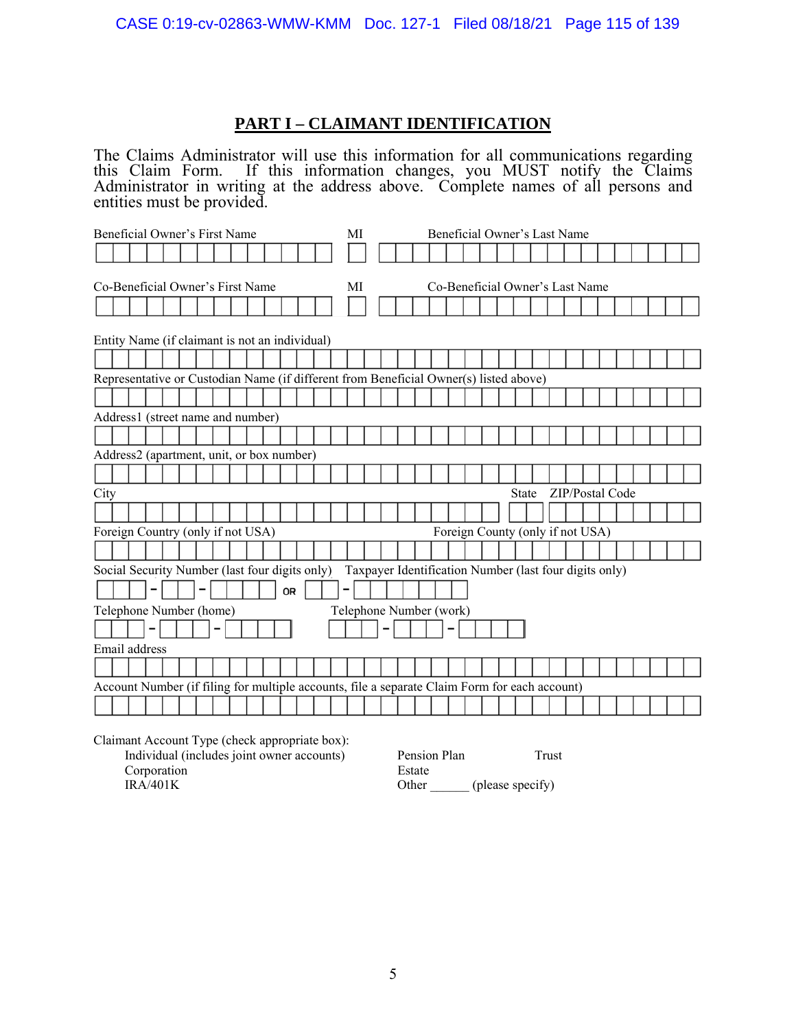## PART I – CLAIMANT IDENTIFICATION

The Claims Administrator will use this information for all communications regarding this Claim Form. If this information changes, you MUST notify the Claims Administrator in writing at the address above. Complete names of all persons and entities must be provided.

Beneficial Owner's First Name | MI | Beneficial Owner's Last Name

Co-Beneficial Owner's First Name | MI | Co-Beneficial Owner's Last Name

Entity Name (if claimant is not an individual)

Representative or Custodian Name (if different from Beneficial Owner(s) listed above)

Address1 (street name and number)

Address2 (apartment, unit, or box number)

City | State | ZIP/Postal Code

Foreign Country (only if not USA) | Foreign County (only if not USA)

Social Security Number (last four digits only) OR Taxpayer Identification Number (last four digits only)

Telephone Number (home) | Telephone Number (work)

Email address

Account Number (if filing for multiple accounts, file a separate Claim Form for each account)

Claimant Account Type (check appropriate box):

- Individual (includes joint owner accounts)
- Corporation
- IRA/401K
- Pension Plan
- Estate
- Other ______ (please specify)
- Trust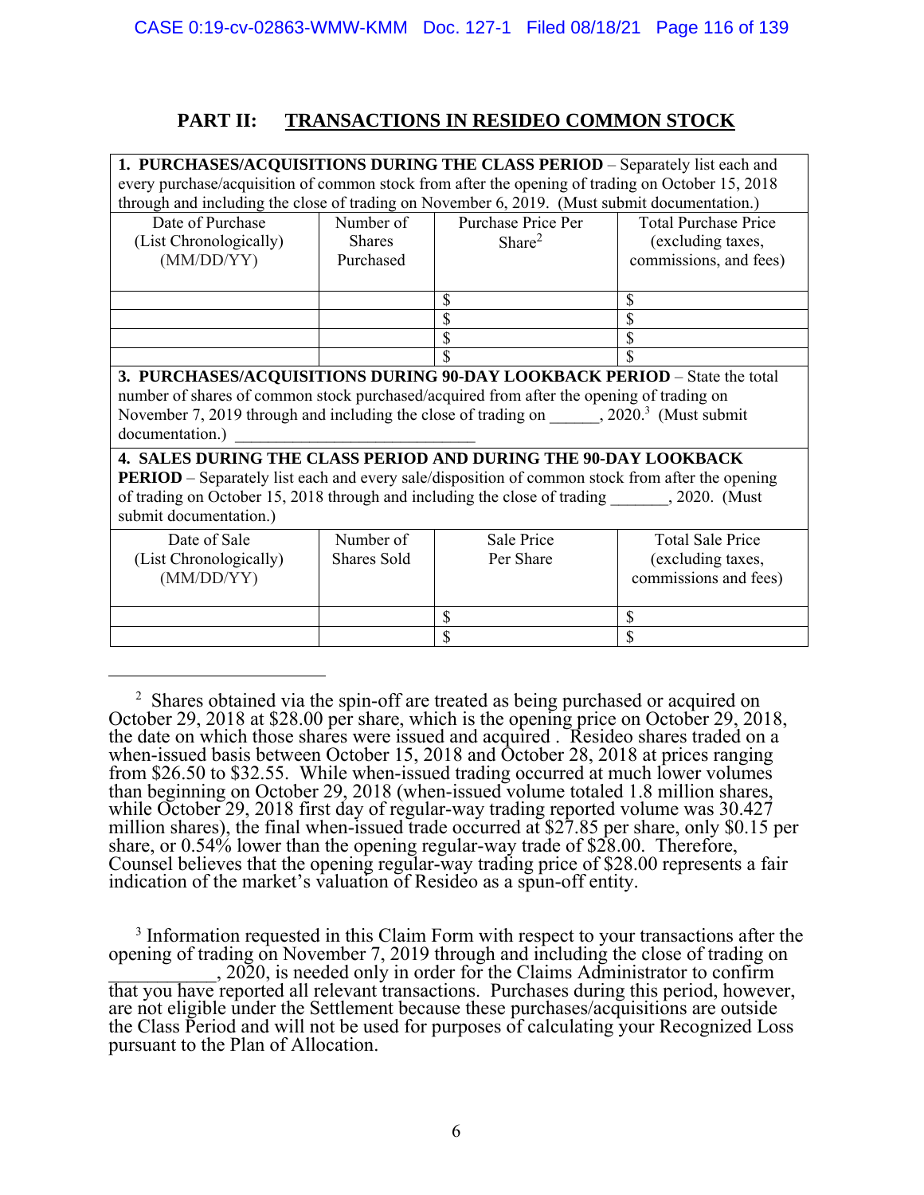## PART II: TRANSACTIONS IN RESIDEO COMMON STOCK

**1. PURCHASES/ACQUISITIONS DURING THE CLASS PERIOD** – Separately list each and every purchase/acquisition of common stock from after the opening of trading on October 15, 2018 through and including the close of trading on November 6, 2019. (Must submit documentation.)

| Date of Purchase (List Chronologically) (MM/DD/YY) | Number of Shares Purchased | Purchase Price Per Share[2] | Total Purchase Price (excluding taxes, commissions, and fees) |
|---|---|---|---|
| | | $ | $ |
| | | $ | $ |
| | | $ | $ |
| | | $ | $ |

**3. PURCHASES/ACQUISITIONS DURING 90-DAY LOOKBACK PERIOD** – State the total number of shares of common stock purchased/acquired from after the opening of trading on November 7, 2019 through and including the close of trading on ______, 2020.[3] (Must submit documentation.) ____________________________

**4. SALES DURING THE CLASS PERIOD AND DURING THE 90-DAY LOOKBACK PERIOD** – Separately list each and every sale/disposition of common stock from after the opening of trading on October 15, 2018 through and including the close of trading _______, 2020. (Must submit documentation.)

| Date of Sale (List Chronologically) (MM/DD/YY) | Number of Shares Sold | Sale Price Per Share | Total Sale Price (excluding taxes, commissions and fees) |
|---|---|---|---|
| | | $ | $ |
| | | $ | $ |

---

[2] Shares obtained via the spin-off are treated as being purchased or acquired on October 29, 2018 at $28.00 per share, which is the opening price on October 29, 2018, the date on which those shares were issued and acquired . Resideo shares traded on a when-issued basis between October 15, 2018 and October 28, 2018 at prices ranging from $26.50 to $32.55. While when-issued trading occurred at much lower volumes than beginning on October 29, 2018 (when-issued volume totaled 1.8 million shares, while October 29, 2018 first day of regular-way trading reported volume was 30.427 million shares), the final when-issued trade occurred at $27.85 per share, only $0.15 per share, or 0.54% lower than the opening regular-way trade of $28.00. Therefore, Counsel believes that the opening regular-way trading price of $28.00 represents a fair indication of the market's valuation of Resideo as a spun-off entity.

[3] Information requested in this Claim Form with respect to your transactions after the opening of trading on November 7, 2019 through and including the close of trading on ___________, 2020, is needed only in order for the Claims Administrator to confirm that you have reported all relevant transactions. Purchases during this period, however, are not eligible under the Settlement because these purchases/acquisitions are outside the Class Period and will not be used for purposes of calculating your Recognized Loss pursuant to the Plan of Allocation.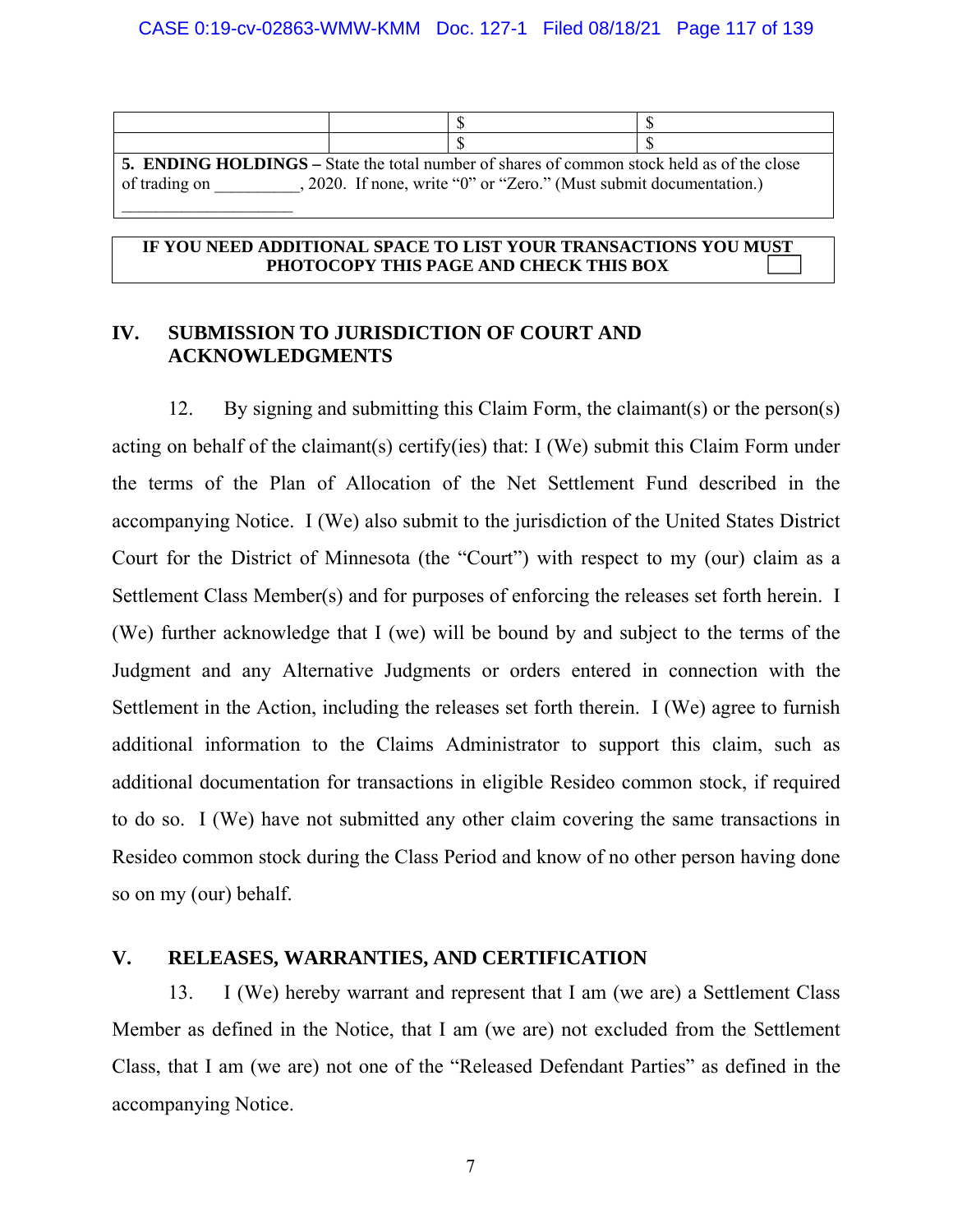| | | $ | $ |
|---|---|---|---|
| | | $ | $ |

**5. ENDING HOLDINGS –** State the total number of shares of common stock held as of the close of trading on __________, 2020. If none, write "0" or "Zero." (Must submit documentation.)

____________________

**IF YOU NEED ADDITIONAL SPACE TO LIST YOUR TRANSACTIONS YOU MUST PHOTOCOPY THIS PAGE AND CHECK THIS BOX** ☐

## IV. SUBMISSION TO JURISDICTION OF COURT AND ACKNOWLEDGMENTS

12. By signing and submitting this Claim Form, the claimant(s) or the person(s) acting on behalf of the claimant(s) certify(ies) that: I (We) submit this Claim Form under the terms of the Plan of Allocation of the Net Settlement Fund described in the accompanying Notice. I (We) also submit to the jurisdiction of the United States District Court for the District of Minnesota (the "Court") with respect to my (our) claim as a Settlement Class Member(s) and for purposes of enforcing the releases set forth herein. I (We) further acknowledge that I (we) will be bound by and subject to the terms of the Judgment and any Alternative Judgments or orders entered in connection with the Settlement in the Action, including the releases set forth therein. I (We) agree to furnish additional information to the Claims Administrator to support this claim, such as additional documentation for transactions in eligible Resideo common stock, if required to do so. I (We) have not submitted any other claim covering the same transactions in Resideo common stock during the Class Period and know of no other person having done so on my (our) behalf.

## V. RELEASES, WARRANTIES, AND CERTIFICATION

13. I (We) hereby warrant and represent that I am (we are) a Settlement Class Member as defined in the Notice, that I am (we are) not excluded from the Settlement Class, that I am (we are) not one of the "Released Defendant Parties" as defined in the accompanying Notice.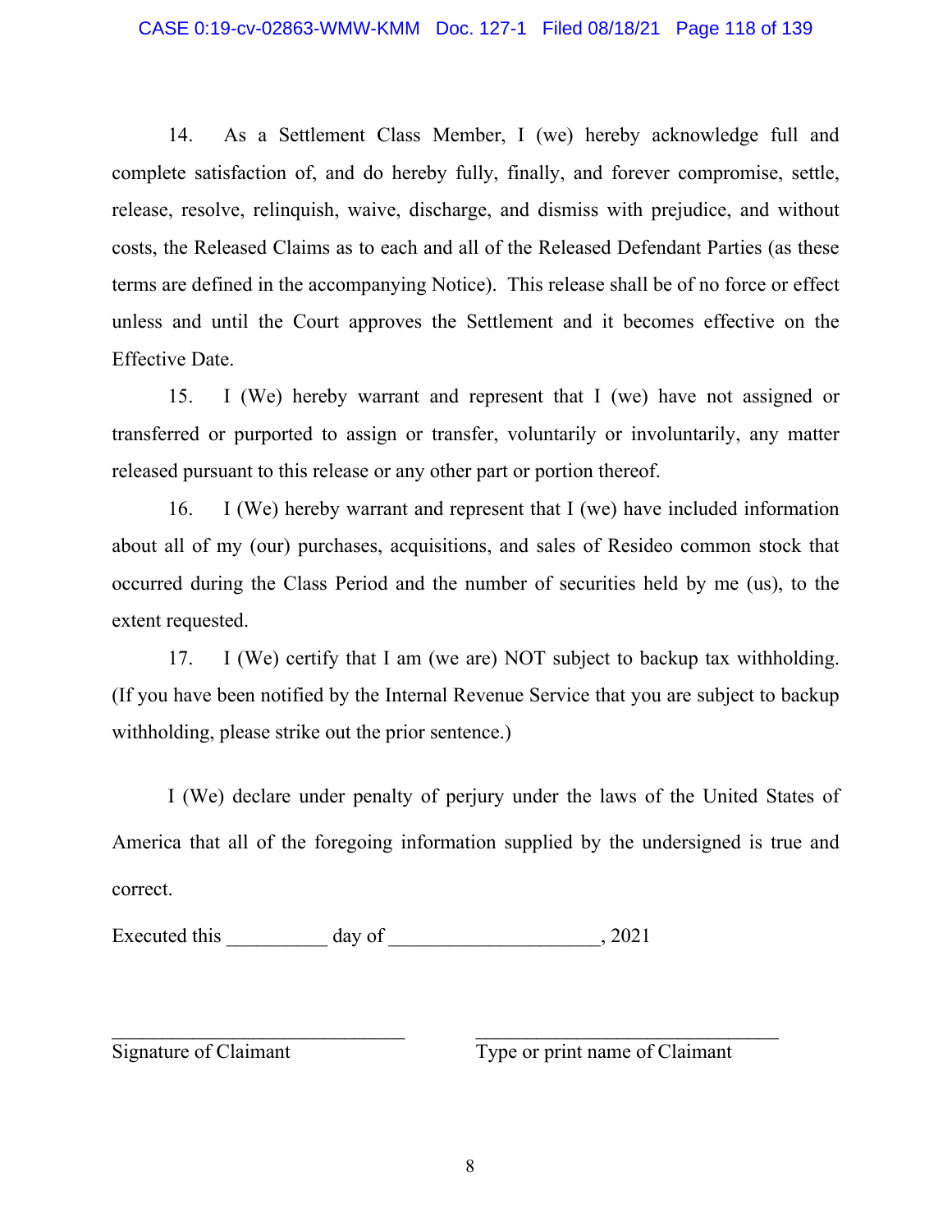14. As a Settlement Class Member, I (we) hereby acknowledge full and complete satisfaction of, and do hereby fully, finally, and forever compromise, settle, release, resolve, relinquish, waive, discharge, and dismiss with prejudice, and without costs, the Released Claims as to each and all of the Released Defendant Parties (as these terms are defined in the accompanying Notice). This release shall be of no force or effect unless and until the Court approves the Settlement and it becomes effective on the Effective Date.

15. I (We) hereby warrant and represent that I (we) have not assigned or transferred or purported to assign or transfer, voluntarily or involuntarily, any matter released pursuant to this release or any other part or portion thereof.

16. I (We) hereby warrant and represent that I (we) have included information about all of my (our) purchases, acquisitions, and sales of Resideo common stock that occurred during the Class Period and the number of securities held by me (us), to the extent requested.

17. I (We) certify that I am (we are) NOT subject to backup tax withholding. (If you have been notified by the Internal Revenue Service that you are subject to backup withholding, please strike out the prior sentence.)

I (We) declare under penalty of perjury under the laws of the United States of America that all of the foregoing information supplied by the undersigned is true and correct.

Executed this __________ day of ____________________, 2021

______________________________ Signature of Claimant

______________________________ Type or print name of Claimant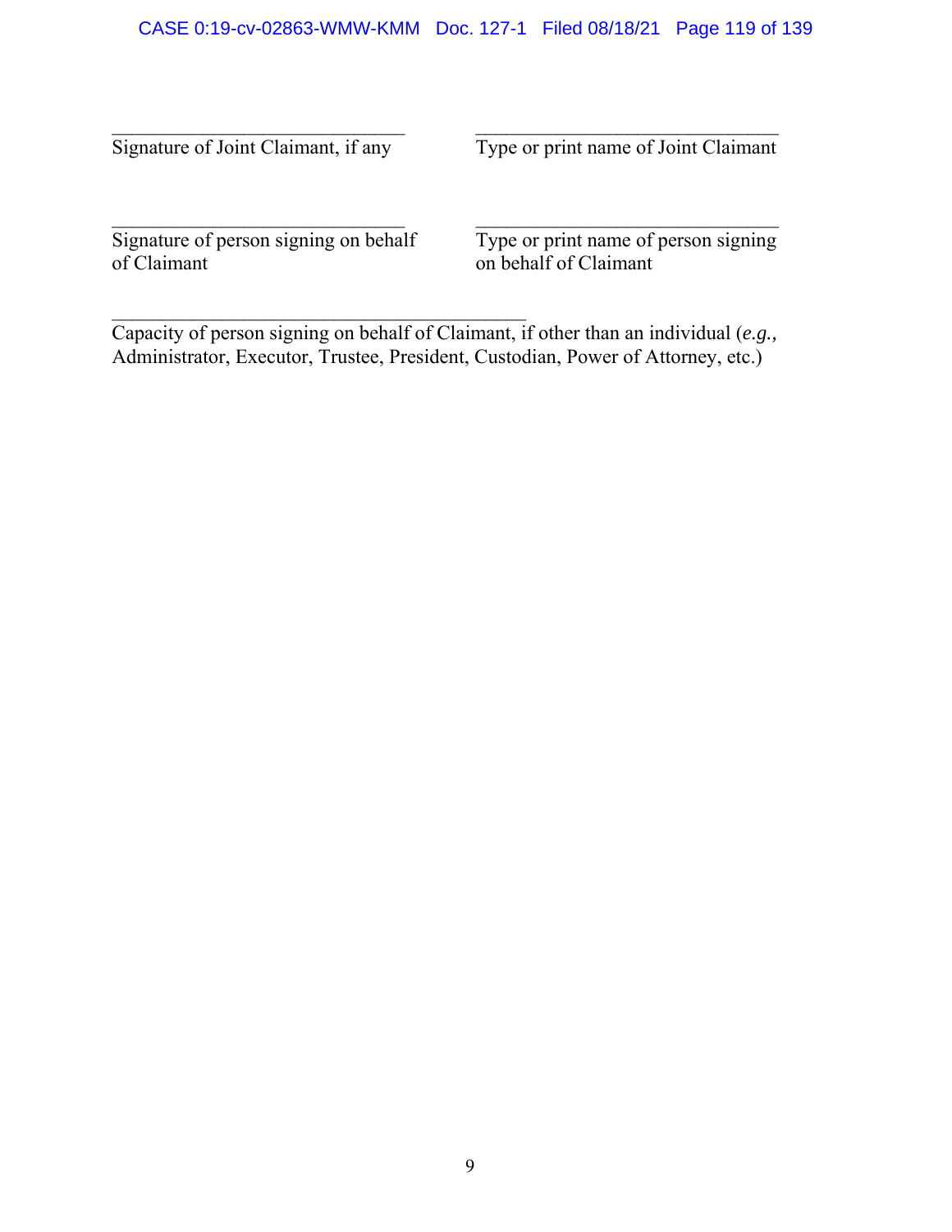| \_\_\_\_\_\_\_\_\_\_\_\_\_\_\_\_\_\_\_\_\_\_\_\_\_\_\_\_\_\_ | \_\_\_\_\_\_\_\_\_\_\_\_\_\_\_\_\_\_\_\_\_\_\_\_\_\_\_\_\_\_ |
| --- | --- |
| Signature of Joint Claimant, if any | Type or print name of Joint Claimant |

| \_\_\_\_\_\_\_\_\_\_\_\_\_\_\_\_\_\_\_\_\_\_\_\_\_\_\_\_\_\_ | \_\_\_\_\_\_\_\_\_\_\_\_\_\_\_\_\_\_\_\_\_\_\_\_\_\_\_\_\_\_ |
| --- | --- |
| Signature of person signing on behalf of Claimant | Type or print name of person signing on behalf of Claimant |

\_\_\_\_\_\_\_\_\_\_\_\_\_\_\_\_\_\_\_\_\_\_\_\_\_\_\_\_\_\_\_\_\_\_\_\_\_\_\_\_\_\_

Capacity of person signing on behalf of Claimant, if other than an individual (*e.g.,* Administrator, Executor, Trustee, President, Custodian, Power of Attorney, etc.)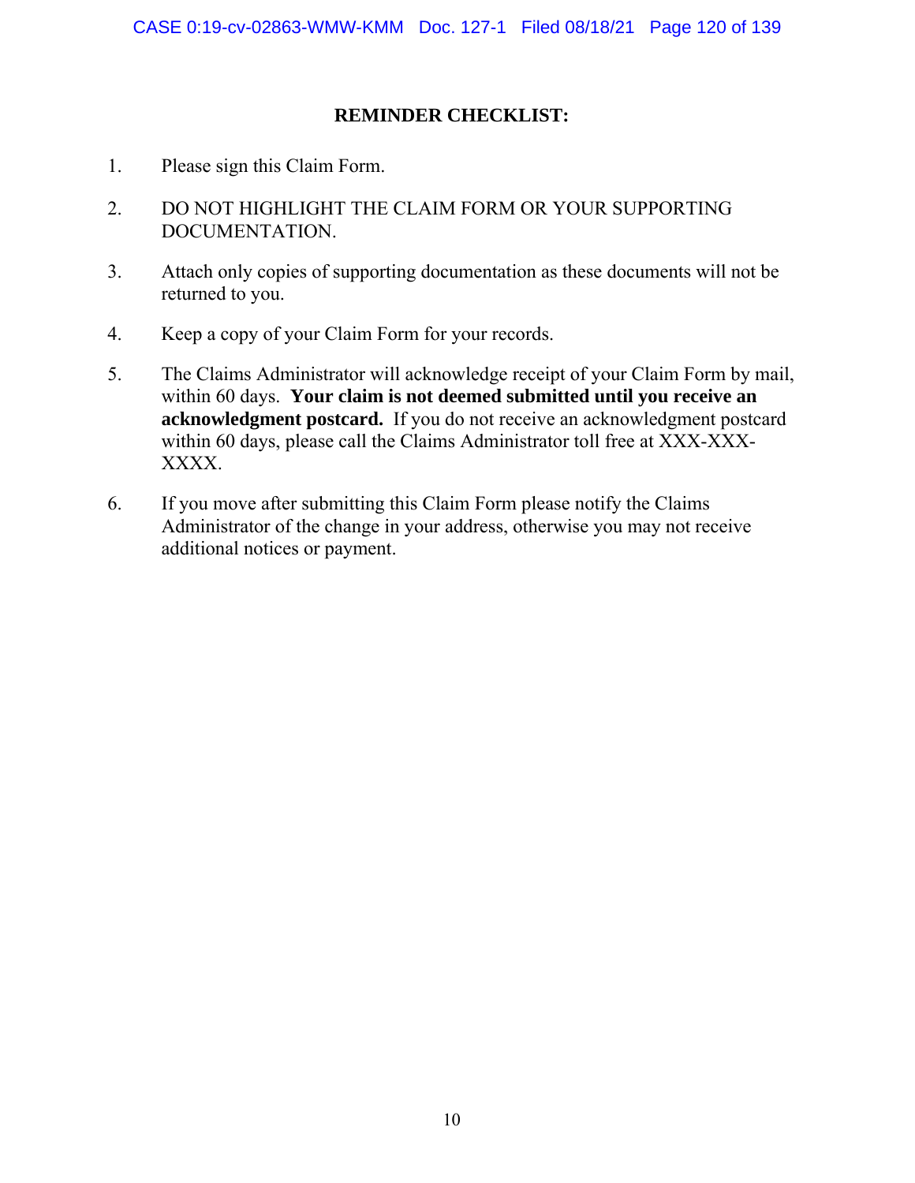## REMINDER CHECKLIST:

1. Please sign this Claim Form.

2. DO NOT HIGHLIGHT THE CLAIM FORM OR YOUR SUPPORTING DOCUMENTATION.

3. Attach only copies of supporting documentation as these documents will not be returned to you.

4. Keep a copy of your Claim Form for your records.

5. The Claims Administrator will acknowledge receipt of your Claim Form by mail, within 60 days. **Your claim is not deemed submitted until you receive an acknowledgment postcard.** If you do not receive an acknowledgment postcard within 60 days, please call the Claims Administrator toll free at XXX-XXX-XXXX.

6. If you move after submitting this Claim Form please notify the Claims Administrator of the change in your address, otherwise you may not receive additional notices or payment.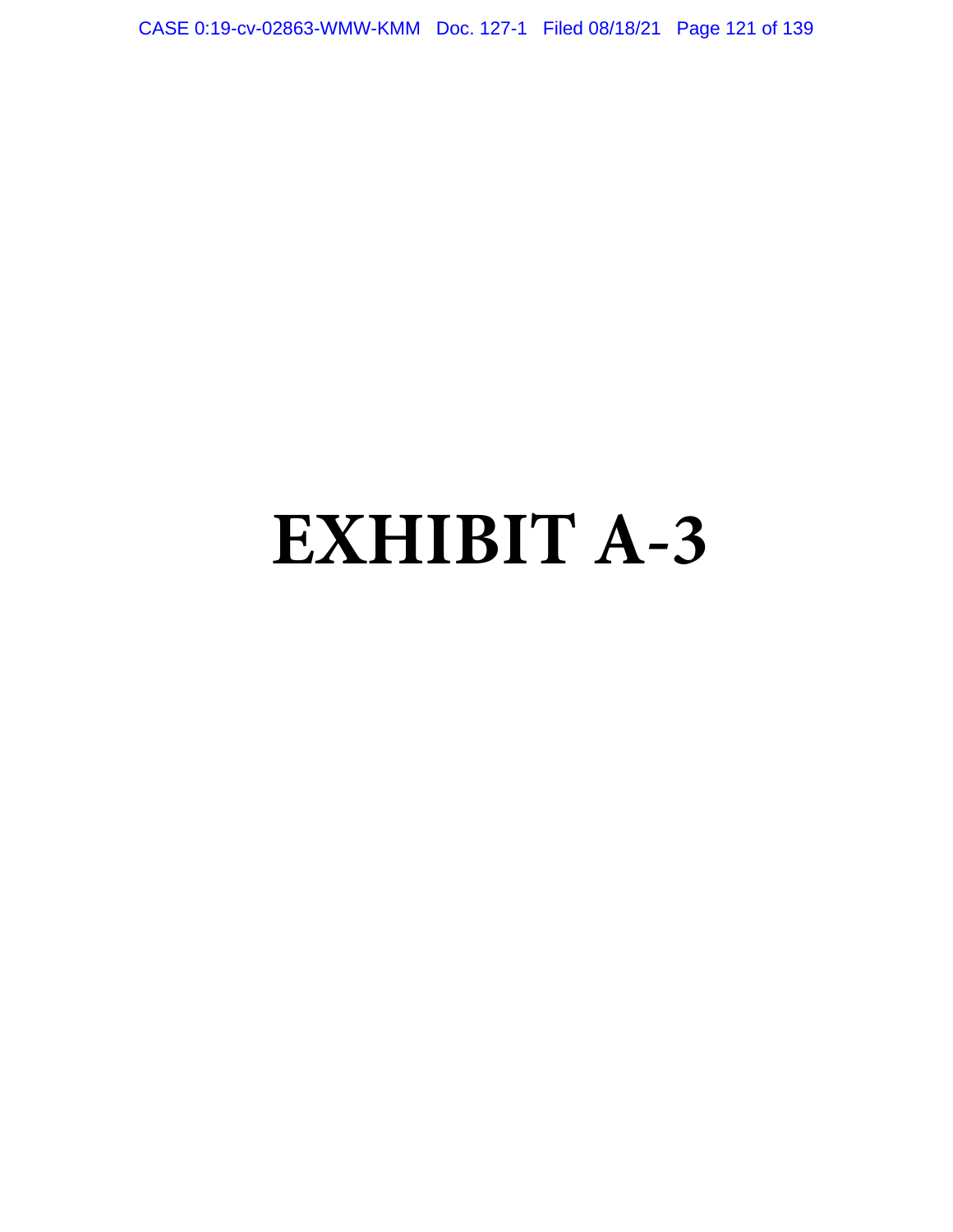# EXHIBIT A-3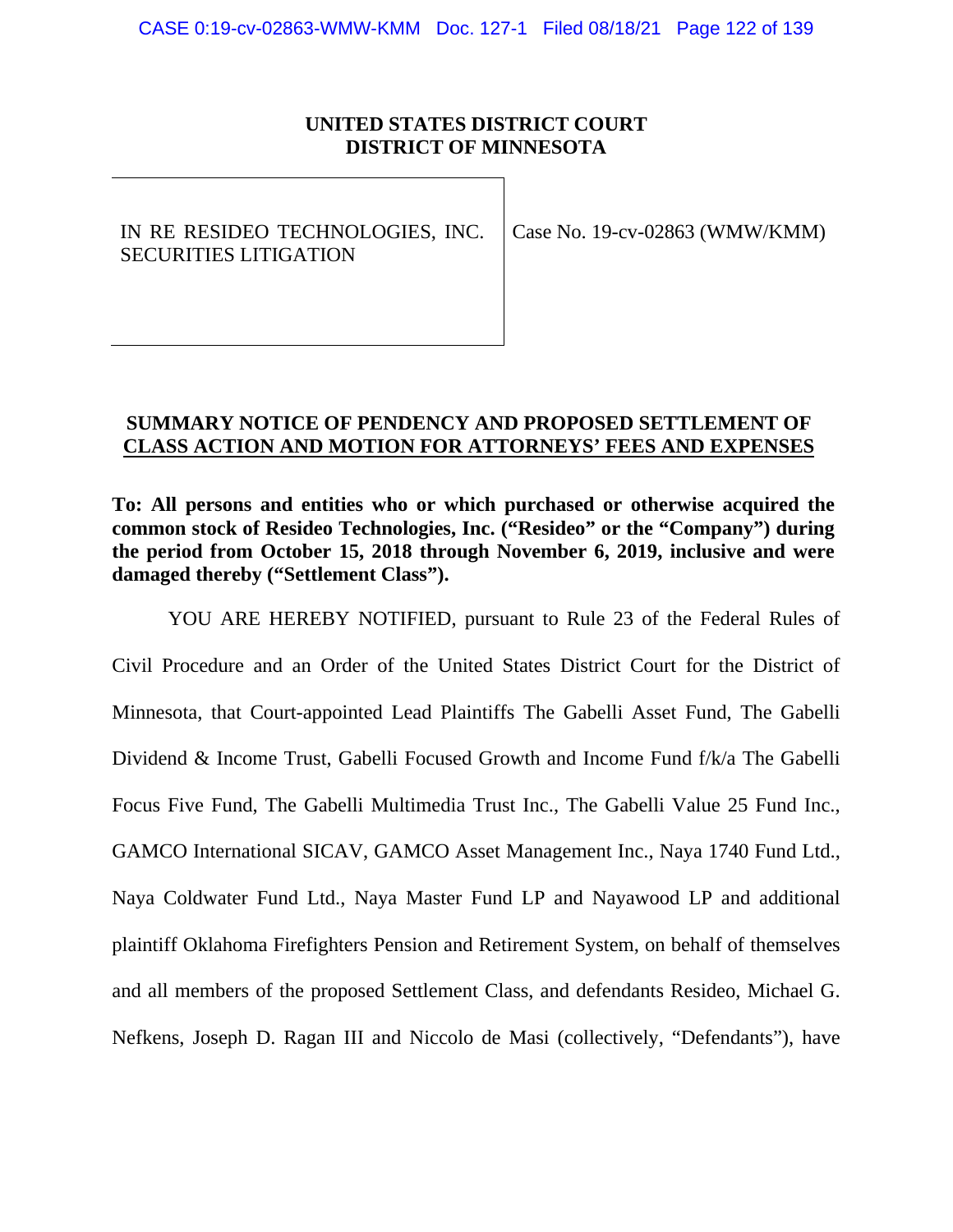**UNITED STATES DISTRICT COURT**
**DISTRICT OF MINNESOTA**

| IN RE RESIDEO TECHNOLOGIES, INC. SECURITIES LITIGATION | Case No. 19-cv-02863 (WMW/KMM) |
| --- | --- |

**SUMMARY NOTICE OF PENDENCY AND PROPOSED SETTLEMENT OF CLASS ACTION AND MOTION FOR ATTORNEYS' FEES AND EXPENSES**

**To: All persons and entities who or which purchased or otherwise acquired the common stock of Resideo Technologies, Inc. ("Resideo" or the "Company") during the period from October 15, 2018 through November 6, 2019, inclusive and were damaged thereby ("Settlement Class").**

YOU ARE HEREBY NOTIFIED, pursuant to Rule 23 of the Federal Rules of Civil Procedure and an Order of the United States District Court for the District of Minnesota, that Court-appointed Lead Plaintiffs The Gabelli Asset Fund, The Gabelli Dividend & Income Trust, Gabelli Focused Growth and Income Fund f/k/a The Gabelli Focus Five Fund, The Gabelli Multimedia Trust Inc., The Gabelli Value 25 Fund Inc., GAMCO International SICAV, GAMCO Asset Management Inc., Naya 1740 Fund Ltd., Naya Coldwater Fund Ltd., Naya Master Fund LP and Nayawood LP and additional plaintiff Oklahoma Firefighters Pension and Retirement System, on behalf of themselves and all members of the proposed Settlement Class, and defendants Resideo, Michael G. Nefkens, Joseph D. Ragan III and Niccolo de Masi (collectively, "Defendants"), have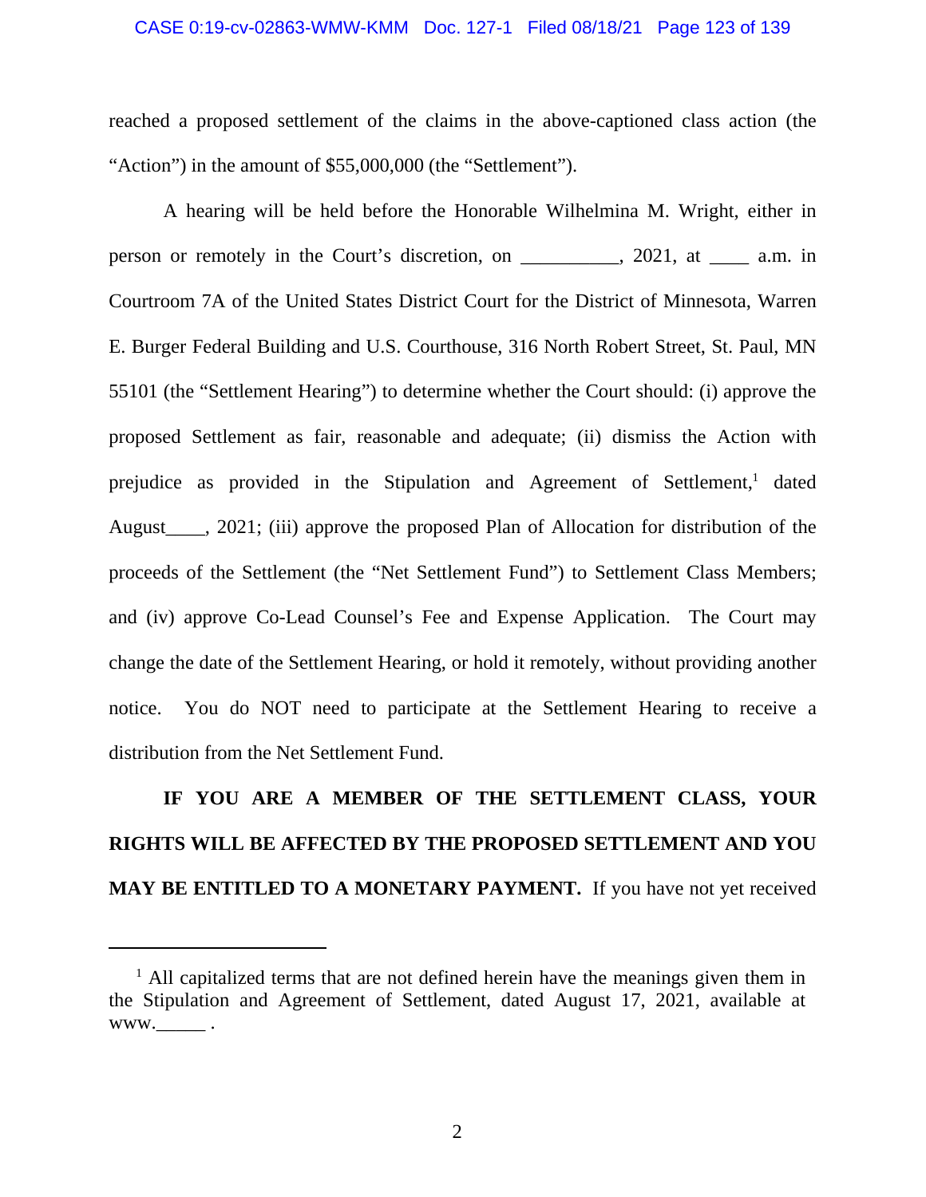reached a proposed settlement of the claims in the above-captioned class action (the "Action") in the amount of $55,000,000 (the "Settlement").

A hearing will be held before the Honorable Wilhelmina M. Wright, either in person or remotely in the Court's discretion, on __________, 2021, at ____ a.m. in Courtroom 7A of the United States District Court for the District of Minnesota, Warren E. Burger Federal Building and U.S. Courthouse, 316 North Robert Street, St. Paul, MN 55101 (the "Settlement Hearing") to determine whether the Court should: (i) approve the proposed Settlement as fair, reasonable and adequate; (ii) dismiss the Action with prejudice as provided in the Stipulation and Agreement of Settlement,[1] dated August____, 2021; (iii) approve the proposed Plan of Allocation for distribution of the proceeds of the Settlement (the "Net Settlement Fund") to Settlement Class Members; and (iv) approve Co-Lead Counsel's Fee and Expense Application. The Court may change the date of the Settlement Hearing, or hold it remotely, without providing another notice. You do NOT need to participate at the Settlement Hearing to receive a distribution from the Net Settlement Fund.

**IF YOU ARE A MEMBER OF THE SETTLEMENT CLASS, YOUR RIGHTS WILL BE AFFECTED BY THE PROPOSED SETTLEMENT AND YOU MAY BE ENTITLED TO A MONETARY PAYMENT.** If you have not yet received

---

[1] All capitalized terms that are not defined herein have the meanings given them in the Stipulation and Agreement of Settlement, dated August 17, 2021, available at www._____ .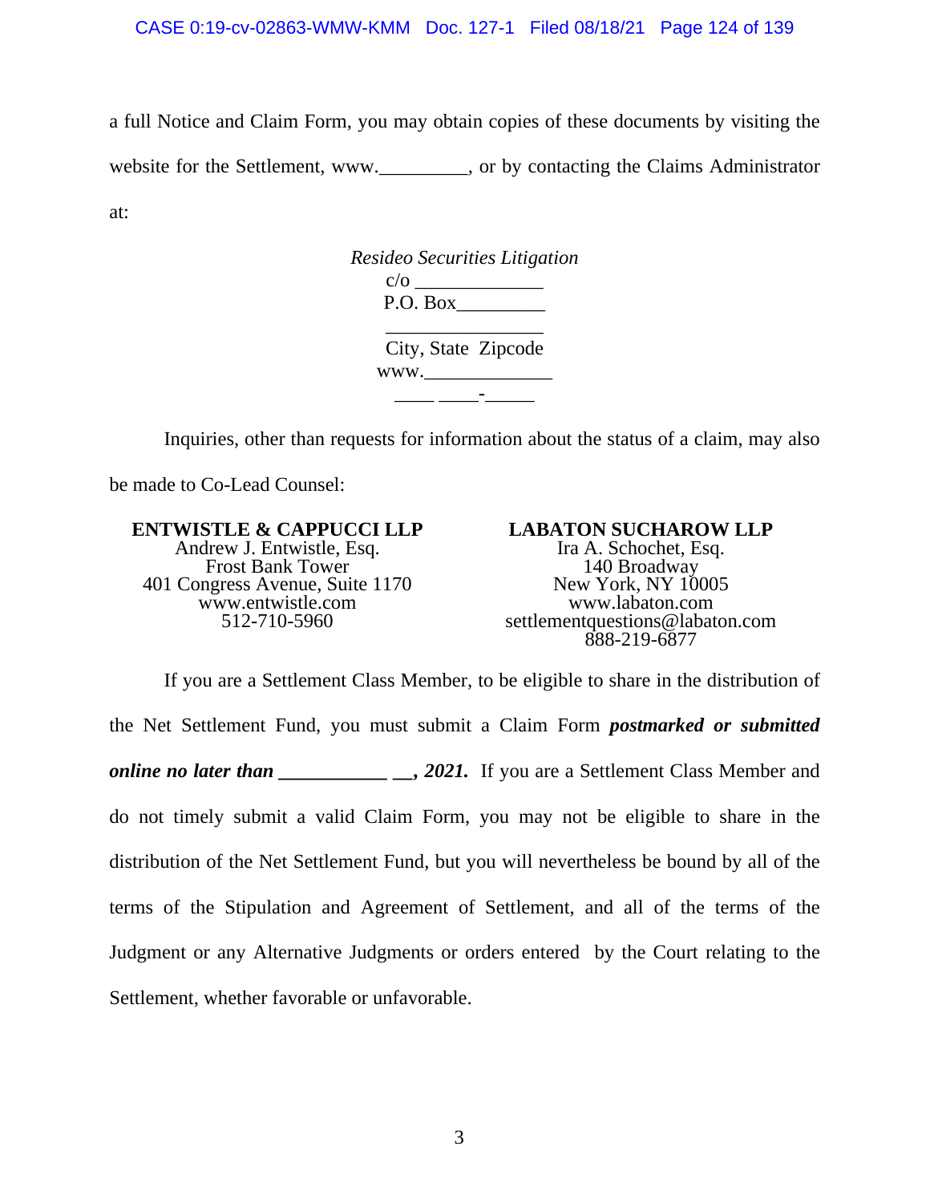a full Notice and Claim Form, you may obtain copies of these documents by visiting the website for the Settlement, www._________, or by contacting the Claims Administrator at:

*Resideo Securities Litigation*
c/o _____________
P.O. Box_________
________________
City, State Zipcode
www._____________
____ ____-_____

Inquiries, other than requests for information about the status of a claim, may also be made to Co-Lead Counsel:

**ENTWISTLE & CAPPUCCI LLP**
Andrew J. Entwistle, Esq.
Frost Bank Tower
401 Congress Avenue, Suite 1170
www.entwistle.com
512-710-5960

**LABATON SUCHAROW LLP**
Ira A. Schochet, Esq.
140 Broadway
New York, NY 10005
www.labaton.com
settlementquestions@labaton.com
888-219-6877

If you are a Settlement Class Member, to be eligible to share in the distribution of the Net Settlement Fund, you must submit a Claim Form ***postmarked or submitted online no later than ___________ __, 2021.*** If you are a Settlement Class Member and do not timely submit a valid Claim Form, you may not be eligible to share in the distribution of the Net Settlement Fund, but you will nevertheless be bound by all of the terms of the Stipulation and Agreement of Settlement, and all of the terms of the Judgment or any Alternative Judgments or orders entered by the Court relating to the Settlement, whether favorable or unfavorable.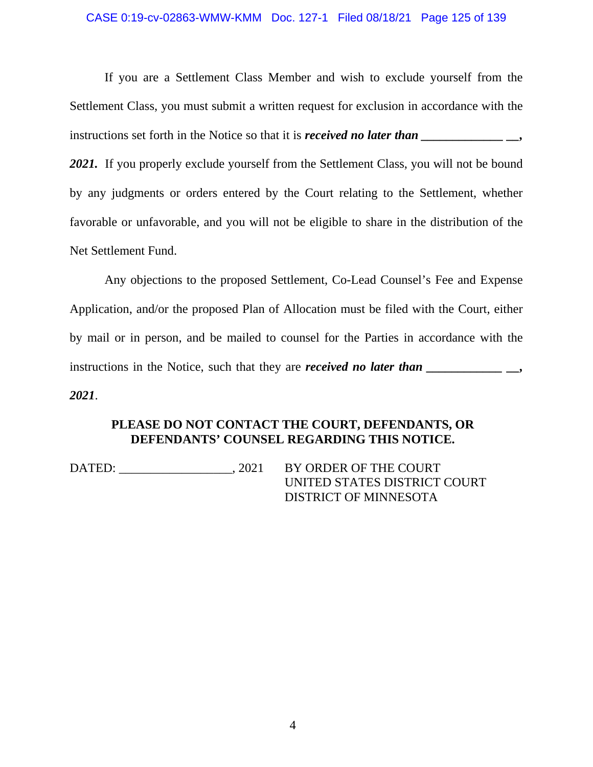If you are a Settlement Class Member and wish to exclude yourself from the Settlement Class, you must submit a written request for exclusion in accordance with the instructions set forth in the Notice so that it is ***received no later than _____________ __, 2021.*** If you properly exclude yourself from the Settlement Class, you will not be bound by any judgments or orders entered by the Court relating to the Settlement, whether favorable or unfavorable, and you will not be eligible to share in the distribution of the Net Settlement Fund.

Any objections to the proposed Settlement, Co-Lead Counsel's Fee and Expense Application, and/or the proposed Plan of Allocation must be filed with the Court, either by mail or in person, and be mailed to counsel for the Parties in accordance with the instructions in the Notice, such that they are ***received no later than ____________ __, 2021***.

**PLEASE DO NOT CONTACT THE COURT, DEFENDANTS, OR DEFENDANTS' COUNSEL REGARDING THIS NOTICE.**

DATED: __________________, 2021

BY ORDER OF THE COURT
UNITED STATES DISTRICT COURT
DISTRICT OF MINNESOTA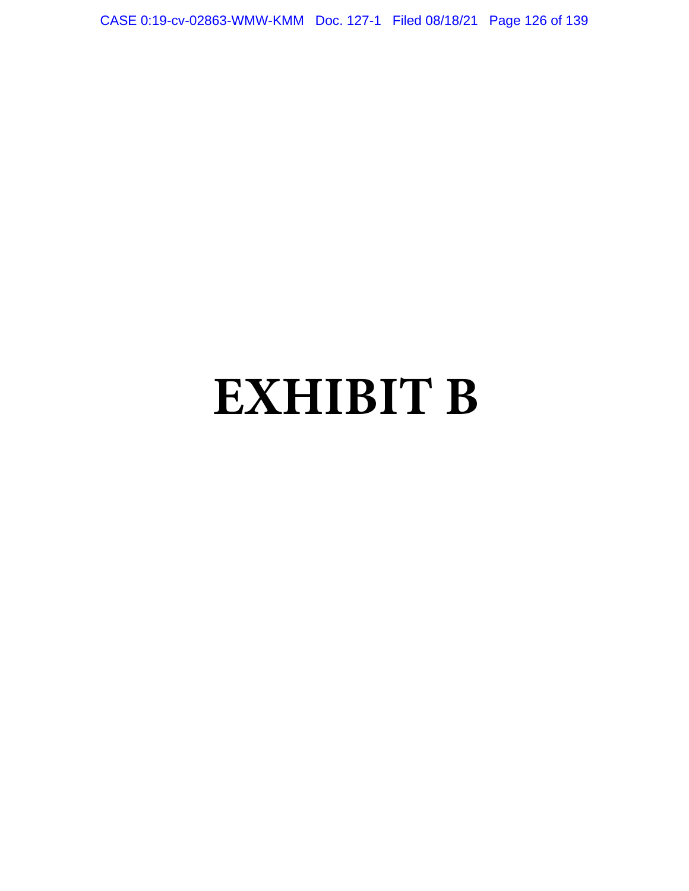# EXHIBIT B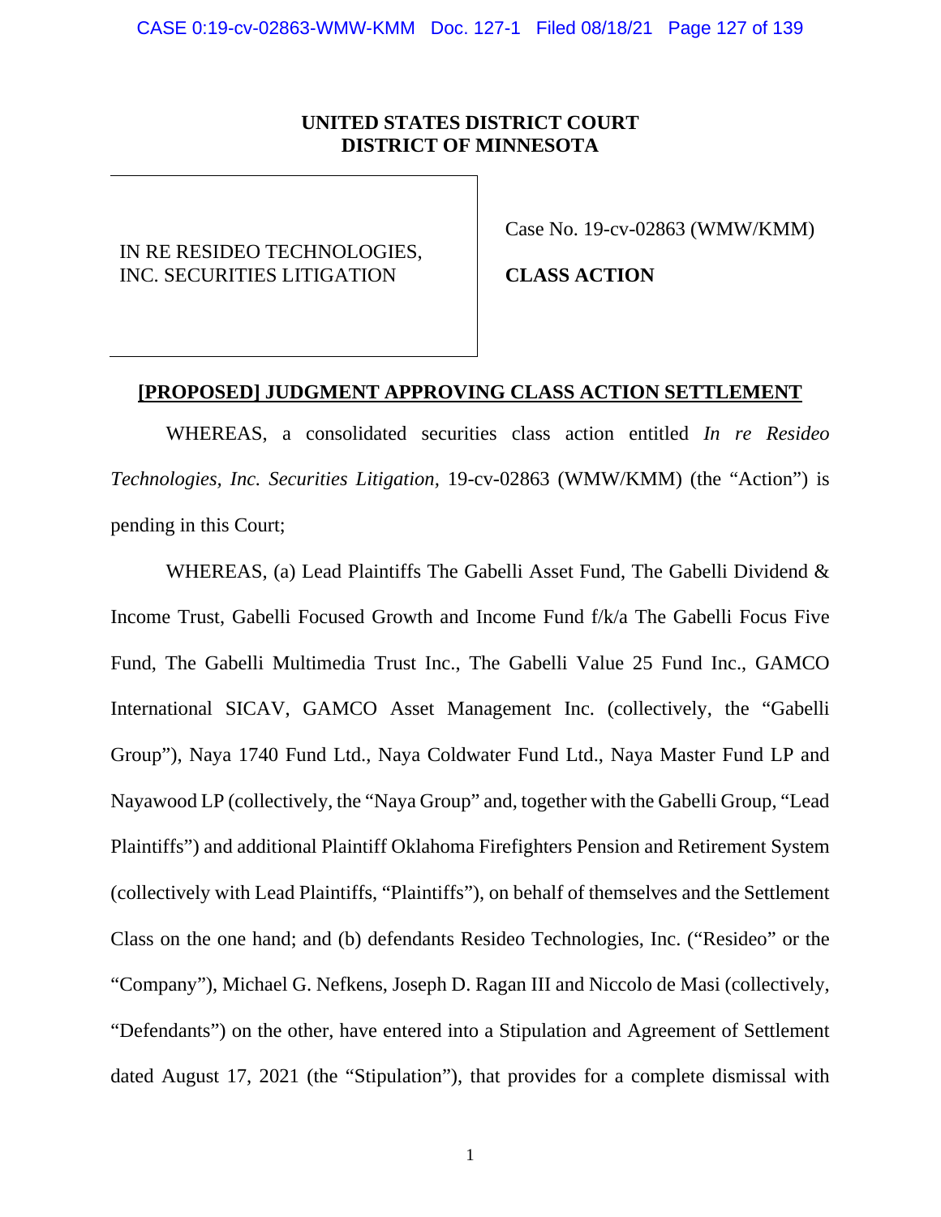**UNITED STATES DISTRICT COURT**
**DISTRICT OF MINNESOTA**

| IN RE RESIDEO TECHNOLOGIES, INC. SECURITIES LITIGATION | Case No. 19-cv-02863 (WMW/KMM) **CLASS ACTION** |
|---|---|

**[PROPOSED] JUDGMENT APPROVING CLASS ACTION SETTLEMENT**

WHEREAS, a consolidated securities class action entitled *In re Resideo Technologies, Inc. Securities Litigation,* 19-cv-02863 (WMW/KMM) (the "Action") is pending in this Court;

WHEREAS, (a) Lead Plaintiffs The Gabelli Asset Fund, The Gabelli Dividend & Income Trust, Gabelli Focused Growth and Income Fund f/k/a The Gabelli Focus Five Fund, The Gabelli Multimedia Trust Inc., The Gabelli Value 25 Fund Inc., GAMCO International SICAV, GAMCO Asset Management Inc. (collectively, the "Gabelli Group"), Naya 1740 Fund Ltd., Naya Coldwater Fund Ltd., Naya Master Fund LP and Nayawood LP (collectively, the "Naya Group" and, together with the Gabelli Group, "Lead Plaintiffs") and additional Plaintiff Oklahoma Firefighters Pension and Retirement System (collectively with Lead Plaintiffs, "Plaintiffs"), on behalf of themselves and the Settlement Class on the one hand; and (b) defendants Resideo Technologies, Inc. ("Resideo" or the "Company"), Michael G. Nefkens, Joseph D. Ragan III and Niccolo de Masi (collectively, "Defendants") on the other, have entered into a Stipulation and Agreement of Settlement dated August 17, 2021 (the "Stipulation"), that provides for a complete dismissal with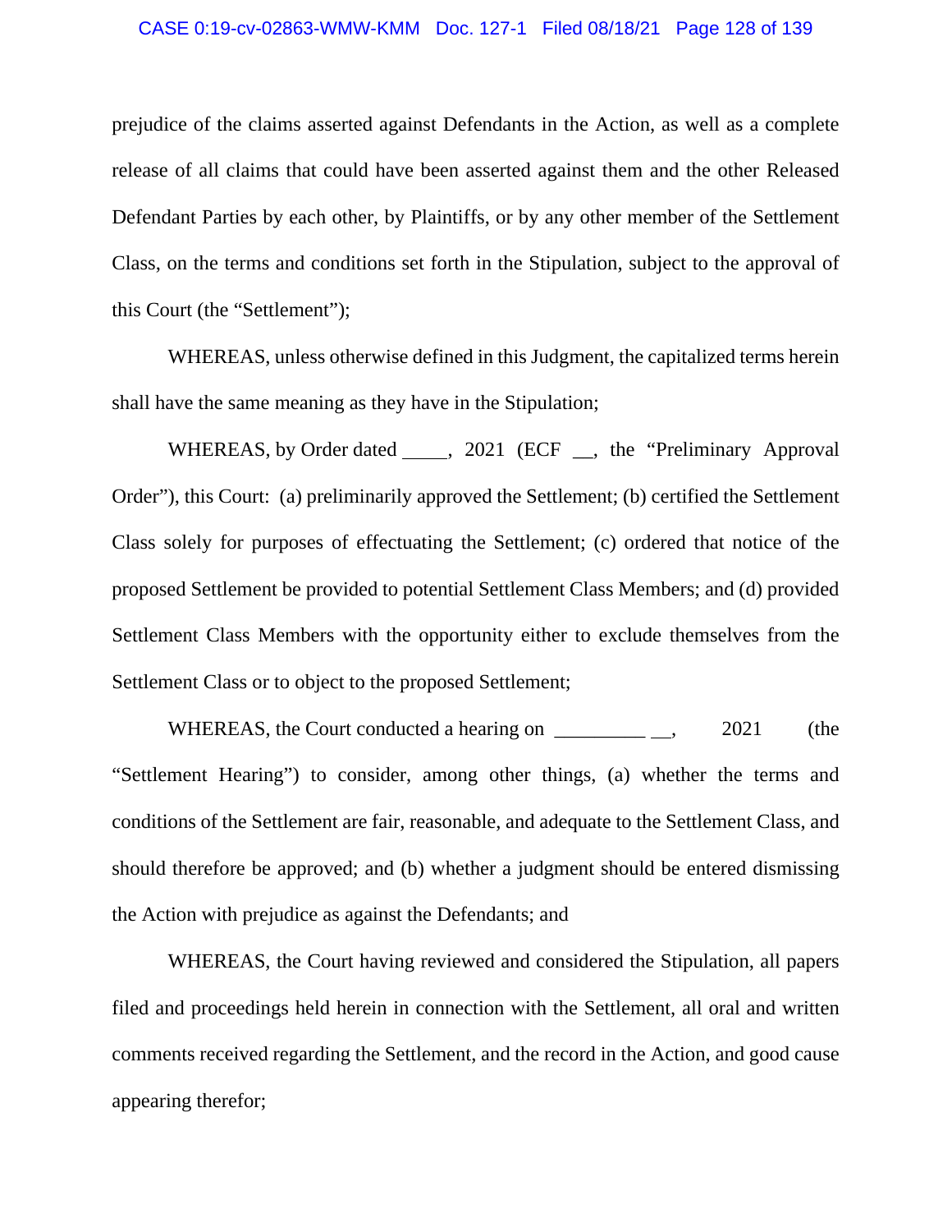prejudice of the claims asserted against Defendants in the Action, as well as a complete release of all claims that could have been asserted against them and the other Released Defendant Parties by each other, by Plaintiffs, or by any other member of the Settlement Class, on the terms and conditions set forth in the Stipulation, subject to the approval of this Court (the "Settlement");

WHEREAS, unless otherwise defined in this Judgment, the capitalized terms herein shall have the same meaning as they have in the Stipulation;

WHEREAS, by Order dated _____, 2021 (ECF __, the "Preliminary Approval Order"), this Court: (a) preliminarily approved the Settlement; (b) certified the Settlement Class solely for purposes of effectuating the Settlement; (c) ordered that notice of the proposed Settlement be provided to potential Settlement Class Members; and (d) provided Settlement Class Members with the opportunity either to exclude themselves from the Settlement Class or to object to the proposed Settlement;

WHEREAS, the Court conducted a hearing on _________ __, 2021 (the "Settlement Hearing") to consider, among other things, (a) whether the terms and conditions of the Settlement are fair, reasonable, and adequate to the Settlement Class, and should therefore be approved; and (b) whether a judgment should be entered dismissing the Action with prejudice as against the Defendants; and

WHEREAS, the Court having reviewed and considered the Stipulation, all papers filed and proceedings held herein in connection with the Settlement, all oral and written comments received regarding the Settlement, and the record in the Action, and good cause appearing therefor;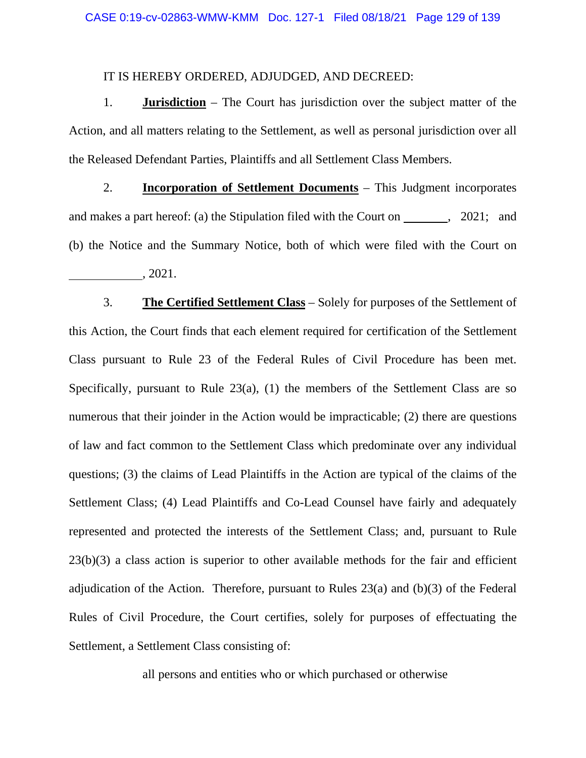IT IS HEREBY ORDERED, ADJUDGED, AND DECREED:

1. **Jurisdiction** – The Court has jurisdiction over the subject matter of the Action, and all matters relating to the Settlement, as well as personal jurisdiction over all the Released Defendant Parties, Plaintiffs and all Settlement Class Members.

2. **Incorporation of Settlement Documents** – This Judgment incorporates and makes a part hereof: (a) the Stipulation filed with the Court on ________, 2021; and (b) the Notice and the Summary Notice, both of which were filed with the Court on ____________, 2021.

3. **The Certified Settlement Class** – Solely for purposes of the Settlement of this Action, the Court finds that each element required for certification of the Settlement Class pursuant to Rule 23 of the Federal Rules of Civil Procedure has been met. Specifically, pursuant to Rule 23(a), (1) the members of the Settlement Class are so numerous that their joinder in the Action would be impracticable; (2) there are questions of law and fact common to the Settlement Class which predominate over any individual questions; (3) the claims of Lead Plaintiffs in the Action are typical of the claims of the Settlement Class; (4) Lead Plaintiffs and Co-Lead Counsel have fairly and adequately represented and protected the interests of the Settlement Class; and, pursuant to Rule 23(b)(3) a class action is superior to other available methods for the fair and efficient adjudication of the Action. Therefore, pursuant to Rules 23(a) and (b)(3) of the Federal Rules of Civil Procedure, the Court certifies, solely for purposes of effectuating the Settlement, a Settlement Class consisting of:

> all persons and entities who or which purchased or otherwise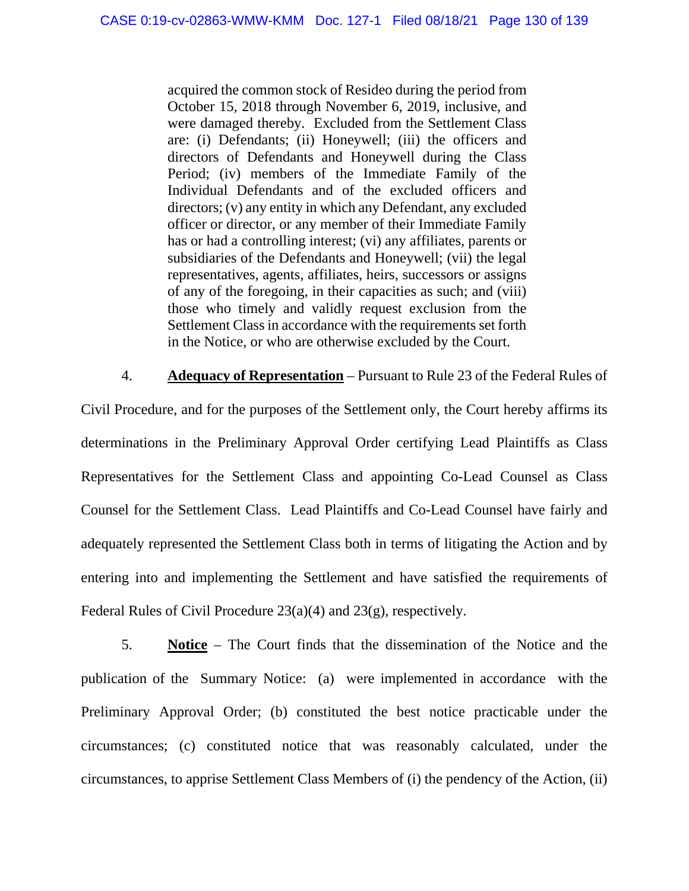> acquired the common stock of Resideo during the period from October 15, 2018 through November 6, 2019, inclusive, and were damaged thereby. Excluded from the Settlement Class are: (i) Defendants; (ii) Honeywell; (iii) the officers and directors of Defendants and Honeywell during the Class Period; (iv) members of the Immediate Family of the Individual Defendants and of the excluded officers and directors; (v) any entity in which any Defendant, any excluded officer or director, or any member of their Immediate Family has or had a controlling interest; (vi) any affiliates, parents or subsidiaries of the Defendants and Honeywell; (vii) the legal representatives, agents, affiliates, heirs, successors or assigns of any of the foregoing, in their capacities as such; and (viii) those who timely and validly request exclusion from the Settlement Class in accordance with the requirements set forth in the Notice, or who are otherwise excluded by the Court.

4. **Adequacy of Representation** – Pursuant to Rule 23 of the Federal Rules of Civil Procedure, and for the purposes of the Settlement only, the Court hereby affirms its determinations in the Preliminary Approval Order certifying Lead Plaintiffs as Class Representatives for the Settlement Class and appointing Co-Lead Counsel as Class Counsel for the Settlement Class. Lead Plaintiffs and Co-Lead Counsel have fairly and adequately represented the Settlement Class both in terms of litigating the Action and by entering into and implementing the Settlement and have satisfied the requirements of Federal Rules of Civil Procedure 23(a)(4) and 23(g), respectively.

5. **Notice** – The Court finds that the dissemination of the Notice and the publication of the Summary Notice: (a) were implemented in accordance with the Preliminary Approval Order; (b) constituted the best notice practicable under the circumstances; (c) constituted notice that was reasonably calculated, under the circumstances, to apprise Settlement Class Members of (i) the pendency of the Action, (ii)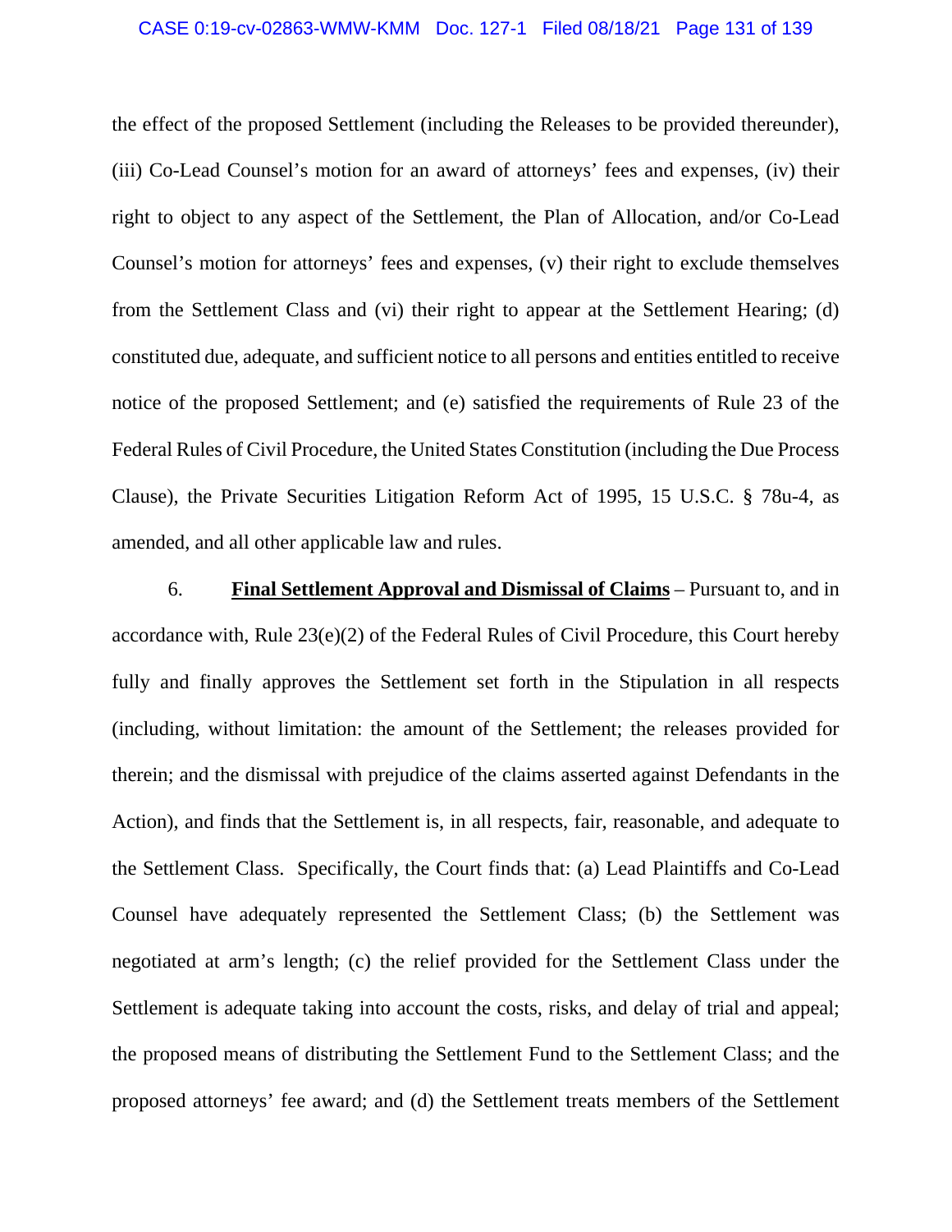the effect of the proposed Settlement (including the Releases to be provided thereunder), (iii) Co-Lead Counsel's motion for an award of attorneys' fees and expenses, (iv) their right to object to any aspect of the Settlement, the Plan of Allocation, and/or Co-Lead Counsel's motion for attorneys' fees and expenses, (v) their right to exclude themselves from the Settlement Class and (vi) their right to appear at the Settlement Hearing; (d) constituted due, adequate, and sufficient notice to all persons and entities entitled to receive notice of the proposed Settlement; and (e) satisfied the requirements of Rule 23 of the Federal Rules of Civil Procedure, the United States Constitution (including the Due Process Clause), the Private Securities Litigation Reform Act of 1995, 15 U.S.C. § 78u-4, as amended, and all other applicable law and rules.

6. **Final Settlement Approval and Dismissal of Claims** – Pursuant to, and in accordance with, Rule 23(e)(2) of the Federal Rules of Civil Procedure, this Court hereby fully and finally approves the Settlement set forth in the Stipulation in all respects (including, without limitation: the amount of the Settlement; the releases provided for therein; and the dismissal with prejudice of the claims asserted against Defendants in the Action), and finds that the Settlement is, in all respects, fair, reasonable, and adequate to the Settlement Class. Specifically, the Court finds that: (a) Lead Plaintiffs and Co-Lead Counsel have adequately represented the Settlement Class; (b) the Settlement was negotiated at arm's length; (c) the relief provided for the Settlement Class under the Settlement is adequate taking into account the costs, risks, and delay of trial and appeal; the proposed means of distributing the Settlement Fund to the Settlement Class; and the proposed attorneys' fee award; and (d) the Settlement treats members of the Settlement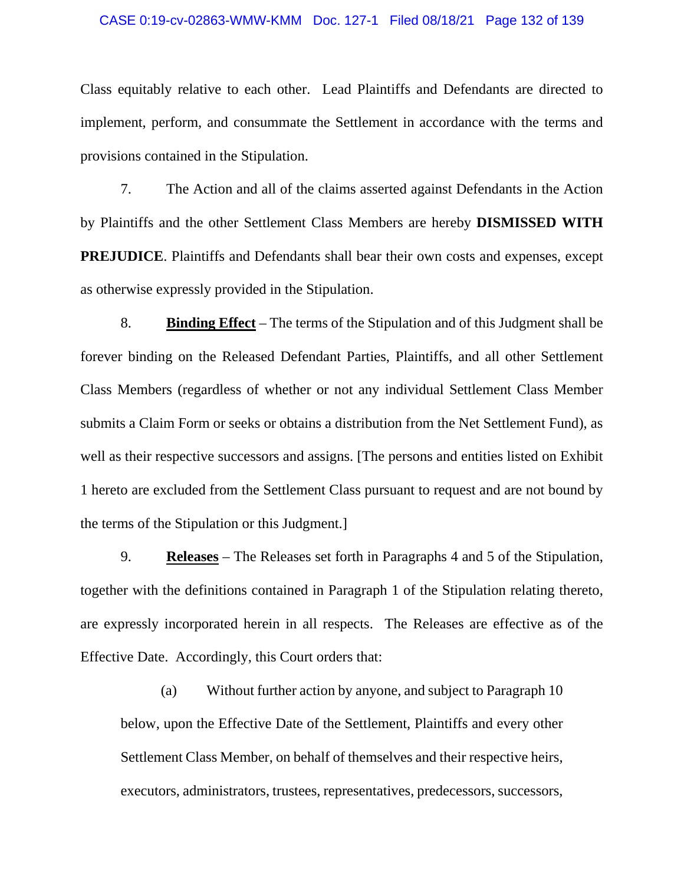Class equitably relative to each other. Lead Plaintiffs and Defendants are directed to implement, perform, and consummate the Settlement in accordance with the terms and provisions contained in the Stipulation.

7. The Action and all of the claims asserted against Defendants in the Action by Plaintiffs and the other Settlement Class Members are hereby **DISMISSED WITH PREJUDICE**. Plaintiffs and Defendants shall bear their own costs and expenses, except as otherwise expressly provided in the Stipulation.

8. **<u>Binding Effect</u>** – The terms of the Stipulation and of this Judgment shall be forever binding on the Released Defendant Parties, Plaintiffs, and all other Settlement Class Members (regardless of whether or not any individual Settlement Class Member submits a Claim Form or seeks or obtains a distribution from the Net Settlement Fund), as well as their respective successors and assigns. [The persons and entities listed on Exhibit 1 hereto are excluded from the Settlement Class pursuant to request and are not bound by the terms of the Stipulation or this Judgment.]

9. **<u>Releases</u>** – The Releases set forth in Paragraphs 4 and 5 of the Stipulation, together with the definitions contained in Paragraph 1 of the Stipulation relating thereto, are expressly incorporated herein in all respects. The Releases are effective as of the Effective Date. Accordingly, this Court orders that:

> (a) Without further action by anyone, and subject to Paragraph 10 below, upon the Effective Date of the Settlement, Plaintiffs and every other Settlement Class Member, on behalf of themselves and their respective heirs, executors, administrators, trustees, representatives, predecessors, successors,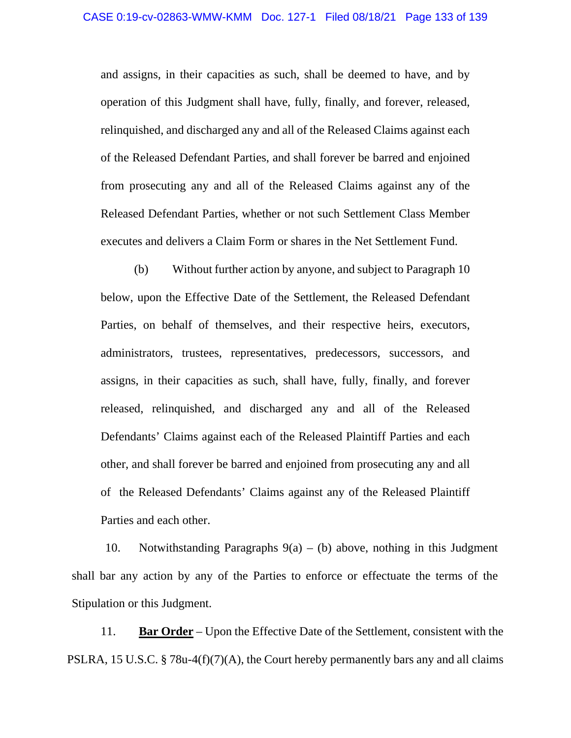and assigns, in their capacities as such, shall be deemed to have, and by operation of this Judgment shall have, fully, finally, and forever, released, relinquished, and discharged any and all of the Released Claims against each of the Released Defendant Parties, and shall forever be barred and enjoined from prosecuting any and all of the Released Claims against any of the Released Defendant Parties, whether or not such Settlement Class Member executes and delivers a Claim Form or shares in the Net Settlement Fund.

(b) Without further action by anyone, and subject to Paragraph 10 below, upon the Effective Date of the Settlement, the Released Defendant Parties, on behalf of themselves, and their respective heirs, executors, administrators, trustees, representatives, predecessors, successors, and assigns, in their capacities as such, shall have, fully, finally, and forever released, relinquished, and discharged any and all of the Released Defendants' Claims against each of the Released Plaintiff Parties and each other, and shall forever be barred and enjoined from prosecuting any and all of the Released Defendants' Claims against any of the Released Plaintiff Parties and each other.

10. Notwithstanding Paragraphs 9(a) – (b) above, nothing in this Judgment shall bar any action by any of the Parties to enforce or effectuate the terms of the Stipulation or this Judgment.

11. **Bar Order** – Upon the Effective Date of the Settlement, consistent with the PSLRA, 15 U.S.C. § 78u-4(f)(7)(A), the Court hereby permanently bars any and all claims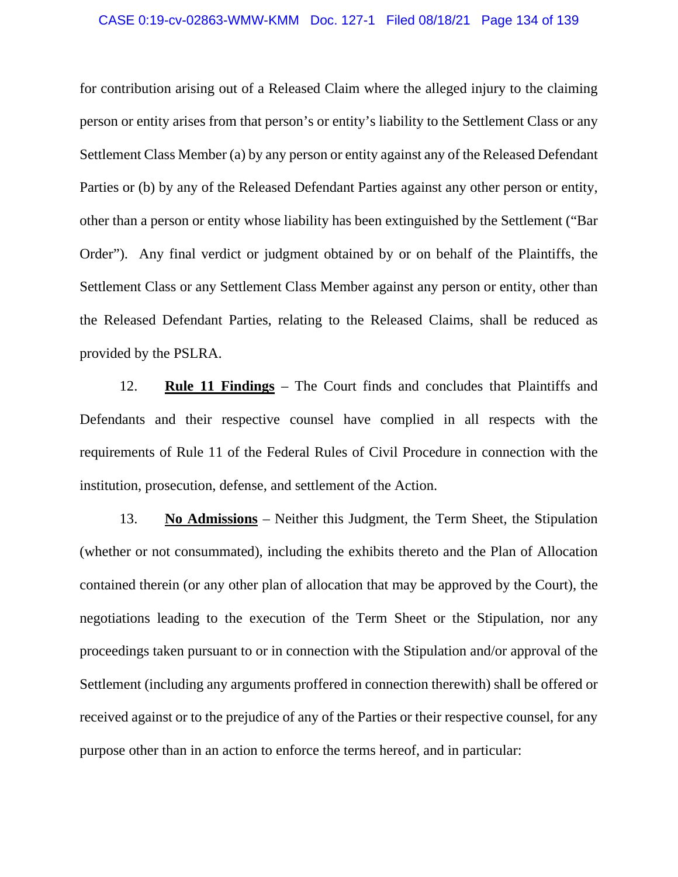for contribution arising out of a Released Claim where the alleged injury to the claiming person or entity arises from that person's or entity's liability to the Settlement Class or any Settlement Class Member (a) by any person or entity against any of the Released Defendant Parties or (b) by any of the Released Defendant Parties against any other person or entity, other than a person or entity whose liability has been extinguished by the Settlement ("Bar Order"). Any final verdict or judgment obtained by or on behalf of the Plaintiffs, the Settlement Class or any Settlement Class Member against any person or entity, other than the Released Defendant Parties, relating to the Released Claims, shall be reduced as provided by the PSLRA.

12. **Rule 11 Findings** – The Court finds and concludes that Plaintiffs and Defendants and their respective counsel have complied in all respects with the requirements of Rule 11 of the Federal Rules of Civil Procedure in connection with the institution, prosecution, defense, and settlement of the Action.

13. **No Admissions** – Neither this Judgment, the Term Sheet, the Stipulation (whether or not consummated), including the exhibits thereto and the Plan of Allocation contained therein (or any other plan of allocation that may be approved by the Court), the negotiations leading to the execution of the Term Sheet or the Stipulation, nor any proceedings taken pursuant to or in connection with the Stipulation and/or approval of the Settlement (including any arguments proffered in connection therewith) shall be offered or received against or to the prejudice of any of the Parties or their respective counsel, for any purpose other than in an action to enforce the terms hereof, and in particular: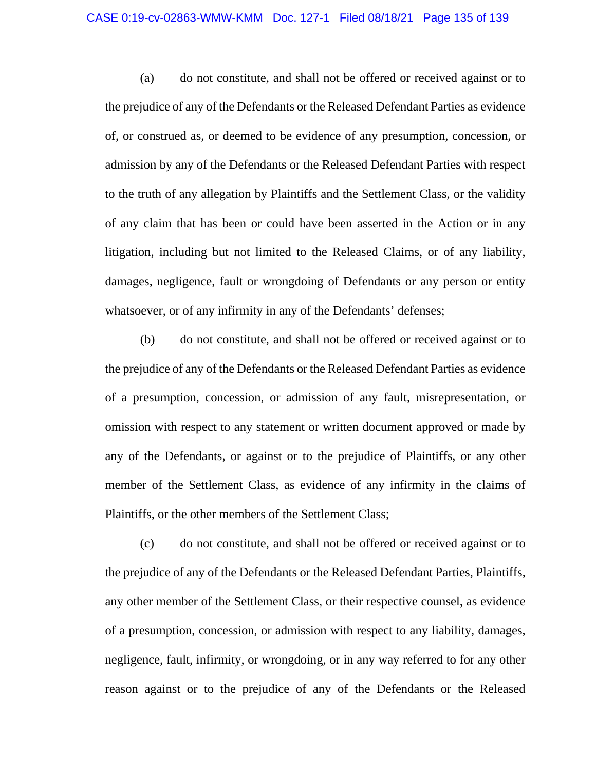(a) do not constitute, and shall not be offered or received against or to the prejudice of any of the Defendants or the Released Defendant Parties as evidence of, or construed as, or deemed to be evidence of any presumption, concession, or admission by any of the Defendants or the Released Defendant Parties with respect to the truth of any allegation by Plaintiffs and the Settlement Class, or the validity of any claim that has been or could have been asserted in the Action or in any litigation, including but not limited to the Released Claims, or of any liability, damages, negligence, fault or wrongdoing of Defendants or any person or entity whatsoever, or of any infirmity in any of the Defendants' defenses;

(b) do not constitute, and shall not be offered or received against or to the prejudice of any of the Defendants or the Released Defendant Parties as evidence of a presumption, concession, or admission of any fault, misrepresentation, or omission with respect to any statement or written document approved or made by any of the Defendants, or against or to the prejudice of Plaintiffs, or any other member of the Settlement Class, as evidence of any infirmity in the claims of Plaintiffs, or the other members of the Settlement Class;

(c) do not constitute, and shall not be offered or received against or to the prejudice of any of the Defendants or the Released Defendant Parties, Plaintiffs, any other member of the Settlement Class, or their respective counsel, as evidence of a presumption, concession, or admission with respect to any liability, damages, negligence, fault, infirmity, or wrongdoing, or in any way referred to for any other reason against or to the prejudice of any of the Defendants or the Released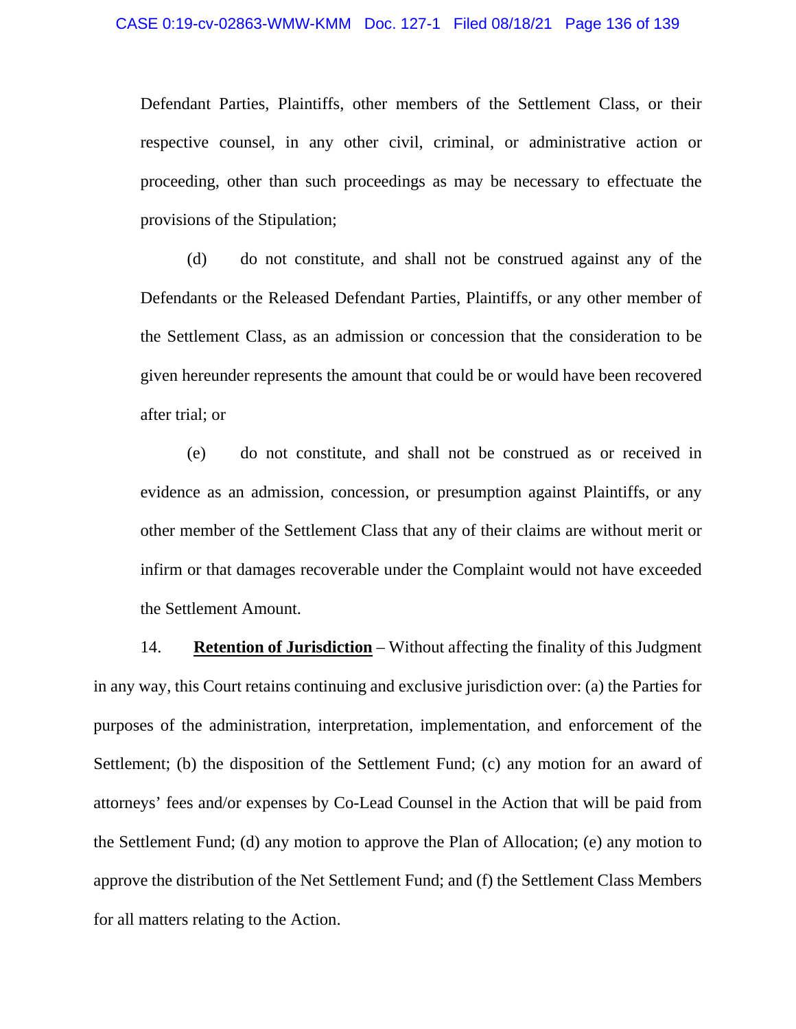Defendant Parties, Plaintiffs, other members of the Settlement Class, or their respective counsel, in any other civil, criminal, or administrative action or proceeding, other than such proceedings as may be necessary to effectuate the provisions of the Stipulation;

(d) do not constitute, and shall not be construed against any of the Defendants or the Released Defendant Parties, Plaintiffs, or any other member of the Settlement Class, as an admission or concession that the consideration to be given hereunder represents the amount that could be or would have been recovered after trial; or

(e) do not constitute, and shall not be construed as or received in evidence as an admission, concession, or presumption against Plaintiffs, or any other member of the Settlement Class that any of their claims are without merit or infirm or that damages recoverable under the Complaint would not have exceeded the Settlement Amount.

14. **<u>Retention of Jurisdiction</u>** – Without affecting the finality of this Judgment in any way, this Court retains continuing and exclusive jurisdiction over: (a) the Parties for purposes of the administration, interpretation, implementation, and enforcement of the Settlement; (b) the disposition of the Settlement Fund; (c) any motion for an award of attorneys' fees and/or expenses by Co-Lead Counsel in the Action that will be paid from the Settlement Fund; (d) any motion to approve the Plan of Allocation; (e) any motion to approve the distribution of the Net Settlement Fund; and (f) the Settlement Class Members for all matters relating to the Action.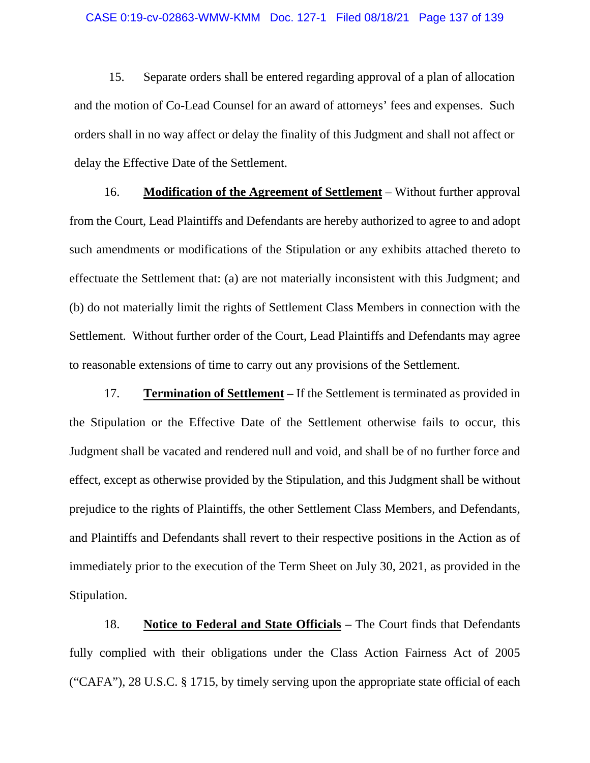15. Separate orders shall be entered regarding approval of a plan of allocation and the motion of Co-Lead Counsel for an award of attorneys' fees and expenses. Such orders shall in no way affect or delay the finality of this Judgment and shall not affect or delay the Effective Date of the Settlement.

16. **Modification of the Agreement of Settlement** – Without further approval from the Court, Lead Plaintiffs and Defendants are hereby authorized to agree to and adopt such amendments or modifications of the Stipulation or any exhibits attached thereto to effectuate the Settlement that: (a) are not materially inconsistent with this Judgment; and (b) do not materially limit the rights of Settlement Class Members in connection with the Settlement. Without further order of the Court, Lead Plaintiffs and Defendants may agree to reasonable extensions of time to carry out any provisions of the Settlement.

17. **Termination of Settlement** – If the Settlement is terminated as provided in the Stipulation or the Effective Date of the Settlement otherwise fails to occur, this Judgment shall be vacated and rendered null and void, and shall be of no further force and effect, except as otherwise provided by the Stipulation, and this Judgment shall be without prejudice to the rights of Plaintiffs, the other Settlement Class Members, and Defendants, and Plaintiffs and Defendants shall revert to their respective positions in the Action as of immediately prior to the execution of the Term Sheet on July 30, 2021, as provided in the Stipulation.

18. **Notice to Federal and State Officials** – The Court finds that Defendants fully complied with their obligations under the Class Action Fairness Act of 2005 ("CAFA"), 28 U.S.C. § 1715, by timely serving upon the appropriate state official of each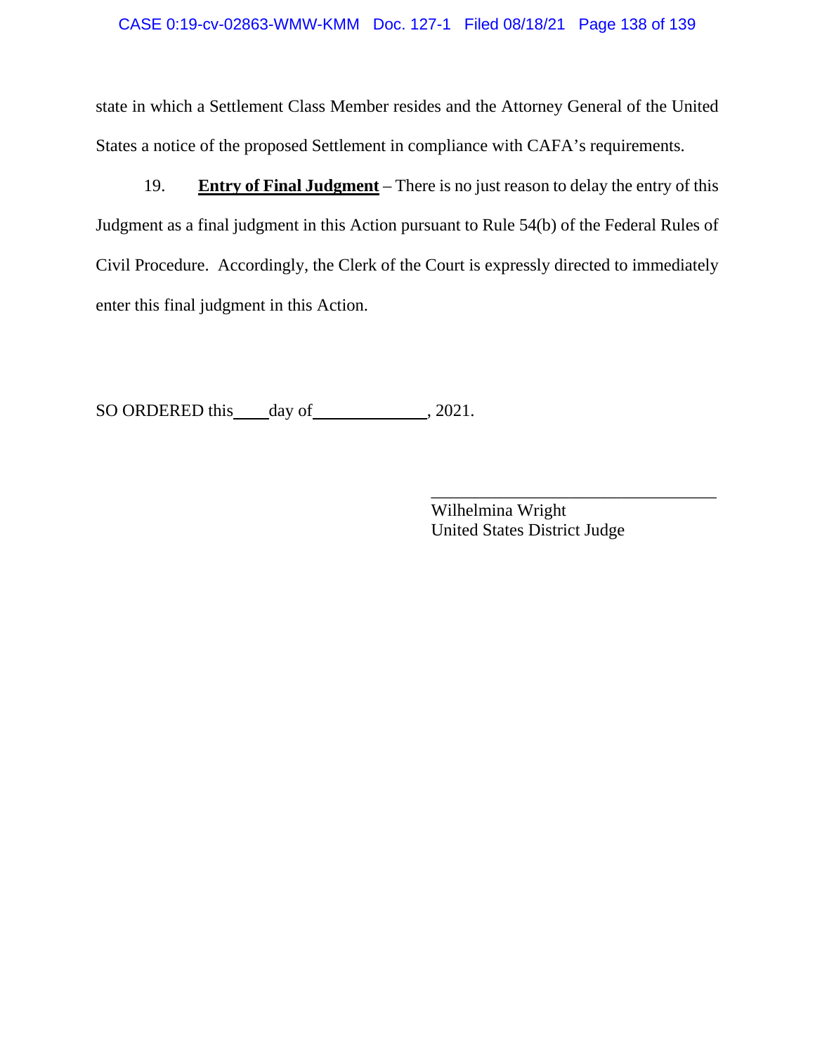state in which a Settlement Class Member resides and the Attorney General of the United States a notice of the proposed Settlement in compliance with CAFA's requirements.

19. **Entry of Final Judgment** – There is no just reason to delay the entry of this Judgment as a final judgment in this Action pursuant to Rule 54(b) of the Federal Rules of Civil Procedure. Accordingly, the Clerk of the Court is expressly directed to immediately enter this final judgment in this Action.

SO ORDERED this ____ day of ______________, 2021.

_________________________________
Wilhelmina Wright
United States District Judge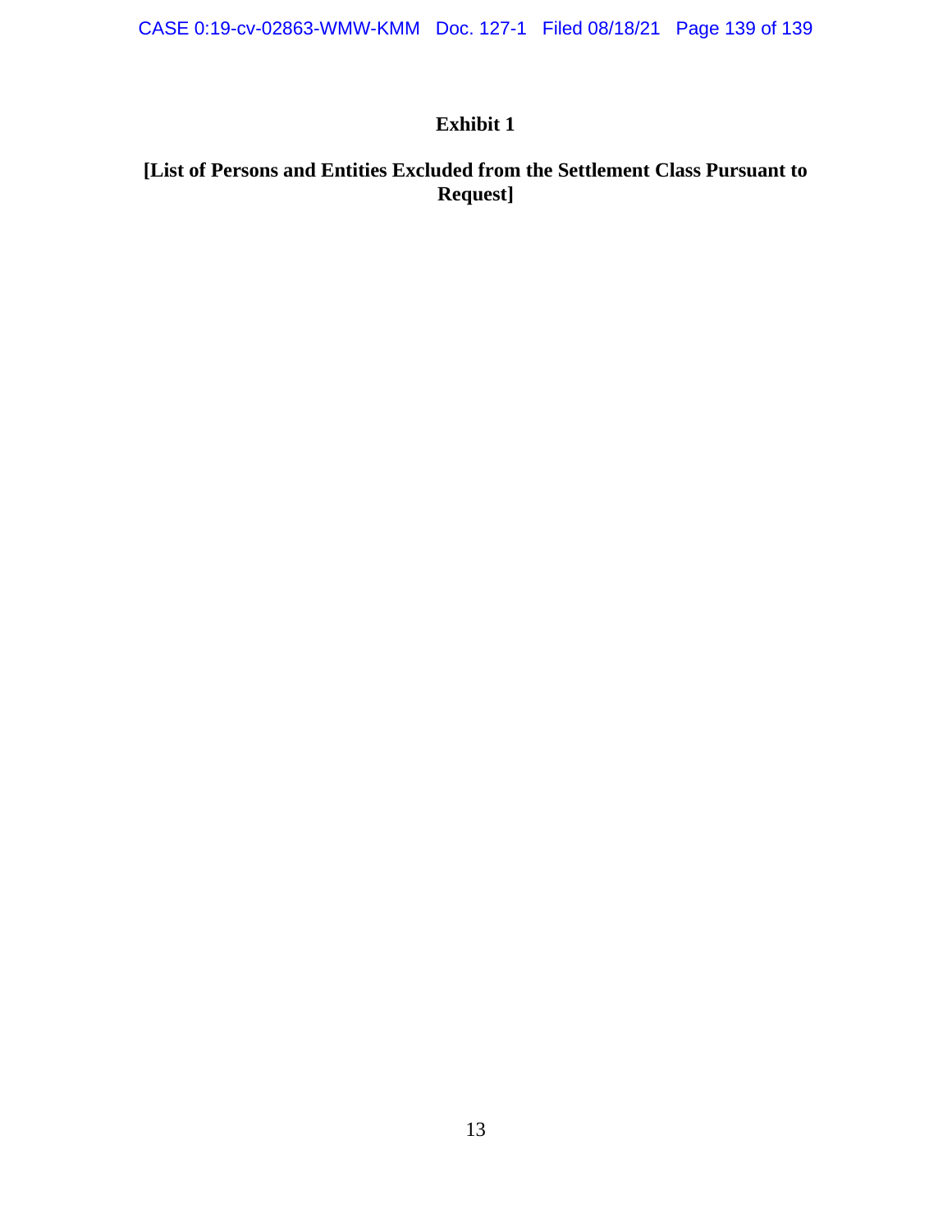# Exhibit 1

**[List of Persons and Entities Excluded from the Settlement Class Pursuant to Request]**